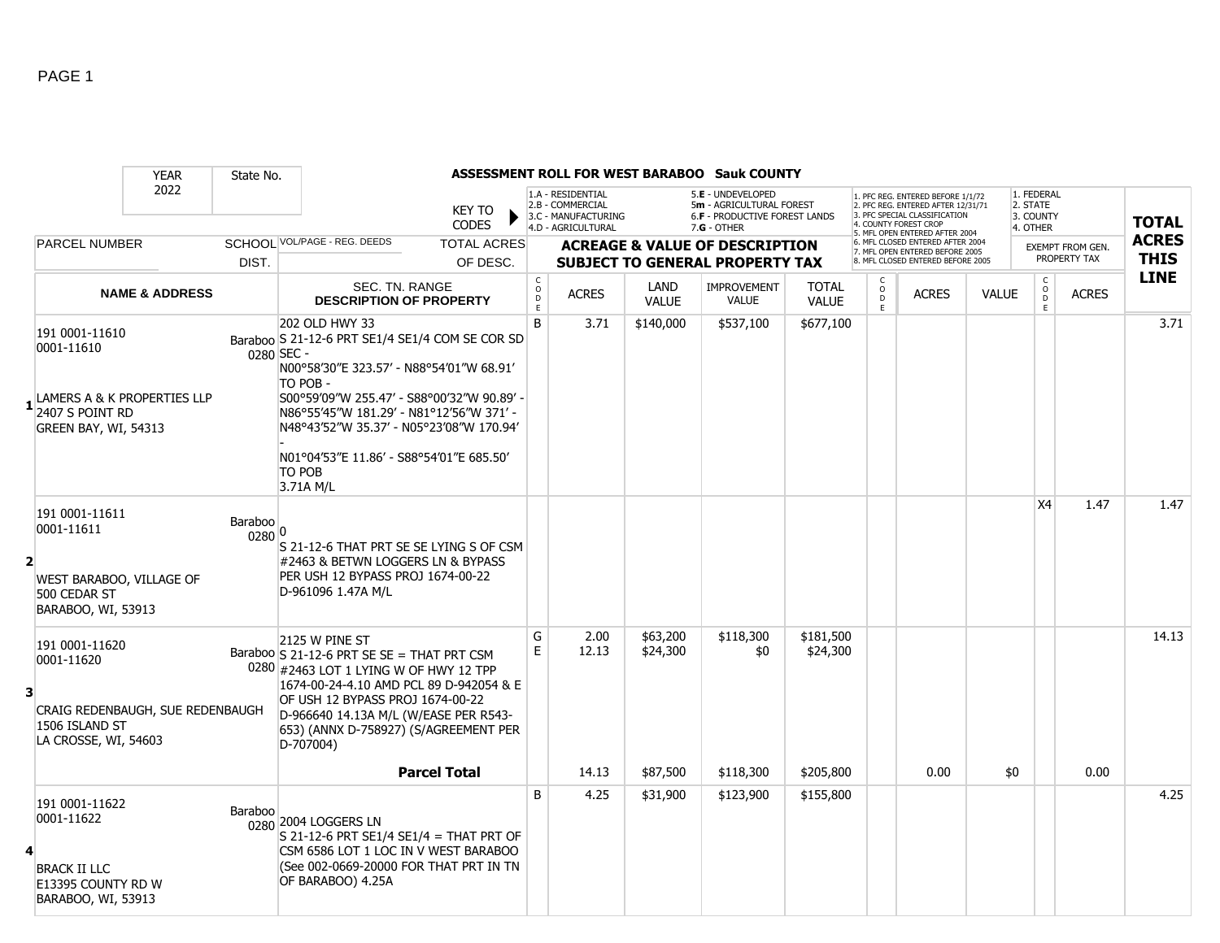**ASSESSMENT ROLL FOR WEST BARABOO Sauk COUNTY**

| YEAR 2022 | State No. | | KEY TO CODES | 1.A - RESIDENTIAL 2.B - COMMERCIAL 3.C - MANUFACTURING 4.D - AGRICULTURAL | | 5.E - UNDEVELOPED 5m - AGRICULTURAL FOREST 6.F - PRODUCTIVE FOREST LANDS 7.G - OTHER | | 1. PFC REG. ENTERED BEFORE 1/1/72 2. PFC REG. ENTERED AFTER 12/31/71 3. PFC SPECIAL CLASSIFICATION 4. COUNTY FOREST CROP 5. MFL OPEN ENTERED AFTER 2004 6. MFL CLOSED ENTERED AFTER 2004 7. MFL OPEN ENTERED BEFORE 2005 8. MFL CLOSED ENTERED BEFORE 2005 | | | 1. FEDERAL 2. STATE 3. COUNTY 4. OTHER | | TOTAL ACRES THIS LINE |
|---|---|---|---|---|---|---|---|---|---|---|---|---|---|
| PARCEL NUMBER | SCHOOL DIST. | VOL/PAGE - REG. DEEDS | TOTAL ACRES OF DESC. | ACREAGE & VALUE OF DESCRIPTION SUBJECT TO GENERAL PROPERTY TAX | | | | | | | EXEMPT FROM GEN. PROPERTY TAX | | |
| NAME & ADDRESS | | SEC. TN. RANGE DESCRIPTION OF PROPERTY | CODE | ACRES | LAND VALUE | IMPROVEMENT VALUE | TOTAL VALUE | CODE | ACRES | VALUE | CODE | ACRES | |
| **1** 191 0001-11610<br>0001-11610<br><br>LAMERS A & K PROPERTIES LLP<br>2407 S POINT RD<br>GREEN BAY, WI, 54313 | Baraboo 0280 | 202 OLD HWY 33<br>S 21-12-6 PRT SE1/4 SE1/4 COM SE COR SD SEC - N00°58'30"E 323.57' - N88°54'01"W 68.91' TO POB - S00°59'09"W 255.47' - S88°00'32"W 90.89' - N86°55'45"W 181.29' - N81°12'56"W 371' - N48°43'52"W 35.37' - N05°23'08"W 170.94' - N01°04'53"E 11.86' - S88°54'01"E 685.50' TO POB 3.71A M/L | B | 3.71 | $140,000 | $537,100 | $677,100 | | | | | | 3.71 |
| **2** 191 0001-11611<br>0001-11611<br><br>WEST BARABOO, VILLAGE OF<br>500 CEDAR ST<br>BARABOO, WI, 53913 | Baraboo 0280 | 0<br>S 21-12-6 THAT PRT SE SE LYING S OF CSM #2463 & BETWN LOGGERS LN & BYPASS PER USH 12 BYPASS PROJ 1674-00-22 D-961096 1.47A M/L | | | | | | | | | X4 | 1.47 | 1.47 |
| **3** 191 0001-11620<br>0001-11620<br><br>CRAIG REDENBAUGH, SUE REDENBAUGH<br>1506 ISLAND ST<br>LA CROSSE, WI, 54603 | Baraboo 0280 | 2125 W PINE ST<br>S 21-12-6 PRT SE SE = THAT PRT CSM #2463 LOT 1 LYING W OF HWY 12 TPP 1674-00-24-4.10 AMD PCL 89 D-942054 & E OF USH 12 BYPASS PROJ 1674-00-22 D-966640 14.13A M/L (W/EASE PER R543-653) (ANNX D-758927) (S/AGREEMENT PER D-707004) | G<br>E | 2.00<br>12.13 | $63,200<br>$24,300 | $118,300<br>$0 | $181,500<br>$24,300 | | | | | | 14.13 |
| | | **Parcel Total** | | 14.13 | $87,500 | $118,300 | $205,800 | | 0.00 | $0 | | 0.00 | |
| **4** 191 0001-11622<br>0001-11622<br><br>BRACK II LLC<br>E13395 COUNTY RD W<br>BARABOO, WI, 53913 | Baraboo 0280 | 2004 LOGGERS LN<br>S 21-12-6 PRT SE1/4 SE1/4 = THAT PRT OF CSM 6586 LOT 1 LOC IN V WEST BARABOO (See 002-0669-20000 FOR THAT PRT IN TN OF BARABOO) 4.25A | B | 4.25 | $31,900 | $123,900 | $155,800 | | | | | | 4.25 |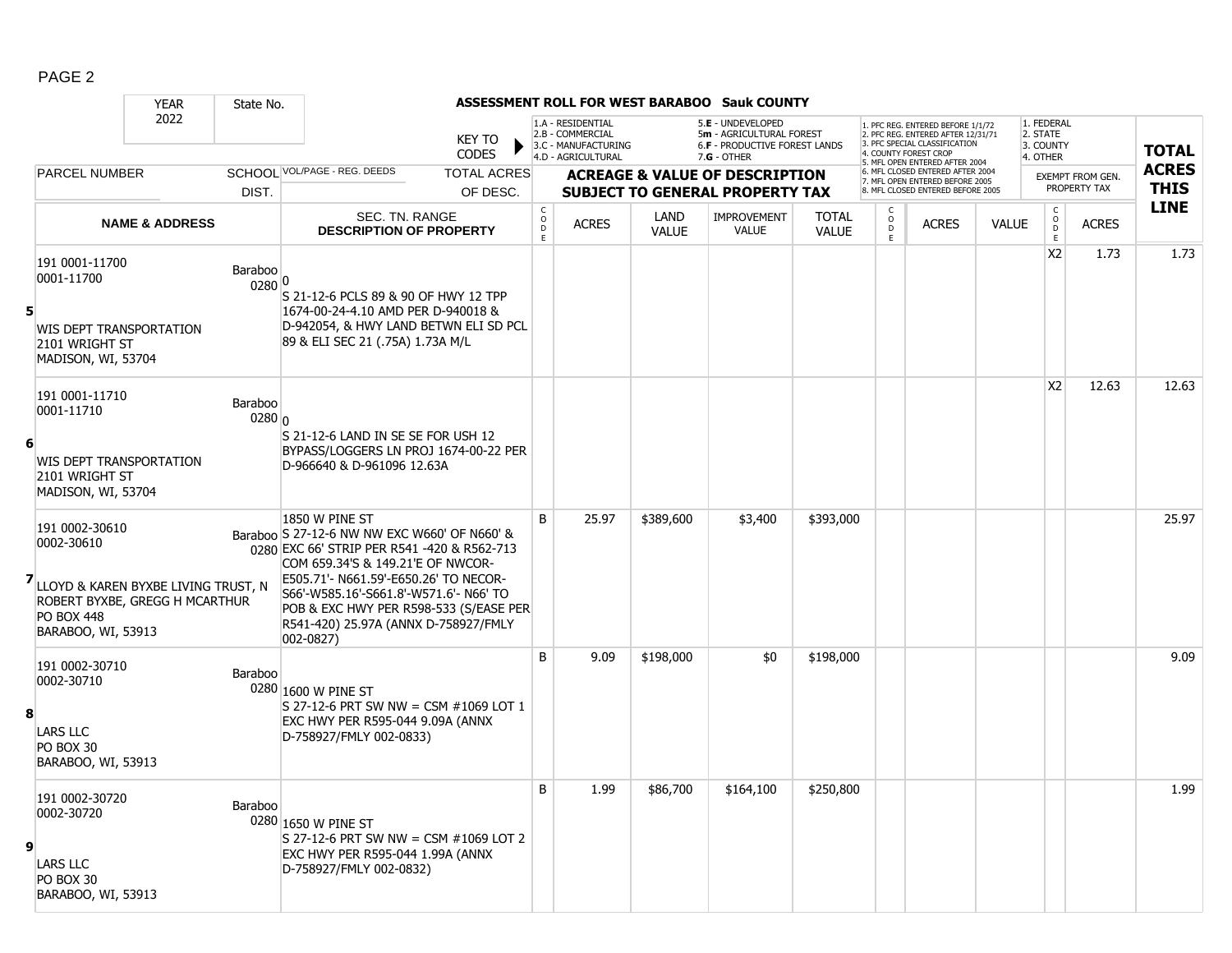# ASSESSMENT ROLL FOR WEST BARABOO Sauk COUNTY

YEAR: 2022 | State No.

KEY TO CODES: 1.A - RESIDENTIAL, 2.B - COMMERCIAL, 3.C - MANUFACTURING, 4.D - AGRICULTURAL, 5.E - UNDEVELOPED, 5m - AGRICULTURAL FOREST, 6.F - PRODUCTIVE FOREST LANDS, 7.G - OTHER

1. PFC REG. ENTERED BEFORE 1/1/72, 2. PFC REG. ENTERED AFTER 12/31/71, 3. PFC SPECIAL CLASSIFICATION, 4. COUNTY FOREST CROP, 5. MFL OPEN ENTERED AFTER 2004, 6. MFL CLOSED ENTERED AFTER 2004, 7. MFL OPEN ENTERED BEFORE 2005, 8. MFL CLOSED ENTERED BEFORE 2005

1. FEDERAL, 2. STATE, 3. COUNTY, 4. OTHER

| Line | PARCEL NUMBER / NAME & ADDRESS | SCHOOL DIST. | VOL/PAGE - REG. DEEDS / TOTAL ACRES OF DESC. / SEC. TN. RANGE DESCRIPTION OF PROPERTY | CODE | ACRES | LAND VALUE | IMPROVEMENT VALUE | TOTAL VALUE | CODE | ACRES | VALUE | CODE (EXEMPT) | ACRES (EXEMPT FROM GEN. PROPERTY TAX) | TOTAL ACRES THIS LINE |
|---|---|---|---|---|---|---|---|---|---|---|---|---|---|---|
| 5 | 191 0001-11700<br>0001-11700<br>WIS DEPT TRANSPORTATION<br>2101 WRIGHT ST<br>MADISON, WI, 53704 | Baraboo 0280 | 0<br>S 21-12-6 PCLS 89 & 90 OF HWY 12 TPP 1674-00-24-4.10 AMD PER D-940018 & D-942054, & HWY LAND BETWN ELI SD PCL 89 & ELI SEC 21 (.75A) 1.73A M/L | | | | | | | | | X2 | 1.73 | 1.73 |
| 6 | 191 0001-11710<br>0001-11710<br>WIS DEPT TRANSPORTATION<br>2101 WRIGHT ST<br>MADISON, WI, 53704 | Baraboo 0280 | 0<br>S 21-12-6 LAND IN SE SE FOR USH 12 BYPASS/LOGGERS LN PROJ 1674-00-22 PER D-966640 & D-961096 12.63A | | | | | | | | | X2 | 12.63 | 12.63 |
| 7 | 191 0002-30610<br>0002-30610<br>LLOYD & KAREN BYXBE LIVING TRUST, N ROBERT BYXBE, GREGG H MCARTHUR<br>PO BOX 448<br>BARABOO, WI, 53913 | Baraboo 0280 | 1850 W PINE ST<br>S 27-12-6 NW NW EXC W660' OF N660' & EXC 66' STRIP PER R541 -420 & R562-713 COM 659.34'S & 149.21'E OF NWCOR-E505.71'- N661.59'-E650.26' TO NECOR-S66'-W585.16'-S661.8'-W571.6'- N66' TO POB & EXC HWY PER R598-533 (S/EASE PER R541-420) 25.97A (ANNX D-758927/FMLY 002-0827) | B | 25.97 | $389,600 | $3,400 | $393,000 | | | | | | 25.97 |
| 8 | 191 0002-30710<br>0002-30710<br>LARS LLC<br>PO BOX 30<br>BARABOO, WI, 53913 | Baraboo 0280 | 1600 W PINE ST<br>S 27-12-6 PRT SW NW = CSM #1069 LOT 1 EXC HWY PER R595-044 9.09A (ANNX D-758927/FMLY 002-0833) | B | 9.09 | $198,000 | $0 | $198,000 | | | | | | 9.09 |
| 9 | 191 0002-30720<br>0002-30720<br>LARS LLC<br>PO BOX 30<br>BARABOO, WI, 53913 | Baraboo 0280 | 1650 W PINE ST<br>S 27-12-6 PRT SW NW = CSM #1069 LOT 2 EXC HWY PER R595-044 1.99A (ANNX D-758927/FMLY 002-0832) | B | 1.99 | $86,700 | $164,100 | $250,800 | | | | | | 1.99 |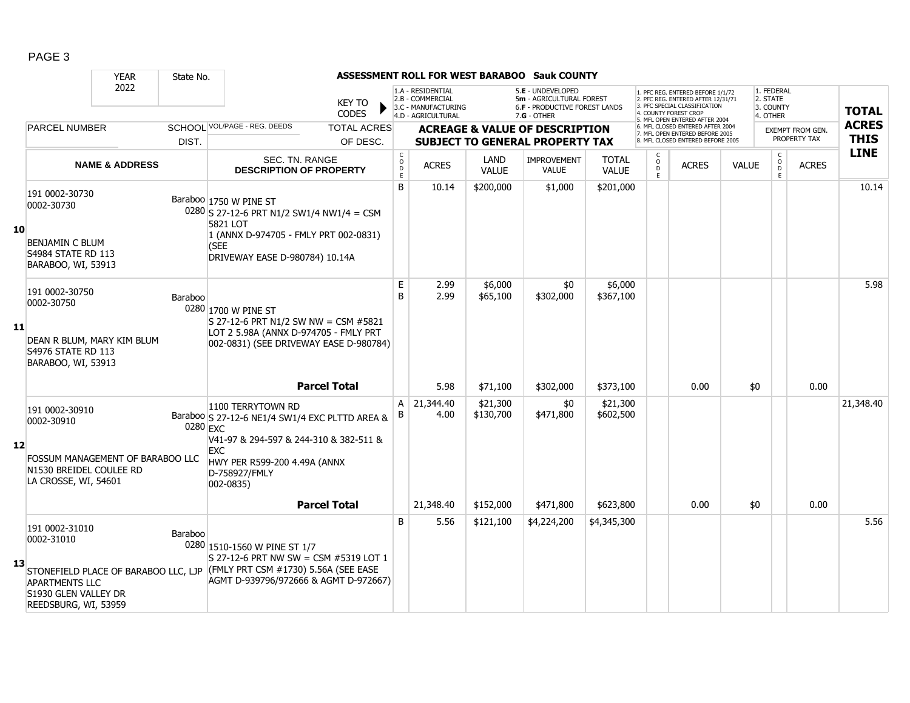## ASSESSMENT ROLL FOR WEST BARABOO Sauk COUNTY

YEAR: 2022 | State No.

KEY TO CODES: 1.A - RESIDENTIAL, 2.B - COMMERCIAL, 3.C - MANUFACTURING, 4.D - AGRICULTURAL, 5.E - UNDEVELOPED, 5m - AGRICULTURAL FOREST, 6.F - PRODUCTIVE FOREST LANDS, 7.G - OTHER

1. PFC REG. ENTERED BEFORE 1/1/72, 2. PFC REG. ENTERED AFTER 12/31/71, 3. PFC SPECIAL CLASSIFICATION, 4. COUNTY FOREST CROP, 5. MFL OPEN ENTERED AFTER 2004, 6. MFL CLOSED ENTERED AFTER 2004, 7. MFL OPEN ENTERED BEFORE 2005, 8. MFL CLOSED ENTERED BEFORE 2005

1. FEDERAL, 2. STATE, 3. COUNTY, 4. OTHER

| LINE | PARCEL NUMBER / NAME & ADDRESS | SCHOOL DIST. | VOL/PAGE - REG. DEEDS / SEC. TN. RANGE DESCRIPTION OF PROPERTY | CODE | ACRES | LAND VALUE | IMPROVEMENT VALUE | TOTAL VALUE | CODE | ACRES | VALUE | CODE | EXEMPT ACRES | TOTAL ACRES THIS LINE |
|---|---|---|---|---|---|---|---|---|---|---|---|---|---|---|
| 10 | 191 0002-30730<br>0002-30730<br><br>BENJAMIN C BLUM<br>S4984 STATE RD 113<br>BARABOO, WI, 53913 | Baraboo 0280 | 1750 W PINE ST<br>S 27-12-6 PRT N1/2 SW1/4 NW1/4 = CSM 5821 LOT 1 (ANNX D-974705 - FMLY PRT 002-0831) (SEE DRIVEWAY EASE D-980784) 10.14A | B | 10.14 | $200,000 | $1,000 | $201,000 | | | | | | 10.14 |
| 11 | 191 0002-30750<br>0002-30750<br><br>DEAN R BLUM, MARY KIM BLUM<br>S4976 STATE RD 113<br>BARABOO, WI, 53913 | Baraboo 0280 | 1700 W PINE ST<br>S 27-12-6 PRT N1/2 SW NW = CSM #5821 LOT 2 5.98A (ANNX D-974705 - FMLY PRT 002-0831) (SEE DRIVEWAY EASE D-980784) | E<br>B | 2.99<br>2.99 | $6,000<br>$65,100 | $0<br>$302,000 | $6,000<br>$367,100 | | | | | | 5.98 |
| | | | **Parcel Total** | | 5.98 | $71,100 | $302,000 | $373,100 | | 0.00 | $0 | | 0.00 | |
| 12 | 191 0002-30910<br>0002-30910<br><br>FOSSUM MANAGEMENT OF BARABOO LLC<br>N1530 BREIDEL COULEE RD<br>LA CROSSE, WI, 54601 | Baraboo 0280 | 1100 TERRYTOWN RD<br>S 27-12-6 NE1/4 SW1/4 EXC PLTTD AREA & EXC V41-97 & 294-597 & 244-310 & 382-511 & EXC HWY PER R599-200 4.49A (ANNX D-758927/FMLY 002-0835) | A<br>B | 21,344.40<br>4.00 | $21,300<br>$130,700 | $0<br>$471,800 | $21,300<br>$602,500 | | | | | | 21,348.40 |
| | | | **Parcel Total** | | 21,348.40 | $152,000 | $471,800 | $623,800 | | 0.00 | $0 | | 0.00 | |
| 13 | 191 0002-31010<br>0002-31010<br><br>STONEFIELD PLACE OF BARABOO LLC, LJP APARTMENTS LLC<br>S1930 GLEN VALLEY DR<br>REEDSBURG, WI, 53959 | Baraboo 0280 | 1510-1560 W PINE ST 1/7<br>S 27-12-6 PRT NW SW = CSM #5319 LOT 1 (FMLY PRT CSM #1730) 5.56A (SEE EASE AGMT D-939796/972666 & AGMT D-972667) | B | 5.56 | $121,100 | $4,224,200 | $4,345,300 | | | | | | 5.56 |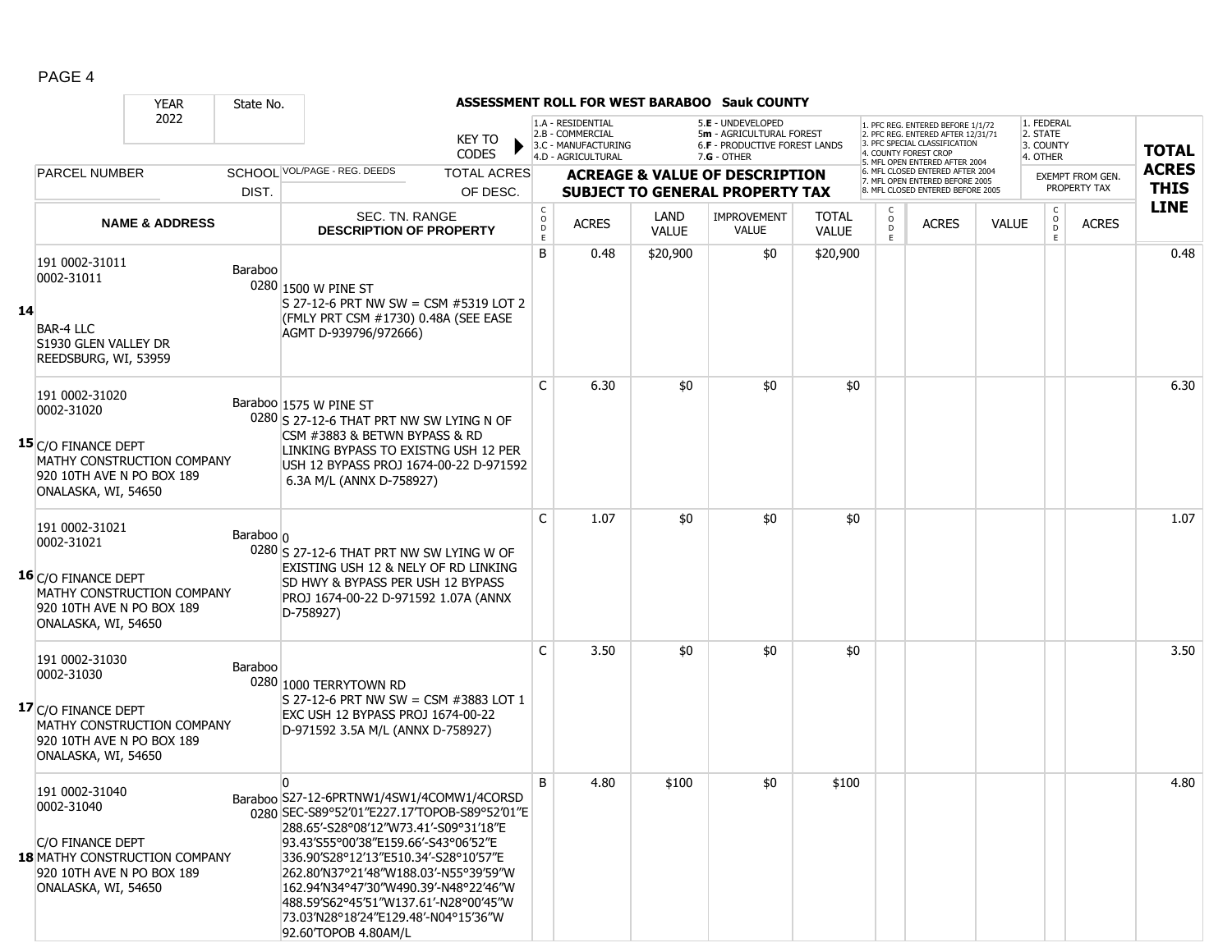**ASSESSMENT ROLL FOR WEST BARABOO Sauk COUNTY**

| YEAR 2022 | State No. | | KEY TO CODES | 1.A - RESIDENTIAL 2.B - COMMERCIAL 3.C - MANUFACTURING 4.D - AGRICULTURAL | | 5.E - UNDEVELOPED 5m - AGRICULTURAL FOREST 6.F - PRODUCTIVE FOREST LANDS 7.G - OTHER | | | 1. PFC REG. ENTERED BEFORE 1/1/72 2. PFC REG. ENTERED AFTER 12/31/71 3. PFC SPECIAL CLASSIFICATION 4. COUNTY FOREST CROP 5. MFL OPEN ENTERED AFTER 2004 6. MFL CLOSED ENTERED AFTER 2004 7. MFL OPEN ENTERED BEFORE 2005 8. MFL CLOSED ENTERED BEFORE 2005 | | | 1. FEDERAL 2. STATE 3. COUNTY 4. OTHER | | TOTAL ACRES THIS LINE |
|---|---|---|---|---|---|---|---|---|---|---|---|---|---|---|
| PARCEL NUMBER | SCHOOL DIST. | VOL/PAGE - REG. DEEDS | TOTAL ACRES OF DESC. | ACREAGE & VALUE OF DESCRIPTION SUBJECT TO GENERAL PROPERTY TAX | | | | | | | | EXEMPT FROM GEN. PROPERTY TAX | | |
| NAME & ADDRESS | | SEC. TN. RANGE DESCRIPTION OF PROPERTY | CODE | ACRES | LAND VALUE | IMPROVEMENT VALUE | TOTAL VALUE | CODE | ACRES | VALUE | CODE | ACRES | | |
| **14** 191 0002-31011 0002-31011 BAR-4 LLC S1930 GLEN VALLEY DR REEDSBURG, WI, 53959 | Baraboo 0280 | 1500 W PINE ST S 27-12-6 PRT NW SW = CSM #5319 LOT 2 (FMLY PRT CSM #1730) 0.48A (SEE EASE AGMT D-939796/972666) | B | 0.48 | $20,900 | $0 | $20,900 | | | | | | | 0.48 |
| **15** 191 0002-31020 0002-31020 C/O FINANCE DEPT MATHY CONSTRUCTION COMPANY 920 10TH AVE N PO BOX 189 ONALASKA, WI, 54650 | Baraboo 0280 | 1575 W PINE ST S 27-12-6 THAT PRT NW SW LYING N OF CSM #3883 & BETWN BYPASS & RD LINKING BYPASS TO EXISTNG USH 12 PER USH 12 BYPASS PROJ 1674-00-22 D-971592 6.3A M/L (ANNX D-758927) | C | 6.30 | $0 | $0 | $0 | | | | | | | 6.30 |
| **16** 191 0002-31021 0002-31021 C/O FINANCE DEPT MATHY CONSTRUCTION COMPANY 920 10TH AVE N PO BOX 189 ONALASKA, WI, 54650 | Baraboo 0280 | 0 S 27-12-6 THAT PRT NW SW LYING W OF EXISTING USH 12 & NELY OF RD LINKING SD HWY & BYPASS PER USH 12 BYPASS PROJ 1674-00-22 D-971592 1.07A (ANNX D-758927) | C | 1.07 | $0 | $0 | $0 | | | | | | | 1.07 |
| **17** 191 0002-31030 0002-31030 C/O FINANCE DEPT MATHY CONSTRUCTION COMPANY 920 10TH AVE N PO BOX 189 ONALASKA, WI, 54650 | Baraboo 0280 | 1000 TERRYTOWN RD S 27-12-6 PRT NW SW = CSM #3883 LOT 1 EXC USH 12 BYPASS PROJ 1674-00-22 D-971592 3.5A M/L (ANNX D-758927) | C | 3.50 | $0 | $0 | $0 | | | | | | | 3.50 |
| **18** 191 0002-31040 0002-31040 C/O FINANCE DEPT MATHY CONSTRUCTION COMPANY 920 10TH AVE N PO BOX 189 ONALASKA, WI, 54650 | Baraboo 0280 | 0 S27-12-6PRTNW1/4SW1/4COMW1/4CORSD SEC-S89°52′01″E227.17′TOPOB-S89°52′01″E 288.65′-S28°08′12″W73.41′-S09°31′18″E 93.43′S55°00′38″E159.66′-S43°06′52″E 336.90′S28°12′13″E510.34′-S28°10′57″E 262.80′N37°21′48″W188.03′-N55°39′59″W 162.94′N34°47′30″W490.39′-N48°22′46″W 488.59′S62°45′51″W137.61′-N28°00′45″W 73.03′N28°18′24″E129.48′-N04°15′36″W 92.60′TOPOB 4.80AM/L | B | 4.80 | $100 | $0 | $100 | | | | | | | 4.80 |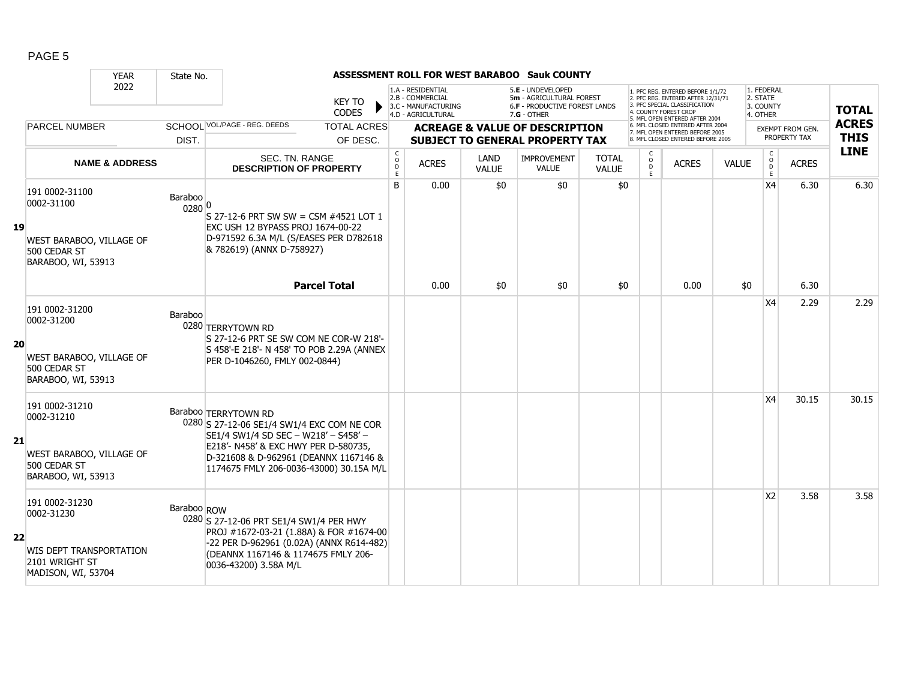**ASSESSMENT ROLL FOR WEST BARABOO Sauk COUNTY**

YEAR 2022 | State No.

KEY TO CODES: 1.A - RESIDENTIAL, 2.B - COMMERCIAL, 3.C - MANUFACTURING, 4.D - AGRICULTURAL, 5.E - UNDEVELOPED, 5m - AGRICULTURAL FOREST, 6.F - PRODUCTIVE FOREST LANDS, 7.G - OTHER

1. PFC REG. ENTERED BEFORE 1/1/72; 2. PFC REG. ENTERED AFTER 12/31/71; 3. PFC SPECIAL CLASSIFICATION; 4. COUNTY FOREST CROP; 5. MFL OPEN ENTERED AFTER 2004; 6. MFL CLOSED ENTERED AFTER 2004; 7. MFL OPEN ENTERED BEFORE 2005; 8. MFL CLOSED ENTERED BEFORE 2005

1. FEDERAL; 2. STATE; 3. COUNTY; 4. OTHER

| LINE | PARCEL NUMBER / NAME & ADDRESS | SCHOOL DIST. | VOL/PAGE - REG. DEEDS / SEC. TN. RANGE DESCRIPTION OF PROPERTY | TOTAL ACRES OF DESC. | CODE | ACRES | LAND VALUE | IMPROVEMENT VALUE | TOTAL VALUE | CODE | ACRES | VALUE | CODE | EXEMPT ACRES | TOTAL ACRES THIS LINE |
|---|---|---|---|---|---|---|---|---|---|---|---|---|---|---|---|
| 19 | 191 0002-31100 0002-31100 WEST BARABOO, VILLAGE OF 500 CEDAR ST BARABOO, WI, 53913 | Baraboo 0280 | 0 S 27-12-6 PRT SW SW = CSM #4521 LOT 1 EXC USH 12 BYPASS PROJ 1674-00-22 D-971592 6.3A M/L (S/EASES PER D782618 & 782619) (ANNX D-758927) | | B | 0.00 | $0 | $0 | $0 | | | | X4 | 6.30 | 6.30 |
| | | | **Parcel Total** | | | 0.00 | $0 | $0 | $0 | | 0.00 | $0 | | 6.30 | |
| 20 | 191 0002-31200 0002-31200 WEST BARABOO, VILLAGE OF 500 CEDAR ST BARABOO, WI, 53913 | Baraboo 0280 | TERRYTOWN RD S 27-12-6 PRT SE SW COM NE COR-W 218'-S 458'-E 218'- N 458' TO POB 2.29A (ANNEX PER D-1046260, FMLY 002-0844) | | | | | | | | | | X4 | 2.29 | 2.29 |
| 21 | 191 0002-31210 0002-31210 WEST BARABOO, VILLAGE OF 500 CEDAR ST BARABOO, WI, 53913 | Baraboo 0280 | TERRYTOWN RD S 27-12-06 SE1/4 SW1/4 EXC COM NE COR SE1/4 SW1/4 SD SEC – W218' – S458' – E218'- N458' & EXC HWY PER D-580735, D-321608 & D-962961 (DEANNX 1167146 & 1174675 FMLY 206-0036-43000) 30.15A M/L | | | | | | | | | | X4 | 30.15 | 30.15 |
| 22 | 191 0002-31230 0002-31230 WIS DEPT TRANSPORTATION 2101 WRIGHT ST MADISON, WI, 53704 | Baraboo 0280 | ROW S 27-12-06 PRT SE1/4 SW1/4 PER HWY PROJ #1672-03-21 (1.88A) & FOR #1674-00-22 PER D-962961 (0.02A) (ANNX R614-482) (DEANNX 1167146 & 1174675 FMLY 206-0036-43200) 3.58A M/L | | | | | | | | | | X2 | 3.58 | 3.58 |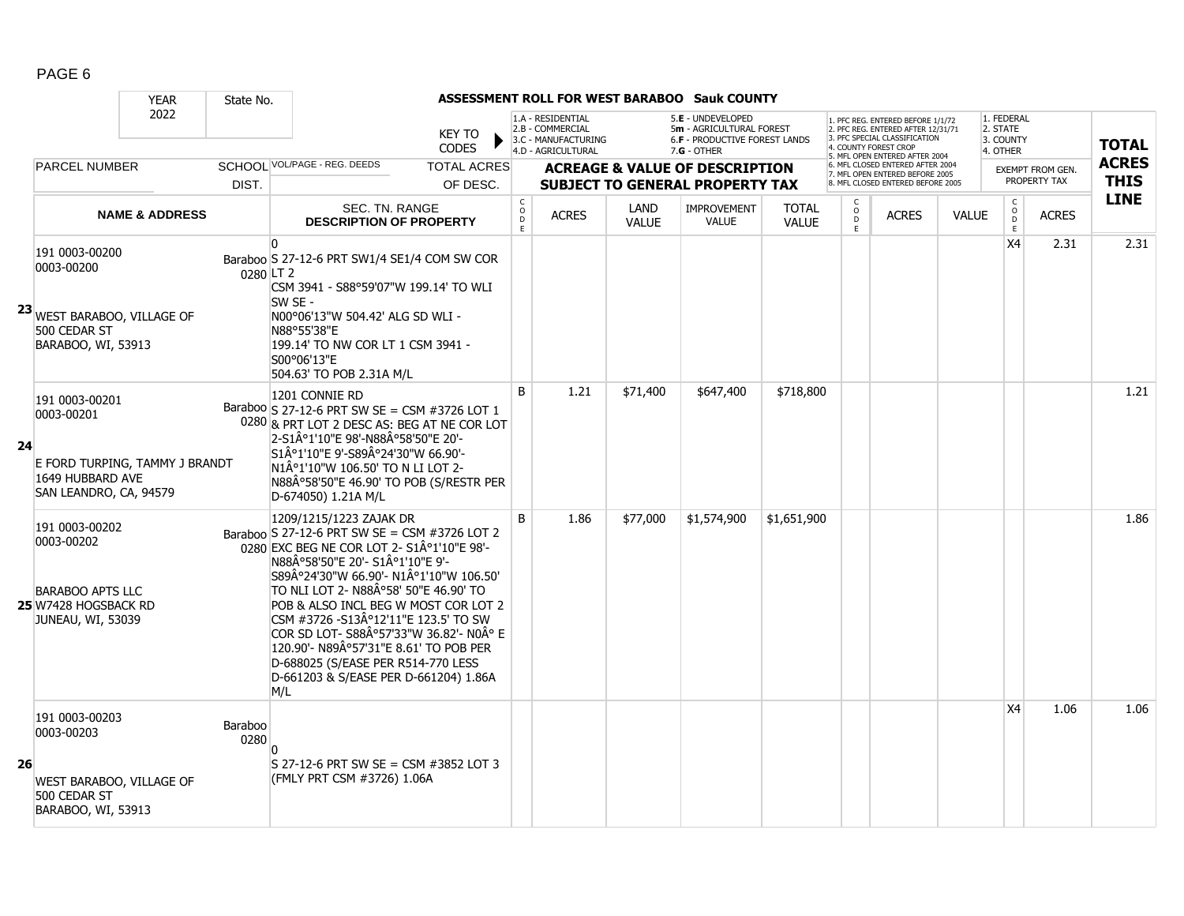**ASSESSMENT ROLL FOR WEST BARABOO Sauk COUNTY**

YEAR 2022 | State No.

KEY TO CODES: 1.A - RESIDENTIAL, 2.B - COMMERCIAL, 3.C - MANUFACTURING, 4.D - AGRICULTURAL, 5.E - UNDEVELOPED, 5m - AGRICULTURAL FOREST, 6.F - PRODUCTIVE FOREST LANDS, 7.G - OTHER

1. PFC REG. ENTERED BEFORE 1/1/72, 2. PFC REG. ENTERED AFTER 12/31/71, 3. PFC SPECIAL CLASSIFICATION, 4. COUNTY FOREST CROP, 5. MFL OPEN ENTERED AFTER 2004, 6. MFL CLOSED ENTERED AFTER 2004, 7. MFL OPEN ENTERED BEFORE 2005, 8. MFL CLOSED ENTERED BEFORE 2005

1. FEDERAL, 2. STATE, 3. COUNTY, 4. OTHER

| LINE | PARCEL NUMBER / NAME & ADDRESS | SCHOOL DIST. | VOL/PAGE - REG. DEEDS / SEC. TN. RANGE / DESCRIPTION OF PROPERTY | CODE | ACRES | LAND VALUE | IMPROVEMENT VALUE | TOTAL VALUE | CODE | ACRES | VALUE | CODE | EXEMPT ACRES | TOTAL ACRES THIS LINE |
|---|---|---|---|---|---|---|---|---|---|---|---|---|---|---|
| 23 | 191 0003-00200<br>0003-00200<br>WEST BARABOO, VILLAGE OF<br>500 CEDAR ST<br>BARABOO, WI, 53913 | Baraboo 0280 | 0<br>S 27-12-6 PRT SW1/4 SE1/4 COM SW COR LT 2 CSM 3941 - S88°59'07"W 199.14' TO WLI SW SE - N00°06'13"W 504.42' ALG SD WLI - N88°55'38"E 199.14' TO NW COR LT 1 CSM 3941 - S00°06'13"E 504.63' TO POB 2.31A M/L | | | | | | | | | X4 | 2.31 | 2.31 |
| 24 | 191 0003-00201<br>0003-00201<br>E FORD TURPING, TAMMY J BRANDT<br>1649 HUBBARD AVE<br>SAN LEANDRO, CA, 94579 | Baraboo 0280 | 1201 CONNIE RD<br>S 27-12-6 PRT SW SE = CSM #3726 LOT 1 & PRT LOT 2 DESC AS: BEG AT NE COR LOT 2-S1Â°1'10"E 98'-N88Â°58'50"E 20'-S1Â°1'10"E 9'-S89Â°24'30"W 66.90'-N1Â°1'10"W 106.50' TO N LI LOT 2-N88Â°58'50"E 46.90' TO POB (S/RESTR PER D-674050) 1.21A M/L | B | 1.21 | $71,400 | $647,400 | $718,800 | | | | | | 1.21 |
| 25 | 191 0003-00202<br>0003-00202<br>BARABOO APTS LLC<br>W7428 HOGSBACK RD<br>JUNEAU, WI, 53039 | Baraboo 0280 | 1209/1215/1223 ZAJAK DR<br>S 27-12-6 PRT SW SE = CSM #3726 LOT 2 EXC BEG NE COR LOT 2- S1Â°1'10"E 98'-N88Â°58'50"E 20'- S1Â°1'10"E 9'-S89Â°24'30"W 66.90'- N1Â°1'10"W 106.50' TO NLI LOT 2- N88Â°58' 50"E 46.90' TO POB & ALSO INCL BEG W MOST COR LOT 2 CSM #3726 -S13Â°12'11"E 123.5' TO SW COR SD LOT- S88Â°57'33"W 36.82'- N0Â° E 120.90'- N89Â°57'31"E 8.61' TO POB PER D-688025 (S/EASE PER R514-770 LESS D-661203 & S/EASE PER D-661204) 1.86A M/L | B | 1.86 | $77,000 | $1,574,900 | $1,651,900 | | | | | | 1.86 |
| 26 | 191 0003-00203<br>0003-00203<br>WEST BARABOO, VILLAGE OF<br>500 CEDAR ST<br>BARABOO, WI, 53913 | Baraboo 0280 | 0<br>S 27-12-6 PRT SW SE = CSM #3852 LOT 3 (FMLY PRT CSM #3726) 1.06A | | | | | | | | | X4 | 1.06 | 1.06 |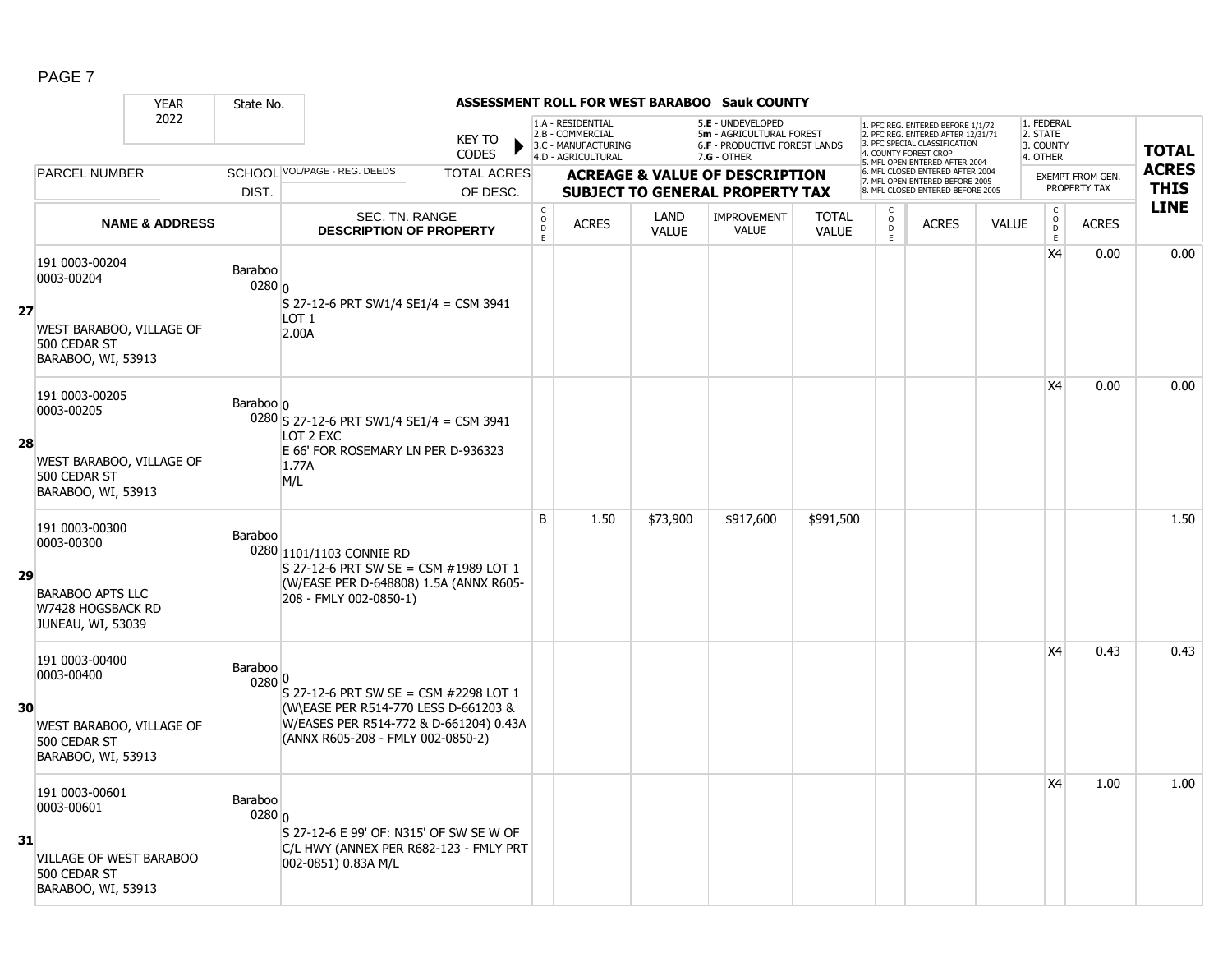PAGE 7

**ASSESSMENT ROLL FOR WEST BARABOO Sauk COUNTY**

YEAR 2022 | State No.

KEY TO CODES: 1.A - RESIDENTIAL, 2.B - COMMERCIAL, 3.C - MANUFACTURING, 4.D - AGRICULTURAL, 5.E - UNDEVELOPED, 5m - AGRICULTURAL FOREST, 6.F - PRODUCTIVE FOREST LANDS, 7.G - OTHER

1. PFC REG. ENTERED BEFORE 1/1/72, 2. PFC REG. ENTERED AFTER 12/31/71, 3. PFC SPECIAL CLASSIFICATION, 4. COUNTY FOREST CROP, 5. MFL OPEN ENTERED AFTER 2004, 6. MFL CLOSED ENTERED AFTER 2004, 7. MFL OPEN ENTERED BEFORE 2005, 8. MFL CLOSED ENTERED BEFORE 2005

1. FEDERAL, 2. STATE, 3. COUNTY, 4. OTHER

| LINE | PARCEL NUMBER / NAME & ADDRESS | SCHOOL DIST. | VOL/PAGE - REG. DEEDS / SEC. TN. RANGE DESCRIPTION OF PROPERTY | TOTAL ACRES OF DESC. | CODE | ACRES | LAND VALUE | IMPROVEMENT VALUE | TOTAL VALUE | CODE | ACRES | VALUE | EXEMPT CODE | EXEMPT ACRES | TOTAL ACRES THIS LINE |
|---|---|---|---|---|---|---|---|---|---|---|---|---|---|---|---|
| 27 | 191 0003-00204<br>0003-00204<br>WEST BARABOO, VILLAGE OF<br>500 CEDAR ST<br>BARABOO, WI, 53913 | Baraboo 0280 | S 27-12-6 PRT SW1/4 SE1/4 = CSM 3941 LOT 1<br>2.00A | 0 | | | | | | | | | X4 | 0.00 | 0.00 |
| 28 | 191 0003-00205<br>0003-00205<br>WEST BARABOO, VILLAGE OF<br>500 CEDAR ST<br>BARABOO, WI, 53913 | Baraboo 0280 | S 27-12-6 PRT SW1/4 SE1/4 = CSM 3941 LOT 2 EXC<br>E 66' FOR ROSEMARY LN PER D-936323<br>1.77A<br>M/L | 0 | | | | | | | | | X4 | 0.00 | 0.00 |
| 29 | 191 0003-00300<br>0003-00300<br>BARABOO APTS LLC<br>W7428 HOGSBACK RD<br>JUNEAU, WI, 53039 | Baraboo 0280 | 1101/1103 CONNIE RD<br>S 27-12-6 PRT SW SE = CSM #1989 LOT 1 (W/EASE PER D-648808) 1.5A (ANNX R605-208 - FMLY 002-0850-1) | | B | 1.50 | $73,900 | $917,600 | $991,500 | | | | | | 1.50 |
| 30 | 191 0003-00400<br>0003-00400<br>WEST BARABOO, VILLAGE OF<br>500 CEDAR ST<br>BARABOO, WI, 53913 | Baraboo 0280 | S 27-12-6 PRT SW SE = CSM #2298 LOT 1 (W\EASE PER R514-770 LESS D-661203 & W/EASES PER R514-772 & D-661204) 0.43A (ANNX R605-208 - FMLY 002-0850-2) | 0 | | | | | | | | | X4 | 0.43 | 0.43 |
| 31 | 191 0003-00601<br>0003-00601<br>VILLAGE OF WEST BARABOO<br>500 CEDAR ST<br>BARABOO, WI, 53913 | Baraboo 0280 | S 27-12-6 E 99' OF: N315' OF SW SE W OF C/L HWY (ANNEX PER R682-123 - FMLY PRT 002-0851) 0.83A M/L | 0 | | | | | | | | | X4 | 1.00 | 1.00 |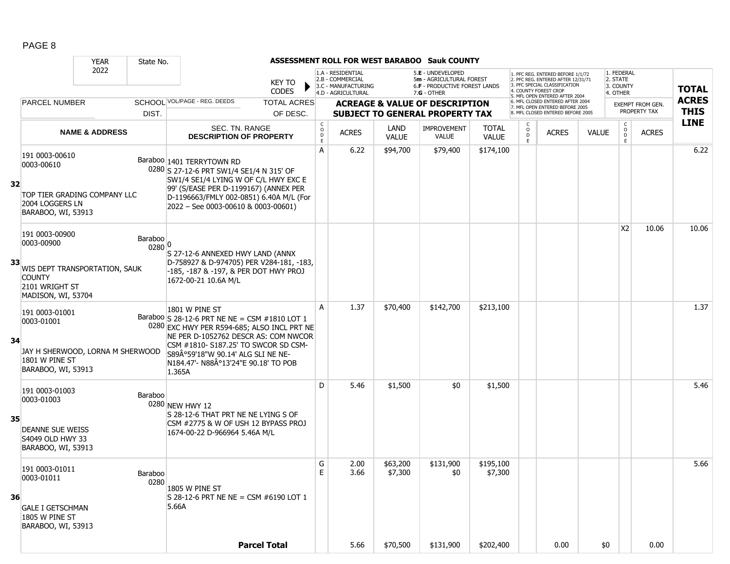PAGE 8

**ASSESSMENT ROLL FOR WEST BARABOO Sauk COUNTY**

YEAR 2022 | State No.

KEY TO CODES: 1.A - RESIDENTIAL, 2.B - COMMERCIAL, 3.C - MANUFACTURING, 4.D - AGRICULTURAL, 5.E - UNDEVELOPED, 5m - AGRICULTURAL FOREST, 6.F - PRODUCTIVE FOREST LANDS, 7.G - OTHER

1. PFC REG. ENTERED BEFORE 1/1/72, 2. PFC REG. ENTERED AFTER 12/31/71, 3. PFC SPECIAL CLASSIFICATION, 4. COUNTY FOREST CROP, 5. MFL OPEN ENTERED AFTER 2004, 6. MFL CLOSED ENTERED AFTER 2004, 7. MFL OPEN ENTERED BEFORE 2005, 8. MFL CLOSED ENTERED BEFORE 2005

1. FEDERAL, 2. STATE, 3. COUNTY, 4. OTHER

| LINE | PARCEL NUMBER / NAME & ADDRESS | SCHOOL DIST. | VOL/PAGE - REG. DEEDS / SEC. TN. RANGE / DESCRIPTION OF PROPERTY | CODE | ACRES | LAND VALUE | IMPROVEMENT VALUE | TOTAL VALUE | CODE | ACRES | VALUE | EXEMPT CODE | EXEMPT ACRES | TOTAL ACRES THIS LINE |
|---|---|---|---|---|---|---|---|---|---|---|---|---|---|---|
| 32 | 191 0003-00610<br>0003-00610<br>TOP TIER GRADING COMPANY LLC<br>2004 LOGGERS LN<br>BARABOO, WI, 53913 | Baraboo 0280 | 1401 TERRYTOWN RD<br>S 27-12-6 PRT SW1/4 SE1/4 N 315' OF SW1/4 SE1/4 LYING W OF C/L HWY EXC E 99' (S/EASE PER D-1199167) (ANNEX PER D-1196663/FMLY 002-0851) 6.40A M/L (For 2022 – See 0003-00610 & 0003-00601) | A | 6.22 | $94,700 | $79,400 | $174,100 | | | | | | 6.22 |
| 33 | 191 0003-00900<br>0003-00900<br>WIS DEPT TRANSPORTATION, SAUK COUNTY<br>2101 WRIGHT ST<br>MADISON, WI, 53704 | Baraboo 0280 | 0<br>S 27-12-6 ANNEXED HWY LAND (ANNX D-758927 & D-974705) PER V284-181, -183, -185, -187 & -197, & PER DOT HWY PROJ 1672-00-21 10.6A M/L | | | | | | | | | X2 | 10.06 | 10.06 |
| 34 | 191 0003-01001<br>0003-01001<br>JAY H SHERWOOD, LORNA M SHERWOOD<br>1801 W PINE ST<br>BARABOO, WI, 53913 | Baraboo 0280 | 1801 W PINE ST<br>S 28-12-6 PRT NE NE = CSM #1810 LOT 1 EXC HWY PER R594-685; ALSO INCL PRT NE NE PER D-1052762 DESCR AS: COM NWCOR CSM #1810- S187.25' TO SWCOR SD CSM- S89Â°59'18"W 90.14' ALG SLI NE NE- N184.47'- N88Â°13'24"E 90.18' TO POB 1.365A | A | 1.37 | $70,400 | $142,700 | $213,100 | | | | | | 1.37 |
| 35 | 191 0003-01003<br>0003-01003<br>DEANNE SUE WEISS<br>S4049 OLD HWY 33<br>BARABOO, WI, 53913 | Baraboo 0280 | NEW HWY 12<br>S 28-12-6 THAT PRT NE NE LYING S OF CSM #2775 & W OF USH 12 BYPASS PROJ 1674-00-22 D-966964 5.46A M/L | D | 5.46 | $1,500 | $0 | $1,500 | | | | | | 5.46 |
| 36 | 191 0003-01011<br>0003-01011<br>GALE I GETSCHMAN<br>1805 W PINE ST<br>BARABOO, WI, 53913 | Baraboo 0280 | 1805 W PINE ST<br>S 28-12-6 PRT NE NE = CSM #6190 LOT 1 5.66A | G<br>E | 2.00<br>3.66 | $63,200<br>$7,300 | $131,900<br>$0 | $195,100<br>$7,300 | | | | | | 5.66 |
| | | | **Parcel Total** | | 5.66 | $70,500 | $131,900 | $202,400 | | 0.00 | $0 | | 0.00 | |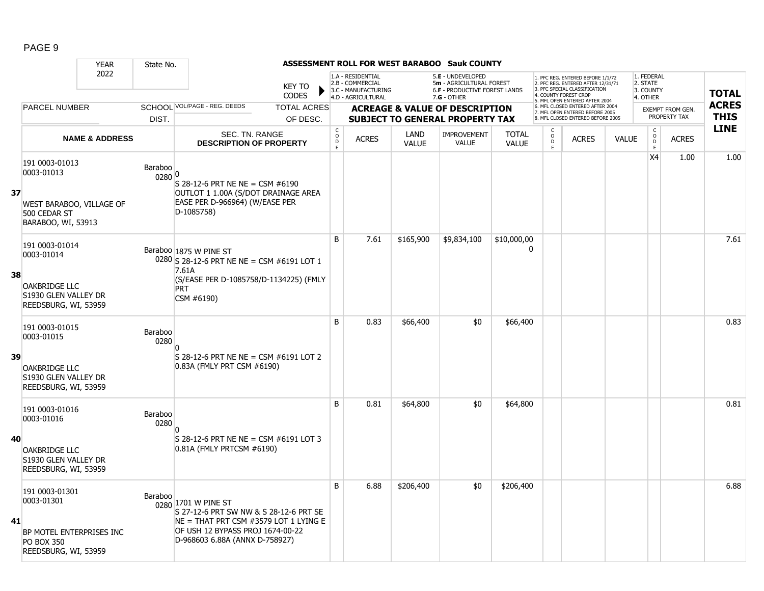PAGE 9

## ASSESSMENT ROLL FOR WEST BARABOO Sauk COUNTY

| YEAR 2022 | State No. | | KEY TO CODES | 1.A - RESIDENTIAL 2.B - COMMERCIAL 3.C - MANUFACTURING 4.D - AGRICULTURAL | | 5.E - UNDEVELOPED 5m - AGRICULTURAL FOREST 6.F - PRODUCTIVE FOREST LANDS 7.G - OTHER | | | 1. PFC REG. ENTERED BEFORE 1/1/72 2. PFC REG. ENTERED AFTER 12/31/71 3. PFC SPECIAL CLASSIFICATION 4. COUNTY FOREST CROP 5. MFL OPEN ENTERED AFTER 2004 6. MFL CLOSED ENTERED AFTER 2004 7. MFL OPEN ENTERED BEFORE 2005 8. MFL CLOSED ENTERED BEFORE 2005 | | | 1. FEDERAL 2. STATE 3. COUNTY 4. OTHER | | TOTAL ACRES THIS LINE |
|---|---|---|---|---|---|---|---|---|---|---|---|---|---|---|
| PARCEL NUMBER | SCHOOL DIST. | VOL/PAGE - REG. DEEDS | TOTAL ACRES OF DESC. | ACREAGE & VALUE OF DESCRIPTION SUBJECT TO GENERAL PROPERTY TAX | | | | | | | | EXEMPT FROM GEN. PROPERTY TAX | | |
| NAME & ADDRESS | | SEC. TN. RANGE DESCRIPTION OF PROPERTY | | CODE | ACRES | LAND VALUE | IMPROVEMENT VALUE | TOTAL VALUE | CODE | ACRES | VALUE | CODE | ACRES | |
| **37** 191 0003-01013 0003-01013 WEST BARABOO, VILLAGE OF 500 CEDAR ST BARABOO, WI, 53913 | Baraboo 0280 | 0 S 28-12-6 PRT NE NE = CSM #6190 OUTLOT 1 1.00A (S/DOT DRAINAGE AREA EASE PER D-966964) (W/EASE PER D-1085758) | | | | | | | | | | X4 | 1.00 | 1.00 |
| **38** 191 0003-01014 0003-01014 OAKBRIDGE LLC S1930 GLEN VALLEY DR REEDSBURG, WI, 53959 | Baraboo 0280 | 1875 W PINE ST S 28-12-6 PRT NE NE = CSM #6191 LOT 1 7.61A (S/EASE PER D-1085758/D-1134225) (FMLY PRT CSM #6190) | | B | 7.61 | $165,900 | $9,834,100 | $10,000,000 | | | | | | 7.61 |
| **39** 191 0003-01015 0003-01015 OAKBRIDGE LLC S1930 GLEN VALLEY DR REEDSBURG, WI, 53959 | Baraboo 0280 | 0 S 28-12-6 PRT NE NE = CSM #6191 LOT 2 0.83A (FMLY PRT CSM #6190) | | B | 0.83 | $66,400 | $0 | $66,400 | | | | | | 0.83 |
| **40** 191 0003-01016 0003-01016 OAKBRIDGE LLC S1930 GLEN VALLEY DR REEDSBURG, WI, 53959 | Baraboo 0280 | 0 S 28-12-6 PRT NE NE = CSM #6191 LOT 3 0.81A (FMLY PRTCSM #6190) | | B | 0.81 | $64,800 | $0 | $64,800 | | | | | | 0.81 |
| **41** 191 0003-01301 0003-01301 BP MOTEL ENTERPRISES INC PO BOX 350 REEDSBURG, WI, 53959 | Baraboo 0280 | 1701 W PINE ST S 27-12-6 PRT SW NW & S 28-12-6 PRT SE NE = THAT PRT CSM #3579 LOT 1 LYING E OF USH 12 BYPASS PROJ 1674-00-22 D-968603 6.88A (ANNX D-758927) | | B | 6.88 | $206,400 | $0 | $206,400 | | | | | | 6.88 |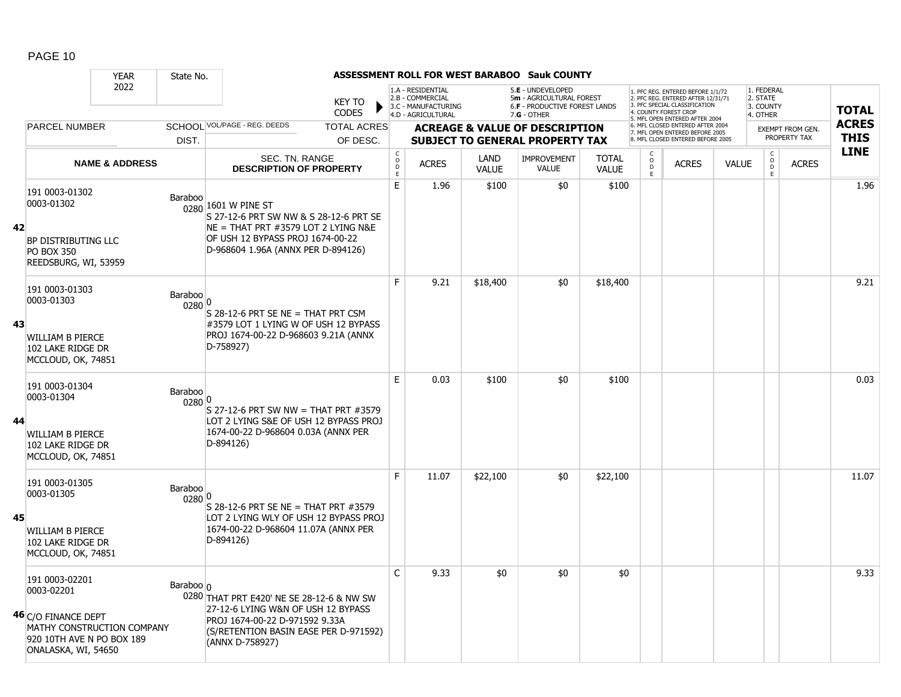**ASSESSMENT ROLL FOR WEST BARABOO Sauk COUNTY**

| YEAR 2022 | State No. | | KEY TO CODES: 1.A - RESIDENTIAL, 2.B - COMMERCIAL, 3.C - MANUFACTURING, 4.D - AGRICULTURAL, 5.E - UNDEVELOPED, 5m - AGRICULTURAL FOREST, 6.F - PRODUCTIVE FOREST LANDS, 7.G - OTHER | | | | | | 1. PFC REG. ENTERED BEFORE 1/1/72, 2. PFC REG. ENTERED AFTER 12/31/71, 3. PFC SPECIAL CLASSIFICATION, 4. COUNTY FOREST CROP, 5. MFL OPEN ENTERED AFTER 2004, 6. MFL CLOSED ENTERED AFTER 2004, 7. MFL OPEN ENTERED BEFORE 2005, 8. MFL CLOSED ENTERED BEFORE 2005 | | | 1. FEDERAL, 2. STATE, 3. COUNTY, 4. OTHER | | |
|---|---|---|---|---|---|---|---|---|---|---|---|---|---|---|
| PARCEL NUMBER | SCHOOL DIST. | VOL/PAGE - REG. DEEDS / TOTAL ACRES OF DESC. | ACREAGE & VALUE OF DESCRIPTION SUBJECT TO GENERAL PROPERTY TAX | | | | | | | | | EXEMPT FROM GEN. PROPERTY TAX | | TOTAL ACRES THIS LINE |
| NAME & ADDRESS | | SEC. TN. RANGE DESCRIPTION OF PROPERTY | CODE | ACRES | LAND VALUE | IMPROVEMENT VALUE | TOTAL VALUE | CODE | ACRES | VALUE | CODE | ACRES | | |
| **42** 191 0003-01302<br>0003-01302<br><br>BP DISTRIBUTING LLC<br>PO BOX 350<br>REEDSBURG, WI, 53959 | Baraboo 0280 | 1601 W PINE ST<br>S 27-12-6 PRT SW NW & S 28-12-6 PRT SE NE = THAT PRT #3579 LOT 2 LYING N&E OF USH 12 BYPASS PROJ 1674-00-22 D-968604 1.96A (ANNX PER D-894126) | E | 1.96 | $100 | $0 | $100 | | | | | | | 1.96 |
| **43** 191 0003-01303<br>0003-01303<br><br>WILLIAM B PIERCE<br>102 LAKE RIDGE DR<br>MCCLOUD, OK, 74851 | Baraboo 0280 | 0<br>S 28-12-6 PRT SE NE = THAT PRT CSM #3579 LOT 1 LYING W OF USH 12 BYPASS PROJ 1674-00-22 D-968603 9.21A (ANNX D-758927) | F | 9.21 | $18,400 | $0 | $18,400 | | | | | | | 9.21 |
| **44** 191 0003-01304<br>0003-01304<br><br>WILLIAM B PIERCE<br>102 LAKE RIDGE DR<br>MCCLOUD, OK, 74851 | Baraboo 0280 | 0<br>S 27-12-6 PRT SW NW = THAT PRT #3579 LOT 2 LYING S&E OF USH 12 BYPASS PROJ 1674-00-22 D-968604 0.03A (ANNX PER D-894126) | E | 0.03 | $100 | $0 | $100 | | | | | | | 0.03 |
| **45** 191 0003-01305<br>0003-01305<br><br>WILLIAM B PIERCE<br>102 LAKE RIDGE DR<br>MCCLOUD, OK, 74851 | Baraboo 0280 | 0<br>S 28-12-6 PRT SE NE = THAT PRT #3579 LOT 2 LYING WLY OF USH 12 BYPASS PROJ 1674-00-22 D-968604 11.07A (ANNX PER D-894126) | F | 11.07 | $22,100 | $0 | $22,100 | | | | | | | 11.07 |
| **46** 191 0003-02201<br>0003-02201<br>C/O FINANCE DEPT<br>MATHY CONSTRUCTION COMPANY<br>920 10TH AVE N PO BOX 189<br>ONALASKA, WI, 54650 | Baraboo 0280 | 0<br>THAT PRT E420' NE SE 28-12-6 & NW SW 27-12-6 LYING W&N OF USH 12 BYPASS PROJ 1674-00-22 D-971592 9.33A (S/RETENTION BASIN EASE PER D-971592) (ANNX D-758927) | C | 9.33 | $0 | $0 | $0 | | | | | | | 9.33 |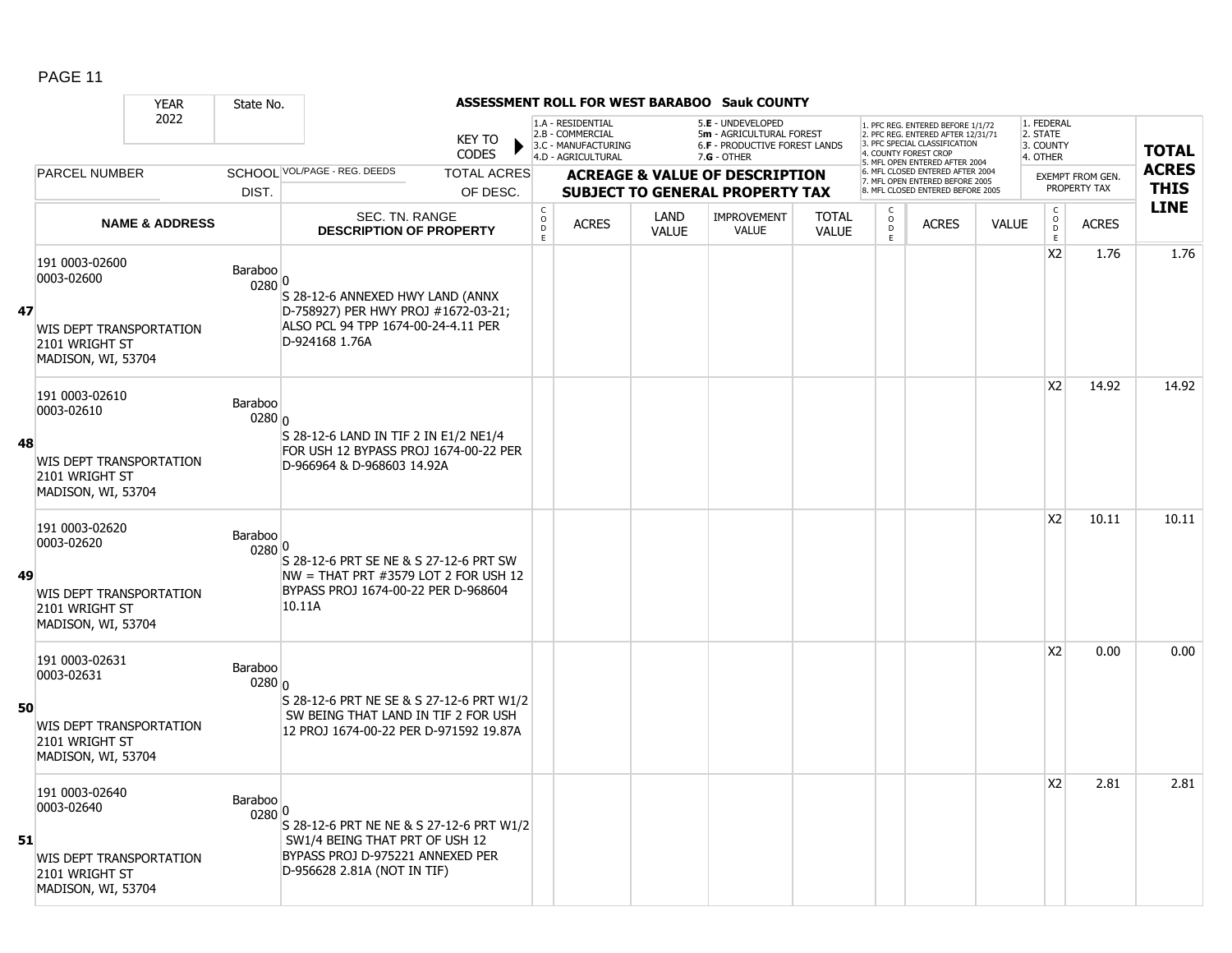PAGE 11

**ASSESSMENT ROLL FOR WEST BARABOO Sauk COUNTY**

| YEAR 2022 | State No. | | | | | | | | | | | | | | |
|---|---|---|---|---|---|---|---|---|---|---|---|---|---|---|---|
| | | KEY TO CODES | | 1.A - RESIDENTIAL 2.B - COMMERCIAL 3.C - MANUFACTURING 4.D - AGRICULTURAL | | 5.E - UNDEVELOPED 5m - AGRICULTURAL FOREST 6.F - PRODUCTIVE FOREST LANDS 7.G - OTHER | | | 1. PFC REG. ENTERED BEFORE 1/1/72 2. PFC REG. ENTERED AFTER 12/31/71 3. PFC SPECIAL CLASSIFICATION 4. COUNTY FOREST CROP 5. MFL OPEN ENTERED AFTER 2004 6. MFL CLOSED ENTERED AFTER 2004 7. MFL OPEN ENTERED BEFORE 2005 8. MFL CLOSED ENTERED BEFORE 2005 | | | 1. FEDERAL 2. STATE 3. COUNTY 4. OTHER | | | |
| PARCEL NUMBER | SCHOOL DIST. | VOL/PAGE - REG. DEEDS | TOTAL ACRES OF DESC. | ACREAGE & VALUE OF DESCRIPTION SUBJECT TO GENERAL PROPERTY TAX | | | | | | | | EXEMPT FROM GEN. PROPERTY TAX | | | TOTAL ACRES THIS LINE |
| NAME & ADDRESS | | SEC. TN. RANGE DESCRIPTION OF PROPERTY | | CODE | ACRES | LAND VALUE | IMPROVEMENT VALUE | TOTAL VALUE | CODE | ACRES | VALUE | CODE | ACRES | | |
| **47** 191 0003-02600 0003-02600 WIS DEPT TRANSPORTATION 2101 WRIGHT ST MADISON, WI, 53704 | Baraboo 0280 | 0 S 28-12-6 ANNEXED HWY LAND (ANNX D-758927) PER HWY PROJ #1672-03-21; ALSO PCL 94 TPP 1674-00-24-4.11 PER D-924168 1.76A | | | | | | | | | | X2 | 1.76 | | 1.76 |
| **48** 191 0003-02610 0003-02610 WIS DEPT TRANSPORTATION 2101 WRIGHT ST MADISON, WI, 53704 | Baraboo 0280 | 0 S 28-12-6 LAND IN TIF 2 IN E1/2 NE1/4 FOR USH 12 BYPASS PROJ 1674-00-22 PER D-966964 & D-968603 14.92A | | | | | | | | | | X2 | 14.92 | | 14.92 |
| **49** 191 0003-02620 0003-02620 WIS DEPT TRANSPORTATION 2101 WRIGHT ST MADISON, WI, 53704 | Baraboo 0280 | 0 S 28-12-6 PRT SE NE & S 27-12-6 PRT SW NW = THAT PRT #3579 LOT 2 FOR USH 12 BYPASS PROJ 1674-00-22 PER D-968604 10.11A | | | | | | | | | | X2 | 10.11 | | 10.11 |
| **50** 191 0003-02631 0003-02631 WIS DEPT TRANSPORTATION 2101 WRIGHT ST MADISON, WI, 53704 | Baraboo 0280 | 0 S 28-12-6 PRT NE SE & S 27-12-6 PRT W1/2 SW BEING THAT LAND IN TIF 2 FOR USH 12 PROJ 1674-00-22 PER D-971592 19.87A | | | | | | | | | | X2 | 0.00 | | 0.00 |
| **51** 191 0003-02640 0003-02640 WIS DEPT TRANSPORTATION 2101 WRIGHT ST MADISON, WI, 53704 | Baraboo 0280 | 0 S 28-12-6 PRT NE NE & S 27-12-6 PRT W1/2 SW1/4 BEING THAT PRT OF USH 12 BYPASS PROJ D-975221 ANNEXED PER D-956628 2.81A (NOT IN TIF) | | | | | | | | | | X2 | 2.81 | | 2.81 |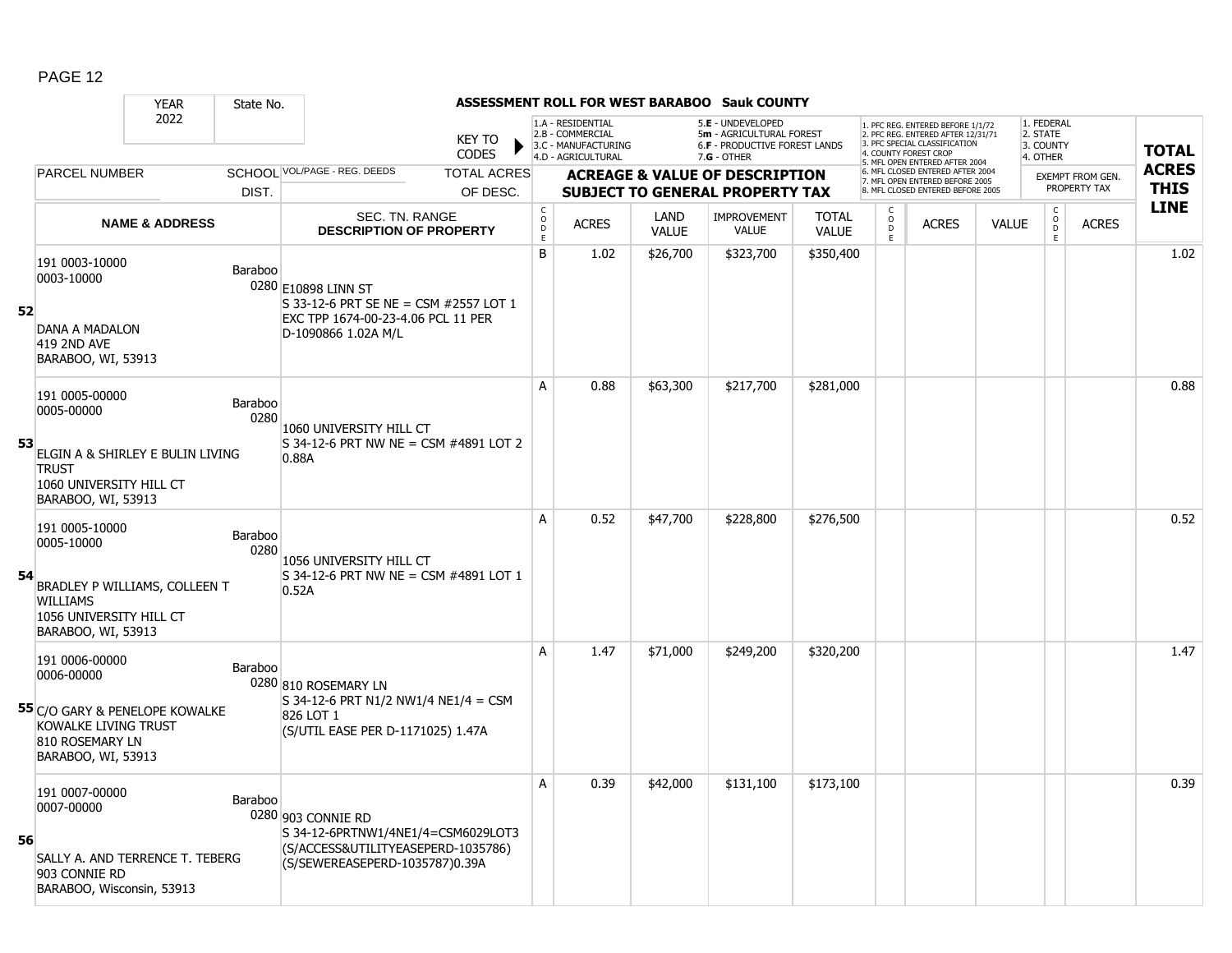# ASSESSMENT ROLL FOR WEST BARABOO Sauk COUNTY

| YEAR 2022 | State No. | KEY TO CODES | 1.A - RESIDENTIAL<br>2.B - COMMERCIAL<br>3.C - MANUFACTURING<br>4.D - AGRICULTURAL | | 5.E - UNDEVELOPED<br>5m - AGRICULTURAL FOREST<br>6.F - PRODUCTIVE FOREST LANDS<br>7.G - OTHER | | | 1. PFC REG. ENTERED BEFORE 1/1/72<br>2. PFC REG. ENTERED AFTER 12/31/71<br>3. PFC SPECIAL CLASSIFICATION<br>4. COUNTY FOREST CROP<br>5. MFL OPEN ENTERED AFTER 2004<br>6. MFL CLOSED ENTERED AFTER 2004<br>7. MFL OPEN ENTERED BEFORE 2005<br>8. MFL CLOSED ENTERED BEFORE 2005 | | | 1. FEDERAL<br>2. STATE<br>3. COUNTY<br>4. OTHER | | TOTAL ACRES THIS LINE |
|---|---|---|---|---|---|---|---|---|---|---|---|---|---|
| PARCEL NUMBER / NAME & ADDRESS | SCHOOL DIST. | VOL/PAGE - REG. DEEDS / SEC. TN. RANGE / DESCRIPTION OF PROPERTY | TOTAL ACRES OF DESC. | | ACREAGE & VALUE OF DESCRIPTION SUBJECT TO GENERAL PROPERTY TAX | | | | | | EXEMPT FROM GEN. PROPERTY TAX | | |
| | | | CODE | ACRES | LAND VALUE | IMPROVEMENT VALUE | TOTAL VALUE | CODE | ACRES | VALUE | CODE | ACRES | |
| **52** 191 0003-10000<br>0003-10000<br>DANA A MADALON<br>419 2ND AVE<br>BARABOO, WI, 53913 | Baraboo 0280 | E10898 LINN ST<br>S 33-12-6 PRT SE NE = CSM #2557 LOT 1 EXC TPP 1674-00-23-4.06 PCL 11 PER D-1090866 1.02A M/L | B | 1.02 | $26,700 | $323,700 | $350,400 | | | | | | 1.02 |
| **53** 191 0005-00000<br>0005-00000<br>ELGIN A & SHIRLEY E BULIN LIVING TRUST<br>1060 UNIVERSITY HILL CT<br>BARABOO, WI, 53913 | Baraboo 0280 | 1060 UNIVERSITY HILL CT<br>S 34-12-6 PRT NW NE = CSM #4891 LOT 2 0.88A | A | 0.88 | $63,300 | $217,700 | $281,000 | | | | | | 0.88 |
| **54** 191 0005-10000<br>0005-10000<br>BRADLEY P WILLIAMS, COLLEEN T WILLIAMS<br>1056 UNIVERSITY HILL CT<br>BARABOO, WI, 53913 | Baraboo 0280 | 1056 UNIVERSITY HILL CT<br>S 34-12-6 PRT NW NE = CSM #4891 LOT 1 0.52A | A | 0.52 | $47,700 | $228,800 | $276,500 | | | | | | 0.52 |
| **55** 191 0006-00000<br>0006-00000<br>C/O GARY & PENELOPE KOWALKE<br>KOWALKE LIVING TRUST<br>810 ROSEMARY LN<br>BARABOO, WI, 53913 | Baraboo 0280 | 810 ROSEMARY LN<br>S 34-12-6 PRT N1/2 NW1/4 NE1/4 = CSM 826 LOT 1<br>(S/UTIL EASE PER D-1171025) 1.47A | A | 1.47 | $71,000 | $249,200 | $320,200 | | | | | | 1.47 |
| **56** 191 0007-00000<br>0007-00000<br>SALLY A. AND TERRENCE T. TEBERG<br>903 CONNIE RD<br>BARABOO, Wisconsin, 53913 | Baraboo 0280 | 903 CONNIE RD<br>S 34-12-6PRTNW1/4NE1/4=CSM6029LOT3<br>(S/ACCESS&UTILITYEASEPERD-1035786)<br>(S/SEWEREASEPERD-1035787)0.39A | A | 0.39 | $42,000 | $131,100 | $173,100 | | | | | | 0.39 |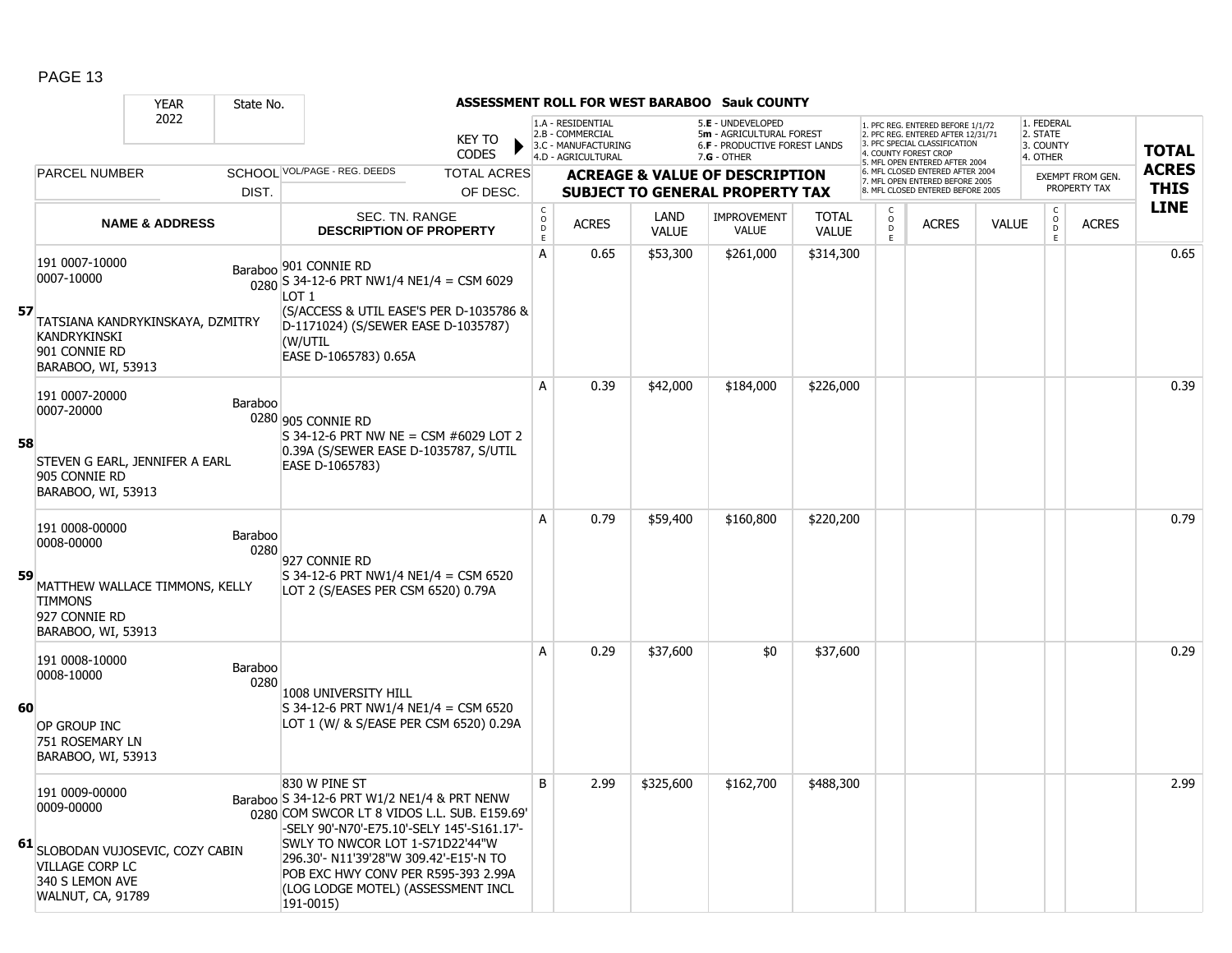## ASSESSMENT ROLL FOR WEST BARABOO Sauk COUNTY

| YEAR | State No. | | KEY TO CODES | 1.A - RESIDENTIAL 2.B - COMMERCIAL 3.C - MANUFACTURING 4.D - AGRICULTURAL | | 5.E - UNDEVELOPED 5m - AGRICULTURAL FOREST 6.F - PRODUCTIVE FOREST LANDS 7.G - OTHER | | | 1. PFC REG. ENTERED BEFORE 1/1/72 2. PFC REG. ENTERED AFTER 12/31/71 3. PFC SPECIAL CLASSIFICATION 4. COUNTY FOREST CROP 5. MFL OPEN ENTERED AFTER 2004 6. MFL CLOSED ENTERED AFTER 2004 7. MFL OPEN ENTERED BEFORE 2005 8. MFL CLOSED ENTERED BEFORE 2005 | | | 1. FEDERAL 2. STATE 3. COUNTY 4. OTHER | | |
|---|---|---|---|---|---|---|---|---|---|---|---|---|---|---|
| 2022 | | | | | | | | | | | | | | |
| PARCEL NUMBER | SCHOOL DIST. | VOL/PAGE - REG. DEEDS | TOTAL ACRES OF DESC. | ACREAGE & VALUE OF DESCRIPTION SUBJECT TO GENERAL PROPERTY TAX | | | | | | | | EXEMPT FROM GEN. PROPERTY TAX | | TOTAL ACRES THIS LINE |
| NAME & ADDRESS | | SEC. TN. RANGE DESCRIPTION OF PROPERTY | | CODE | ACRES | LAND VALUE | IMPROVEMENT VALUE | TOTAL VALUE | CODE | ACRES | VALUE | CODE | ACRES | |
| **57** 191 0007-10000 0007-10000 TATSIANA KANDRYKINSKAYA, DZMITRY KANDRYKINSKI 901 CONNIE RD BARABOO, WI, 53913 | Baraboo 0280 | 901 CONNIE RD S 34-12-6 PRT NW1/4 NE1/4 = CSM 6029 LOT 1 (S/ACCESS & UTIL EASE'S PER D-1035786 & D-1171024) (S/SEWER EASE D-1035787) (W/UTIL EASE D-1065783) 0.65A | | A | 0.65 | $53,300 | $261,000 | $314,300 | | | | | | 0.65 |
| **58** 191 0007-20000 0007-20000 STEVEN G EARL, JENNIFER A EARL 905 CONNIE RD BARABOO, WI, 53913 | Baraboo 0280 | 905 CONNIE RD S 34-12-6 PRT NW NE = CSM #6029 LOT 2 0.39A (S/SEWER EASE D-1035787, S/UTIL EASE D-1065783) | | A | 0.39 | $42,000 | $184,000 | $226,000 | | | | | | 0.39 |
| **59** 191 0008-00000 0008-00000 MATTHEW WALLACE TIMMONS, KELLY TIMMONS 927 CONNIE RD BARABOO, WI, 53913 | Baraboo 0280 | 927 CONNIE RD S 34-12-6 PRT NW1/4 NE1/4 = CSM 6520 LOT 2 (S/EASES PER CSM 6520) 0.79A | | A | 0.79 | $59,400 | $160,800 | $220,200 | | | | | | 0.79 |
| **60** 191 0008-10000 0008-10000 OP GROUP INC 751 ROSEMARY LN BARABOO, WI, 53913 | Baraboo 0280 | 1008 UNIVERSITY HILL S 34-12-6 PRT NW1/4 NE1/4 = CSM 6520 LOT 1 (W/ & S/EASE PER CSM 6520) 0.29A | | A | 0.29 | $37,600 | $0 | $37,600 | | | | | | 0.29 |
| **61** 191 0009-00000 0009-00000 SLOBODAN VUJOSEVIC, COZY CABIN VILLAGE CORP LC 340 S LEMON AVE WALNUT, CA, 91789 | Baraboo 0280 | 830 W PINE ST S 34-12-6 PRT W1/2 NE1/4 & PRT NENW COM SWCOR LT 8 VIDOS L.L. SUB. E159.69' -SELY 90'-N70'-E75.10'-SELY 145'-S161.17'-SWLY TO NWCOR LOT 1-S71D22'44"W 296.30'- N11'39'28"W 309.42'-E15'-N TO POB EXC HWY CONV PER R595-393 2.99A (LOG LODGE MOTEL) (ASSESSMENT INCL 191-0015) | | B | 2.99 | $325,600 | $162,700 | $488,300 | | | | | | 2.99 |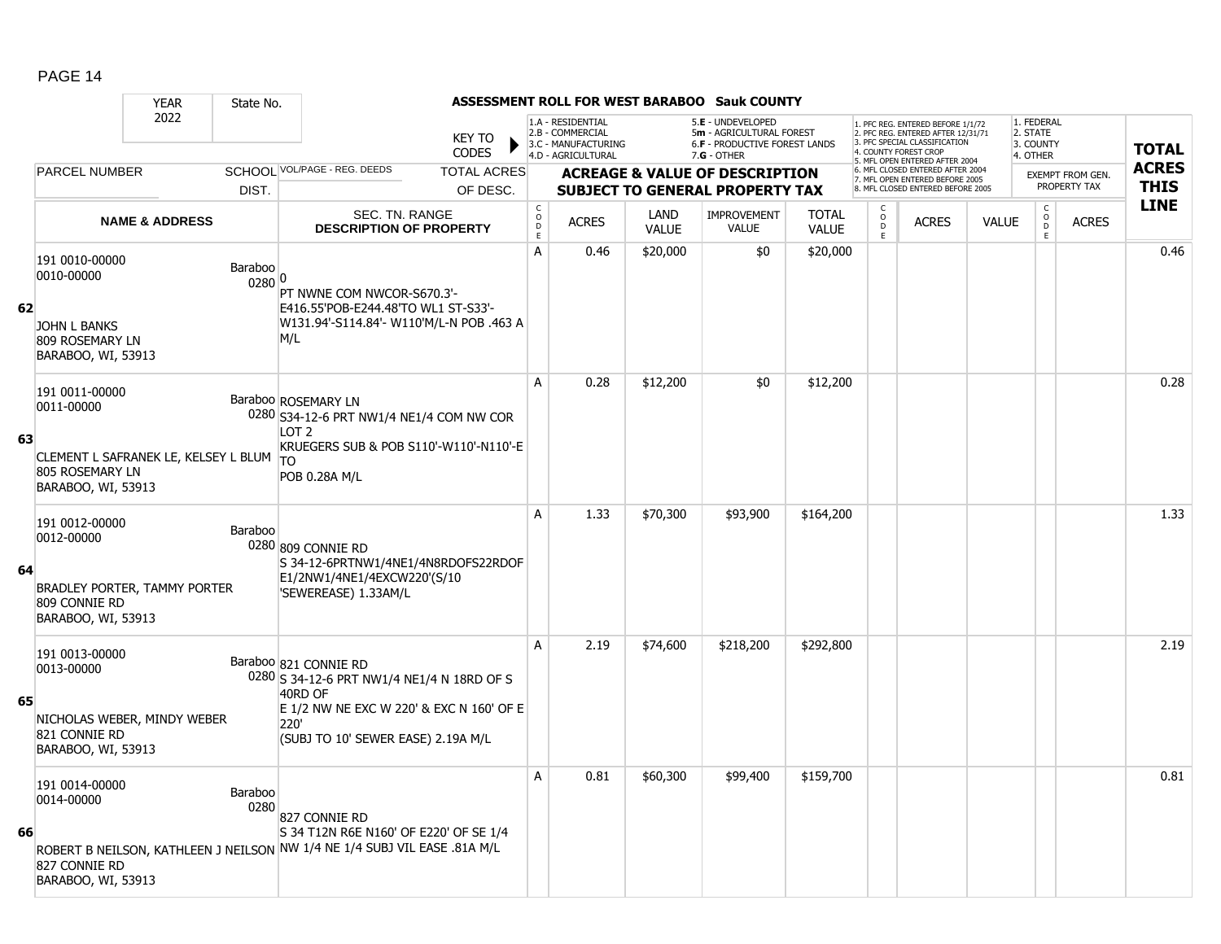# ASSESSMENT ROLL FOR WEST BARABOO Sauk COUNTY

YEAR 2022 | State No.

KEY TO CODES: 1.A - RESIDENTIAL, 2.B - COMMERCIAL, 3.C - MANUFACTURING, 4.D - AGRICULTURAL, 5.E - UNDEVELOPED, 5m - AGRICULTURAL FOREST, 6.F - PRODUCTIVE FOREST LANDS, 7.G - OTHER

1. PFC REG. ENTERED BEFORE 1/1/72, 2. PFC REG. ENTERED AFTER 12/31/71, 3. PFC SPECIAL CLASSIFICATION, 4. COUNTY FOREST CROP, 5. MFL OPEN ENTERED AFTER 2004, 6. MFL CLOSED ENTERED AFTER 2004, 7. MFL OPEN ENTERED BEFORE 2005, 8. MFL CLOSED ENTERED BEFORE 2005

1. FEDERAL, 2. STATE, 3. COUNTY, 4. OTHER

| | PARCEL NUMBER / NAME & ADDRESS | SCHOOL DIST. | VOL/PAGE - REG. DEEDS / SEC. TN. RANGE DESCRIPTION OF PROPERTY | CODE | ACRES | LAND VALUE | IMPROVEMENT VALUE | TOTAL VALUE | CODE | ACRES | VALUE | CODE | EXEMPT FROM GEN. PROPERTY TAX ACRES | TOTAL ACRES THIS LINE |
|---|---|---|---|---|---|---|---|---|---|---|---|---|---|---|
| 62 | 191 0010-00000<br>0010-00000<br><br>JOHN L BANKS<br>809 ROSEMARY LN<br>BARABOO, WI, 53913 | Baraboo 0280 | 0<br>PT NWNE COM NWCOR-S670.3'-E416.55'POB-E244.48'TO WL1 ST-S33'-W131.94'-S114.84'- W110'M/L-N POB .463 A M/L | A | 0.46 | $20,000 | $0 | $20,000 | | | | | | 0.46 |
| 63 | 191 0011-00000<br>0011-00000<br><br>CLEMENT L SAFRANEK LE, KELSEY L BLUM<br>805 ROSEMARY LN<br>BARABOO, WI, 53913 | Baraboo 0280 | ROSEMARY LN<br>S34-12-6 PRT NW1/4 NE1/4 COM NW COR LOT 2<br>KRUEGERS SUB & POB S110'-W110'-N110'-E TO<br>POB 0.28A M/L | A | 0.28 | $12,200 | $0 | $12,200 | | | | | | 0.28 |
| 64 | 191 0012-00000<br>0012-00000<br><br>BRADLEY PORTER, TAMMY PORTER<br>809 CONNIE RD<br>BARABOO, WI, 53913 | Baraboo 0280 | 809 CONNIE RD<br>S 34-12-6PRTNW1/4NE1/4N8RDOFS22RDOF E1/2NW1/4NE1/4EXCW220'(S/10 'SEWEREASE) 1.33AM/L | A | 1.33 | $70,300 | $93,900 | $164,200 | | | | | | 1.33 |
| 65 | 191 0013-00000<br>0013-00000<br><br>NICHOLAS WEBER, MINDY WEBER<br>821 CONNIE RD<br>BARABOO, WI, 53913 | Baraboo 0280 | 821 CONNIE RD<br>S 34-12-6 PRT NW1/4 NE1/4 N 18RD OF S 40RD OF<br>E 1/2 NW NE EXC W 220' & EXC N 160' OF E 220'<br>(SUBJ TO 10' SEWER EASE) 2.19A M/L | A | 2.19 | $74,600 | $218,200 | $292,800 | | | | | | 2.19 |
| 66 | 191 0014-00000<br>0014-00000<br><br>ROBERT B NEILSON, KATHLEEN J NEILSON<br>827 CONNIE RD<br>BARABOO, WI, 53913 | Baraboo 0280 | 827 CONNIE RD<br>S 34 T12N R6E N160' OF E220' OF SE 1/4<br>NW 1/4 NE 1/4 SUBJ VIL EASE .81A M/L | A | 0.81 | $60,300 | $99,400 | $159,700 | | | | | | 0.81 |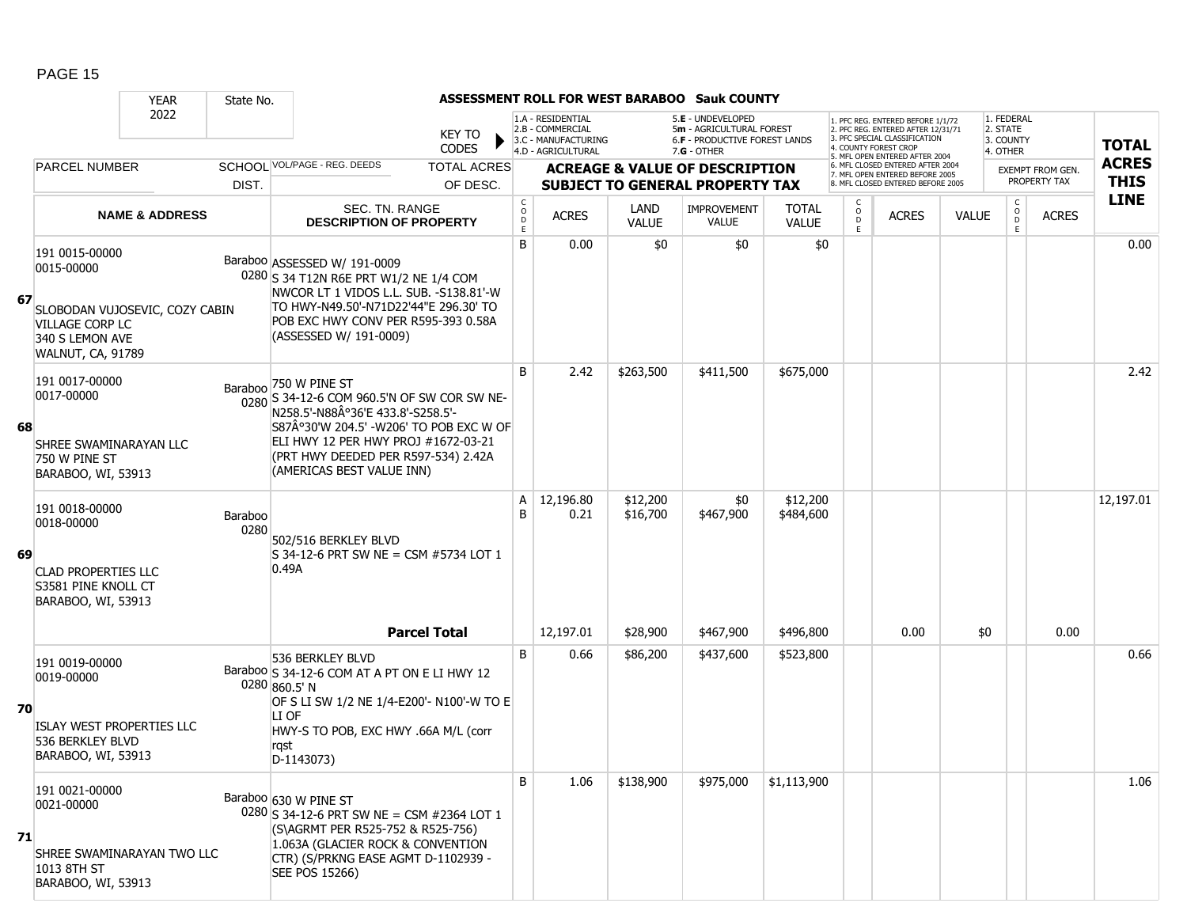ASSESSMENT ROLL FOR WEST BARABOO Sauk COUNTY

| YEAR 2022 | State No. | | KEY TO CODES | 1.A - RESIDENTIAL 2.B - COMMERCIAL 3.C - MANUFACTURING 4.D - AGRICULTURAL | | 5.E - UNDEVELOPED 5m - AGRICULTURAL FOREST 6.F - PRODUCTIVE FOREST LANDS 7.G - OTHER | | | 1. PFC REG. ENTERED BEFORE 1/1/72 2. PFC REG. ENTERED AFTER 12/31/71 3. PFC SPECIAL CLASSIFICATION 4. COUNTY FOREST CROP 5. MFL OPEN ENTERED AFTER 2004 6. MFL CLOSED ENTERED AFTER 2004 7. MFL OPEN ENTERED BEFORE 2005 8. MFL CLOSED ENTERED BEFORE 2005 | | | 1. FEDERAL 2. STATE 3. COUNTY 4. OTHER | | |
|---|---|---|---|---|---|---|---|---|---|---|---|---|---|---|
| PARCEL NUMBER | SCHOOL DIST. | VOL/PAGE - REG. DEEDS | TOTAL ACRES OF DESC. | ACREAGE & VALUE OF DESCRIPTION SUBJECT TO GENERAL PROPERTY TAX | | | | | | | | EXEMPT FROM GEN. PROPERTY TAX | | TOTAL ACRES THIS LINE |
| NAME & ADDRESS | | SEC. TN. RANGE DESCRIPTION OF PROPERTY | | CODE | ACRES | LAND VALUE | IMPROVEMENT VALUE | TOTAL VALUE | CODE | ACRES | VALUE | CODE | ACRES | |
| 67 191 0015-00000 0015-00000 SLOBODAN VUJOSEVIC, COZY CABIN VILLAGE CORP LC 340 S LEMON AVE WALNUT, CA, 91789 | Baraboo 0280 | ASSESSED W/ 191-0009 S 34 T12N R6E PRT W1/2 NE 1/4 COM NWCOR LT 1 VIDOS L.L. SUB. -S138.81'-W TO HWY-N49.50'-N71D22'44"E 296.30' TO POB EXC HWY CONV PER R595-393 0.58A (ASSESSED W/ 191-0009) | | B | 0.00 | $0 | $0 | $0 | | | | | | 0.00 |
| 68 191 0017-00000 0017-00000 SHREE SWAMINARAYAN LLC 750 W PINE ST BARABOO, WI, 53913 | Baraboo 0280 | 750 W PINE ST S 34-12-6 COM 960.5'N OF SW COR SW NE-N258.5'-N88Â°36'E 433.8'-S258.5'-S87Â°30'W 204.5' -W206' TO POB EXC W OF ELI HWY 12 PER HWY PROJ #1672-03-21 (PRT HWY DEEDED PER R597-534) 2.42A (AMERICAS BEST VALUE INN) | | B | 2.42 | $263,500 | $411,500 | $675,000 | | | | | | 2.42 |
| 69 191 0018-00000 0018-00000 CLAD PROPERTIES LLC S3581 PINE KNOLL CT BARABOO, WI, 53913 | Baraboo 0280 | 502/516 BERKLEY BLVD S 34-12-6 PRT SW NE = CSM #5734 LOT 1 0.49A | | A | 12,196.80 | $12,200 | $0 | $12,200 | | | | | | 12,197.01 |
| | | | | B | 0.21 | $16,700 | $467,900 | $484,600 | | | | | | |
| | | **Parcel Total** | | | 12,197.01 | $28,900 | $467,900 | $496,800 | | 0.00 | $0 | | 0.00 | |
| 70 191 0019-00000 0019-00000 ISLAY WEST PROPERTIES LLC 536 BERKLEY BLVD BARABOO, WI, 53913 | Baraboo 0280 | 536 BERKLEY BLVD S 34-12-6 COM AT A PT ON E LI HWY 12 860.5' N OF S LI SW 1/2 NE 1/4-E200'- N100'-W TO E LI OF HWY-S TO POB, EXC HWY .66A M/L (corr rqst D-1143073) | | B | 0.66 | $86,200 | $437,600 | $523,800 | | | | | | 0.66 |
| 71 191 0021-00000 0021-00000 SHREE SWAMINARAYAN TWO LLC 1013 8TH ST BARABOO, WI, 53913 | Baraboo 0280 | 630 W PINE ST S 34-12-6 PRT SW NE = CSM #2364 LOT 1 (S\AGRMT PER R525-752 & R525-756) 1.063A (GLACIER ROCK & CONVENTION CTR) (S/PRKNG EASE AGMT D-1102939 - SEE POS 15266) | | B | 1.06 | $138,900 | $975,000 | $1,113,900 | | | | | | 1.06 |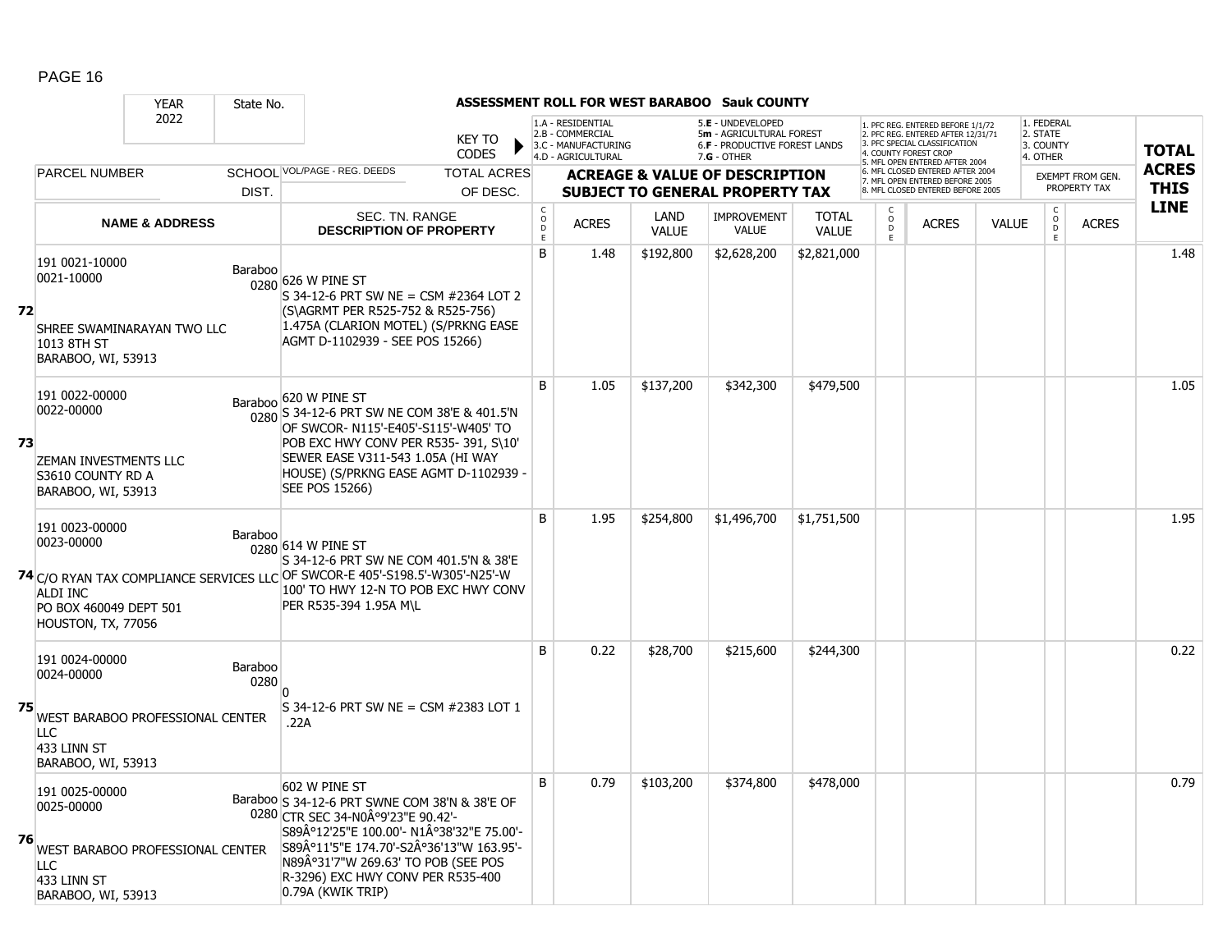# ASSESSMENT ROLL FOR WEST BARABOO Sauk COUNTY

| YEAR | State No. | | KEY TO CODES | 1.A - RESIDENTIAL 2.B - COMMERCIAL 3.C - MANUFACTURING 4.D - AGRICULTURAL | | 5.E - UNDEVELOPED 5m - AGRICULTURAL FOREST 6.F - PRODUCTIVE FOREST LANDS 7.G - OTHER | | | 1. PFC REG. ENTERED BEFORE 1/1/72 2. PFC REG. ENTERED AFTER 12/31/71 3. PFC SPECIAL CLASSIFICATION 4. COUNTY FOREST CROP 5. MFL OPEN ENTERED AFTER 2004 6. MFL CLOSED ENTERED AFTER 2004 7. MFL OPEN ENTERED BEFORE 2005 8. MFL CLOSED ENTERED BEFORE 2005 | | | 1. FEDERAL 2. STATE 3. COUNTY 4. OTHER | | TOTAL ACRES THIS LINE |
|---|---|---|---|---|---|---|---|---|---|---|---|---|---|---|
| 2022 | | | | | | | | | | | | | | |
| PARCEL NUMBER | SCHOOL DIST. | VOL/PAGE - REG. DEEDS | TOTAL ACRES OF DESC. | ACREAGE & VALUE OF DESCRIPTION SUBJECT TO GENERAL PROPERTY TAX | | | | | | | | EXEMPT FROM GEN. PROPERTY TAX | | |
| NAME & ADDRESS | | SEC. TN. RANGE DESCRIPTION OF PROPERTY | | CODE | ACRES | LAND VALUE | IMPROVEMENT VALUE | TOTAL VALUE | CODE | ACRES | VALUE | CODE | ACRES | |
| **72** 191 0021-10000 0021-10000 SHREE SWAMINARAYAN TWO LLC 1013 8TH ST BARABOO, WI, 53913 | Baraboo 0280 | 626 W PINE ST S 34-12-6 PRT SW NE = CSM #2364 LOT 2 (S\AGRMT PER R525-752 & R525-756) 1.475A (CLARION MOTEL) (S/PRKNG EASE AGMT D-1102939 - SEE POS 15266) | | B | 1.48 | $192,800 | $2,628,200 | $2,821,000 | | | | | | 1.48 |
| **73** 191 0022-00000 0022-00000 ZEMAN INVESTMENTS LLC S3610 COUNTY RD A BARABOO, WI, 53913 | Baraboo 0280 | 620 W PINE ST S 34-12-6 PRT SW NE COM 38'E & 401.5'N OF SWCOR- N115'-E405'-S115'-W405' TO POB EXC HWY CONV PER R535- 391, S\10' SEWER EASE V311-543 1.05A (HI WAY HOUSE) (S/PRKNG EASE AGMT D-1102939 - SEE POS 15266) | | B | 1.05 | $137,200 | $342,300 | $479,500 | | | | | | 1.05 |
| **74** 191 0023-00000 0023-00000 C/O RYAN TAX COMPLIANCE SERVICES LLC ALDI INC PO BOX 460049 DEPT 501 HOUSTON, TX, 77056 | Baraboo 0280 | 614 W PINE ST S 34-12-6 PRT SW NE COM 401.5'N & 38'E OF SWCOR-E 405'-S198.5'-W305'-N25'-W 100' TO HWY 12-N TO POB EXC HWY CONV PER R535-394 1.95A M\L | | B | 1.95 | $254,800 | $1,496,700 | $1,751,500 | | | | | | 1.95 |
| **75** 191 0024-00000 0024-00000 WEST BARABOO PROFESSIONAL CENTER LLC 433 LINN ST BARABOO, WI, 53913 | Baraboo 0280 | 0 S 34-12-6 PRT SW NE = CSM #2383 LOT 1 .22A | | B | 0.22 | $28,700 | $215,600 | $244,300 | | | | | | 0.22 |
| **76** 191 0025-00000 0025-00000 WEST BARABOO PROFESSIONAL CENTER LLC 433 LINN ST BARABOO, WI, 53913 | Baraboo 0280 | 602 W PINE ST S 34-12-6 PRT SWNE COM 38'N & 38'E OF CTR SEC 34-N0Â°9'23"E 90.42'- S89Â°12'25"E 100.00'- N1Â°38'32"E 75.00'- S89Â°11'5"E 174.70'-S2Â°36'13"W 163.95'- N89Â°31'7"W 269.63' TO POB (SEE POS R-3296) EXC HWY CONV PER R535-400 0.79A (KWIK TRIP) | | B | 0.79 | $103,200 | $374,800 | $478,000 | | | | | | 0.79 |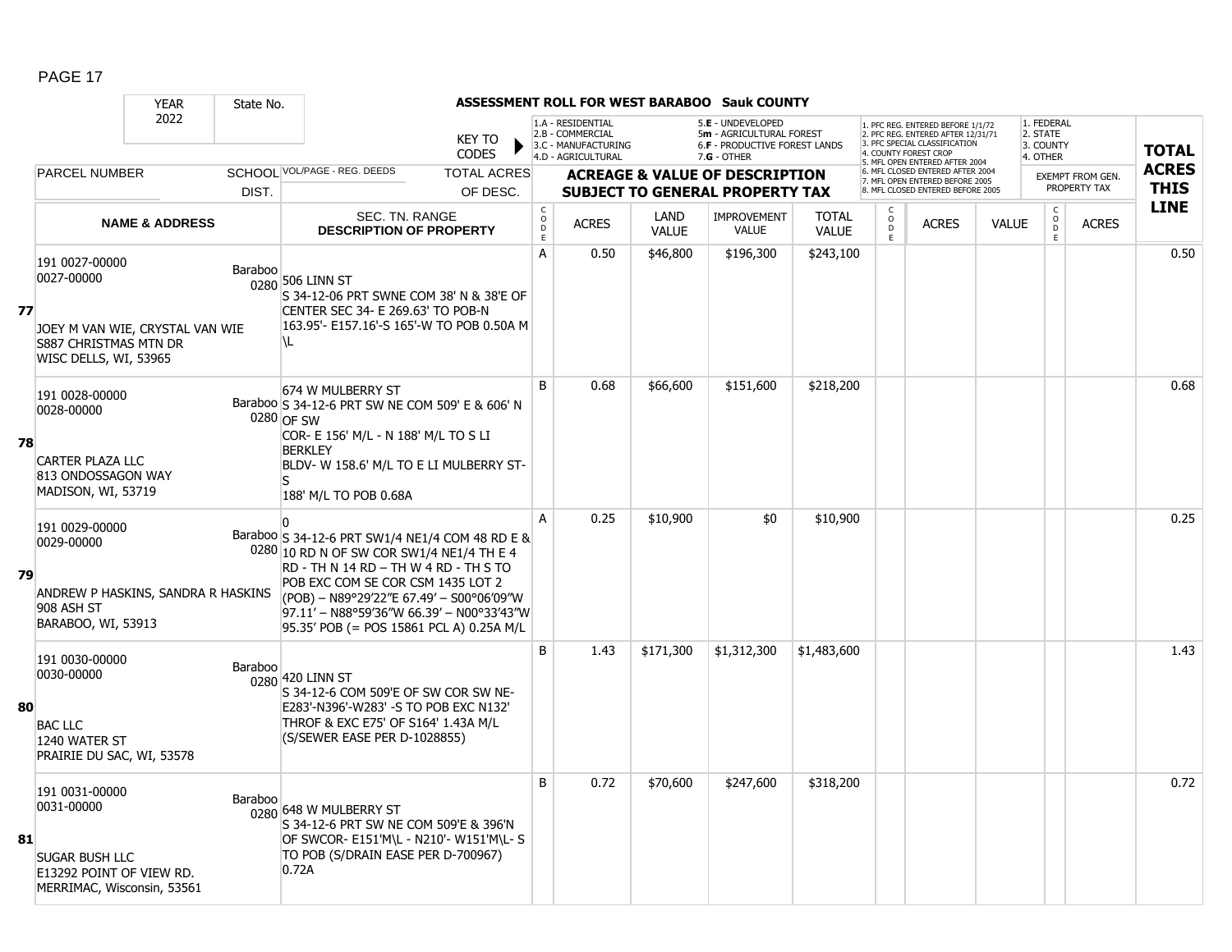# ASSESSMENT ROLL FOR WEST BARABOO Sauk COUNTY

| YEAR | State No. | | | | | | | | | | | | | | |
|---|---|---|---|---|---|---|---|---|---|---|---|---|---|---|---|
| 2022 | | | | | | | | | | | | | | | |

KEY TO CODES: 1.A - RESIDENTIAL, 2.B - COMMERCIAL, 3.C - MANUFACTURING, 4.D - AGRICULTURAL, 5.E - UNDEVELOPED, 5m - AGRICULTURAL FOREST, 6.F - PRODUCTIVE FOREST LANDS, 7.G - OTHER

1. PFC REG. ENTERED BEFORE 1/1/72, 2. PFC REG. ENTERED AFTER 12/31/71, 3. PFC SPECIAL CLASSIFICATION, 4. COUNTY FOREST CROP, 5. MFL OPEN ENTERED AFTER 2004, 6. MFL CLOSED ENTERED AFTER 2004, 7. MFL OPEN ENTERED BEFORE 2005, 8. MFL CLOSED ENTERED BEFORE 2005

1. FEDERAL, 2. STATE, 3. COUNTY, 4. OTHER

| LINE | PARCEL NUMBER / NAME & ADDRESS | SCHOOL DIST. | VOL/PAGE - REG. DEEDS / SEC. TN. RANGE / DESCRIPTION OF PROPERTY | CODE | ACRES | LAND VALUE | IMPROVEMENT VALUE | TOTAL VALUE | CODE | ACRES | VALUE | CODE | ACRES | TOTAL ACRES THIS LINE |
|---|---|---|---|---|---|---|---|---|---|---|---|---|---|---|
| 77 | 191 0027-00000<br>0027-00000<br>JOEY M VAN WIE, CRYSTAL VAN WIE<br>S887 CHRISTMAS MTN DR<br>WISC DELLS, WI, 53965 | Baraboo 0280 | 506 LINN ST<br>S 34-12-06 PRT SWNE COM 38' N & 38'E OF CENTER SEC 34- E 269.63' TO POB-N 163.95'- E157.16'-S 165'-W TO POB 0.50A M \L | A | 0.50 | $46,800 | $196,300 | $243,100 | | | | | | 0.50 |
| 78 | 191 0028-00000<br>0028-00000<br>CARTER PLAZA LLC<br>813 ONDOSSAGON WAY<br>MADISON, WI, 53719 | Baraboo 0280 | 674 W MULBERRY ST<br>S 34-12-6 PRT SW NE COM 509' E & 606' N OF SW<br>COR- E 156' M/L - N 188' M/L TO S LI BERKLEY<br>BLDV- W 158.6' M/L TO E LI MULBERRY ST- S<br>188' M/L TO POB 0.68A | B | 0.68 | $66,600 | $151,600 | $218,200 | | | | | | 0.68 |
| 79 | 191 0029-00000<br>0029-00000<br>ANDREW P HASKINS, SANDRA R HASKINS<br>908 ASH ST<br>BARABOO, WI, 53913 | Baraboo 0280 | 0<br>S 34-12-6 PRT SW1/4 NE1/4 COM 48 RD E & 10 RD N OF SW COR SW1/4 NE1/4 TH E 4 RD - TH N 14 RD – TH W 4 RD - TH S TO POB EXC COM SE COR CSM 1435 LOT 2 (POB) – N89°29'22"E 67.49' – S00°06'09"W 97.11' – N88°59'36"W 66.39' – N00°33'43"W 95.35' POB (= POS 15861 PCL A) 0.25A M/L | A | 0.25 | $10,900 | $0 | $10,900 | | | | | | 0.25 |
| 80 | 191 0030-00000<br>0030-00000<br>BAC LLC<br>1240 WATER ST<br>PRAIRIE DU SAC, WI, 53578 | Baraboo 0280 | 420 LINN ST<br>S 34-12-6 COM 509'E OF SW COR SW NE- E283'-N396'-W283' -S TO POB EXC N132' THROF & EXC E75' OF S164' 1.43A M/L (S/SEWER EASE PER D-1028855) | B | 1.43 | $171,300 | $1,312,300 | $1,483,600 | | | | | | 1.43 |
| 81 | 191 0031-00000<br>0031-00000<br>SUGAR BUSH LLC<br>E13292 POINT OF VIEW RD.<br>MERRIMAC, Wisconsin, 53561 | Baraboo 0280 | 648 W MULBERRY ST<br>S 34-12-6 PRT SW NE COM 509'E & 396'N OF SWCOR- E151'M\L - N210'- W151'M\L- S TO POB (S/DRAIN EASE PER D-700967) 0.72A | B | 0.72 | $70,600 | $247,600 | $318,200 | | | | | | 0.72 |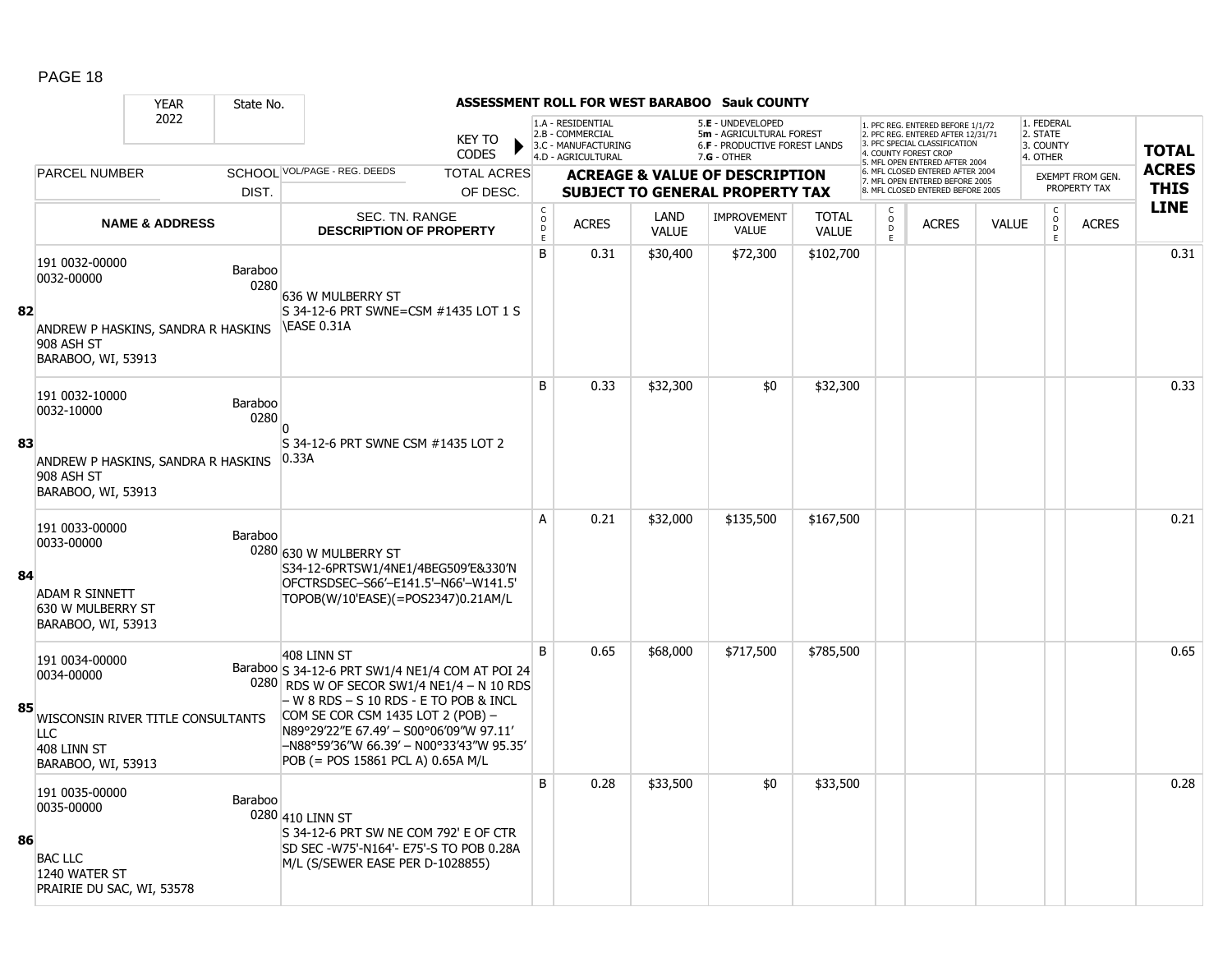**ASSESSMENT ROLL FOR WEST BARABOO Sauk COUNTY**

| YEAR | State No. | | KEY TO CODES | | 1.A - RESIDENTIAL 2.B - COMMERCIAL 3.C - MANUFACTURING 4.D - AGRICULTURAL | | 5.E - UNDEVELOPED 5m - AGRICULTURAL FOREST 6.F - PRODUCTIVE FOREST LANDS 7.G - OTHER | | | 1. PFC REG. ENTERED BEFORE 1/1/72 2. PFC REG. ENTERED AFTER 12/31/71 3. PFC SPECIAL CLASSIFICATION 4. COUNTY FOREST CROP 5. MFL OPEN ENTERED AFTER 2004 6. MFL CLOSED ENTERED AFTER 2004 7. MFL OPEN ENTERED BEFORE 2005 8. MFL CLOSED ENTERED BEFORE 2005 | | | 1. FEDERAL 2. STATE 3. COUNTY 4. OTHER | | TOTAL |
|---|---|---|---|---|---|---|---|---|---|---|---|---|---|---|---|
| 2022 | | | | | | | | | | | | | | | |
| PARCEL NUMBER | SCHOOL DIST. | VOL/PAGE - REG. DEEDS | TOTAL ACRES OF DESC. | | ACREAGE & VALUE OF DESCRIPTION SUBJECT TO GENERAL PROPERTY TAX | | | | | | | | EXEMPT FROM GEN. PROPERTY TAX | | ACRES THIS LINE |
| **NAME & ADDRESS** | | SEC. TN. RANGE **DESCRIPTION OF PROPERTY** | | CODE | ACRES | LAND VALUE | IMPROVEMENT VALUE | TOTAL VALUE | CODE | ACRES | VALUE | CODE | ACRES | | |
| **82** 191 0032-00000 0032-00000 ANDREW P HASKINS, SANDRA R HASKINS 908 ASH ST BARABOO, WI, 53913 | Baraboo 0280 | 636 W MULBERRY ST S 34-12-6 PRT SWNE=CSM #1435 LOT 1 S \EASE 0.31A | | B | 0.31 | $30,400 | $72,300 | $102,700 | | | | | | | 0.31 |
| **83** 191 0032-10000 0032-10000 ANDREW P HASKINS, SANDRA R HASKINS 908 ASH ST BARABOO, WI, 53913 | Baraboo 0280 | 0 S 34-12-6 PRT SWNE CSM #1435 LOT 2 0.33A | | B | 0.33 | $32,300 | $0 | $32,300 | | | | | | | 0.33 |
| **84** 191 0033-00000 0033-00000 ADAM R SINNETT 630 W MULBERRY ST BARABOO, WI, 53913 | Baraboo 0280 | 630 W MULBERRY ST S34-12-6PRTSW1/4NE1/4BEG509'E&330'N OFCTRSDSEC–S66'–E141.5'–N66'–W141.5' TOPOB(W/10'EASE)(=POS2347)0.21AM/L | | A | 0.21 | $32,000 | $135,500 | $167,500 | | | | | | | 0.21 |
| **85** 191 0034-00000 0034-00000 WISCONSIN RIVER TITLE CONSULTANTS LLC 408 LINN ST BARABOO, WI, 53913 | Baraboo 0280 | 408 LINN ST S 34-12-6 PRT SW1/4 NE1/4 COM AT POI 24 RDS W OF SECOR SW1/4 NE1/4 – N 10 RDS – W 8 RDS – S 10 RDS - E TO POB & INCL COM SE COR CSM 1435 LOT 2 (POB) – N89°29'22"E 67.49' – S00°06'09"W 97.11' –N88°59'36"W 66.39' – N00°33'43"W 95.35' POB (= POS 15861 PCL A) 0.65A M/L | | B | 0.65 | $68,000 | $717,500 | $785,500 | | | | | | | 0.65 |
| **86** 191 0035-00000 0035-00000 BAC LLC 1240 WATER ST PRAIRIE DU SAC, WI, 53578 | Baraboo 0280 | 410 LINN ST S 34-12-6 PRT SW NE COM 792' E OF CTR SD SEC -W75'-N164'- E75'-S TO POB 0.28A M/L (S/SEWER EASE PER D-1028855) | | B | 0.28 | $33,500 | $0 | $33,500 | | | | | | | 0.28 |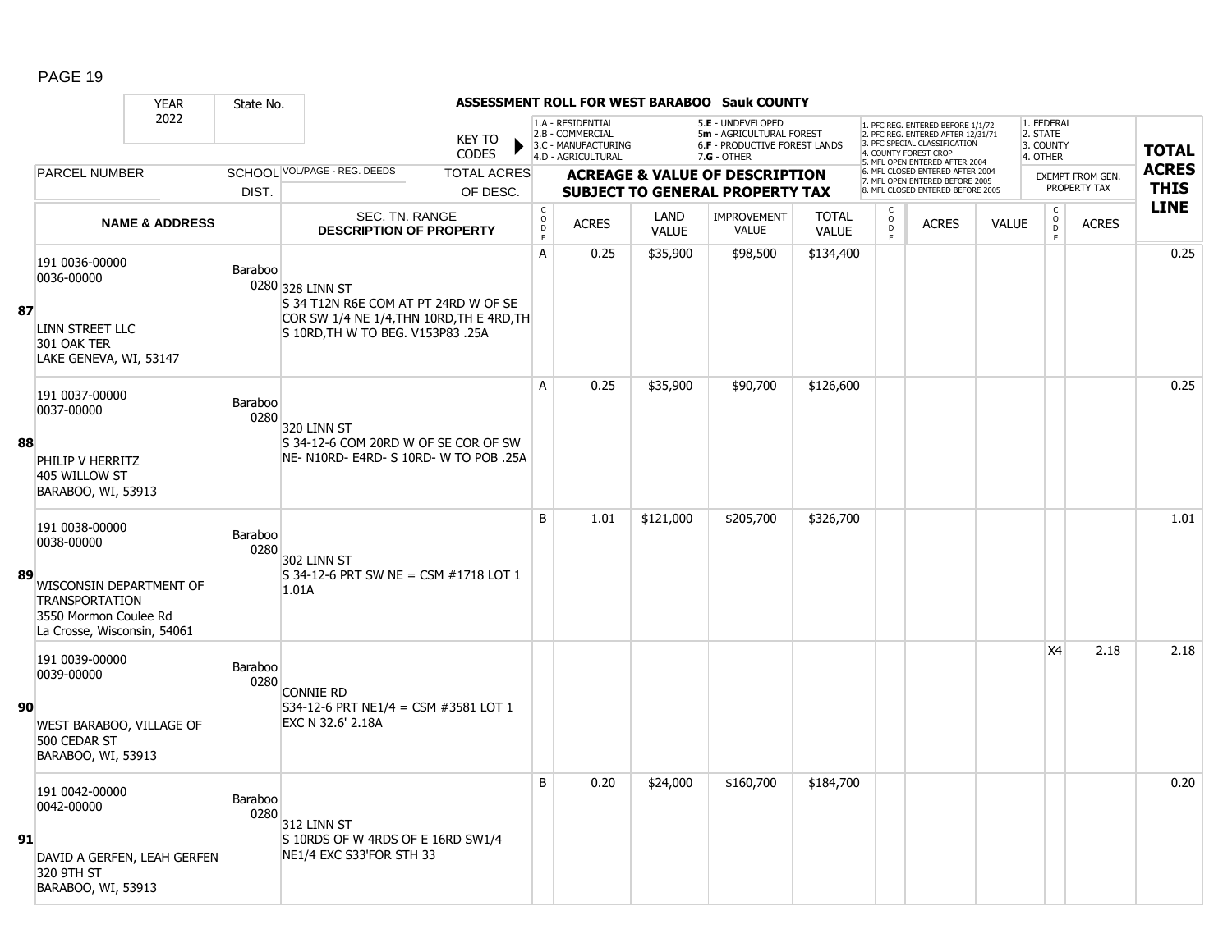# ASSESSMENT ROLL FOR WEST BARABOO Sauk COUNTY

| YEAR | State No. | | | | | | | | | | | | | |
|---|---|---|---|---|---|---|---|---|---|---|---|---|---|---|
| 2022 | | | | | | | | | | | | | | |

KEY TO CODES: 1.A - RESIDENTIAL, 2.B - COMMERCIAL, 3.C - MANUFACTURING, 4.D - AGRICULTURAL, 5.E - UNDEVELOPED, 5m - AGRICULTURAL FOREST, 6.F - PRODUCTIVE FOREST LANDS, 7.G - OTHER

1. PFC REG. ENTERED BEFORE 1/1/72, 2. PFC REG. ENTERED AFTER 12/31/71, 3. PFC SPECIAL CLASSIFICATION, 4. COUNTY FOREST CROP, 5. MFL OPEN ENTERED AFTER 2004, 6. MFL CLOSED ENTERED AFTER 2004, 7. MFL OPEN ENTERED BEFORE 2005, 8. MFL CLOSED ENTERED BEFORE 2005

1. FEDERAL, 2. STATE, 3. COUNTY, 4. OTHER

| | PARCEL NUMBER / NAME & ADDRESS | SCHOOL DIST. | VOL/PAGE - REG. DEEDS / SEC. TN. RANGE / DESCRIPTION OF PROPERTY | CODE | ACRES | LAND VALUE | IMPROVEMENT VALUE | TOTAL VALUE | CODE | ACRES | VALUE | CODE (EXEMPT) | ACRES (EXEMPT FROM GEN. PROPERTY TAX) | TOTAL ACRES THIS LINE |
|---|---|---|---|---|---|---|---|---|---|---|---|---|---|---|
| 87 | 191 0036-00000<br>0036-00000<br><br>LINN STREET LLC<br>301 OAK TER<br>LAKE GENEVA, WI, 53147 | Baraboo 0280 | 328 LINN ST<br>S 34 T12N R6E COM AT PT 24RD W OF SE COR SW 1/4 NE 1/4,THN 10RD,TH E 4RD,TH S 10RD,TH W TO BEG. V153P83 .25A | A | 0.25 | $35,900 | $98,500 | $134,400 | | | | | | 0.25 |
| 88 | 191 0037-00000<br>0037-00000<br><br>PHILIP V HERRITZ<br>405 WILLOW ST<br>BARABOO, WI, 53913 | Baraboo 0280 | 320 LINN ST<br>S 34-12-6 COM 20RD W OF SE COR OF SW NE- N10RD- E4RD- S 10RD- W TO POB .25A | A | 0.25 | $35,900 | $90,700 | $126,600 | | | | | | 0.25 |
| 89 | 191 0038-00000<br>0038-00000<br><br>WISCONSIN DEPARTMENT OF TRANSPORTATION<br>3550 Mormon Coulee Rd<br>La Crosse, Wisconsin, 54061 | Baraboo 0280 | 302 LINN ST<br>S 34-12-6 PRT SW NE = CSM #1718 LOT 1 1.01A | B | 1.01 | $121,000 | $205,700 | $326,700 | | | | | | 1.01 |
| 90 | 191 0039-00000<br>0039-00000<br><br>WEST BARABOO, VILLAGE OF<br>500 CEDAR ST<br>BARABOO, WI, 53913 | Baraboo 0280 | CONNIE RD<br>S34-12-6 PRT NE1/4 = CSM #3581 LOT 1 EXC N 32.6' 2.18A | | | | | | | | | X4 | 2.18 | 2.18 |
| 91 | 191 0042-00000<br>0042-00000<br><br>DAVID A GERFEN, LEAH GERFEN<br>320 9TH ST<br>BARABOO, WI, 53913 | Baraboo 0280 | 312 LINN ST<br>S 10RDS OF W 4RDS OF E 16RD SW1/4 NE1/4 EXC S33'FOR STH 33 | B | 0.20 | $24,000 | $160,700 | $184,700 | | | | | | 0.20 |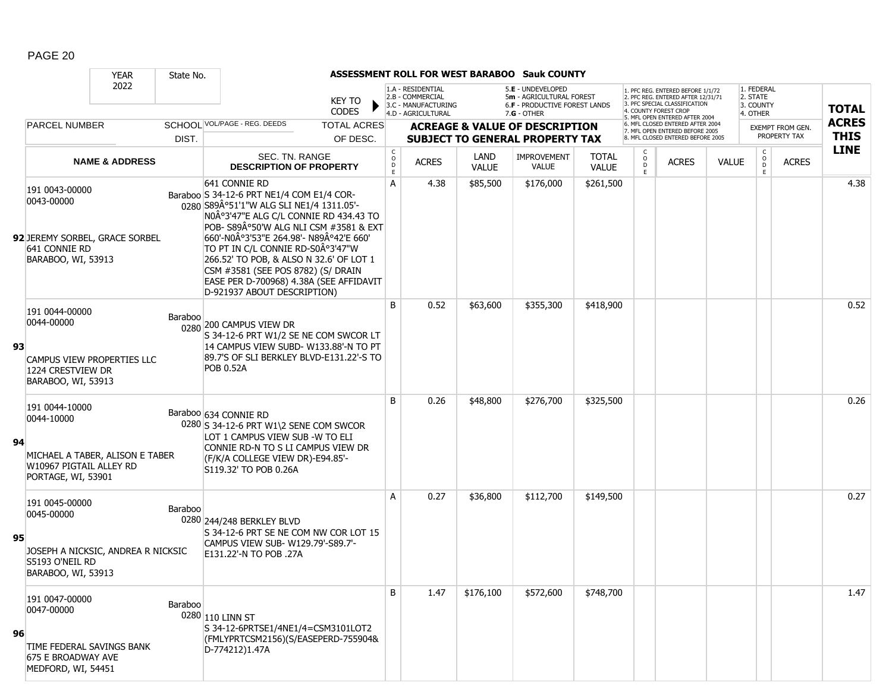**ASSESSMENT ROLL FOR WEST BARABOO Sauk COUNTY**

| YEAR 2022 | State No. | | KEY TO CODES | 1.A - RESIDENTIAL 2.B - COMMERCIAL 3.C - MANUFACTURING 4.D - AGRICULTURAL | | 5.E - UNDEVELOPED 5m - AGRICULTURAL FOREST 6.F - PRODUCTIVE FOREST LANDS 7.G - OTHER | | | 1. PFC REG. ENTERED BEFORE 1/1/72 2. PFC REG. ENTERED AFTER 12/31/71 3. PFC SPECIAL CLASSIFICATION 4. COUNTY FOREST CROP 5. MFL OPEN ENTERED AFTER 2004 6. MFL CLOSED ENTERED AFTER 2004 7. MFL OPEN ENTERED BEFORE 2005 8. MFL CLOSED ENTERED BEFORE 2005 | | | 1. FEDERAL 2. STATE 3. COUNTY 4. OTHER | | |
|---|---|---|---|---|---|---|---|---|---|---|---|---|---|---|
| PARCEL NUMBER | SCHOOL DIST. | VOL/PAGE - REG. DEEDS | TOTAL ACRES OF DESC. | ACREAGE & VALUE OF DESCRIPTION SUBJECT TO GENERAL PROPERTY TAX | | | | | | | | EXEMPT FROM GEN. PROPERTY TAX | | TOTAL ACRES THIS LINE |
| NAME & ADDRESS | | SEC. TN. RANGE DESCRIPTION OF PROPERTY | | CODE | ACRES | LAND VALUE | IMPROVEMENT VALUE | TOTAL VALUE | CODE | ACRES | VALUE | CODE | ACRES | |
| 191 0043-00000 0043-00000 **92** JEREMY SORBEL, GRACE SORBEL 641 CONNIE RD BARABOO, WI, 53913 | Baraboo 0280 | 641 CONNIE RD S 34-12-6 PRT NE1/4 COM E1/4 COR- S89Â°51'1"W ALG SLI NE1/4 1311.05'- N0Â°3'47"E ALG C/L CONNIE RD 434.43 TO POB- S89Â°50'W ALG NLI CSM #3581 & EXT 660'-N0Â°3'53"E 264.98'- N89Â°42'E 660' TO PT IN C/L CONNIE RD-S0Â°3'47"W 266.52' TO POB, & ALSO N 32.6' OF LOT 1 CSM #3581 (SEE POS 8782) (S/ DRAIN EASE PER D-700968) 4.38A (SEE AFFIDAVIT D-921937 ABOUT DESCRIPTION) | | A | 4.38 | $85,500 | $176,000 | $261,500 | | | | | | 4.38 |
| 191 0044-00000 0044-00000 **93** CAMPUS VIEW PROPERTIES LLC 1224 CRESTVIEW DR BARABOO, WI, 53913 | Baraboo 0280 | 200 CAMPUS VIEW DR S 34-12-6 PRT W1/2 SE NE COM SWCOR LT 14 CAMPUS VIEW SUBD- W133.88'-N TO PT 89.7'S OF SLI BERKLEY BLVD-E131.22'-S TO POB 0.52A | | B | 0.52 | $63,600 | $355,300 | $418,900 | | | | | | 0.52 |
| 191 0044-10000 0044-10000 **94** MICHAEL A TABER, ALISON E TABER W10967 PIGTAIL ALLEY RD PORTAGE, WI, 53901 | Baraboo 0280 | 634 CONNIE RD S 34-12-6 PRT W1\2 SENE COM SWCOR LOT 1 CAMPUS VIEW SUB -W TO ELI CONNIE RD-N TO S LI CAMPUS VIEW DR (F/K/A COLLEGE VIEW DR)-E94.85'- S119.32' TO POB 0.26A | | B | 0.26 | $48,800 | $276,700 | $325,500 | | | | | | 0.26 |
| 191 0045-00000 0045-00000 **95** JOSEPH A NICKSIC, ANDREA R NICKSIC S5193 O'NEIL RD BARABOO, WI, 53913 | Baraboo 0280 | 244/248 BERKLEY BLVD S 34-12-6 PRT SE NE COM NW COR LOT 15 CAMPUS VIEW SUB- W129.79'-S89.7'- E131.22'-N TO POB .27A | | A | 0.27 | $36,800 | $112,700 | $149,500 | | | | | | 0.27 |
| 191 0047-00000 0047-00000 **96** TIME FEDERAL SAVINGS BANK 675 E BROADWAY AVE MEDFORD, WI, 54451 | Baraboo 0280 | 110 LINN ST S 34-12-6PRTSE1/4NE1/4=CSM3101LOT2 (FMLYPRTCSM2156)(S/EASEPERD-755904& D-774212)1.47A | | B | 1.47 | $176,100 | $572,600 | $748,700 | | | | | | 1.47 |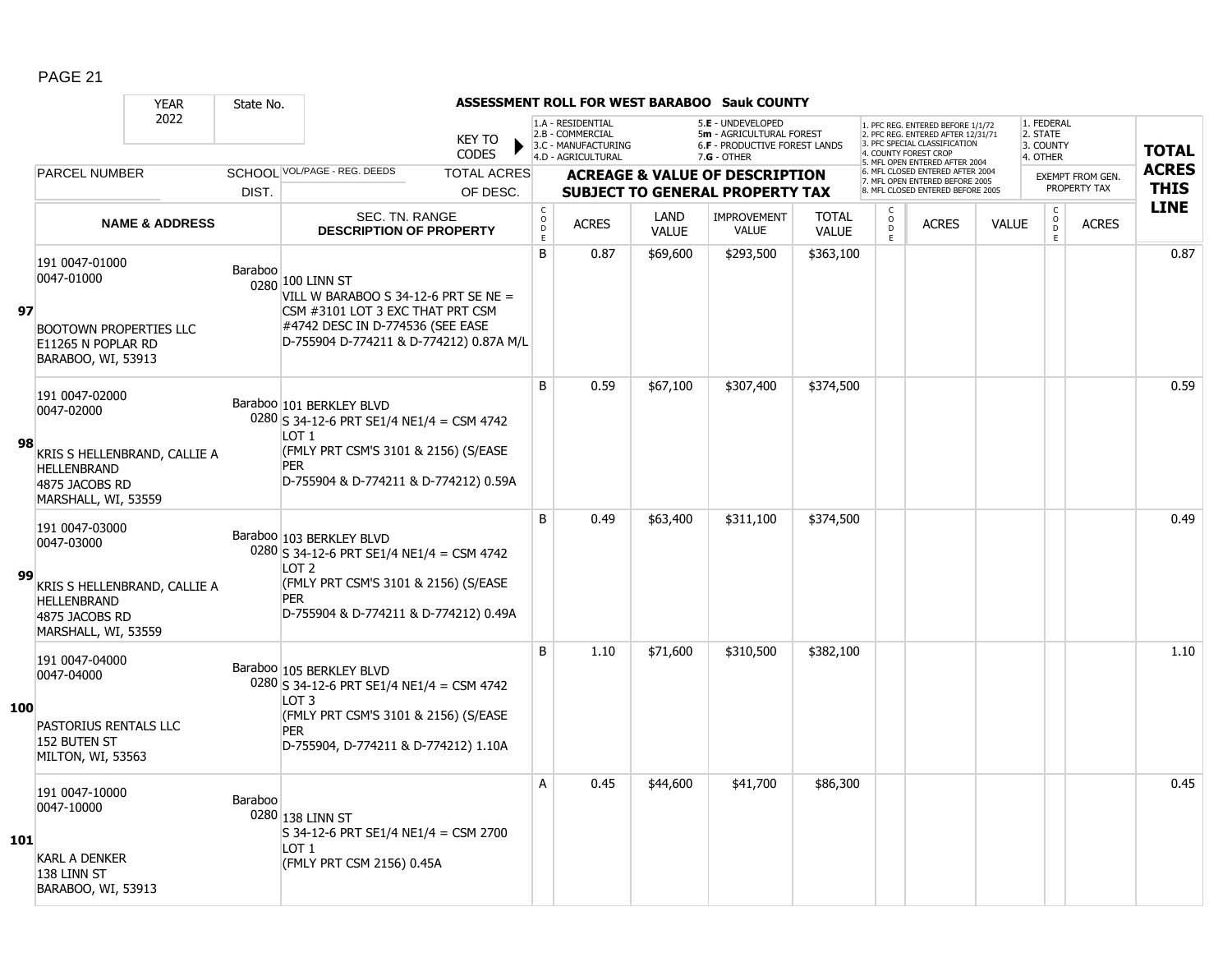# ASSESSMENT ROLL FOR WEST BARABOO Sauk COUNTY

| YEAR | State No. | | KEY TO CODES | 1.A - RESIDENTIAL<br>2.B - COMMERCIAL<br>3.C - MANUFACTURING<br>4.D - AGRICULTURAL | | 5.E - UNDEVELOPED<br>5m - AGRICULTURAL FOREST<br>6.F - PRODUCTIVE FOREST LANDS<br>7.G - OTHER | | | 1. PFC REG. ENTERED BEFORE 1/1/72<br>2. PFC REG. ENTERED AFTER 12/31/71<br>3. PFC SPECIAL CLASSIFICATION<br>4. COUNTY FOREST CROP<br>5. MFL OPEN ENTERED AFTER 2004<br>6. MFL CLOSED ENTERED AFTER 2004<br>7. MFL OPEN ENTERED BEFORE 2005<br>8. MFL CLOSED ENTERED BEFORE 2005 | | | 1. FEDERAL<br>2. STATE<br>3. COUNTY<br>4. OTHER | | |
|---|---|---|---|---|---|---|---|---|---|---|---|---|---|---|
| 2022 | | | | | | | | | | | | | | |
| PARCEL NUMBER | SCHOOL DIST. | VOL/PAGE - REG. DEEDS | TOTAL ACRES OF DESC. | ACREAGE & VALUE OF DESCRIPTION SUBJECT TO GENERAL PROPERTY TAX | | | | | | | | EXEMPT FROM GEN. PROPERTY TAX | | TOTAL ACRES THIS LINE |
| NAME & ADDRESS | | SEC. TN. RANGE DESCRIPTION OF PROPERTY | | CODE | ACRES | LAND VALUE | IMPROVEMENT VALUE | TOTAL VALUE | CODE | ACRES | VALUE | CODE | ACRES | |
| **97** 191 0047-01000<br>0047-01000<br><br>BOOTOWN PROPERTIES LLC<br>E11265 N POPLAR RD<br>BARABOO, WI, 53913 | Baraboo 0280 | 100 LINN ST<br>VILL W BARABOO S 34-12-6 PRT SE NE = CSM #3101 LOT 3 EXC THAT PRT CSM #4742 DESC IN D-774536 (SEE EASE D-755904 D-774211 & D-774212) 0.87A M/L | | B | 0.87 | $69,600 | $293,500 | $363,100 | | | | | | 0.87 |
| **98** 191 0047-02000<br>0047-02000<br><br>KRIS S HELLENBRAND, CALLIE A HELLENBRAND<br>4875 JACOBS RD<br>MARSHALL, WI, 53559 | Baraboo 0280 | 101 BERKLEY BLVD<br>S 34-12-6 PRT SE1/4 NE1/4 = CSM 4742 LOT 1<br>(FMLY PRT CSM'S 3101 & 2156) (S/EASE PER D-755904 & D-774211 & D-774212) 0.59A | | B | 0.59 | $67,100 | $307,400 | $374,500 | | | | | | 0.59 |
| **99** 191 0047-03000<br>0047-03000<br><br>KRIS S HELLENBRAND, CALLIE A HELLENBRAND<br>4875 JACOBS RD<br>MARSHALL, WI, 53559 | Baraboo 0280 | 103 BERKLEY BLVD<br>S 34-12-6 PRT SE1/4 NE1/4 = CSM 4742 LOT 2<br>(FMLY PRT CSM'S 3101 & 2156) (S/EASE PER D-755904 & D-774211 & D-774212) 0.49A | | B | 0.49 | $63,400 | $311,100 | $374,500 | | | | | | 0.49 |
| **100** 191 0047-04000<br>0047-04000<br><br>PASTORIUS RENTALS LLC<br>152 BUTEN ST<br>MILTON, WI, 53563 | Baraboo 0280 | 105 BERKLEY BLVD<br>S 34-12-6 PRT SE1/4 NE1/4 = CSM 4742 LOT 3<br>(FMLY PRT CSM'S 3101 & 2156) (S/EASE PER D-755904, D-774211 & D-774212) 1.10A | | B | 1.10 | $71,600 | $310,500 | $382,100 | | | | | | 1.10 |
| **101** 191 0047-10000<br>0047-10000<br><br>KARL A DENKER<br>138 LINN ST<br>BARABOO, WI, 53913 | Baraboo 0280 | 138 LINN ST<br>S 34-12-6 PRT SE1/4 NE1/4 = CSM 2700 LOT 1<br>(FMLY PRT CSM 2156) 0.45A | | A | 0.45 | $44,600 | $41,700 | $86,300 | | | | | | 0.45 |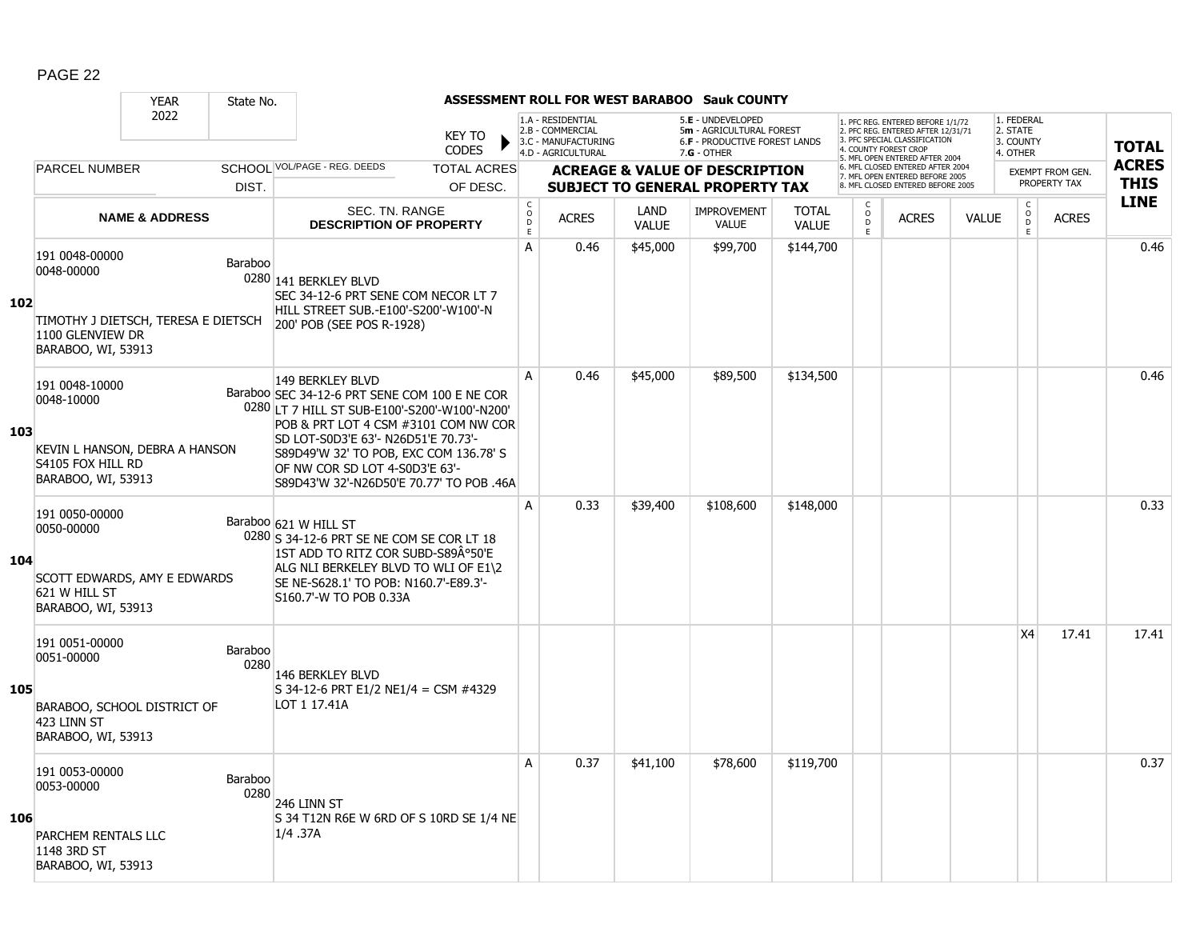# ASSESSMENT ROLL FOR WEST BARABOO Sauk COUNTY

YEAR 2022 | State No.

KEY TO CODES: 1.A - RESIDENTIAL, 2.B - COMMERCIAL, 3.C - MANUFACTURING, 4.D - AGRICULTURAL, 5.E - UNDEVELOPED, 5m - AGRICULTURAL FOREST, 6.F - PRODUCTIVE FOREST LANDS, 7.G - OTHER

1. PFC REG. ENTERED BEFORE 1/1/72, 2. PFC REG. ENTERED AFTER 12/31/71, 3. PFC SPECIAL CLASSIFICATION, 4. COUNTY FOREST CROP, 5. MFL OPEN ENTERED AFTER 2004, 6. MFL CLOSED ENTERED AFTER 2004, 7. MFL OPEN ENTERED BEFORE 2005, 8. MFL CLOSED ENTERED BEFORE 2005

1. FEDERAL, 2. STATE, 3. COUNTY, 4. OTHER

| | PARCEL NUMBER / NAME & ADDRESS | SCHOOL DIST. | VOL/PAGE - REG. DEEDS / SEC. TN. RANGE DESCRIPTION OF PROPERTY | CODE | ACRES | LAND VALUE | IMPROVEMENT VALUE | TOTAL VALUE | CODE | ACRES | VALUE | CODE | EXEMPT FROM GEN. PROPERTY TAX ACRES | TOTAL ACRES THIS LINE |
|---|---|---|---|---|---|---|---|---|---|---|---|---|---|---|
| 102 | 191 0048-00000<br>0048-00000<br>TIMOTHY J DIETSCH, TERESA E DIETSCH<br>1100 GLENVIEW DR<br>BARABOO, WI, 53913 | Baraboo 0280 | 141 BERKLEY BLVD<br>SEC 34-12-6 PRT SENE COM NECOR LT 7 HILL STREET SUB.-E100'-S200'-W100'-N 200' POB (SEE POS R-1928) | A | 0.46 | $45,000 | $99,700 | $144,700 | | | | | | 0.46 |
| 103 | 191 0048-10000<br>0048-10000<br>KEVIN L HANSON, DEBRA A HANSON<br>S4105 FOX HILL RD<br>BARABOO, WI, 53913 | Baraboo 0280 | 149 BERKLEY BLVD<br>SEC 34-12-6 PRT SENE COM 100 E NE COR LT 7 HILL ST SUB-E100'-S200'-W100'-N200' POB & PRT LOT 4 CSM #3101 COM NW COR SD LOT-S0D3'E 63'- N26D51'E 70.73'-S89D49'W 32' TO POB, EXC COM 136.78' S OF NW COR SD LOT 4-S0D3'E 63'-S89D43'W 32'-N26D50'E 70.77' TO POB .46A | A | 0.46 | $45,000 | $89,500 | $134,500 | | | | | | 0.46 |
| 104 | 191 0050-00000<br>0050-00000<br>SCOTT EDWARDS, AMY E EDWARDS<br>621 W HILL ST<br>BARABOO, WI, 53913 | Baraboo 0280 | 621 W HILL ST<br>S 34-12-6 PRT SE NE COM SE COR LT 18 1ST ADD TO RITZ COR SUBD-S89Â°50'E ALG NLI BERKELEY BLVD TO WLI OF E1\2 SE NE-S628.1' TO POB: N160.7'-E89.3'-S160.7'-W TO POB 0.33A | A | 0.33 | $39,400 | $108,600 | $148,000 | | | | | | 0.33 |
| 105 | 191 0051-00000<br>0051-00000<br>BARABOO, SCHOOL DISTRICT OF<br>423 LINN ST<br>BARABOO, WI, 53913 | Baraboo 0280 | 146 BERKLEY BLVD<br>S 34-12-6 PRT E1/2 NE1/4 = CSM #4329 LOT 1 17.41A | | | | | | | | | X4 | 17.41 | 17.41 |
| 106 | 191 0053-00000<br>0053-00000<br>PARCHEM RENTALS LLC<br>1148 3RD ST<br>BARABOO, WI, 53913 | Baraboo 0280 | 246 LINN ST<br>S 34 T12N R6E W 6RD OF S 10RD SE 1/4 NE 1/4 .37A | A | 0.37 | $41,100 | $78,600 | $119,700 | | | | | | 0.37 |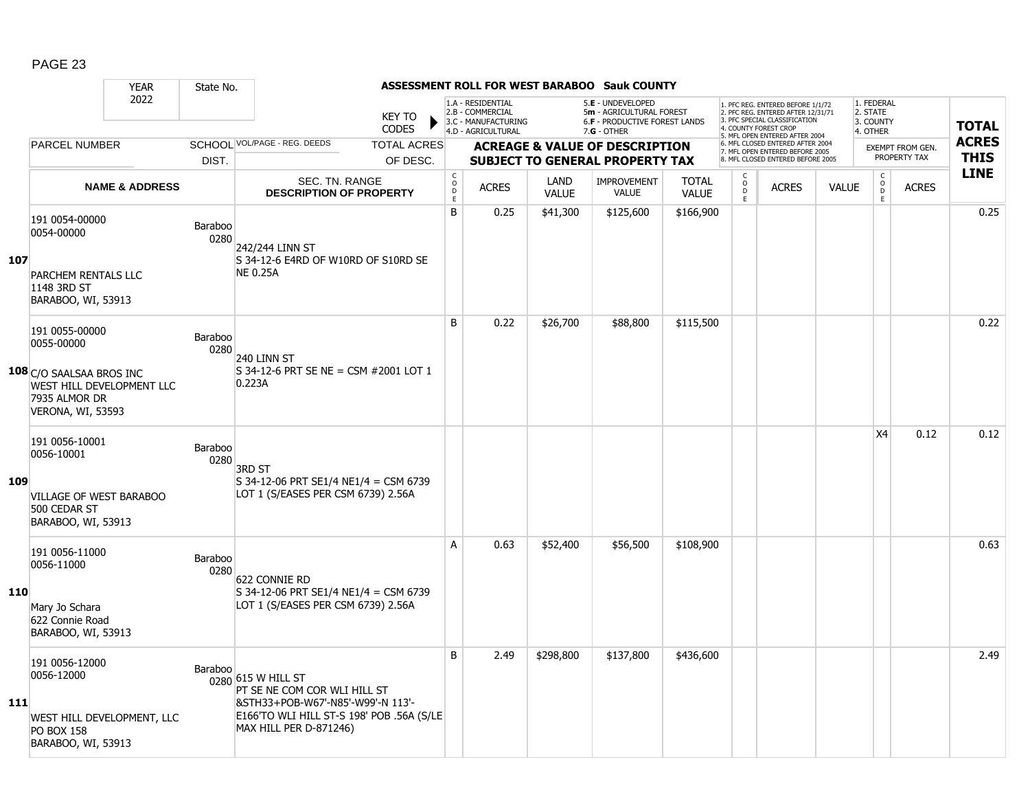**ASSESSMENT ROLL FOR WEST BARABOO Sauk COUNTY**

| YEAR 2022 | State No. | KEY TO CODES | 1.A - RESIDENTIAL 2.B - COMMERCIAL 3.C - MANUFACTURING 4.D - AGRICULTURAL | | 5.E - UNDEVELOPED 5m - AGRICULTURAL FOREST 6.F - PRODUCTIVE FOREST LANDS 7.G - OTHER | | | 1. PFC REG. ENTERED BEFORE 1/1/72 2. PFC REG. ENTERED AFTER 12/31/71 3. PFC SPECIAL CLASSIFICATION 4. COUNTY FOREST CROP 5. MFL OPEN ENTERED AFTER 2004 6. MFL CLOSED ENTERED AFTER 2004 7. MFL OPEN ENTERED BEFORE 2005 8. MFL CLOSED ENTERED BEFORE 2005 | | | 1. FEDERAL 2. STATE 3. COUNTY 4. OTHER | | TOTAL |
|---|---|---|---|---|---|---|---|---|---|---|---|---|---|
| PARCEL NUMBER | SCHOOL DIST. | VOL/PAGE - REG. DEEDS / TOTAL ACRES OF DESC. | ACREAGE & VALUE OF DESCRIPTION SUBJECT TO GENERAL PROPERTY TAX | | | | | | | | EXEMPT FROM GEN. PROPERTY TAX | | ACRES THIS |
| NAME & ADDRESS | | SEC. TN. RANGE DESCRIPTION OF PROPERTY | CODE | ACRES | LAND VALUE | IMPROVEMENT VALUE | TOTAL VALUE | CODE | ACRES | VALUE | CODE | ACRES | LINE |
| **107** 191 0054-00000 0054-00000 PARCHEM RENTALS LLC 1148 3RD ST BARABOO, WI, 53913 | Baraboo 0280 | 242/244 LINN ST S 34-12-6 E4RD OF W10RD OF S10RD SE NE 0.25A | B | 0.25 | $41,300 | $125,600 | $166,900 | | | | | | 0.25 |
| **108** 191 0055-00000 0055-00000 C/O SAALSAA BROS INC WEST HILL DEVELOPMENT LLC 7935 ALMOR DR VERONA, WI, 53593 | Baraboo 0280 | 240 LINN ST S 34-12-6 PRT SE NE = CSM #2001 LOT 1 0.223A | B | 0.22 | $26,700 | $88,800 | $115,500 | | | | | | 0.22 |
| **109** 191 0056-10001 0056-10001 VILLAGE OF WEST BARABOO 500 CEDAR ST BARABOO, WI, 53913 | Baraboo 0280 | 3RD ST S 34-12-06 PRT SE1/4 NE1/4 = CSM 6739 LOT 1 (S/EASES PER CSM 6739) 2.56A | | | | | | | | | X4 | 0.12 | 0.12 |
| **110** 191 0056-11000 0056-11000 Mary Jo Schara 622 Connie Road BARABOO, WI, 53913 | Baraboo 0280 | 622 CONNIE RD S 34-12-06 PRT SE1/4 NE1/4 = CSM 6739 LOT 1 (S/EASES PER CSM 6739) 2.56A | A | 0.63 | $52,400 | $56,500 | $108,900 | | | | | | 0.63 |
| **111** 191 0056-12000 0056-12000 WEST HILL DEVELOPMENT, LLC PO BOX 158 BARABOO, WI, 53913 | Baraboo 0280 | 615 W HILL ST PT SE NE COM COR WLI HILL ST &STH33+POB-W67'-N85'-W99'-N 113'-E166'TO WLI HILL ST-S 198' POB .56A (S/LE MAX HILL PER D-871246) | B | 2.49 | $298,800 | $137,800 | $436,600 | | | | | | 2.49 |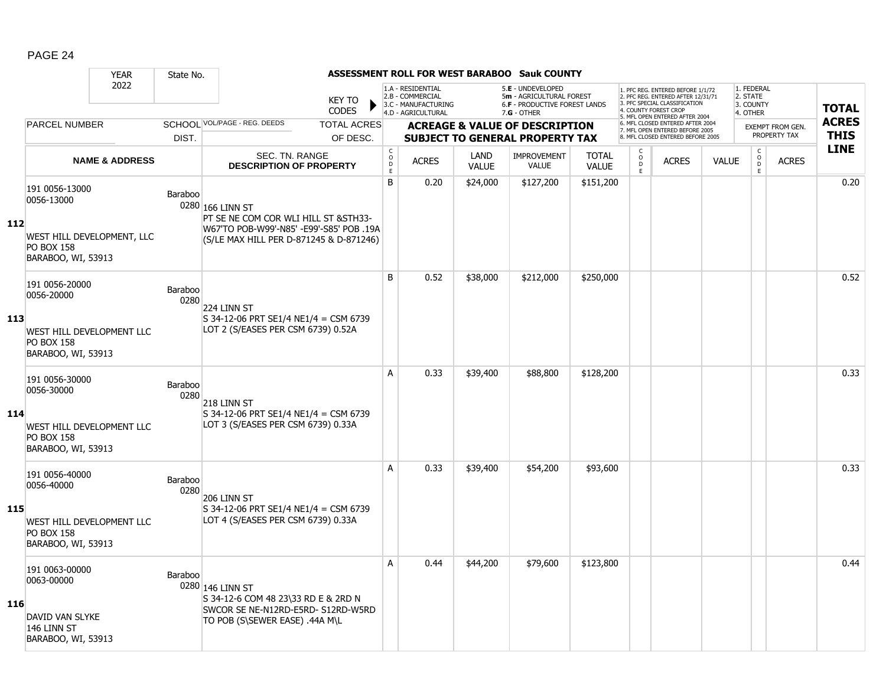**ASSESSMENT ROLL FOR WEST BARABOO Sauk COUNTY**

YEAR 2022 | State No.

KEY TO CODES:
1.A - RESIDENTIAL, 2.B - COMMERCIAL, 3.C - MANUFACTURING, 4.D - AGRICULTURAL, 5.E - UNDEVELOPED, 5m - AGRICULTURAL FOREST, 6.F - PRODUCTIVE FOREST LANDS, 7.G - OTHER

1. PFC REG. ENTERED BEFORE 1/1/72, 2. PFC REG. ENTERED AFTER 12/31/71, 3. PFC SPECIAL CLASSIFICATION, 4. COUNTY FOREST CROP, 5. MFL OPEN ENTERED AFTER 2004, 6. MFL CLOSED ENTERED AFTER 2004, 7. MFL OPEN ENTERED BEFORE 2005, 8. MFL CLOSED ENTERED BEFORE 2005

1. FEDERAL, 2. STATE, 3. COUNTY, 4. OTHER

| LINE | PARCEL NUMBER / NAME & ADDRESS | SCHOOL DIST. | VOL/PAGE - REG. DEEDS / SEC. TN. RANGE / DESCRIPTION OF PROPERTY | CODE | ACRES | LAND VALUE | IMPROVEMENT VALUE | TOTAL VALUE | CODE | ACRES | VALUE | CODE | EXEMPT ACRES | TOTAL ACRES THIS LINE |
|---|---|---|---|---|---|---|---|---|---|---|---|---|---|---|
| 112 | 191 0056-13000<br>0056-13000<br>WEST HILL DEVELOPMENT, LLC<br>PO BOX 158<br>BARABOO, WI, 53913 | Baraboo 0280 | 166 LINN ST<br>PT SE NE COM COR WLI HILL ST &STH33-W67'TO POB-W99'-N85' -E99'-S85' POB .19A (S/LE MAX HILL PER D-871245 & D-871246) | B | 0.20 | $24,000 | $127,200 | $151,200 | | | | | | 0.20 |
| 113 | 191 0056-20000<br>0056-20000<br>WEST HILL DEVELOPMENT LLC<br>PO BOX 158<br>BARABOO, WI, 53913 | Baraboo 0280 | 224 LINN ST<br>S 34-12-06 PRT SE1/4 NE1/4 = CSM 6739 LOT 2 (S/EASES PER CSM 6739) 0.52A | B | 0.52 | $38,000 | $212,000 | $250,000 | | | | | | 0.52 |
| 114 | 191 0056-30000<br>0056-30000<br>WEST HILL DEVELOPMENT LLC<br>PO BOX 158<br>BARABOO, WI, 53913 | Baraboo 0280 | 218 LINN ST<br>S 34-12-06 PRT SE1/4 NE1/4 = CSM 6739 LOT 3 (S/EASES PER CSM 6739) 0.33A | A | 0.33 | $39,400 | $88,800 | $128,200 | | | | | | 0.33 |
| 115 | 191 0056-40000<br>0056-40000<br>WEST HILL DEVELOPMENT LLC<br>PO BOX 158<br>BARABOO, WI, 53913 | Baraboo 0280 | 206 LINN ST<br>S 34-12-06 PRT SE1/4 NE1/4 = CSM 6739 LOT 4 (S/EASES PER CSM 6739) 0.33A | A | 0.33 | $39,400 | $54,200 | $93,600 | | | | | | 0.33 |
| 116 | 191 0063-00000<br>0063-00000<br>DAVID VAN SLYKE<br>146 LINN ST<br>BARABOO, WI, 53913 | Baraboo 0280 | 146 LINN ST<br>S 34-12-6 COM 48 23\33 RD E & 2RD N SWCOR SE NE-N12RD-E5RD- S12RD-W5RD TO POB (S\SEWER EASE) .44A M\L | A | 0.44 | $44,200 | $79,600 | $123,800 | | | | | | 0.44 |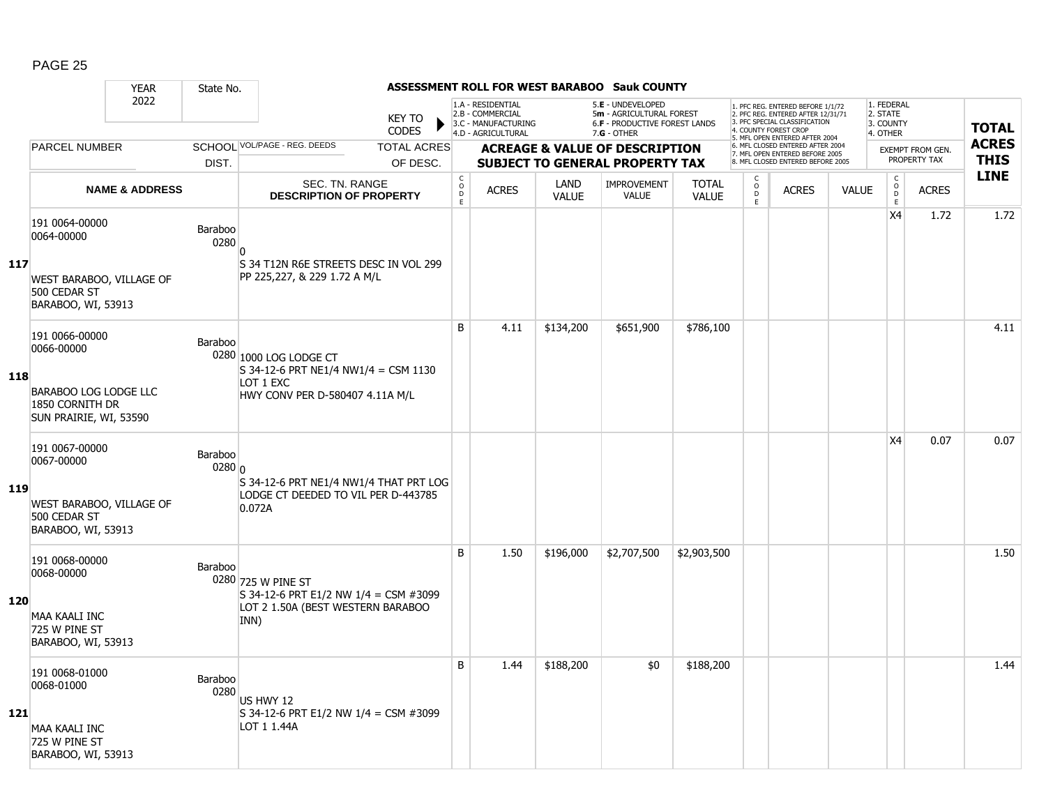# ASSESSMENT ROLL FOR WEST BARABOO Sauk COUNTY

| YEAR | State No. | | | |
|---|---|---|---|---|
| 2022 | | | | |

KEY TO CODES: 1.A - RESIDENTIAL, 2.B - COMMERCIAL, 3.C - MANUFACTURING, 4.D - AGRICULTURAL, 5.E - UNDEVELOPED, 5m - AGRICULTURAL FOREST, 6.F - PRODUCTIVE FOREST LANDS, 7.G - OTHER

1. PFC REG. ENTERED BEFORE 1/1/72, 2. PFC REG. ENTERED AFTER 12/31/71, 3. PFC SPECIAL CLASSIFICATION, 4. COUNTY FOREST CROP, 5. MFL OPEN ENTERED AFTER 2004, 6. MFL CLOSED ENTERED AFTER 2004, 7. MFL OPEN ENTERED BEFORE 2005, 8. MFL CLOSED ENTERED BEFORE 2005

1. FEDERAL, 2. STATE, 3. COUNTY, 4. OTHER

| | PARCEL NUMBER / NAME & ADDRESS | SCHOOL DIST. | VOL/PAGE - REG. DEEDS / SEC. TN. RANGE DESCRIPTION OF PROPERTY | CODE | ACRES | LAND VALUE | IMPROVEMENT VALUE | TOTAL VALUE | CODE | ACRES | VALUE | CODE | EXEMPT FROM GEN. PROPERTY TAX ACRES | TOTAL ACRES THIS LINE |
|---|---|---|---|---|---|---|---|---|---|---|---|---|---|---|
| 117 | 191 0064-00000<br>0064-00000<br><br>WEST BARABOO, VILLAGE OF<br>500 CEDAR ST<br>BARABOO, WI, 53913 | Baraboo 0280 | 0<br>S 34 T12N R6E STREETS DESC IN VOL 299 PP 225,227, & 229 1.72 A M/L | | | | | | | | | X4 | 1.72 | 1.72 |
| 118 | 191 0066-00000<br>0066-00000<br><br>BARABOO LOG LODGE LLC<br>1850 CORNITH DR<br>SUN PRAIRIE, WI, 53590 | Baraboo 0280 | 1000 LOG LODGE CT<br>S 34-12-6 PRT NE1/4 NW1/4 = CSM 1130 LOT 1 EXC<br>HWY CONV PER D-580407 4.11A M/L | B | 4.11 | $134,200 | $651,900 | $786,100 | | | | | | 4.11 |
| 119 | 191 0067-00000<br>0067-00000<br><br>WEST BARABOO, VILLAGE OF<br>500 CEDAR ST<br>BARABOO, WI, 53913 | Baraboo 0280 | 0<br>S 34-12-6 PRT NE1/4 NW1/4 THAT PRT LOG LODGE CT DEEDED TO VIL PER D-443785 0.072A | | | | | | | | | X4 | 0.07 | 0.07 |
| 120 | 191 0068-00000<br>0068-00000<br><br>MAA KAALI INC<br>725 W PINE ST<br>BARABOO, WI, 53913 | Baraboo 0280 | 725 W PINE ST<br>S 34-12-6 PRT E1/2 NW 1/4 = CSM #3099 LOT 2 1.50A (BEST WESTERN BARABOO INN) | B | 1.50 | $196,000 | $2,707,500 | $2,903,500 | | | | | | 1.50 |
| 121 | 191 0068-01000<br>0068-01000<br><br>MAA KAALI INC<br>725 W PINE ST<br>BARABOO, WI, 53913 | Baraboo 0280 | US HWY 12<br>S 34-12-6 PRT E1/2 NW 1/4 = CSM #3099 LOT 1 1.44A | B | 1.44 | $188,200 | $0 | $188,200 | | | | | | 1.44 |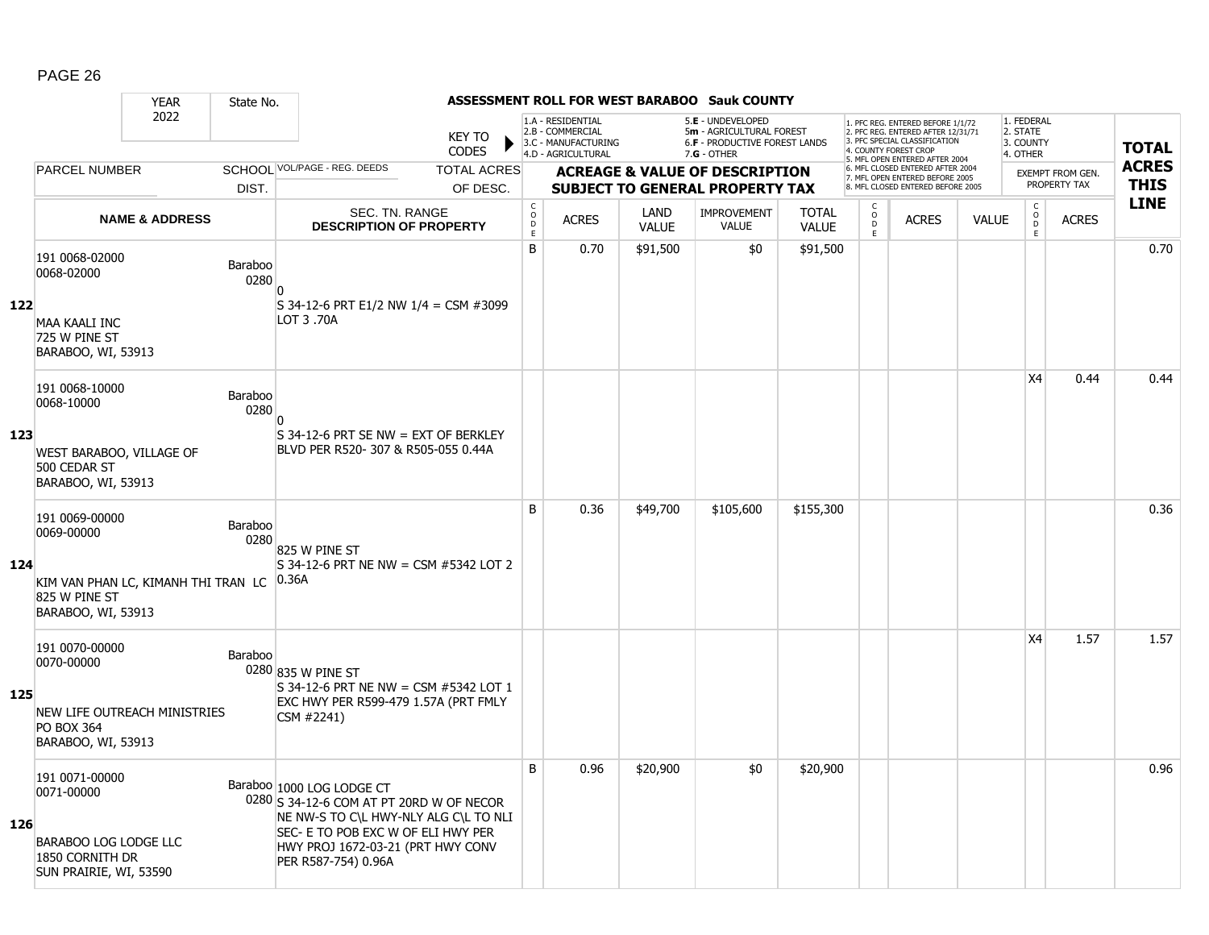# ASSESSMENT ROLL FOR WEST BARABOO Sauk COUNTY

YEAR 2022 | State No.

KEY TO CODES:
- 1.A - RESIDENTIAL
- 2.B - COMMERCIAL
- 3.C - MANUFACTURING
- 4.D - AGRICULTURAL
- 5.E - UNDEVELOPED
- 5m - AGRICULTURAL FOREST
- 6.F - PRODUCTIVE FOREST LANDS
- 7.G - OTHER

1. PFC REG. ENTERED BEFORE 1/1/72
2. PFC REG. ENTERED AFTER 12/31/71
3. PFC SPECIAL CLASSIFICATION
4. COUNTY FOREST CROP
5. MFL OPEN ENTERED AFTER 2004
6. MFL CLOSED ENTERED AFTER 2004
7. MFL OPEN ENTERED BEFORE 2005
8. MFL CLOSED ENTERED BEFORE 2005

1. FEDERAL
2. STATE
3. COUNTY
4. OTHER

| Line | PARCEL NUMBER / NAME & ADDRESS | SCHOOL DIST. | VOL/PAGE - REG. DEEDS / SEC. TN. RANGE / DESCRIPTION OF PROPERTY | CODE | ACRES | LAND VALUE | IMPROVEMENT VALUE | TOTAL VALUE | CODE | ACRES | VALUE | CODE (EXEMPT) | ACRES (EXEMPT FROM GEN. PROPERTY TAX) | TOTAL ACRES THIS LINE |
|---|---|---|---|---|---|---|---|---|---|---|---|---|---|---|
| 122 | 191 0068-02000<br>0068-02000<br><br>MAA KAALI INC<br>725 W PINE ST<br>BARABOO, WI, 53913 | Baraboo 0280 | 0<br>S 34-12-6 PRT E1/2 NW 1/4 = CSM #3099 LOT 3 .70A | B | 0.70 | $91,500 | $0 | $91,500 | | | | | | 0.70 |
| 123 | 191 0068-10000<br>0068-10000<br><br>WEST BARABOO, VILLAGE OF<br>500 CEDAR ST<br>BARABOO, WI, 53913 | Baraboo 0280 | 0<br>S 34-12-6 PRT SE NW = EXT OF BERKLEY BLVD PER R520- 307 & R505-055 0.44A | | | | | | | | | X4 | 0.44 | 0.44 |
| 124 | 191 0069-00000<br>0069-00000<br><br>KIM VAN PHAN LC, KIMANH THI TRAN LC<br>825 W PINE ST<br>BARABOO, WI, 53913 | Baraboo 0280 | 825 W PINE ST<br>S 34-12-6 PRT NE NW = CSM #5342 LOT 2 0.36A | B | 0.36 | $49,700 | $105,600 | $155,300 | | | | | | 0.36 |
| 125 | 191 0070-00000<br>0070-00000<br><br>NEW LIFE OUTREACH MINISTRIES<br>PO BOX 364<br>BARABOO, WI, 53913 | Baraboo 0280 | 835 W PINE ST<br>S 34-12-6 PRT NE NW = CSM #5342 LOT 1 EXC HWY PER R599-479 1.57A (PRT FMLY CSM #2241) | | | | | | | | | X4 | 1.57 | 1.57 |
| 126 | 191 0071-00000<br>0071-00000<br><br>BARABOO LOG LODGE LLC<br>1850 CORNITH DR<br>SUN PRAIRIE, WI, 53590 | Baraboo 0280 | 1000 LOG LODGE CT<br>S 34-12-6 COM AT PT 20RD W OF NECOR NE NW-S TO C\L HWY-NLY ALG C\L TO NLI SEC- E TO POB EXC W OF ELI HWY PER HWY PROJ 1672-03-21 (PRT HWY CONV PER R587-754) 0.96A | B | 0.96 | $20,900 | $0 | $20,900 | | | | | | 0.96 |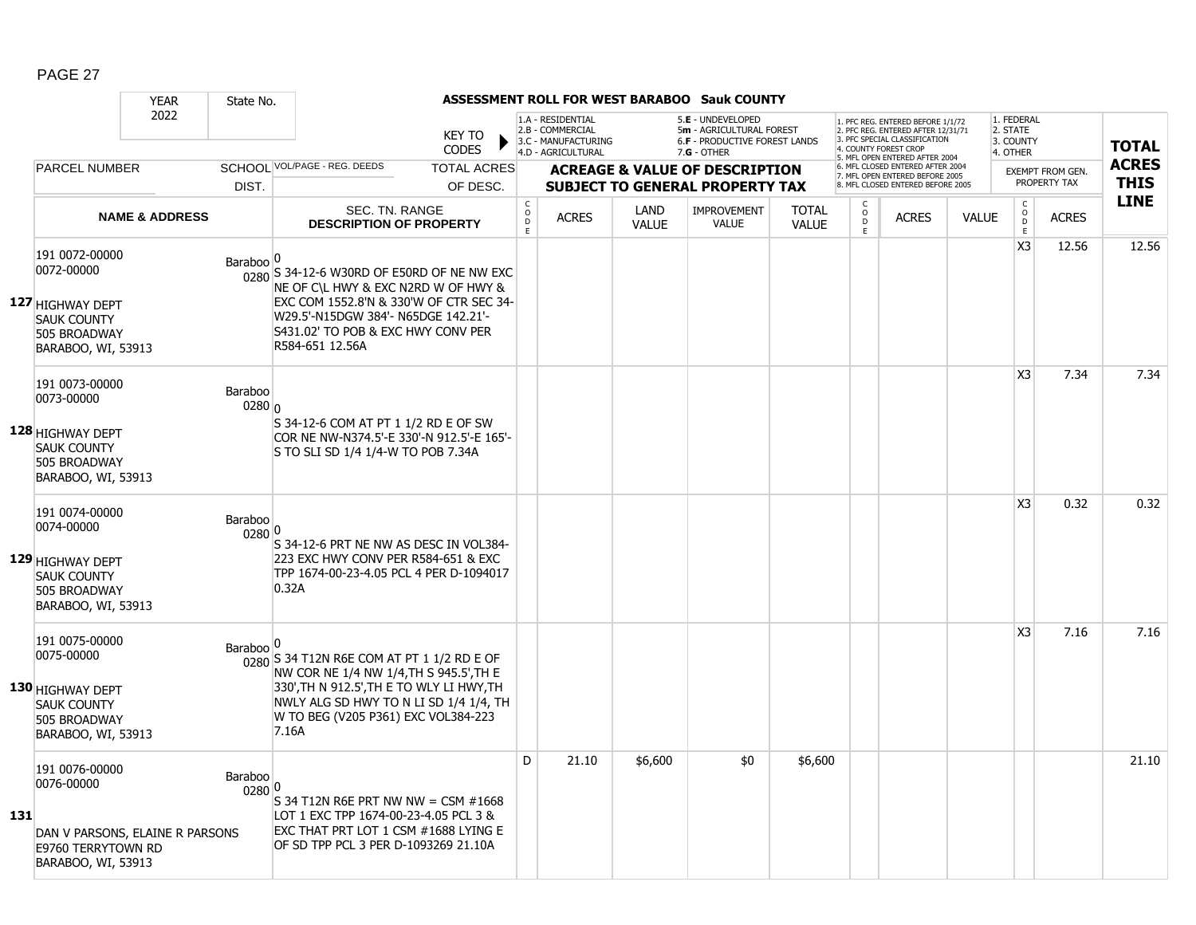PAGE 27

**ASSESSMENT ROLL FOR WEST BARABOO Sauk COUNTY**

YEAR 2022 | State No.

KEY TO CODES: 1.A - RESIDENTIAL, 2.B - COMMERCIAL, 3.C - MANUFACTURING, 4.D - AGRICULTURAL, 5.E - UNDEVELOPED, 5m - AGRICULTURAL FOREST, 6.F - PRODUCTIVE FOREST LANDS, 7.G - OTHER

1. PFC REG. ENTERED BEFORE 1/1/72, 2. PFC REG. ENTERED AFTER 12/31/71, 3. PFC SPECIAL CLASSIFICATION, 4. COUNTY FOREST CROP, 5. MFL OPEN ENTERED AFTER 2004, 6. MFL CLOSED ENTERED AFTER 2004, 7. MFL OPEN ENTERED BEFORE 2005, 8. MFL CLOSED ENTERED BEFORE 2005

1. FEDERAL, 2. STATE, 3. COUNTY, 4. OTHER

| | PARCEL NUMBER / NAME & ADDRESS | SCHOOL DIST. | VOL/PAGE - REG. DEEDS / SEC. TN. RANGE DESCRIPTION OF PROPERTY | TOTAL ACRES OF DESC. | CODE | ACRES | LAND VALUE | IMPROVEMENT VALUE | TOTAL VALUE | CODE | ACRES | VALUE | CODE | EXEMPT FROM GEN. PROPERTY TAX ACRES | TOTAL ACRES THIS LINE |
|---|---|---|---|---|---|---|---|---|---|---|---|---|---|---|---|
| 127 | 191 0072-00000<br>0072-00000<br>HIGHWAY DEPT<br>SAUK COUNTY<br>505 BROADWAY<br>BARABOO, WI, 53913 | Baraboo 0280 | 0<br>S 34-12-6 W30RD OF E50RD OF NE NW EXC NE OF C\L HWY & EXC N2RD W OF HWY & EXC COM 1552.8'N & 330'W OF CTR SEC 34-W29.5'-N15DGW 384'- N65DGE 142.21'-S431.02' TO POB & EXC HWY CONV PER R584-651 12.56A | | | | | | | | | | X3 | 12.56 | 12.56 |
| 128 | 191 0073-00000<br>0073-00000<br>HIGHWAY DEPT<br>SAUK COUNTY<br>505 BROADWAY<br>BARABOO, WI, 53913 | Baraboo 0280 | 0<br>S 34-12-6 COM AT PT 1 1/2 RD E OF SW COR NE NW-N374.5'-E 330'-N 912.5'-E 165'-S TO SLI SD 1/4 1/4-W TO POB 7.34A | | | | | | | | | | X3 | 7.34 | 7.34 |
| 129 | 191 0074-00000<br>0074-00000<br>HIGHWAY DEPT<br>SAUK COUNTY<br>505 BROADWAY<br>BARABOO, WI, 53913 | Baraboo 0280 | 0<br>S 34-12-6 PRT NE NW AS DESC IN VOL384-223 EXC HWY CONV PER R584-651 & EXC TPP 1674-00-23-4.05 PCL 4 PER D-1094017 0.32A | | | | | | | | | | X3 | 0.32 | 0.32 |
| 130 | 191 0075-00000<br>0075-00000<br>HIGHWAY DEPT<br>SAUK COUNTY<br>505 BROADWAY<br>BARABOO, WI, 53913 | Baraboo 0280 | 0<br>S 34 T12N R6E COM AT PT 1 1/2 RD E OF NW COR NE 1/4 NW 1/4,TH S 945.5',TH E 330',TH N 912.5',TH E TO WLY LI HWY,TH NWLY ALG SD HWY TO N LI SD 1/4 1/4, TH W TO BEG (V205 P361) EXC VOL384-223 7.16A | | | | | | | | | | X3 | 7.16 | 7.16 |
| 131 | 191 0076-00000<br>0076-00000<br>DAN V PARSONS, ELAINE R PARSONS<br>E9760 TERRYTOWN RD<br>BARABOO, WI, 53913 | Baraboo 0280 | 0<br>S 34 T12N R6E PRT NW NW = CSM #1668 LOT 1 EXC TPP 1674-00-23-4.05 PCL 3 & EXC THAT PRT LOT 1 CSM #1688 LYING E OF SD TPP PCL 3 PER D-1093269 21.10A | | D | 21.10 | $6,600 | $0 | $6,600 | | | | | | 21.10 |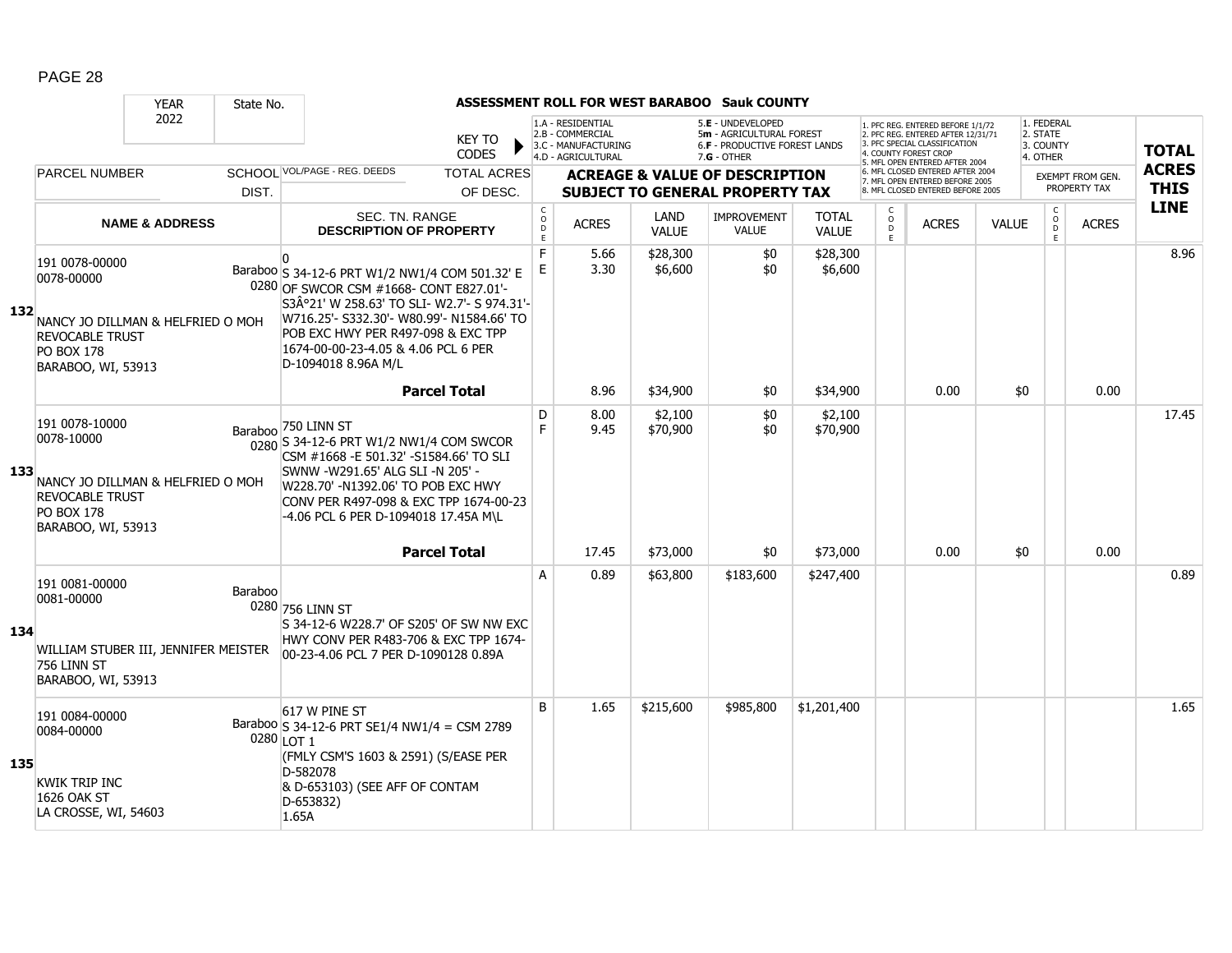**ASSESSMENT ROLL FOR WEST BARABOO Sauk COUNTY**

YEAR 2022 | State No.

KEY TO CODES: 1.A - RESIDENTIAL, 2.B - COMMERCIAL, 3.C - MANUFACTURING, 4.D - AGRICULTURAL, 5.E - UNDEVELOPED, 5m - AGRICULTURAL FOREST, 6.F - PRODUCTIVE FOREST LANDS, 7.G - OTHER

1. PFC REG. ENTERED BEFORE 1/1/72, 2. PFC REG. ENTERED AFTER 12/31/71, 3. PFC SPECIAL CLASSIFICATION, 4. COUNTY FOREST CROP, 5. MFL OPEN ENTERED AFTER 2004, 6. MFL CLOSED ENTERED AFTER 2004, 7. MFL OPEN ENTERED BEFORE 2005, 8. MFL CLOSED ENTERED BEFORE 2005

1. FEDERAL, 2. STATE, 3. COUNTY, 4. OTHER

| LINE | PARCEL NUMBER / NAME & ADDRESS | SCHOOL DIST. | VOL/PAGE - REG. DEEDS / SEC. TN. RANGE / DESCRIPTION OF PROPERTY | CODE | ACRES | LAND VALUE | IMPROVEMENT VALUE | TOTAL VALUE | CODE | ACRES | VALUE | CODE | EXEMPT ACRES | TOTAL ACRES THIS LINE |
|---|---|---|---|---|---|---|---|---|---|---|---|---|---|---|
| 132 | 191 0078-00000<br>0078-00000<br>NANCY JO DILLMAN & HELFRIED O MOH REVOCABLE TRUST<br>PO BOX 178<br>BARABOO, WI, 53913 | Baraboo 0280 | 0<br>S 34-12-6 PRT W1/2 NW1/4 COM 501.32' E OF SWCOR CSM #1668- CONT E827.01'- S3Â°21' W 258.63' TO SLI- W2.7'- S 974.31'- W716.25'- S332.30'- W80.99'- N1584.66' TO POB EXC HWY PER R497-098 & EXC TPP 1674-00-00-23-4.05 & 4.06 PCL 6 PER D-1094018 8.96A M/L | F<br>E | 5.66<br>3.30 | $28,300<br>$6,600 | $0<br>$0 | $28,300<br>$6,600 | | | | | | 8.96 |
| | | | **Parcel Total** | | 8.96 | $34,900 | $0 | $34,900 | | 0.00 | $0 | | 0.00 | |
| 133 | 191 0078-10000<br>0078-10000<br>NANCY JO DILLMAN & HELFRIED O MOH REVOCABLE TRUST<br>PO BOX 178<br>BARABOO, WI, 53913 | Baraboo 0280 | 750 LINN ST<br>S 34-12-6 PRT W1/2 NW1/4 COM SWCOR CSM #1668 -E 501.32' -S1584.66' TO SLI SWNW -W291.65' ALG SLI -N 205' - W228.70' -N1392.06' TO POB EXC HWY CONV PER R497-098 & EXC TPP 1674-00-23 -4.06 PCL 6 PER D-1094018 17.45A M\L | D<br>F | 8.00<br>9.45 | $2,100<br>$70,900 | $0<br>$0 | $2,100<br>$70,900 | | | | | | 17.45 |
| | | | **Parcel Total** | | 17.45 | $73,000 | $0 | $73,000 | | 0.00 | $0 | | 0.00 | |
| 134 | 191 0081-00000<br>0081-00000<br>WILLIAM STUBER III, JENNIFER MEISTER<br>756 LINN ST<br>BARABOO, WI, 53913 | Baraboo 0280 | 756 LINN ST<br>S 34-12-6 W228.7' OF S205' OF SW NW EXC HWY CONV PER R483-706 & EXC TPP 1674-00-23-4.06 PCL 7 PER D-1090128 0.89A | A | 0.89 | $63,800 | $183,600 | $247,400 | | | | | | 0.89 |
| 135 | 191 0084-00000<br>0084-00000<br>KWIK TRIP INC<br>1626 OAK ST<br>LA CROSSE, WI, 54603 | Baraboo 0280 | 617 W PINE ST<br>S 34-12-6 PRT SE1/4 NW1/4 = CSM 2789 LOT 1<br>(FMLY CSM'S 1603 & 2591) (S/EASE PER D-582078<br>& D-653103) (SEE AFF OF CONTAM D-653832)<br>1.65A | B | 1.65 | $215,600 | $985,800 | $1,201,400 | | | | | | 1.65 |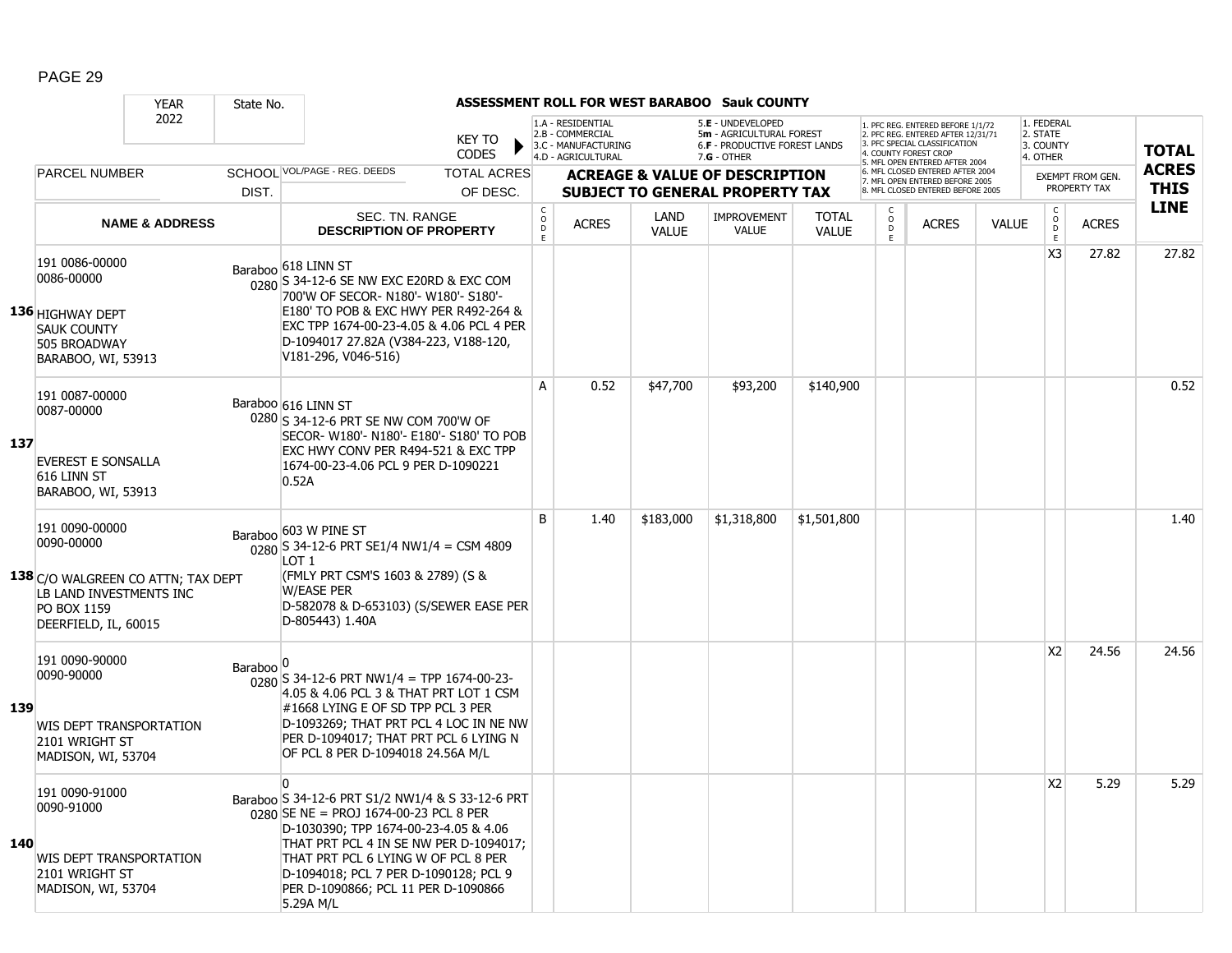## ASSESSMENT ROLL FOR WEST BARABOO Sauk COUNTY

YEAR 2022 | State No.

KEY TO CODES: 1.A - RESIDENTIAL, 2.B - COMMERCIAL, 3.C - MANUFACTURING, 4.D - AGRICULTURAL, 5.E - UNDEVELOPED, 5m - AGRICULTURAL FOREST, 6.F - PRODUCTIVE FOREST LANDS, 7.G - OTHER

1. PFC REG. ENTERED BEFORE 1/1/72, 2. PFC REG. ENTERED AFTER 12/31/71, 3. PFC SPECIAL CLASSIFICATION, 4. COUNTY FOREST CROP, 5. MFL OPEN ENTERED AFTER 2004, 6. MFL CLOSED ENTERED AFTER 2004, 7. MFL OPEN ENTERED BEFORE 2005, 8. MFL CLOSED ENTERED BEFORE 2005

1. FEDERAL, 2. STATE, 3. COUNTY, 4. OTHER

| | PARCEL NUMBER / NAME & ADDRESS | SCHOOL DIST. | VOL/PAGE - REG. DEEDS / SEC. TN. RANGE DESCRIPTION OF PROPERTY | CODE | ACRES | LAND VALUE | IMPROVEMENT VALUE | TOTAL VALUE | CODE | ACRES | VALUE | CODE | EXEMPT ACRES | TOTAL ACRES THIS LINE |
|---|---|---|---|---|---|---|---|---|---|---|---|---|---|---|
| 136 | 191 0086-00000<br>0086-00000<br>HIGHWAY DEPT<br>SAUK COUNTY<br>505 BROADWAY<br>BARABOO, WI, 53913 | Baraboo 0280 | 618 LINN ST<br>S 34-12-6 SE NW EXC E20RD & EXC COM 700'W OF SECOR- N180'- W180'- S180'- E180' TO POB & EXC HWY PER R492-264 & EXC TPP 1674-00-23-4.05 & 4.06 PCL 4 PER D-1094017 27.82A (V384-223, V188-120, V181-296, V046-516) | | | | | | | | | X3 | 27.82 | 27.82 |
| 137 | 191 0087-00000<br>0087-00000<br>EVEREST E SONSALLA<br>616 LINN ST<br>BARABOO, WI, 53913 | Baraboo 0280 | 616 LINN ST<br>S 34-12-6 PRT SE NW COM 700'W OF SECOR- W180'- N180'- E180'- S180' TO POB EXC HWY CONV PER R494-521 & EXC TPP 1674-00-23-4.06 PCL 9 PER D-1090221 0.52A | A | 0.52 | $47,700 | $93,200 | $140,900 | | | | | | 0.52 |
| 138 | 191 0090-00000<br>0090-00000<br>C/O WALGREEN CO ATTN; TAX DEPT<br>LB LAND INVESTMENTS INC<br>PO BOX 1159<br>DEERFIELD, IL, 60015 | Baraboo 0280 | 603 W PINE ST<br>S 34-12-6 PRT SE1/4 NW1/4 = CSM 4809 LOT 1<br>(FMLY PRT CSM'S 1603 & 2789) (S & W/EASE PER D-582078 & D-653103) (S/SEWER EASE PER D-805443) 1.40A | B | 1.40 | $183,000 | $1,318,800 | $1,501,800 | | | | | | 1.40 |
| 139 | 191 0090-90000<br>0090-90000<br>WIS DEPT TRANSPORTATION<br>2101 WRIGHT ST<br>MADISON, WI, 53704 | Baraboo 0280 | 0<br>S 34-12-6 PRT NW1/4 = TPP 1674-00-23-4.05 & 4.06 PCL 3 & THAT PRT LOT 1 CSM #1668 LYING E OF SD TPP PCL 3 PER D-1093269; THAT PRT PCL 4 LOC IN NE NW PER D-1094017; THAT PRT PCL 6 LYING N OF PCL 8 PER D-1094018 24.56A M/L | | | | | | | | | X2 | 24.56 | 24.56 |
| 140 | 191 0090-91000<br>0090-91000<br>WIS DEPT TRANSPORTATION<br>2101 WRIGHT ST<br>MADISON, WI, 53704 | Baraboo 0280 | 0<br>S 34-12-6 PRT S1/2 NW1/4 & S 33-12-6 PRT SE NE = PROJ 1674-00-23 PCL 8 PER D-1030390; TPP 1674-00-23-4.05 & 4.06 THAT PRT PCL 4 IN SE NW PER D-1094017; THAT PRT PCL 6 LYING W OF PCL 8 PER D-1094018; PCL 7 PER D-1090128; PCL 9 PER D-1090866; PCL 11 PER D-1090866 5.29A M/L | | | | | | | | | X2 | 5.29 | 5.29 |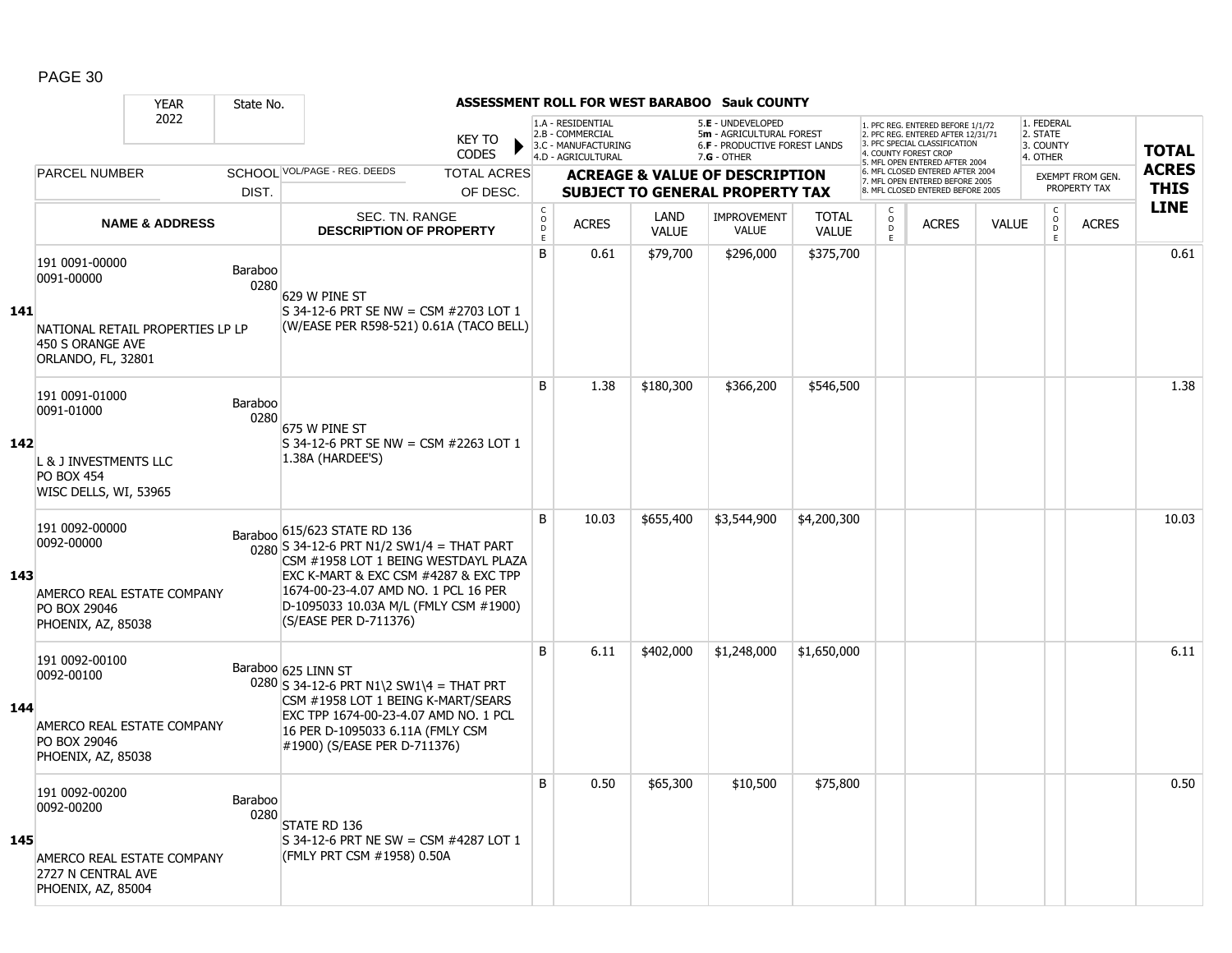## ASSESSMENT ROLL FOR WEST BARABOO Sauk COUNTY

YEAR 2022 | State No.

KEY TO CODES:
1.A - RESIDENTIAL, 2.B - COMMERCIAL, 3.C - MANUFACTURING, 4.D - AGRICULTURAL, 5.E - UNDEVELOPED, 5m - AGRICULTURAL FOREST, 6.F - PRODUCTIVE FOREST LANDS, 7.G - OTHER

1. PFC REG. ENTERED BEFORE 1/1/72, 2. PFC REG. ENTERED AFTER 12/31/71, 3. PFC SPECIAL CLASSIFICATION, 4. COUNTY FOREST CROP, 5. MFL OPEN ENTERED AFTER 2004, 6. MFL CLOSED ENTERED AFTER 2004, 7. MFL OPEN ENTERED BEFORE 2005, 8. MFL CLOSED ENTERED BEFORE 2005

1. FEDERAL, 2. STATE, 3. COUNTY, 4. OTHER

| LINE | PARCEL NUMBER / NAME & ADDRESS | SCHOOL DIST. | VOL/PAGE - REG. DEEDS / SEC. TN. RANGE / DESCRIPTION OF PROPERTY | CODE | ACRES | LAND VALUE | IMPROVEMENT VALUE | TOTAL VALUE | CODE | ACRES | VALUE | CODE | EXEMPT ACRES | TOTAL ACRES THIS LINE |
|---|---|---|---|---|---|---|---|---|---|---|---|---|---|---|
| 141 | 191 0091-00000<br>0091-00000<br>NATIONAL RETAIL PROPERTIES LP LP<br>450 S ORANGE AVE<br>ORLANDO, FL, 32801 | Baraboo 0280 | 629 W PINE ST<br>S 34-12-6 PRT SE NW = CSM #2703 LOT 1 (W/EASE PER R598-521) 0.61A (TACO BELL) | B | 0.61 | $79,700 | $296,000 | $375,700 | | | | | | 0.61 |
| 142 | 191 0091-01000<br>0091-01000<br>L & J INVESTMENTS LLC<br>PO BOX 454<br>WISC DELLS, WI, 53965 | Baraboo 0280 | 675 W PINE ST<br>S 34-12-6 PRT SE NW = CSM #2263 LOT 1 1.38A (HARDEE'S) | B | 1.38 | $180,300 | $366,200 | $546,500 | | | | | | 1.38 |
| 143 | 191 0092-00000<br>0092-00000<br>AMERCO REAL ESTATE COMPANY<br>PO BOX 29046<br>PHOENIX, AZ, 85038 | Baraboo 0280 | 615/623 STATE RD 136<br>S 34-12-6 PRT N1/2 SW1/4 = THAT PART CSM #1958 LOT 1 BEING WESTDAYL PLAZA EXC K-MART & EXC CSM #4287 & EXC TPP 1674-00-23-4.07 AMD NO. 1 PCL 16 PER D-1095033 10.03A M/L (FMLY CSM #1900) (S/EASE PER D-711376) | B | 10.03 | $655,400 | $3,544,900 | $4,200,300 | | | | | | 10.03 |
| 144 | 191 0092-00100<br>0092-00100<br>AMERCO REAL ESTATE COMPANY<br>PO BOX 29046<br>PHOENIX, AZ, 85038 | Baraboo 0280 | 625 LINN ST<br>S 34-12-6 PRT N1\2 SW1\4 = THAT PRT CSM #1958 LOT 1 BEING K-MART/SEARS EXC TPP 1674-00-23-4.07 AMD NO. 1 PCL 16 PER D-1095033 6.11A (FMLY CSM #1900) (S/EASE PER D-711376) | B | 6.11 | $402,000 | $1,248,000 | $1,650,000 | | | | | | 6.11 |
| 145 | 191 0092-00200<br>0092-00200<br>AMERCO REAL ESTATE COMPANY<br>2727 N CENTRAL AVE<br>PHOENIX, AZ, 85004 | Baraboo 0280 | STATE RD 136<br>S 34-12-6 PRT NE SW = CSM #4287 LOT 1 (FMLY PRT CSM #1958) 0.50A | B | 0.50 | $65,300 | $10,500 | $75,800 | | | | | | 0.50 |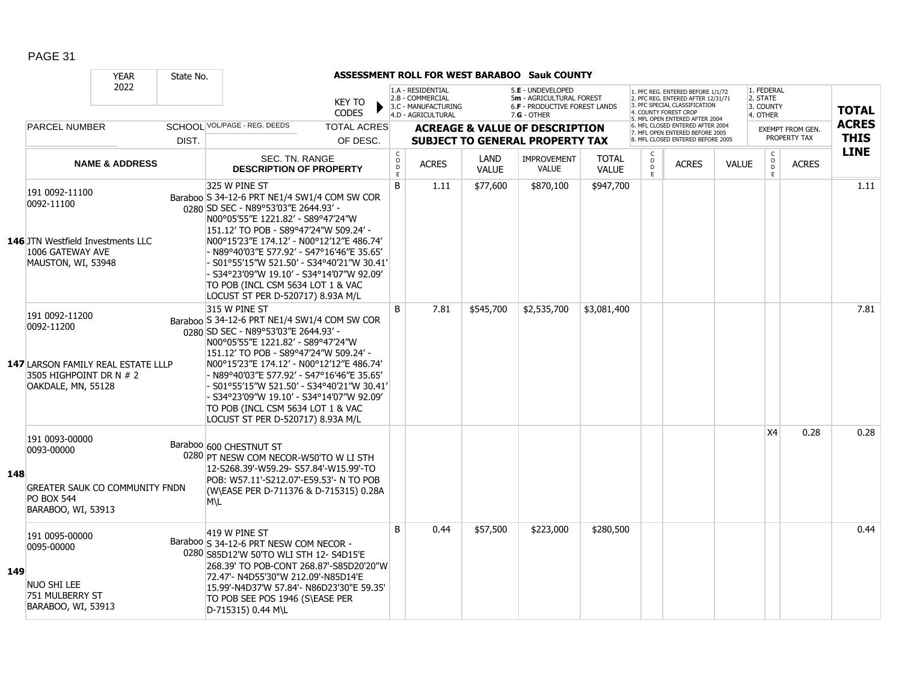**ASSESSMENT ROLL FOR WEST BARABOO Sauk COUNTY**

YEAR 2022 | State No.

KEY TO CODES:
- 1.A - RESIDENTIAL
- 2.B - COMMERCIAL
- 3.C - MANUFACTURING
- 4.D - AGRICULTURAL
- 5.E - UNDEVELOPED
- 5m - AGRICULTURAL FOREST
- 6.F - PRODUCTIVE FOREST LANDS
- 7.G - OTHER

1. PFC REG. ENTERED BEFORE 1/1/72
2. PFC REG. ENTERED AFTER 12/31/71
3. PFC SPECIAL CLASSIFICATION
4. COUNTY FOREST CROP
5. MFL OPEN ENTERED AFTER 2004
6. MFL CLOSED ENTERED AFTER 2004
7. MFL OPEN ENTERED BEFORE 2005
8. MFL CLOSED ENTERED BEFORE 2005

1. FEDERAL
2. STATE
3. COUNTY
4. OTHER

| LINE | PARCEL NUMBER / NAME & ADDRESS | SCHOOL DIST. | VOL/PAGE - REG. DEEDS / SEC. TN. RANGE DESCRIPTION OF PROPERTY | CODE | ACRES | LAND VALUE | IMPROVEMENT VALUE | TOTAL VALUE | CODE | ACRES | VALUE | CODE (EXEMPT) | ACRES (EXEMPT) | TOTAL ACRES THIS LINE |
|---|---|---|---|---|---|---|---|---|---|---|---|---|---|---|
| 146 | 191 0092-11100<br>0092-11100<br>JTN Westfield Investments LLC<br>1006 GATEWAY AVE<br>MAUSTON, WI, 53948 | Baraboo 0280 | 325 W PINE ST<br>S 34-12-6 PRT NE1/4 SW1/4 COM SW COR SD SEC - N89°53'03"E 2644.93' - N00°05'55"E 1221.82' - S89°47'24"W 151.12' TO POB - S89°47'24"W 509.24' - N00°15'23"E 174.12' - N00°12'12"E 486.74' - N89°40'03"E 577.92' - S47°16'46"E 35.65' - S01°55'15"W 521.50' - S34°40'21"W 30.41' - S34°23'09"W 19.10' - S34°14'07"W 92.09' TO POB (INCL CSM 5634 LOT 1 & VAC LOCUST ST PER D-520717) 8.93A M/L | B | 1.11 | $77,600 | $870,100 | $947,700 | | | | | | 1.11 |
| 147 | 191 0092-11200<br>0092-11200<br>LARSON FAMILY REAL ESTATE LLLP<br>3505 HIGHPOINT DR N # 2<br>OAKDALE, MN, 55128 | Baraboo 0280 | 315 W PINE ST<br>S 34-12-6 PRT NE1/4 SW1/4 COM SW COR SD SEC - N89°53'03"E 2644.93' - N00°05'55"E 1221.82' - S89°47'24"W 151.12' TO POB - S89°47'24"W 509.24' - N00°15'23"E 174.12' - N00°12'12"E 486.74' - N89°40'03"E 577.92' - S47°16'46"E 35.65' - S01°55'15"W 521.50' - S34°40'21"W 30.41' - S34°23'09"W 19.10' - S34°14'07"W 92.09' TO POB (INCL CSM 5634 LOT 1 & VAC LOCUST ST PER D-520717) 8.93A M/L | B | 7.81 | $545,700 | $2,535,700 | $3,081,400 | | | | | | 7.81 |
| 148 | 191 0093-00000<br>0093-00000<br>GREATER SAUK CO COMMUNITY FNDN<br>PO BOX 544<br>BARABOO, WI, 53913 | Baraboo 0280 | 600 CHESTNUT ST<br>PT NESW COM NECOR-W50'TO W LI STH 12-S268.39'-W59.29- S57.84'-W15.99'-TO POB: W57.11'-S212.07'-E59.53'- N TO POB (W\EASE PER D-711376 & D-715315) 0.28A M\L | | | | | | | | | X4 | 0.28 | 0.28 |
| 149 | 191 0095-00000<br>0095-00000<br>NUO SHI LEE<br>751 MULBERRY ST<br>BARABOO, WI, 53913 | Baraboo 0280 | 419 W PINE ST<br>S 34-12-6 PRT NESW COM NECOR - S85D12'W 50'TO WLI STH 12- S4D15'E 268.39' TO POB-CONT 268.87'-S85D20'20"W 72.47'- N4D55'30"W 212.09'-N85D14'E 15.99'-N4D37'W 57.84'- N86D23'30"E 59.35' TO POB SEE POS 1946 (S\EASE PER D-715315) 0.44 M\L | B | 0.44 | $57,500 | $223,000 | $280,500 | | | | | | 0.44 |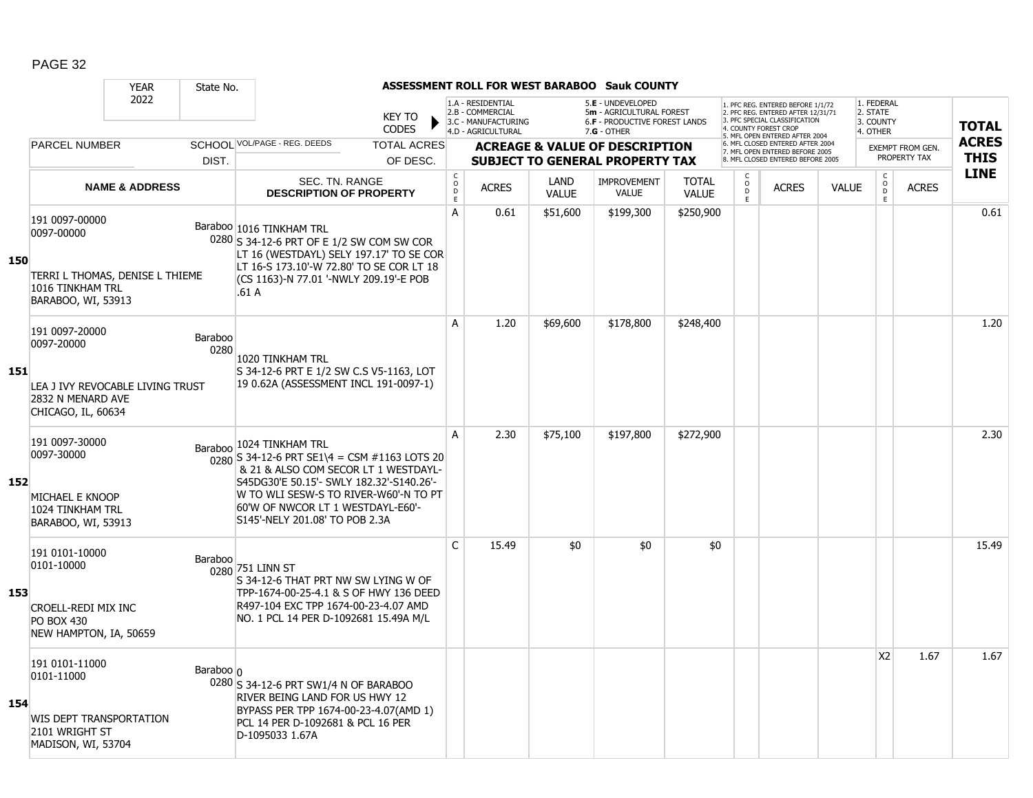# ASSESSMENT ROLL FOR WEST BARABOO Sauk COUNTY

| YEAR | State No. |
|---|---|
| 2022 | |

KEY TO CODES:
1.A - RESIDENTIAL; 2.B - COMMERCIAL; 3.C - MANUFACTURING; 4.D - AGRICULTURAL; 5.E - UNDEVELOPED; 5m - AGRICULTURAL FOREST; 6.F - PRODUCTIVE FOREST LANDS; 7.G - OTHER

1. PFC REG. ENTERED BEFORE 1/1/72; 2. PFC REG. ENTERED AFTER 12/31/71; 3. PFC SPECIAL CLASSIFICATION; 4. COUNTY FOREST CROP; 5. MFL OPEN ENTERED AFTER 2004; 6. MFL CLOSED ENTERED AFTER 2004; 7. MFL OPEN ENTERED BEFORE 2005; 8. MFL CLOSED ENTERED BEFORE 2005

1. FEDERAL; 2. STATE; 3. COUNTY; 4. OTHER

| LINE | PARCEL NUMBER / NAME & ADDRESS | SCHOOL DIST. | VOL/PAGE - REG. DEEDS / SEC. TN. RANGE / DESCRIPTION OF PROPERTY | CODE | ACRES | LAND VALUE | IMPROVEMENT VALUE | TOTAL VALUE | CODE | ACRES | VALUE | CODE | EXEMPT ACRES | TOTAL ACRES THIS LINE |
|---|---|---|---|---|---|---|---|---|---|---|---|---|---|---|
| 150 | 191 0097-00000<br>0097-00000<br>TERRI L THOMAS, DENISE L THIEME<br>1016 TINKHAM TRL<br>BARABOO, WI, 53913 | Baraboo 0280 | 1016 TINKHAM TRL<br>S 34-12-6 PRT OF E 1/2 SW COM SW COR LT 16 (WESTDAYL) SELY 197.17' TO SE COR LT 16-S 173.10'-W 72.80' TO SE COR LT 18 (CS 1163)-N 77.01 '-NWLY 209.19'-E POB .61 A | A | 0.61 | $51,600 | $199,300 | $250,900 | | | | | | 0.61 |
| 151 | 191 0097-20000<br>0097-20000<br>LEA J IVY REVOCABLE LIVING TRUST<br>2832 N MENARD AVE<br>CHICAGO, IL, 60634 | Baraboo 0280 | 1020 TINKHAM TRL<br>S 34-12-6 PRT E 1/2 SW C.S V5-1163, LOT 19 0.62A (ASSESSMENT INCL 191-0097-1) | A | 1.20 | $69,600 | $178,800 | $248,400 | | | | | | 1.20 |
| 152 | 191 0097-30000<br>0097-30000<br>MICHAEL E KNOOP<br>1024 TINKHAM TRL<br>BARABOO, WI, 53913 | Baraboo 0280 | 1024 TINKHAM TRL<br>S 34-12-6 PRT SE1\4 = CSM #1163 LOTS 20 & 21 & ALSO COM SECOR LT 1 WESTDAYL-S45DG30'E 50.15'- SWLY 182.32'-S140.26'-W TO WLI SESW-S TO RIVER-W60'-N TO PT 60'W OF NWCOR LT 1 WESTDAYL-E60'-S145'-NELY 201.08' TO POB 2.3A | A | 2.30 | $75,100 | $197,800 | $272,900 | | | | | | 2.30 |
| 153 | 191 0101-10000<br>0101-10000<br>CROELL-REDI MIX INC<br>PO BOX 430<br>NEW HAMPTON, IA, 50659 | Baraboo 0280 | 751 LINN ST<br>S 34-12-6 THAT PRT NW SW LYING W OF TPP-1674-00-25-4.1 & S OF HWY 136 DEED R497-104 EXC TPP 1674-00-23-4.07 AMD NO. 1 PCL 14 PER D-1092681 15.49A M/L | C | 15.49 | $0 | $0 | $0 | | | | | | 15.49 |
| 154 | 191 0101-11000<br>0101-11000<br>WIS DEPT TRANSPORTATION<br>2101 WRIGHT ST<br>MADISON, WI, 53704 | Baraboo 0280 | 0<br>S 34-12-6 PRT SW1/4 N OF BARABOO RIVER BEING LAND FOR US HWY 12 BYPASS PER TPP 1674-00-23-4.07(AMD 1) PCL 14 PER D-1092681 & PCL 16 PER D-1095033 1.67A | | | | | | | | | X2 | 1.67 | 1.67 |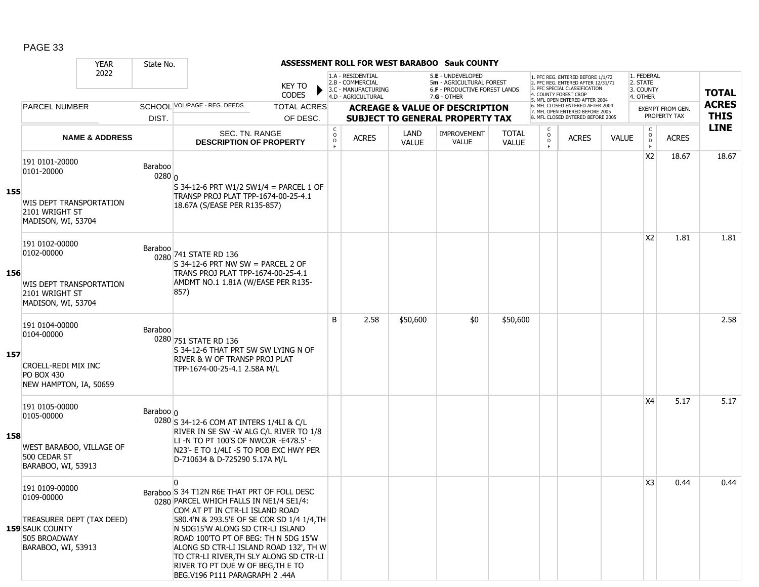**ASSESSMENT ROLL FOR WEST BARABOO Sauk COUNTY**

| YEAR | State No. | | | |
|---|---|---|---|---|
| 2022 | | | | |

KEY TO CODES:
- 1.A - RESIDENTIAL
- 2.B - COMMERCIAL
- 3.C - MANUFACTURING
- 4.D - AGRICULTURAL
- 5.E - UNDEVELOPED
- 5m - AGRICULTURAL FOREST
- 6.F - PRODUCTIVE FOREST LANDS
- 7.G - OTHER

- 1. PFC REG. ENTERED BEFORE 1/1/72
- 2. PFC REG. ENTERED AFTER 12/31/71
- 3. PFC SPECIAL CLASSIFICATION
- 4. COUNTY FOREST CROP
- 5. MFL OPEN ENTERED AFTER 2004
- 6. MFL CLOSED ENTERED AFTER 2004
- 7. MFL OPEN ENTERED BEFORE 2005
- 8. MFL CLOSED ENTERED BEFORE 2005

- 1. FEDERAL
- 2. STATE
- 3. COUNTY
- 4. OTHER

| | PARCEL NUMBER / NAME & ADDRESS | SCHOOL DIST. | VOL/PAGE - REG. DEEDS / SEC. TN. RANGE DESCRIPTION OF PROPERTY | CODE | ACRES | LAND VALUE | IMPROVEMENT VALUE | TOTAL VALUE | CODE | ACRES | VALUE | CODE (EXEMPT) | ACRES (EXEMPT FROM GEN. PROPERTY TAX) | TOTAL ACRES THIS LINE |
|---|---|---|---|---|---|---|---|---|---|---|---|---|---|---|
| 155 | 191 0101-20000<br>0101-20000<br><br>WIS DEPT TRANSPORTATION<br>2101 WRIGHT ST<br>MADISON, WI, 53704 | Baraboo 0280 | 0<br>S 34-12-6 PRT W1/2 SW1/4 = PARCEL 1 OF TRANSP PROJ PLAT TPP-1674-00-25-4.1 18.67A (S/EASE PER R135-857) | | | | | | | | | X2 | 18.67 | 18.67 |
| 156 | 191 0102-00000<br>0102-00000<br><br>WIS DEPT TRANSPORTATION<br>2101 WRIGHT ST<br>MADISON, WI, 53704 | Baraboo 0280 | 741 STATE RD 136<br>S 34-12-6 PRT NW SW = PARCEL 2 OF TRANS PROJ PLAT TPP-1674-00-25-4.1 AMDMT NO.1 1.81A (W/EASE PER R135-857) | | | | | | | | | X2 | 1.81 | 1.81 |
| 157 | 191 0104-00000<br>0104-00000<br><br>CROELL-REDI MIX INC<br>PO BOX 430<br>NEW HAMPTON, IA, 50659 | Baraboo 0280 | 751 STATE RD 136<br>S 34-12-6 THAT PRT SW SW LYING N OF RIVER & W OF TRANSP PROJ PLAT TPP-1674-00-25-4.1 2.58A M/L | B | 2.58 | $50,600 | $0 | $50,600 | | | | | | 2.58 |
| 158 | 191 0105-00000<br>0105-00000<br><br>WEST BARABOO, VILLAGE OF<br>500 CEDAR ST<br>BARABOO, WI, 53913 | Baraboo 0280 | 0<br>S 34-12-6 COM AT INTERS 1/4LI & C/L RIVER IN SE SW -W ALG C/L RIVER TO 1/8 LI -N TO PT 100'S OF NWCOR -E478.5' -N23'- E TO 1/4LI -S TO POB EXC HWY PER D-710634 & D-725290 5.17A M/L | | | | | | | | | X4 | 5.17 | 5.17 |
| 159 | 191 0109-00000<br>0109-00000<br><br>TREASURER DEPT (TAX DEED)<br>SAUK COUNTY<br>505 BROADWAY<br>BARABOO, WI, 53913 | Baraboo 0280 | 0<br>S 34 T12N R6E THAT PRT OF FOLL DESC PARCEL WHICH FALLS IN NE1/4 SE1/4: COM AT PT IN CTR-LI ISLAND ROAD 580.4'N & 293.5'E OF SE COR SD 1/4 1/4,TH N 5DG15'W ALONG SD CTR-LI ISLAND ROAD 100'TO PT OF BEG: TH N 5DG 15'W ALONG SD CTR-LI ISLAND ROAD 132', TH W TO CTR-LI RIVER,TH SLY ALONG SD CTR-LI RIVER TO PT DUE W OF BEG,TH E TO BEG.V196 P111 PARAGRAPH 2 .44A | | | | | | | | | X3 | 0.44 | 0.44 |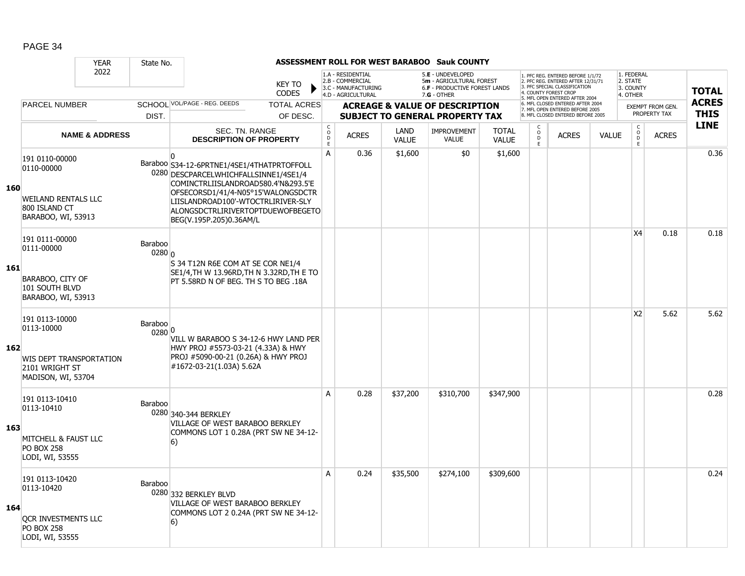# ASSESSMENT ROLL FOR WEST BARABOO Sauk COUNTY

YEAR 2022 | State No.

KEY TO CODES:
- 1.A - RESIDENTIAL
- 2.B - COMMERCIAL
- 3.C - MANUFACTURING
- 4.D - AGRICULTURAL
- 5.E - UNDEVELOPED
- 5m - AGRICULTURAL FOREST
- 6.F - PRODUCTIVE FOREST LANDS
- 7.G - OTHER

- 1. PFC REG. ENTERED BEFORE 1/1/72
- 2. PFC REG. ENTERED AFTER 12/31/71
- 3. PFC SPECIAL CLASSIFICATION
- 4. COUNTY FOREST CROP
- 5. MFL OPEN ENTERED AFTER 2004
- 6. MFL CLOSED ENTERED AFTER 2004
- 7. MFL OPEN ENTERED BEFORE 2005
- 8. MFL CLOSED ENTERED BEFORE 2005

- 1. FEDERAL
- 2. STATE
- 3. COUNTY
- 4. OTHER

| LINE | PARCEL NUMBER / NAME & ADDRESS | SCHOOL DIST. | VOL/PAGE - REG. DEEDS / TOTAL ACRES OF DESC. / SEC. TN. RANGE DESCRIPTION OF PROPERTY | CODE | ACRES | LAND VALUE | IMPROVEMENT VALUE | TOTAL VALUE | CODE | ACRES | VALUE | EXEMPT CODE | EXEMPT ACRES | TOTAL ACRES THIS LINE |
|---|---|---|---|---|---|---|---|---|---|---|---|---|---|---|
| 160 | 191 0110-00000 0110-00000 WEILAND RENTALS LLC 800 ISLAND CT BARABOO, WI, 53913 | Baraboo 0280 | 0 S34-12-6PRTNE1/4SE1/4THATPRTOFFOLL DESCPARCELWHICHFALLSINNE1/4SE1/4 COMINCTRLIISLANDROAD580.4'N&293.5'E OFSECORSD1/41/4-N05°15'WALONGSDCTR LIISLANDROAD100'-WTOCTRLIRIVER-SLY ALONGSDCTRLIRIVERTOPTDUEWOFBEGETO BEG(V.195P.205)0.36AM/L | A | 0.36 | $1,600 | $0 | $1,600 | | | | | | 0.36 |
| 161 | 191 0111-00000 0111-00000 BARABOO, CITY OF 101 SOUTH BLVD BARABOO, WI, 53913 | Baraboo 0280 | 0 S 34 T12N R6E COM AT SE COR NE1/4 SE1/4,TH W 13.96RD,TH N 3.32RD,TH E TO PT 5.58RD N OF BEG. TH S TO BEG .18A | | | | | | | | | X4 | 0.18 | 0.18 |
| 162 | 191 0113-10000 0113-10000 WIS DEPT TRANSPORTATION 2101 WRIGHT ST MADISON, WI, 53704 | Baraboo 0280 | 0 VILL W BARABOO S 34-12-6 HWY LAND PER HWY PROJ #5573-03-21 (4.33A) & HWY PROJ #5090-00-21 (0.26A) & HWY PROJ #1672-03-21(1.03A) 5.62A | | | | | | | | | X2 | 5.62 | 5.62 |
| 163 | 191 0113-10410 0113-10410 MITCHELL & FAUST LLC PO BOX 258 LODI, WI, 53555 | Baraboo 0280 | 340-344 BERKLEY VILLAGE OF WEST BARABOO BERKLEY COMMONS LOT 1 0.28A (PRT SW NE 34-12-6) | A | 0.28 | $37,200 | $310,700 | $347,900 | | | | | | 0.28 |
| 164 | 191 0113-10420 0113-10420 QCR INVESTMENTS LLC PO BOX 258 LODI, WI, 53555 | Baraboo 0280 | 332 BERKLEY BLVD VILLAGE OF WEST BARABOO BERKLEY COMMONS LOT 2 0.24A (PRT SW NE 34-12-6) | A | 0.24 | $35,500 | $274,100 | $309,600 | | | | | | 0.24 |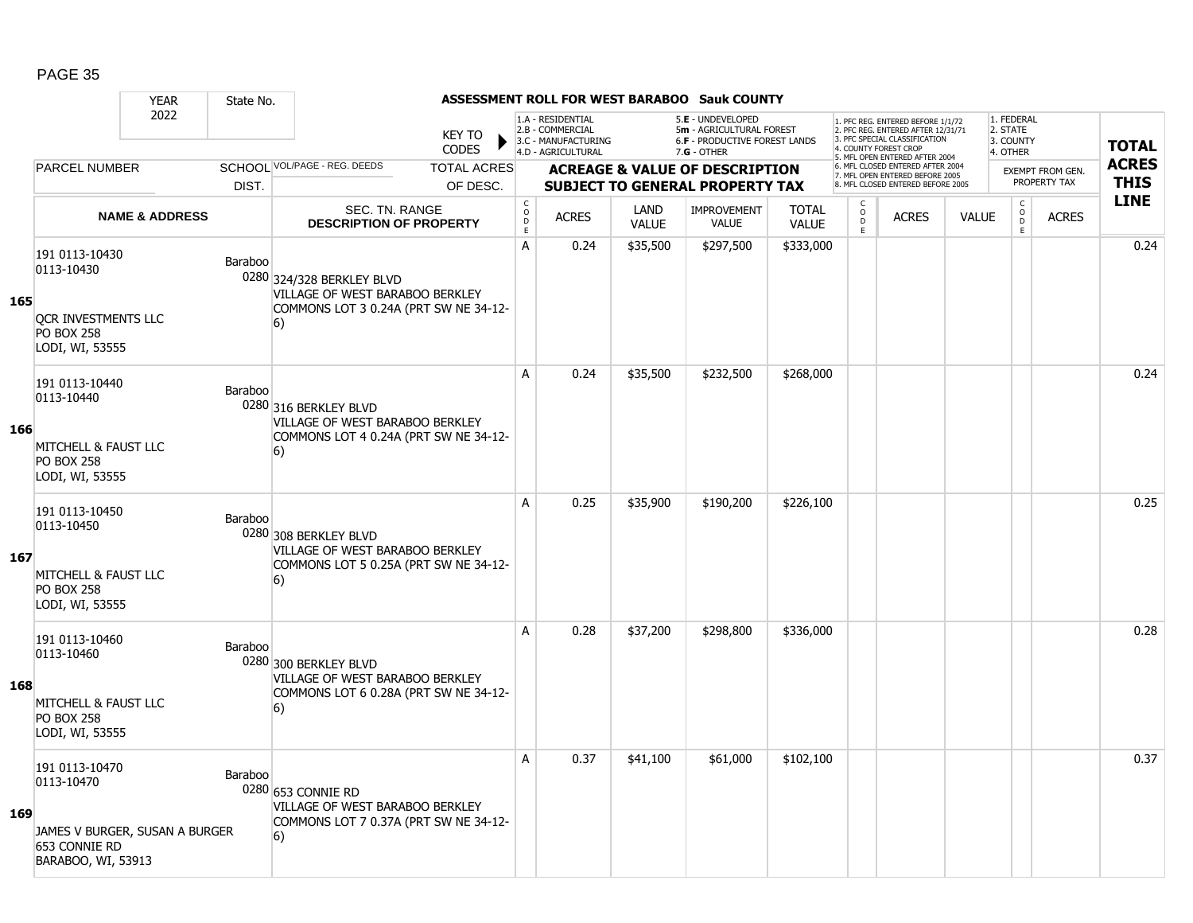**ASSESSMENT ROLL FOR WEST BARABOO Sauk COUNTY**

| YEAR | State No. | | KEY TO CODES | 1.A - RESIDENTIAL 2.B - COMMERCIAL 3.C - MANUFACTURING 4.D - AGRICULTURAL | | 5.E - UNDEVELOPED 5m - AGRICULTURAL FOREST 6.F - PRODUCTIVE FOREST LANDS 7.G - OTHER | | | 1. PFC REG. ENTERED BEFORE 1/1/72 2. PFC REG. ENTERED AFTER 12/31/71 3. PFC SPECIAL CLASSIFICATION 4. COUNTY FOREST CROP 5. MFL OPEN ENTERED AFTER 2004 6. MFL CLOSED ENTERED AFTER 2004 7. MFL OPEN ENTERED BEFORE 2005 8. MFL CLOSED ENTERED BEFORE 2005 | | | 1. FEDERAL 2. STATE 3. COUNTY 4. OTHER | | TOTAL ACRES THIS LINE |
|---|---|---|---|---|---|---|---|---|---|---|---|---|---|---|
| 2022 | | | | | | | | | | | | | | |
| PARCEL NUMBER | SCHOOL DIST. | VOL/PAGE - REG. DEEDS | TOTAL ACRES OF DESC. | ACREAGE & VALUE OF DESCRIPTION SUBJECT TO GENERAL PROPERTY TAX | | | | | | | | EXEMPT FROM GEN. PROPERTY TAX | | |
| NAME & ADDRESS | | SEC. TN. RANGE DESCRIPTION OF PROPERTY | | CODE | ACRES | LAND VALUE | IMPROVEMENT VALUE | TOTAL VALUE | CODE | ACRES | VALUE | CODE | ACRES | |
| **165** 191 0113-10430 0113-10430 QCR INVESTMENTS LLC PO BOX 258 LODI, WI, 53555 | Baraboo 0280 | 324/328 BERKLEY BLVD VILLAGE OF WEST BARABOO BERKLEY COMMONS LOT 3 0.24A (PRT SW NE 34-12-6) | | A | 0.24 | $35,500 | $297,500 | $333,000 | | | | | | 0.24 |
| **166** 191 0113-10440 0113-10440 MITCHELL & FAUST LLC PO BOX 258 LODI, WI, 53555 | Baraboo 0280 | 316 BERKLEY BLVD VILLAGE OF WEST BARABOO BERKLEY COMMONS LOT 4 0.24A (PRT SW NE 34-12-6) | | A | 0.24 | $35,500 | $232,500 | $268,000 | | | | | | 0.24 |
| **167** 191 0113-10450 0113-10450 MITCHELL & FAUST LLC PO BOX 258 LODI, WI, 53555 | Baraboo 0280 | 308 BERKLEY BLVD VILLAGE OF WEST BARABOO BERKLEY COMMONS LOT 5 0.25A (PRT SW NE 34-12-6) | | A | 0.25 | $35,900 | $190,200 | $226,100 | | | | | | 0.25 |
| **168** 191 0113-10460 0113-10460 MITCHELL & FAUST LLC PO BOX 258 LODI, WI, 53555 | Baraboo 0280 | 300 BERKLEY BLVD VILLAGE OF WEST BARABOO BERKLEY COMMONS LOT 6 0.28A (PRT SW NE 34-12-6) | | A | 0.28 | $37,200 | $298,800 | $336,000 | | | | | | 0.28 |
| **169** 191 0113-10470 0113-10470 JAMES V BURGER, SUSAN A BURGER 653 CONNIE RD BARABOO, WI, 53913 | Baraboo 0280 | 653 CONNIE RD VILLAGE OF WEST BARABOO BERKLEY COMMONS LOT 7 0.37A (PRT SW NE 34-12-6) | | A | 0.37 | $41,100 | $61,000 | $102,100 | | | | | | 0.37 |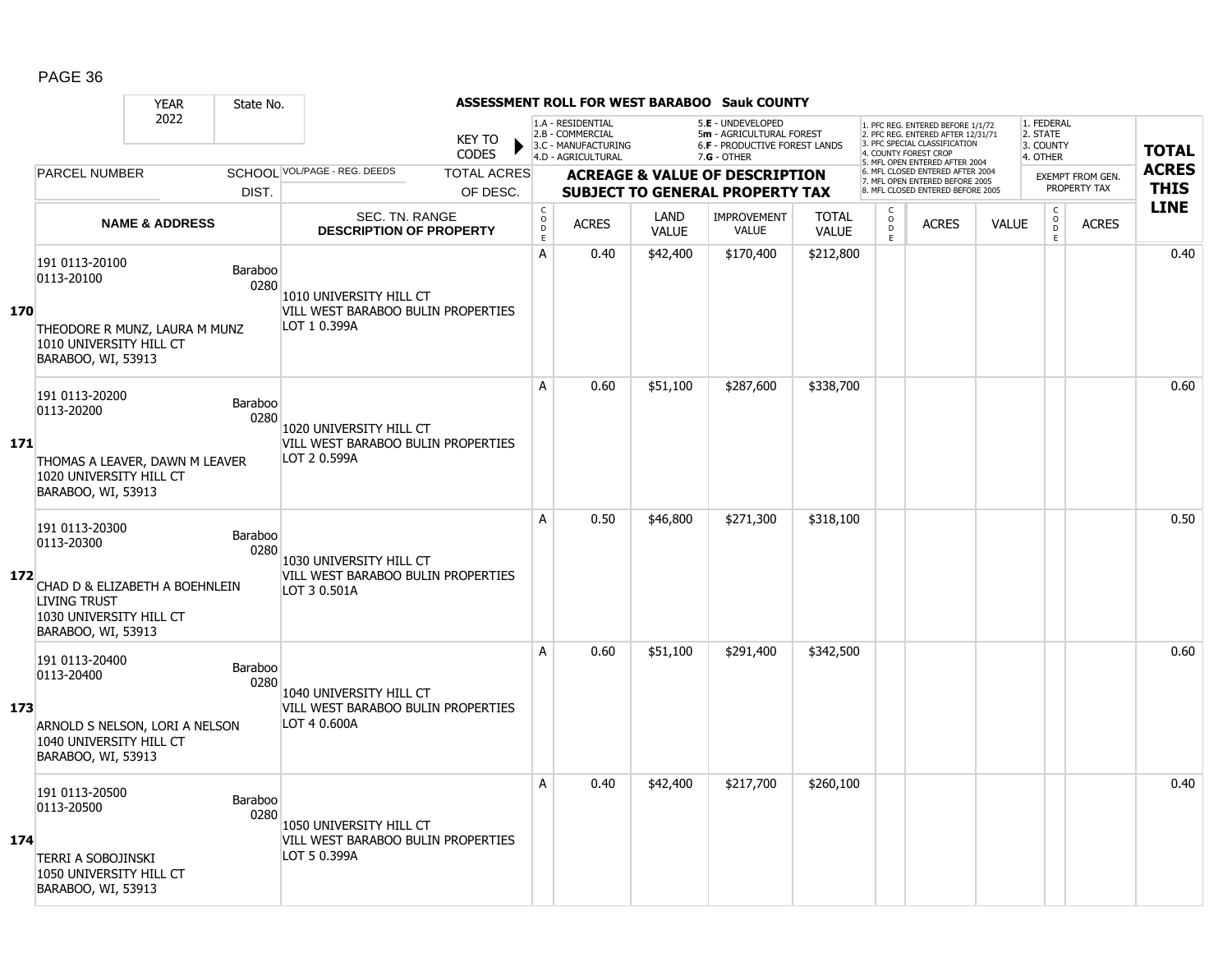# ASSESSMENT ROLL FOR WEST BARABOO Sauk COUNTY

| YEAR | State No. |
|---|---|
| 2022 | |

KEY TO CODES:
- 1.A - RESIDENTIAL
- 2.B - COMMERCIAL
- 3.C - MANUFACTURING
- 4.D - AGRICULTURAL
- 5.E - UNDEVELOPED
- 5m - AGRICULTURAL FOREST
- 6.F - PRODUCTIVE FOREST LANDS
- 7.G - OTHER

Exempt/forest codes:
1. PFC REG. ENTERED BEFORE 1/1/72
2. PFC REG. ENTERED AFTER 12/31/71
3. PFC SPECIAL CLASSIFICATION
4. COUNTY FOREST CROP
5. MFL OPEN ENTERED AFTER 2004
6. MFL CLOSED ENTERED AFTER 2004
7. MFL OPEN ENTERED BEFORE 2005
8. MFL CLOSED ENTERED BEFORE 2005

Exempt from gen. property tax:
1. FEDERAL
2. STATE
3. COUNTY
4. OTHER

| Line | PARCEL NUMBER / NAME & ADDRESS | SCHOOL DIST. | VOL/PAGE - REG. DEEDS / SEC. TN. RANGE / DESCRIPTION OF PROPERTY | CODE | ACRES | LAND VALUE | IMPROVEMENT VALUE | TOTAL VALUE | CODE | ACRES | VALUE | CODE | ACRES | TOTAL ACRES THIS LINE |
|---|---|---|---|---|---|---|---|---|---|---|---|---|---|---|
| 170 | 191 0113-20100<br>0113-20100<br>THEODORE R MUNZ, LAURA M MUNZ<br>1010 UNIVERSITY HILL CT<br>BARABOO, WI, 53913 | Baraboo 0280 | 1010 UNIVERSITY HILL CT<br>VILL WEST BARABOO BULIN PROPERTIES LOT 1 0.399A | A | 0.40 | $42,400 | $170,400 | $212,800 | | | | | | 0.40 |
| 171 | 191 0113-20200<br>0113-20200<br>THOMAS A LEAVER, DAWN M LEAVER<br>1020 UNIVERSITY HILL CT<br>BARABOO, WI, 53913 | Baraboo 0280 | 1020 UNIVERSITY HILL CT<br>VILL WEST BARABOO BULIN PROPERTIES LOT 2 0.599A | A | 0.60 | $51,100 | $287,600 | $338,700 | | | | | | 0.60 |
| 172 | 191 0113-20300<br>0113-20300<br>CHAD D & ELIZABETH A BOEHNLEIN LIVING TRUST<br>1030 UNIVERSITY HILL CT<br>BARABOO, WI, 53913 | Baraboo 0280 | 1030 UNIVERSITY HILL CT<br>VILL WEST BARABOO BULIN PROPERTIES LOT 3 0.501A | A | 0.50 | $46,800 | $271,300 | $318,100 | | | | | | 0.50 |
| 173 | 191 0113-20400<br>0113-20400<br>ARNOLD S NELSON, LORI A NELSON<br>1040 UNIVERSITY HILL CT<br>BARABOO, WI, 53913 | Baraboo 0280 | 1040 UNIVERSITY HILL CT<br>VILL WEST BARABOO BULIN PROPERTIES LOT 4 0.600A | A | 0.60 | $51,100 | $291,400 | $342,500 | | | | | | 0.60 |
| 174 | 191 0113-20500<br>0113-20500<br>TERRI A SOBOJINSKI<br>1050 UNIVERSITY HILL CT<br>BARABOO, WI, 53913 | Baraboo 0280 | 1050 UNIVERSITY HILL CT<br>VILL WEST BARABOO BULIN PROPERTIES LOT 5 0.399A | A | 0.40 | $42,400 | $217,700 | $260,100 | | | | | | 0.40 |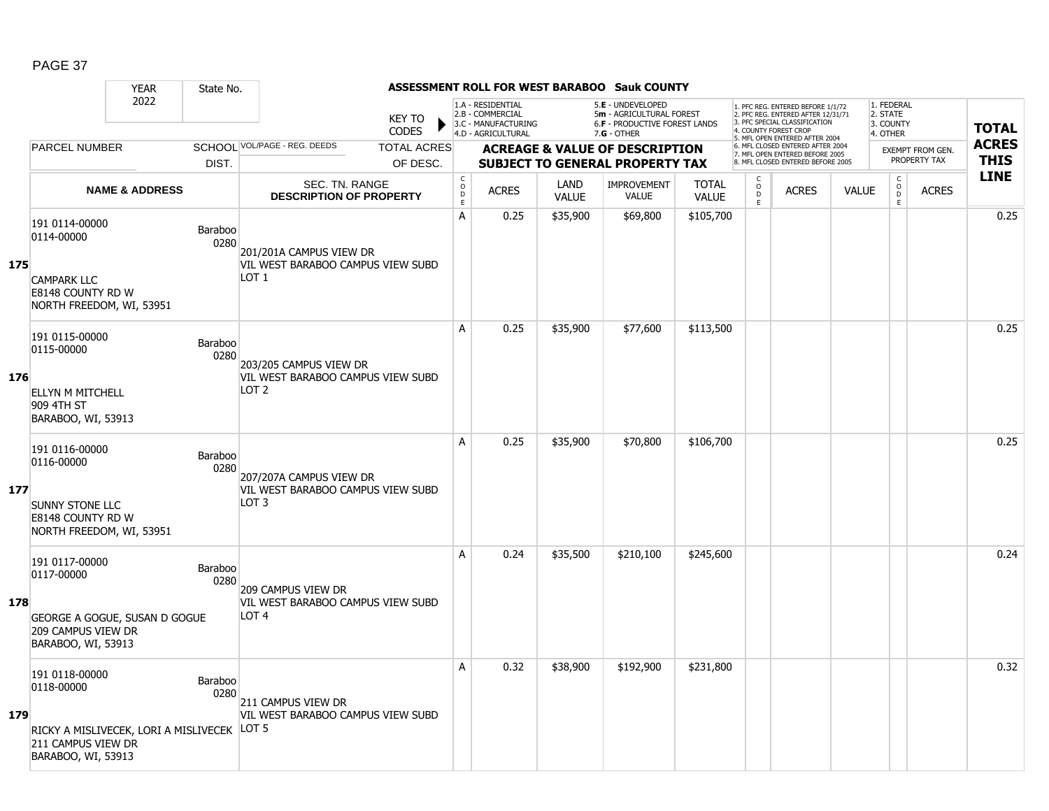**ASSESSMENT ROLL FOR WEST BARABOO Sauk COUNTY**

| YEAR 2022 | State No. | | KEY TO CODES | 1.A - RESIDENTIAL 2.B - COMMERCIAL 3.C - MANUFACTURING 4.D - AGRICULTURAL | | 5.E - UNDEVELOPED 5m - AGRICULTURAL FOREST 6.F - PRODUCTIVE FOREST LANDS 7.G - OTHER | | | 1. PFC REG. ENTERED BEFORE 1/1/72 2. PFC REG. ENTERED AFTER 12/31/71 3. PFC SPECIAL CLASSIFICATION 4. COUNTY FOREST CROP 5. MFL OPEN ENTERED AFTER 2004 6. MFL CLOSED ENTERED AFTER 2004 7. MFL OPEN ENTERED BEFORE 2005 8. MFL CLOSED ENTERED BEFORE 2005 | | | 1. FEDERAL 2. STATE 3. COUNTY 4. OTHER | | TOTAL ACRES THIS LINE |
|---|---|---|---|---|---|---|---|---|---|---|---|---|---|---|
| PARCEL NUMBER | SCHOOL DIST. | VOL/PAGE - REG. DEEDS | TOTAL ACRES OF DESC. | ACREAGE & VALUE OF DESCRIPTION SUBJECT TO GENERAL PROPERTY TAX | | | | | | | | EXEMPT FROM GEN. PROPERTY TAX | | |
| NAME & ADDRESS | | SEC. TN. RANGE DESCRIPTION OF PROPERTY | CODE | ACRES | LAND VALUE | IMPROVEMENT VALUE | TOTAL VALUE | CODE | ACRES | VALUE | CODE | ACRES | | |
| **175** 191 0114-00000 0114-00000 CAMPARK LLC E8148 COUNTY RD W NORTH FREEDOM, WI, 53951 | Baraboo 0280 | 201/201A CAMPUS VIEW DR VIL WEST BARABOO CAMPUS VIEW SUBD LOT 1 | A | 0.25 | $35,900 | $69,800 | $105,700 | | | | | | | 0.25 |
| **176** 191 0115-00000 0115-00000 ELLYN M MITCHELL 909 4TH ST BARABOO, WI, 53913 | Baraboo 0280 | 203/205 CAMPUS VIEW DR VIL WEST BARABOO CAMPUS VIEW SUBD LOT 2 | A | 0.25 | $35,900 | $77,600 | $113,500 | | | | | | | 0.25 |
| **177** 191 0116-00000 0116-00000 SUNNY STONE LLC E8148 COUNTY RD W NORTH FREEDOM, WI, 53951 | Baraboo 0280 | 207/207A CAMPUS VIEW DR VIL WEST BARABOO CAMPUS VIEW SUBD LOT 3 | A | 0.25 | $35,900 | $70,800 | $106,700 | | | | | | | 0.25 |
| **178** 191 0117-00000 0117-00000 GEORGE A GOGUE, SUSAN D GOGUE 209 CAMPUS VIEW DR BARABOO, WI, 53913 | Baraboo 0280 | 209 CAMPUS VIEW DR VIL WEST BARABOO CAMPUS VIEW SUBD LOT 4 | A | 0.24 | $35,500 | $210,100 | $245,600 | | | | | | | 0.24 |
| **179** 191 0118-00000 0118-00000 RICKY A MISLIVECEK, LORI A MISLIVECEK 211 CAMPUS VIEW DR BARABOO, WI, 53913 | Baraboo 0280 | 211 CAMPUS VIEW DR VIL WEST BARABOO CAMPUS VIEW SUBD LOT 5 | A | 0.32 | $38,900 | $192,900 | $231,800 | | | | | | | 0.32 |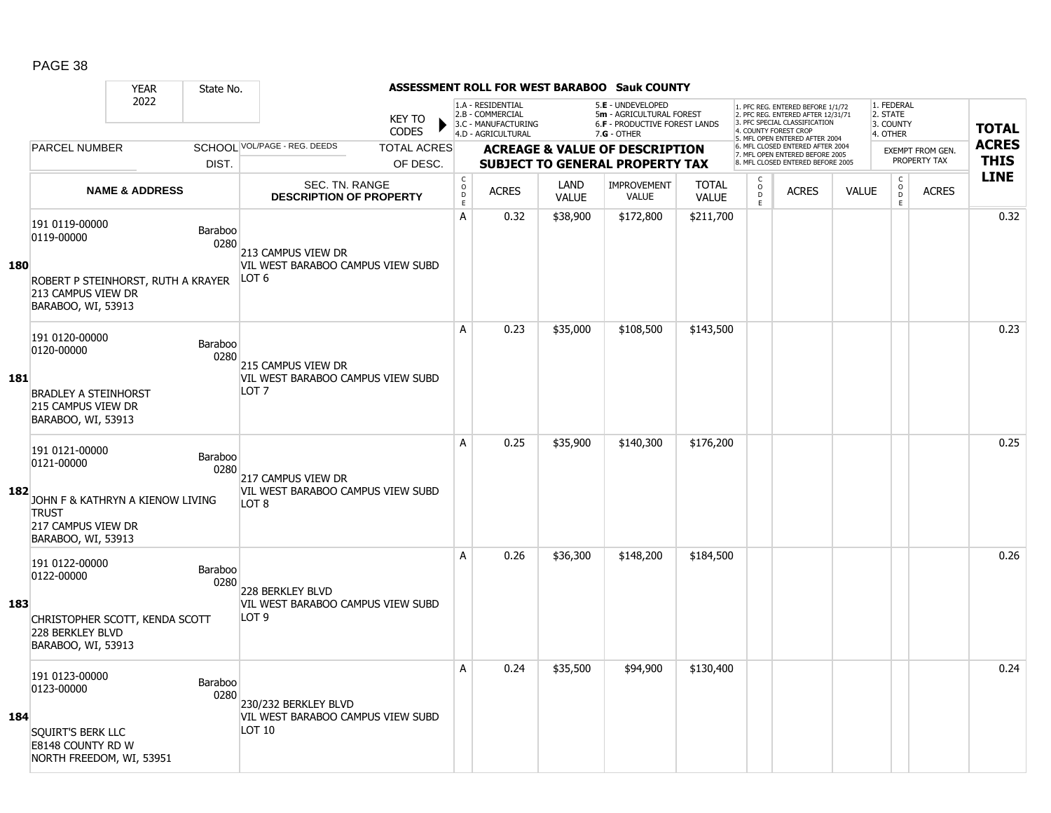**ASSESSMENT ROLL FOR WEST BARABOO Sauk COUNTY**

| YEAR | State No. |
|---|---|
| 2022 | |

KEY TO CODES:
- 1.A - RESIDENTIAL
- 2.B - COMMERCIAL
- 3.C - MANUFACTURING
- 4.D - AGRICULTURAL
- 5.E - UNDEVELOPED
- 5m - AGRICULTURAL FOREST
- 6.F - PRODUCTIVE FOREST LANDS
- 7.G - OTHER

- 1. PFC REG. ENTERED BEFORE 1/1/72
- 2. PFC REG. ENTERED AFTER 12/31/71
- 3. PFC SPECIAL CLASSIFICATION
- 4. COUNTY FOREST CROP
- 5. MFL OPEN ENTERED AFTER 2004
- 6. MFL CLOSED ENTERED AFTER 2004
- 7. MFL OPEN ENTERED BEFORE 2005
- 8. MFL CLOSED ENTERED BEFORE 2005

- 1. FEDERAL
- 2. STATE
- 3. COUNTY
- 4. OTHER

| LINE | PARCEL NUMBER / NAME & ADDRESS | SCHOOL DIST. | VOL/PAGE - REG. DEEDS / SEC. TN. RANGE / DESCRIPTION OF PROPERTY | CODE | ACRES | LAND VALUE | IMPROVEMENT VALUE | TOTAL VALUE | CODE | ACRES | VALUE | CODE | EXEMPT ACRES | TOTAL ACRES THIS LINE |
|---|---|---|---|---|---|---|---|---|---|---|---|---|---|---|
| 180 | 191 0119-00000<br>0119-00000<br>ROBERT P STEINHORST, RUTH A KRAYER<br>213 CAMPUS VIEW DR<br>BARABOO, WI, 53913 | Baraboo 0280 | 213 CAMPUS VIEW DR<br>VIL WEST BARABOO CAMPUS VIEW SUBD<br>LOT 6 | A | 0.32 | $38,900 | $172,800 | $211,700 | | | | | | 0.32 |
| 181 | 191 0120-00000<br>0120-00000<br>BRADLEY A STEINHORST<br>215 CAMPUS VIEW DR<br>BARABOO, WI, 53913 | Baraboo 0280 | 215 CAMPUS VIEW DR<br>VIL WEST BARABOO CAMPUS VIEW SUBD<br>LOT 7 | A | 0.23 | $35,000 | $108,500 | $143,500 | | | | | | 0.23 |
| 182 | 191 0121-00000<br>0121-00000<br>JOHN F & KATHRYN A KIENOW LIVING TRUST<br>217 CAMPUS VIEW DR<br>BARABOO, WI, 53913 | Baraboo 0280 | 217 CAMPUS VIEW DR<br>VIL WEST BARABOO CAMPUS VIEW SUBD<br>LOT 8 | A | 0.25 | $35,900 | $140,300 | $176,200 | | | | | | 0.25 |
| 183 | 191 0122-00000<br>0122-00000<br>CHRISTOPHER SCOTT, KENDA SCOTT<br>228 BERKLEY BLVD<br>BARABOO, WI, 53913 | Baraboo 0280 | 228 BERKLEY BLVD<br>VIL WEST BARABOO CAMPUS VIEW SUBD<br>LOT 9 | A | 0.26 | $36,300 | $148,200 | $184,500 | | | | | | 0.26 |
| 184 | 191 0123-00000<br>0123-00000<br>SQUIRT'S BERK LLC<br>E8148 COUNTY RD W<br>NORTH FREEDOM, WI, 53951 | Baraboo 0280 | 230/232 BERKLEY BLVD<br>VIL WEST BARABOO CAMPUS VIEW SUBD<br>LOT 10 | A | 0.24 | $35,500 | $94,900 | $130,400 | | | | | | 0.24 |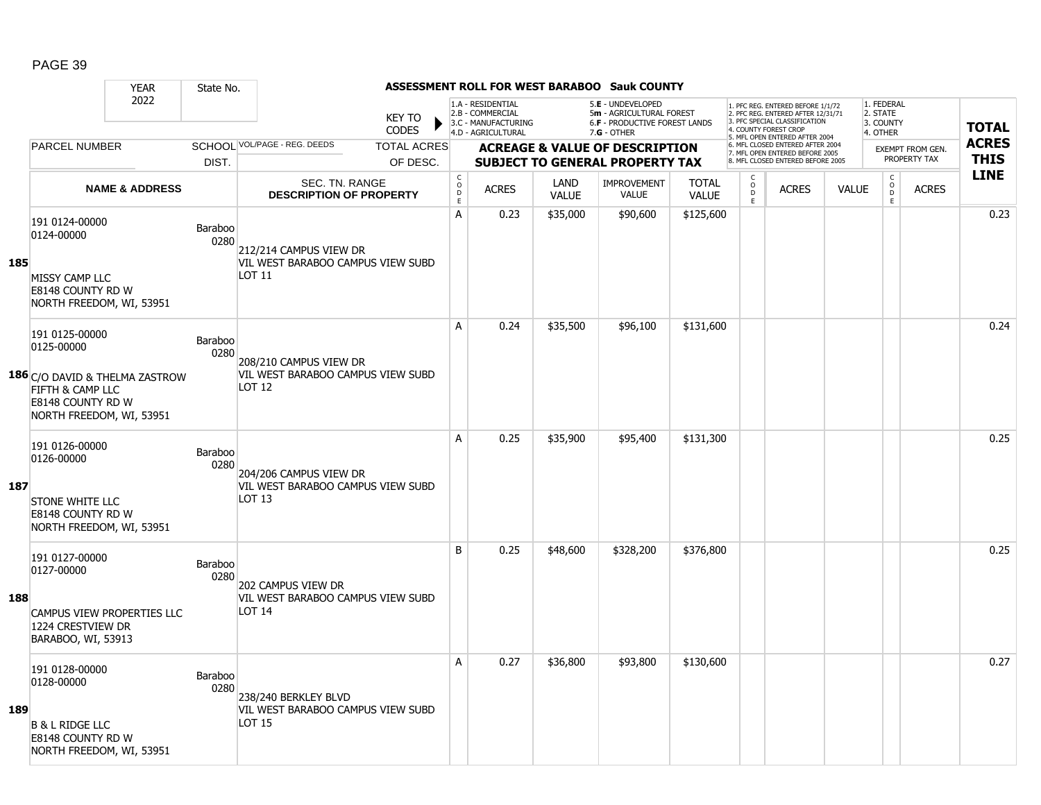# ASSESSMENT ROLL FOR WEST BARABOO Sauk COUNTY

| | YEAR 2022 | State No. | KEY TO CODES: 1.A - RESIDENTIAL, 2.B - COMMERCIAL, 3.C - MANUFACTURING, 4.D - AGRICULTURAL, 5.E - UNDEVELOPED, 5m - AGRICULTURAL FOREST, 6.F - PRODUCTIVE FOREST LANDS, 7.G - OTHER | | | | | | 1. PFC REG. ENTERED BEFORE 1/1/72, 2. PFC REG. ENTERED AFTER 12/31/71, 3. PFC SPECIAL CLASSIFICATION, 4. COUNTY FOREST CROP, 5. MFL OPEN ENTERED AFTER 2004, 6. MFL CLOSED ENTERED AFTER 2004, 7. MFL OPEN ENTERED BEFORE 2005, 8. MFL CLOSED ENTERED BEFORE 2005 | | | 1. FEDERAL, 2. STATE, 3. COUNTY, 4. OTHER | | TOTAL ACRES THIS LINE |
|---|---|---|---|---|---|---|---|---|---|---|---|---|---|---|
| | PARCEL NUMBER / NAME & ADDRESS | SCHOOL DIST. | VOL/PAGE - REG. DEEDS / TOTAL ACRES OF DESC. / SEC. TN. RANGE / DESCRIPTION OF PROPERTY | CODE | ACRES | LAND VALUE | IMPROVEMENT VALUE | TOTAL VALUE | CODE | ACRES | VALUE | CODE | ACRES (EXEMPT FROM GEN. PROPERTY TAX) | |
| 185 | 191 0124-00000<br>0124-00000<br><br>MISSY CAMP LLC<br>E8148 COUNTY RD W<br>NORTH FREEDOM, WI, 53951 | Baraboo 0280 | 212/214 CAMPUS VIEW DR<br>VIL WEST BARABOO CAMPUS VIEW SUBD<br>LOT 11 | A | 0.23 | $35,000 | $90,600 | $125,600 | | | | | | 0.23 |
| 186 | 191 0125-00000<br>0125-00000<br><br>C/O DAVID & THELMA ZASTROW<br>FIFTH & CAMP LLC<br>E8148 COUNTY RD W<br>NORTH FREEDOM, WI, 53951 | Baraboo 0280 | 208/210 CAMPUS VIEW DR<br>VIL WEST BARABOO CAMPUS VIEW SUBD<br>LOT 12 | A | 0.24 | $35,500 | $96,100 | $131,600 | | | | | | 0.24 |
| 187 | 191 0126-00000<br>0126-00000<br><br>STONE WHITE LLC<br>E8148 COUNTY RD W<br>NORTH FREEDOM, WI, 53951 | Baraboo 0280 | 204/206 CAMPUS VIEW DR<br>VIL WEST BARABOO CAMPUS VIEW SUBD<br>LOT 13 | A | 0.25 | $35,900 | $95,400 | $131,300 | | | | | | 0.25 |
| 188 | 191 0127-00000<br>0127-00000<br><br>CAMPUS VIEW PROPERTIES LLC<br>1224 CRESTVIEW DR<br>BARABOO, WI, 53913 | Baraboo 0280 | 202 CAMPUS VIEW DR<br>VIL WEST BARABOO CAMPUS VIEW SUBD<br>LOT 14 | B | 0.25 | $48,600 | $328,200 | $376,800 | | | | | | 0.25 |
| 189 | 191 0128-00000<br>0128-00000<br><br>B & L RIDGE LLC<br>E8148 COUNTY RD W<br>NORTH FREEDOM, WI, 53951 | Baraboo 0280 | 238/240 BERKLEY BLVD<br>VIL WEST BARABOO CAMPUS VIEW SUBD<br>LOT 15 | A | 0.27 | $36,800 | $93,800 | $130,600 | | | | | | 0.27 |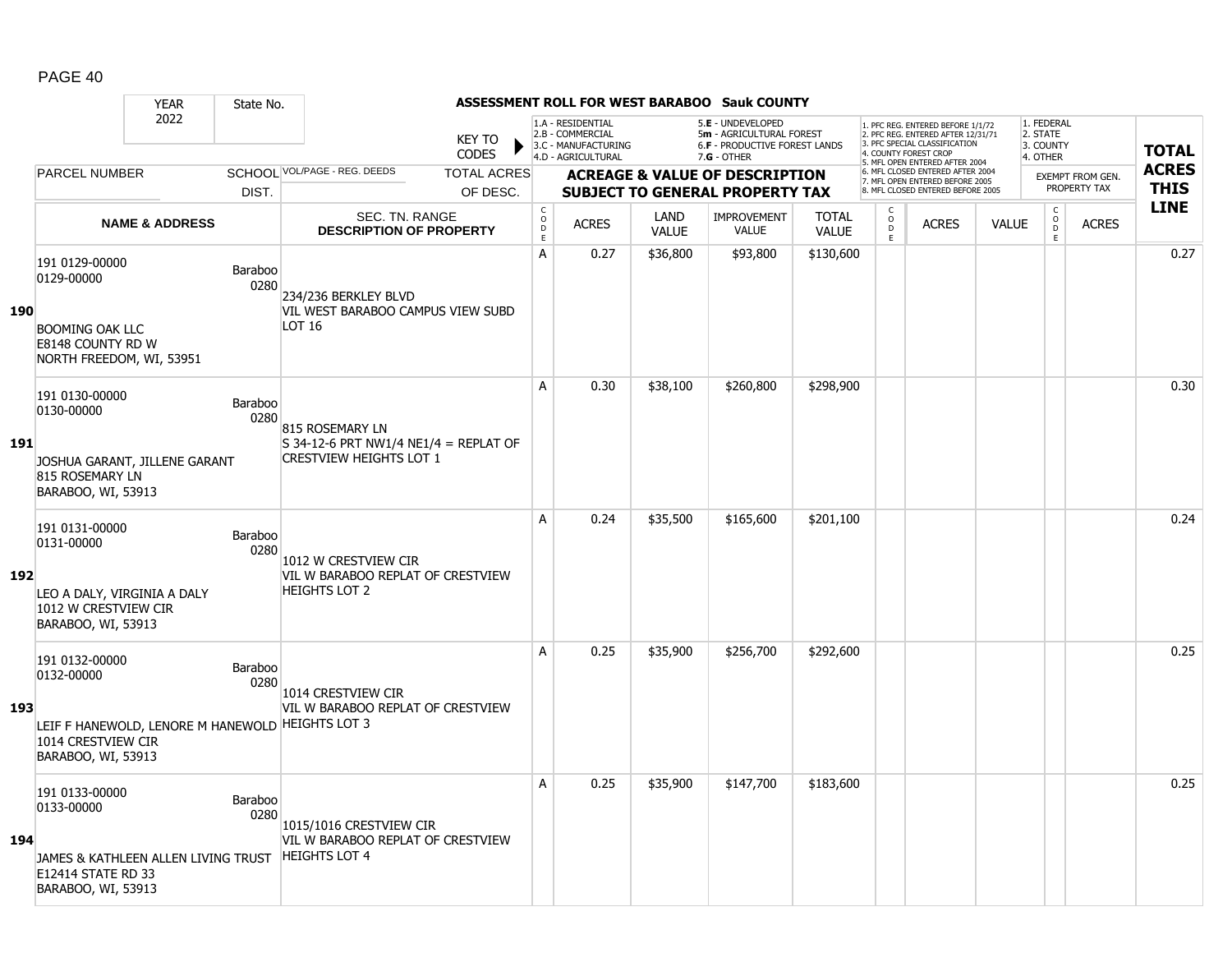**ASSESSMENT ROLL FOR WEST BARABOO Sauk COUNTY**

| YEAR 2022 | State No. | | KEY TO CODES | 1.A - RESIDENTIAL 2.B - COMMERCIAL 3.C - MANUFACTURING 4.D - AGRICULTURAL | | 5.E - UNDEVELOPED 5m - AGRICULTURAL FOREST 6.F - PRODUCTIVE FOREST LANDS 7.G - OTHER | | | 1. PFC REG. ENTERED BEFORE 1/1/72 2. PFC REG. ENTERED AFTER 12/31/71 3. PFC SPECIAL CLASSIFICATION 4. COUNTY FOREST CROP 5. MFL OPEN ENTERED AFTER 2004 6. MFL CLOSED ENTERED AFTER 2004 7. MFL OPEN ENTERED BEFORE 2005 8. MFL CLOSED ENTERED BEFORE 2005 | | | 1. FEDERAL 2. STATE 3. COUNTY 4. OTHER | | |
|---|---|---|---|---|---|---|---|---|---|---|---|---|---|---|
| PARCEL NUMBER | SCHOOL DIST. | VOL/PAGE - REG. DEEDS | TOTAL ACRES OF DESC. | ACREAGE & VALUE OF DESCRIPTION SUBJECT TO GENERAL PROPERTY TAX | | | | | | | | EXEMPT FROM GEN. PROPERTY TAX | | TOTAL ACRES THIS LINE |
| NAME & ADDRESS | | SEC. TN. RANGE DESCRIPTION OF PROPERTY | | CODE | ACRES | LAND VALUE | IMPROVEMENT VALUE | TOTAL VALUE | CODE | ACRES | VALUE | CODE | ACRES | |
| **190** 191 0129-00000 0129-00000 BOOMING OAK LLC E8148 COUNTY RD W NORTH FREEDOM, WI, 53951 | Baraboo 0280 | 234/236 BERKLEY BLVD VIL WEST BARABOO CAMPUS VIEW SUBD LOT 16 | | A | 0.27 | $36,800 | $93,800 | $130,600 | | | | | | 0.27 |
| **191** 191 0130-00000 0130-00000 JOSHUA GARANT, JILLENE GARANT 815 ROSEMARY LN BARABOO, WI, 53913 | Baraboo 0280 | 815 ROSEMARY LN S 34-12-6 PRT NW1/4 NE1/4 = REPLAT OF CRESTVIEW HEIGHTS LOT 1 | | A | 0.30 | $38,100 | $260,800 | $298,900 | | | | | | 0.30 |
| **192** 191 0131-00000 0131-00000 LEO A DALY, VIRGINIA A DALY 1012 W CRESTVIEW CIR BARABOO, WI, 53913 | Baraboo 0280 | 1012 W CRESTVIEW CIR VIL W BARABOO REPLAT OF CRESTVIEW HEIGHTS LOT 2 | | A | 0.24 | $35,500 | $165,600 | $201,100 | | | | | | 0.24 |
| **193** 191 0132-00000 0132-00000 LEIF F HANEWOLD, LENORE M HANEWOLD 1014 CRESTVIEW CIR BARABOO, WI, 53913 | Baraboo 0280 | 1014 CRESTVIEW CIR VIL W BARABOO REPLAT OF CRESTVIEW HEIGHTS LOT 3 | | A | 0.25 | $35,900 | $256,700 | $292,600 | | | | | | 0.25 |
| **194** 191 0133-00000 0133-00000 JAMES & KATHLEEN ALLEN LIVING TRUST E12414 STATE RD 33 BARABOO, WI, 53913 | Baraboo 0280 | 1015/1016 CRESTVIEW CIR VIL W BARABOO REPLAT OF CRESTVIEW HEIGHTS LOT 4 | | A | 0.25 | $35,900 | $147,700 | $183,600 | | | | | | 0.25 |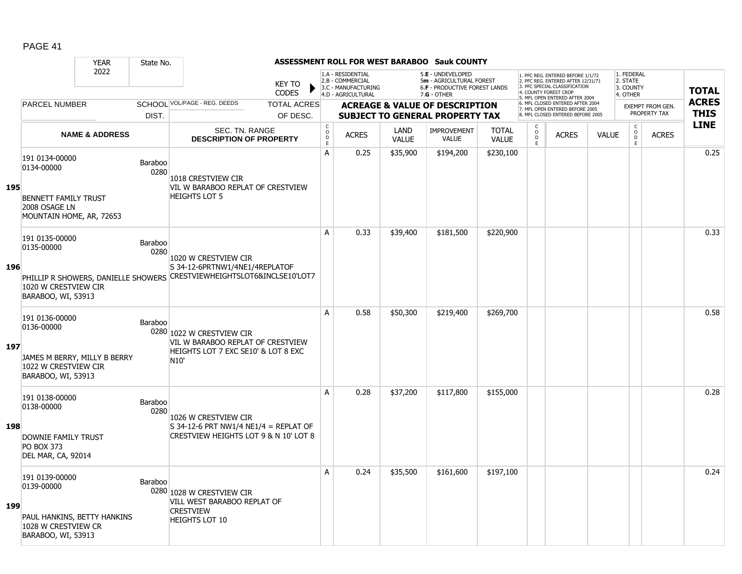**ASSESSMENT ROLL FOR WEST BARABOO Sauk COUNTY**

| YEAR | State No. | | KEY TO CODES | 1.A - RESIDENTIAL<br>2.B - COMMERCIAL<br>3.C - MANUFACTURING<br>4.D - AGRICULTURAL | | 5.E - UNDEVELOPED<br>5m - AGRICULTURAL FOREST<br>6.F - PRODUCTIVE FOREST LANDS<br>7.G - OTHER | | | 1. PFC REG. ENTERED BEFORE 1/1/72<br>2. PFC REG. ENTERED AFTER 12/31/71<br>3. PFC SPECIAL CLASSIFICATION<br>4. COUNTY FOREST CROP<br>5. MFL OPEN ENTERED AFTER 2004<br>6. MFL CLOSED ENTERED AFTER 2004<br>7. MFL OPEN ENTERED BEFORE 2005<br>8. MFL CLOSED ENTERED BEFORE 2005 | | | 1. FEDERAL<br>2. STATE<br>3. COUNTY<br>4. OTHER | | |
|---|---|---|---|---|---|---|---|---|---|---|---|---|---|---|
| 2022 | | | | | | | | | | | | | | |
| PARCEL NUMBER | SCHOOL DIST. | VOL/PAGE - REG. DEEDS | TOTAL ACRES OF DESC. | ACREAGE & VALUE OF DESCRIPTION SUBJECT TO GENERAL PROPERTY TAX | | | | | | | | EXEMPT FROM GEN. PROPERTY TAX | | TOTAL ACRES THIS LINE |
| NAME & ADDRESS | | SEC. TN. RANGE DESCRIPTION OF PROPERTY | | CODE | ACRES | LAND VALUE | IMPROVEMENT VALUE | TOTAL VALUE | CODE | ACRES | VALUE | CODE | ACRES | |
| **195** 191 0134-00000<br>0134-00000<br><br>BENNETT FAMILY TRUST<br>2008 OSAGE LN<br>MOUNTAIN HOME, AR, 72653 | Baraboo 0280 | 1018 CRESTVIEW CIR<br>VIL W BARABOO REPLAT OF CRESTVIEW HEIGHTS LOT 5 | | A | 0.25 | $35,900 | $194,200 | $230,100 | | | | | | 0.25 |
| **196** 191 0135-00000<br>0135-00000<br><br>PHILLIP R SHOWERS, DANIELLE SHOWERS<br>1020 W CRESTVIEW CIR<br>BARABOO, WI, 53913 | Baraboo 0280 | 1020 W CRESTVIEW CIR<br>S 34-12-6PRTNW1/4NE1/4REPLATOF CRESTVIEWHEIGHTSLOT6&INCLSE10'LOT7 | | A | 0.33 | $39,400 | $181,500 | $220,900 | | | | | | 0.33 |
| **197** 191 0136-00000<br>0136-00000<br><br>JAMES M BERRY, MILLY B BERRY<br>1022 W CRESTVIEW CIR<br>BARABOO, WI, 53913 | Baraboo 0280 | 1022 W CRESTVIEW CIR<br>VIL W BARABOO REPLAT OF CRESTVIEW HEIGHTS LOT 7 EXC SE10' & LOT 8 EXC N10' | | A | 0.58 | $50,300 | $219,400 | $269,700 | | | | | | 0.58 |
| **198** 191 0138-00000<br>0138-00000<br><br>DOWNIE FAMILY TRUST<br>PO BOX 373<br>DEL MAR, CA, 92014 | Baraboo 0280 | 1026 W CRESTVIEW CIR<br>S 34-12-6 PRT NW1/4 NE1/4 = REPLAT OF CRESTVIEW HEIGHTS LOT 9 & N 10' LOT 8 | | A | 0.28 | $37,200 | $117,800 | $155,000 | | | | | | 0.28 |
| **199** 191 0139-00000<br>0139-00000<br><br>PAUL HANKINS, BETTY HANKINS<br>1028 W CRESTVIEW CR<br>BARABOO, WI, 53913 | Baraboo 0280 | 1028 W CRESTVIEW CIR<br>VILL WEST BARABOO REPLAT OF CRESTVIEW<br>HEIGHTS LOT 10 | | A | 0.24 | $35,500 | $161,600 | $197,100 | | | | | | 0.24 |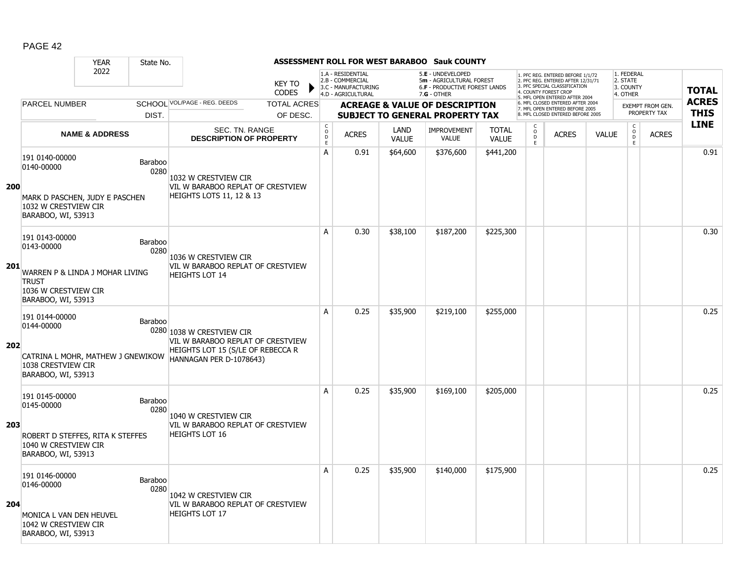**ASSESSMENT ROLL FOR WEST BARABOO Sauk COUNTY**

| YEAR | State No. |
|---|---|
| 2022 | |

KEY TO CODES:
- 1.A - RESIDENTIAL
- 2.B - COMMERCIAL
- 3.C - MANUFACTURING
- 4.D - AGRICULTURAL
- 5.E - UNDEVELOPED
- 5m - AGRICULTURAL FOREST
- 6.F - PRODUCTIVE FOREST LANDS
- 7.G - OTHER

1. PFC REG. ENTERED BEFORE 1/1/72
2. PFC REG. ENTERED AFTER 12/31/71
3. PFC SPECIAL CLASSIFICATION
4. COUNTY FOREST CROP
5. MFL OPEN ENTERED AFTER 2004
6. MFL CLOSED ENTERED AFTER 2004
7. MFL OPEN ENTERED BEFORE 2005
8. MFL CLOSED ENTERED BEFORE 2005

1. FEDERAL
2. STATE
3. COUNTY
4. OTHER

| LINE | PARCEL NUMBER / NAME & ADDRESS | SCHOOL DIST. | VOL/PAGE - REG. DEEDS / SEC. TN. RANGE / DESCRIPTION OF PROPERTY | CODE | ACRES | LAND VALUE | IMPROVEMENT VALUE | TOTAL VALUE | CODE | ACRES | VALUE | CODE | ACRES (EXEMPT FROM GEN. PROPERTY TAX) | TOTAL ACRES THIS LINE |
|---|---|---|---|---|---|---|---|---|---|---|---|---|---|---|
| 200 | 191 0140-00000<br>0140-00000<br><br>MARK D PASCHEN, JUDY E PASCHEN<br>1032 W CRESTVIEW CIR<br>BARABOO, WI, 53913 | Baraboo 0280 | 1032 W CRESTVIEW CIR<br>VIL W BARABOO REPLAT OF CRESTVIEW HEIGHTS LOTS 11, 12 & 13 | A | 0.91 | $64,600 | $376,600 | $441,200 | | | | | | 0.91 |
| 201 | 191 0143-00000<br>0143-00000<br><br>WARREN P & LINDA J MOHAR LIVING TRUST<br>1036 W CRESTVIEW CIR<br>BARABOO, WI, 53913 | Baraboo 0280 | 1036 W CRESTVIEW CIR<br>VIL W BARABOO REPLAT OF CRESTVIEW HEIGHTS LOT 14 | A | 0.30 | $38,100 | $187,200 | $225,300 | | | | | | 0.30 |
| 202 | 191 0144-00000<br>0144-00000<br><br>CATRINA L MOHR, MATHEW J GNEWIKOW<br>1038 CRESTVIEW CIR<br>BARABOO, WI, 53913 | Baraboo 0280 | 1038 W CRESTVIEW CIR<br>VIL W BARABOO REPLAT OF CRESTVIEW HEIGHTS LOT 15 (S/LE OF REBECCA R HANNAGAN PER D-1078643) | A | 0.25 | $35,900 | $219,100 | $255,000 | | | | | | 0.25 |
| 203 | 191 0145-00000<br>0145-00000<br><br>ROBERT D STEFFES, RITA K STEFFES<br>1040 W CRESTVIEW CIR<br>BARABOO, WI, 53913 | Baraboo 0280 | 1040 W CRESTVIEW CIR<br>VIL W BARABOO REPLAT OF CRESTVIEW HEIGHTS LOT 16 | A | 0.25 | $35,900 | $169,100 | $205,000 | | | | | | 0.25 |
| 204 | 191 0146-00000<br>0146-00000<br><br>MONICA L VAN DEN HEUVEL<br>1042 W CRESTVIEW CIR<br>BARABOO, WI, 53913 | Baraboo 0280 | 1042 W CRESTVIEW CIR<br>VIL W BARABOO REPLAT OF CRESTVIEW HEIGHTS LOT 17 | A | 0.25 | $35,900 | $140,000 | $175,900 | | | | | | 0.25 |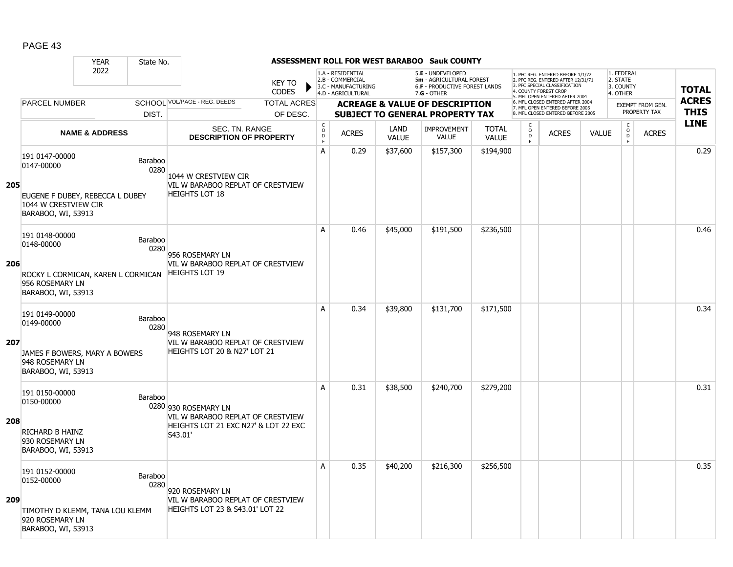**ASSESSMENT ROLL FOR WEST BARABOO Sauk COUNTY**

| YEAR 2022 | State No. | | KEY TO CODES | 1.A - RESIDENTIAL 2.B - COMMERCIAL 3.C - MANUFACTURING 4.D - AGRICULTURAL | | 5.E - UNDEVELOPED 5m - AGRICULTURAL FOREST 6.F - PRODUCTIVE FOREST LANDS 7.G - OTHER | | | 1. PFC REG. ENTERED BEFORE 1/1/72 2. PFC REG. ENTERED AFTER 12/31/71 3. PFC SPECIAL CLASSIFICATION 4. COUNTY FOREST CROP 5. MFL OPEN ENTERED AFTER 2004 6. MFL CLOSED ENTERED AFTER 2004 7. MFL OPEN ENTERED BEFORE 2005 8. MFL CLOSED ENTERED BEFORE 2005 | | | 1. FEDERAL 2. STATE 3. COUNTY 4. OTHER | | TOTAL ACRES THIS LINE |
|---|---|---|---|---|---|---|---|---|---|---|---|---|---|---|
| PARCEL NUMBER | SCHOOL DIST. | VOL/PAGE - REG. DEEDS | TOTAL ACRES OF DESC. | ACREAGE & VALUE OF DESCRIPTION SUBJECT TO GENERAL PROPERTY TAX | | | | | | | | EXEMPT FROM GEN. PROPERTY TAX | | |
| NAME & ADDRESS | | SEC. TN. RANGE DESCRIPTION OF PROPERTY | | CODE | ACRES | LAND VALUE | IMPROVEMENT VALUE | TOTAL VALUE | CODE | ACRES | VALUE | CODE | ACRES | |
| **205** 191 0147-00000 0147-00000 EUGENE F DUBEY, REBECCA L DUBEY 1044 W CRESTVIEW CIR BARABOO, WI, 53913 | Baraboo 0280 | 1044 W CRESTVIEW CIR VIL W BARABOO REPLAT OF CRESTVIEW HEIGHTS LOT 18 | | A | 0.29 | $37,600 | $157,300 | $194,900 | | | | | | 0.29 |
| **206** 191 0148-00000 0148-00000 ROCKY L CORMICAN, KAREN L CORMICAN 956 ROSEMARY LN BARABOO, WI, 53913 | Baraboo 0280 | 956 ROSEMARY LN VIL W BARABOO REPLAT OF CRESTVIEW HEIGHTS LOT 19 | | A | 0.46 | $45,000 | $191,500 | $236,500 | | | | | | 0.46 |
| **207** 191 0149-00000 0149-00000 JAMES F BOWERS, MARY A BOWERS 948 ROSEMARY LN BARABOO, WI, 53913 | Baraboo 0280 | 948 ROSEMARY LN VIL W BARABOO REPLAT OF CRESTVIEW HEIGHTS LOT 20 & N27' LOT 21 | | A | 0.34 | $39,800 | $131,700 | $171,500 | | | | | | 0.34 |
| **208** 191 0150-00000 0150-00000 RICHARD B HAINZ 930 ROSEMARY LN BARABOO, WI, 53913 | Baraboo 0280 | 930 ROSEMARY LN VIL W BARABOO REPLAT OF CRESTVIEW HEIGHTS LOT 21 EXC N27' & LOT 22 EXC S43.01' | | A | 0.31 | $38,500 | $240,700 | $279,200 | | | | | | 0.31 |
| **209** 191 0152-00000 0152-00000 TIMOTHY D KLEMM, TANA LOU KLEMM 920 ROSEMARY LN BARABOO, WI, 53913 | Baraboo 0280 | 920 ROSEMARY LN VIL W BARABOO REPLAT OF CRESTVIEW HEIGHTS LOT 23 & S43.01' LOT 22 | | A | 0.35 | $40,200 | $216,300 | $256,500 | | | | | | 0.35 |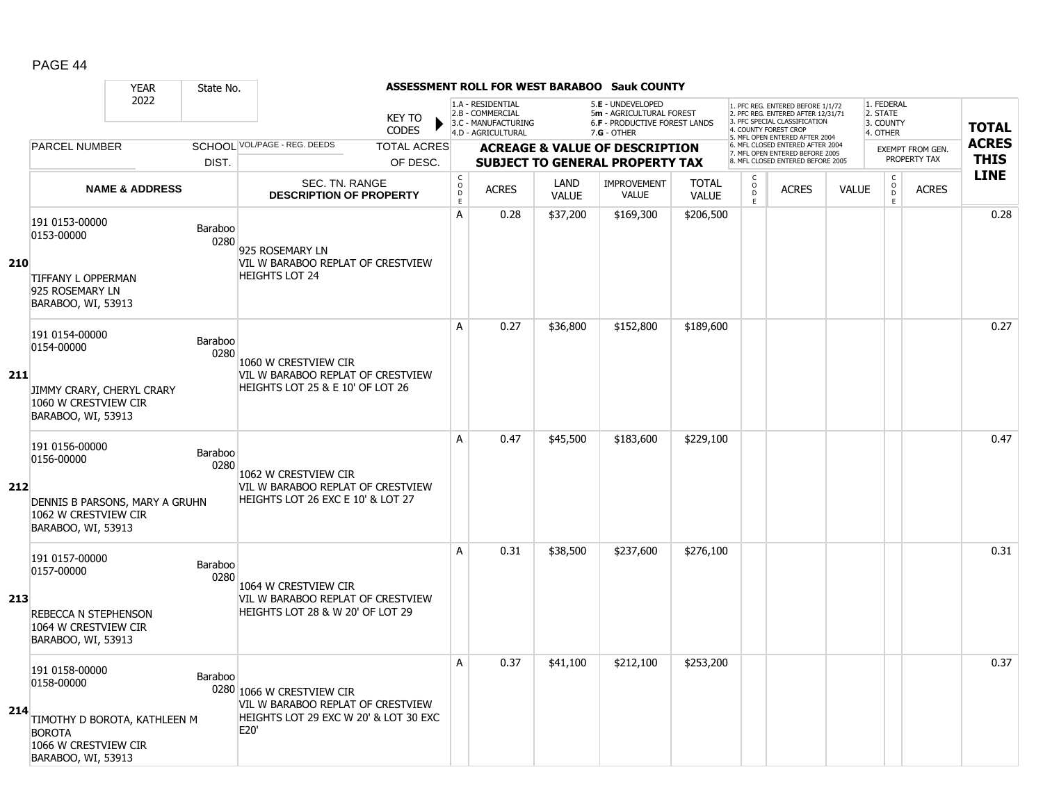PAGE 44

**ASSESSMENT ROLL FOR WEST BARABOO Sauk COUNTY**

| YEAR | State No. |
|---|---|
| 2022 | |

KEY TO CODES: 1.A - RESIDENTIAL, 2.B - COMMERCIAL, 3.C - MANUFACTURING, 4.D - AGRICULTURAL, 5.E - UNDEVELOPED, 5m - AGRICULTURAL FOREST, 6.F - PRODUCTIVE FOREST LANDS, 7.G - OTHER

1. PFC REG. ENTERED BEFORE 1/1/72, 2. PFC REG. ENTERED AFTER 12/31/71, 3. PFC SPECIAL CLASSIFICATION, 4. COUNTY FOREST CROP, 5. MFL OPEN ENTERED AFTER 2004, 6. MFL CLOSED ENTERED AFTER 2004, 7. MFL OPEN ENTERED BEFORE 2005, 8. MFL CLOSED ENTERED BEFORE 2005

1. FEDERAL, 2. STATE, 3. COUNTY, 4. OTHER

| LINE | PARCEL NUMBER / NAME & ADDRESS | SCHOOL DIST. | VOL/PAGE - REG. DEEDS / SEC. TN. RANGE / DESCRIPTION OF PROPERTY | CODE | ACRES | LAND VALUE | IMPROVEMENT VALUE | TOTAL VALUE | CODE | ACRES | VALUE | CODE | ACRES | TOTAL ACRES THIS LINE |
|---|---|---|---|---|---|---|---|---|---|---|---|---|---|---|
| 210 | 191 0153-00000<br>0153-00000<br>TIFFANY L OPPERMAN<br>925 ROSEMARY LN<br>BARABOO, WI, 53913 | Baraboo 0280 | 925 ROSEMARY LN<br>VIL W BARABOO REPLAT OF CRESTVIEW HEIGHTS LOT 24 | A | 0.28 | $37,200 | $169,300 | $206,500 | | | | | | 0.28 |
| 211 | 191 0154-00000<br>0154-00000<br>JIMMY CRARY, CHERYL CRARY<br>1060 W CRESTVIEW CIR<br>BARABOO, WI, 53913 | Baraboo 0280 | 1060 W CRESTVIEW CIR<br>VIL W BARABOO REPLAT OF CRESTVIEW HEIGHTS LOT 25 & E 10' OF LOT 26 | A | 0.27 | $36,800 | $152,800 | $189,600 | | | | | | 0.27 |
| 212 | 191 0156-00000<br>0156-00000<br>DENNIS B PARSONS, MARY A GRUHN<br>1062 W CRESTVIEW CIR<br>BARABOO, WI, 53913 | Baraboo 0280 | 1062 W CRESTVIEW CIR<br>VIL W BARABOO REPLAT OF CRESTVIEW HEIGHTS LOT 26 EXC E 10' & LOT 27 | A | 0.47 | $45,500 | $183,600 | $229,100 | | | | | | 0.47 |
| 213 | 191 0157-00000<br>0157-00000<br>REBECCA N STEPHENSON<br>1064 W CRESTVIEW CIR<br>BARABOO, WI, 53913 | Baraboo 0280 | 1064 W CRESTVIEW CIR<br>VIL W BARABOO REPLAT OF CRESTVIEW HEIGHTS LOT 28 & W 20' OF LOT 29 | A | 0.31 | $38,500 | $237,600 | $276,100 | | | | | | 0.31 |
| 214 | 191 0158-00000<br>0158-00000<br>TIMOTHY D BOROTA, KATHLEEN M BOROTA<br>1066 W CRESTVIEW CIR<br>BARABOO, WI, 53913 | Baraboo 0280 | 1066 W CRESTVIEW CIR<br>VIL W BARABOO REPLAT OF CRESTVIEW HEIGHTS LOT 29 EXC W 20' & LOT 30 EXC E20' | A | 0.37 | $41,100 | $212,100 | $253,200 | | | | | | 0.37 |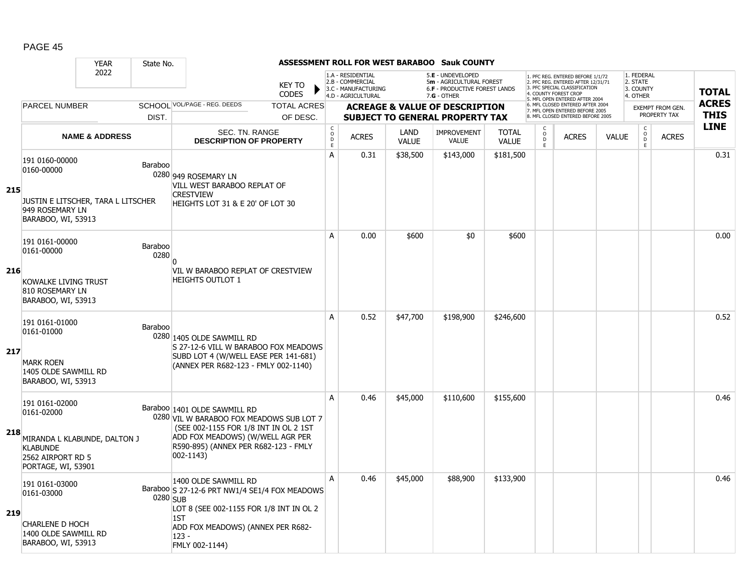PAGE 45

# ASSESSMENT ROLL FOR WEST BARABOO Sauk COUNTY

| | YEAR 2022 | State No. | KEY TO CODES | | 1.A - RESIDENTIAL 2.B - COMMERCIAL 3.C - MANUFACTURING 4.D - AGRICULTURAL | | 5.E - UNDEVELOPED 5m - AGRICULTURAL FOREST 6.F - PRODUCTIVE FOREST LANDS 7.G - OTHER | | | 1. PFC REG. ENTERED BEFORE 1/1/72 2. PFC REG. ENTERED AFTER 12/31/71 3. PFC SPECIAL CLASSIFICATION 4. COUNTY FOREST CROP 5. MFL OPEN ENTERED AFTER 2004 6. MFL CLOSED ENTERED AFTER 2004 7. MFL OPEN ENTERED BEFORE 2005 8. MFL CLOSED ENTERED BEFORE 2005 | | | 1. FEDERAL 2. STATE 3. COUNTY 4. OTHER | | TOTAL ACRES THIS LINE |
|---|---|---|---|---|---|---|---|---|---|---|---|---|---|---|---|
| | PARCEL NUMBER | SCHOOL DIST. | VOL/PAGE - REG. DEEDS | TOTAL ACRES OF DESC. | ACREAGE & VALUE OF DESCRIPTION SUBJECT TO GENERAL PROPERTY TAX | | | | | | | | EXEMPT FROM GEN. PROPERTY TAX | | |
| | NAME & ADDRESS | | SEC. TN. RANGE DESCRIPTION OF PROPERTY | CODE | ACRES | LAND VALUE | IMPROVEMENT VALUE | TOTAL VALUE | CODE | ACRES | VALUE | CODE | ACRES | | |
| 215 | 191 0160-00000<br>0160-00000<br><br>JUSTIN E LITSCHER, TARA L LITSCHER<br>949 ROSEMARY LN<br>BARABOO, WI, 53913 | Baraboo 0280 | 949 ROSEMARY LN<br>VILL WEST BARABOO REPLAT OF CRESTVIEW<br>HEIGHTS LOT 31 & E 20' OF LOT 30 | A | 0.31 | $38,500 | $143,000 | $181,500 | | | | | | | 0.31 |
| 216 | 191 0161-00000<br>0161-00000<br><br>KOWALKE LIVING TRUST<br>810 ROSEMARY LN<br>BARABOO, WI, 53913 | Baraboo 0280 | 0<br>VIL W BARABOO REPLAT OF CRESTVIEW HEIGHTS OUTLOT 1 | A | 0.00 | $600 | $0 | $600 | | | | | | | 0.00 |
| 217 | 191 0161-01000<br>0161-01000<br><br>MARK ROEN<br>1405 OLDE SAWMILL RD<br>BARABOO, WI, 53913 | Baraboo 0280 | 1405 OLDE SAWMILL RD<br>S 27-12-6 VILL W BARABOO FOX MEADOWS SUBD LOT 4 (W/WELL EASE PER 141-681) (ANNEX PER R682-123 - FMLY 002-1140) | A | 0.52 | $47,700 | $198,900 | $246,600 | | | | | | | 0.52 |
| 218 | 191 0161-02000<br>0161-02000<br><br>MIRANDA L KLABUNDE, DALTON J KLABUNDE<br>2562 AIRPORT RD 5<br>PORTAGE, WI, 53901 | Baraboo 0280 | 1401 OLDE SAWMILL RD<br>VIL W BARABOO FOX MEADOWS SUB LOT 7 (SEE 002-1155 FOR 1/8 INT IN OL 2 1ST ADD FOX MEADOWS) (W/WELL AGR PER R590-895) (ANNEX PER R682-123 - FMLY 002-1143) | A | 0.46 | $45,000 | $110,600 | $155,600 | | | | | | | 0.46 |
| 219 | 191 0161-03000<br>0161-03000<br><br>CHARLENE D HOCH<br>1400 OLDE SAWMILL RD<br>BARABOO, WI, 53913 | Baraboo 0280 | 1400 OLDE SAWMILL RD<br>S 27-12-6 PRT NW1/4 SE1/4 FOX MEADOWS SUB<br>LOT 8 (SEE 002-1155 FOR 1/8 INT IN OL 2 1ST<br>ADD FOX MEADOWS) (ANNEX PER R682-123 -<br>FMLY 002-1144) | A | 0.46 | $45,000 | $88,900 | $133,900 | | | | | | | 0.46 |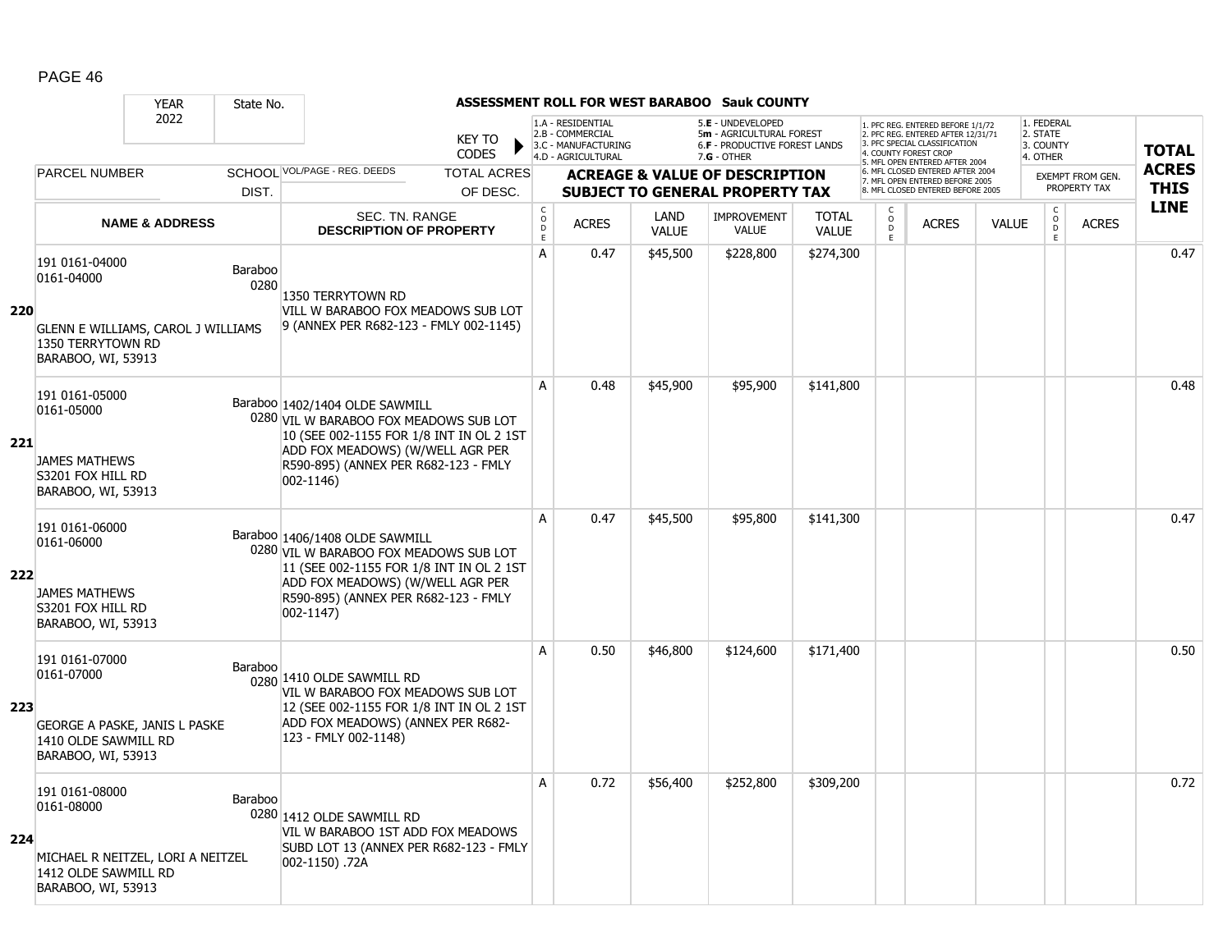## ASSESSMENT ROLL FOR WEST BARABOO Sauk COUNTY

| YEAR | State No. | | |
|---|---|---|---|
| 2022 | | | |

KEY TO CODES: 1.A - RESIDENTIAL, 2.B - COMMERCIAL, 3.C - MANUFACTURING, 4.D - AGRICULTURAL, 5.E - UNDEVELOPED, 5m - AGRICULTURAL FOREST, 6.F - PRODUCTIVE FOREST LANDS, 7.G - OTHER

1. PFC REG. ENTERED BEFORE 1/1/72, 2. PFC REG. ENTERED AFTER 12/31/71, 3. PFC SPECIAL CLASSIFICATION, 4. COUNTY FOREST CROP, 5. MFL OPEN ENTERED AFTER 2004, 6. MFL CLOSED ENTERED AFTER 2004, 7. MFL OPEN ENTERED BEFORE 2005, 8. MFL CLOSED ENTERED BEFORE 2005

1. FEDERAL, 2. STATE, 3. COUNTY, 4. OTHER — EXEMPT FROM GEN. PROPERTY TAX

| LINE | PARCEL NUMBER / NAME & ADDRESS | SCHOOL DIST. | VOL/PAGE - REG. DEEDS / SEC. TN. RANGE / DESCRIPTION OF PROPERTY | CODE | ACRES | LAND VALUE | IMPROVEMENT VALUE | TOTAL VALUE | CODE | ACRES | VALUE | CODE | ACRES | TOTAL ACRES THIS LINE |
|---|---|---|---|---|---|---|---|---|---|---|---|---|---|---|
| 220 | 191 0161-04000<br>0161-04000<br>GLENN E WILLIAMS, CAROL J WILLIAMS<br>1350 TERRYTOWN RD<br>BARABOO, WI, 53913 | Baraboo 0280 | 1350 TERRYTOWN RD<br>VILL W BARABOO FOX MEADOWS SUB LOT 9 (ANNEX PER R682-123 - FMLY 002-1145) | A | 0.47 | $45,500 | $228,800 | $274,300 | | | | | | 0.47 |
| 221 | 191 0161-05000<br>0161-05000<br>JAMES MATHEWS<br>S3201 FOX HILL RD<br>BARABOO, WI, 53913 | Baraboo 0280 | 1402/1404 OLDE SAWMILL<br>VIL W BARABOO FOX MEADOWS SUB LOT 10 (SEE 002-1155 FOR 1/8 INT IN OL 2 1ST ADD FOX MEADOWS) (W/WELL AGR PER R590-895) (ANNEX PER R682-123 - FMLY 002-1146) | A | 0.48 | $45,900 | $95,900 | $141,800 | | | | | | 0.48 |
| 222 | 191 0161-06000<br>0161-06000<br>JAMES MATHEWS<br>S3201 FOX HILL RD<br>BARABOO, WI, 53913 | Baraboo 0280 | 1406/1408 OLDE SAWMILL<br>VIL W BARABOO FOX MEADOWS SUB LOT 11 (SEE 002-1155 FOR 1/8 INT IN OL 2 1ST ADD FOX MEADOWS) (W/WELL AGR PER R590-895) (ANNEX PER R682-123 - FMLY 002-1147) | A | 0.47 | $45,500 | $95,800 | $141,300 | | | | | | 0.47 |
| 223 | 191 0161-07000<br>0161-07000<br>GEORGE A PASKE, JANIS L PASKE<br>1410 OLDE SAWMILL RD<br>BARABOO, WI, 53913 | Baraboo 0280 | 1410 OLDE SAWMILL RD<br>VIL W BARABOO FOX MEADOWS SUB LOT 12 (SEE 002-1155 FOR 1/8 INT IN OL 2 1ST ADD FOX MEADOWS) (ANNEX PER R682-123 - FMLY 002-1148) | A | 0.50 | $46,800 | $124,600 | $171,400 | | | | | | 0.50 |
| 224 | 191 0161-08000<br>0161-08000<br>MICHAEL R NEITZEL, LORI A NEITZEL<br>1412 OLDE SAWMILL RD<br>BARABOO, WI, 53913 | Baraboo 0280 | 1412 OLDE SAWMILL RD<br>VIL W BARABOO 1ST ADD FOX MEADOWS SUBD LOT 13 (ANNEX PER R682-123 - FMLY 002-1150) .72A | A | 0.72 | $56,400 | $252,800 | $309,200 | | | | | | 0.72 |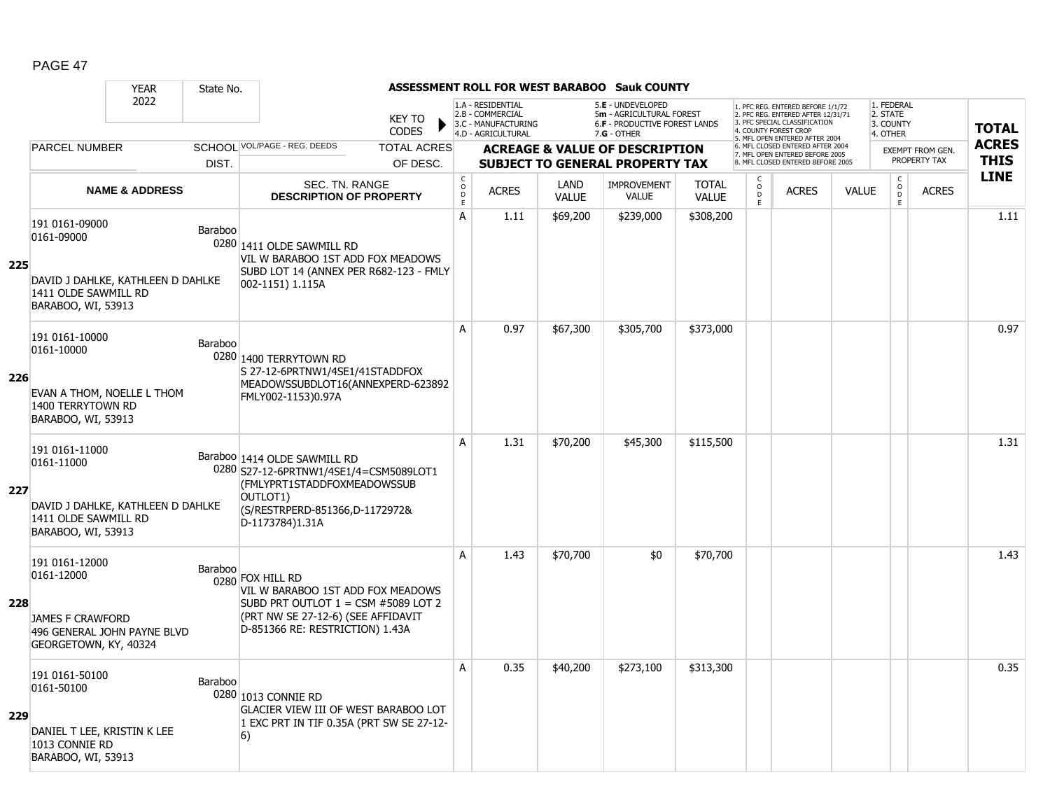## ASSESSMENT ROLL FOR WEST BARABOO Sauk COUNTY

YEAR 2022 | State No.

KEY TO CODES:
- 1.A - RESIDENTIAL
- 2.B - COMMERCIAL
- 3.C - MANUFACTURING
- 4.D - AGRICULTURAL
- 5.E - UNDEVELOPED
- 5m - AGRICULTURAL FOREST
- 6.F - PRODUCTIVE FOREST LANDS
- 7.G - OTHER

1. PFC REG. ENTERED BEFORE 1/1/72
2. PFC REG. ENTERED AFTER 12/31/71
3. PFC SPECIAL CLASSIFICATION
4. COUNTY FOREST CROP
5. MFL OPEN ENTERED AFTER 2004
6. MFL CLOSED ENTERED AFTER 2004
7. MFL OPEN ENTERED BEFORE 2005
8. MFL CLOSED ENTERED BEFORE 2005

1. FEDERAL
2. STATE
3. COUNTY
4. OTHER

| LINE | PARCEL NUMBER / NAME & ADDRESS | SCHOOL DIST. | VOL/PAGE - REG. DEEDS / SEC. TN. RANGE / DESCRIPTION OF PROPERTY | CODE | ACRES | LAND VALUE | IMPROVEMENT VALUE | TOTAL VALUE | CODE | ACRES | VALUE | CODE (EXEMPT) | ACRES (EXEMPT) | TOTAL ACRES THIS LINE |
|---|---|---|---|---|---|---|---|---|---|---|---|---|---|---|
| 225 | 191 0161-09000<br>0161-09000<br><br>DAVID J DAHLKE, KATHLEEN D DAHLKE<br>1411 OLDE SAWMILL RD<br>BARABOO, WI, 53913 | Baraboo 0280 | 1411 OLDE SAWMILL RD<br>VIL W BARABOO 1ST ADD FOX MEADOWS SUBD LOT 14 (ANNEX PER R682-123 - FMLY 002-1151) 1.115A | A | 1.11 | $69,200 | $239,000 | $308,200 | | | | | | 1.11 |
| 226 | 191 0161-10000<br>0161-10000<br><br>EVAN A THOM, NOELLE L THOM<br>1400 TERRYTOWN RD<br>BARABOO, WI, 53913 | Baraboo 0280 | 1400 TERRYTOWN RD<br>S 27-12-6PRTNW1/4SE1/41STADDFOX MEADOWSSUBDLOT16(ANNEXPERD-623892 FMLY002-1153)0.97A | A | 0.97 | $67,300 | $305,700 | $373,000 | | | | | | 0.97 |
| 227 | 191 0161-11000<br>0161-11000<br><br>DAVID J DAHLKE, KATHLEEN D DAHLKE<br>1411 OLDE SAWMILL RD<br>BARABOO, WI, 53913 | Baraboo 0280 | 1414 OLDE SAWMILL RD<br>S27-12-6PRTNW1/4SE1/4=CSM5089LOT1 (FMLYPRT1STADDFOXMEADOWSSUB OUTLOT1)<br>(S/RESTRPERD-851366,D-1172972& D-1173784)1.31A | A | 1.31 | $70,200 | $45,300 | $115,500 | | | | | | 1.31 |
| 228 | 191 0161-12000<br>0161-12000<br><br>JAMES F CRAWFORD<br>496 GENERAL JOHN PAYNE BLVD<br>GEORGETOWN, KY, 40324 | Baraboo 0280 | FOX HILL RD<br>VIL W BARABOO 1ST ADD FOX MEADOWS SUBD PRT OUTLOT 1 = CSM #5089 LOT 2 (PRT NW SE 27-12-6) (SEE AFFIDAVIT D-851366 RE: RESTRICTION) 1.43A | A | 1.43 | $70,700 | $0 | $70,700 | | | | | | 1.43 |
| 229 | 191 0161-50100<br>0161-50100<br><br>DANIEL T LEE, KRISTIN K LEE<br>1013 CONNIE RD<br>BARABOO, WI, 53913 | Baraboo 0280 | 1013 CONNIE RD<br>GLACIER VIEW III OF WEST BARABOO LOT 1 EXC PRT IN TIF 0.35A (PRT SW SE 27-12-6) | A | 0.35 | $40,200 | $273,100 | $313,300 | | | | | | 0.35 |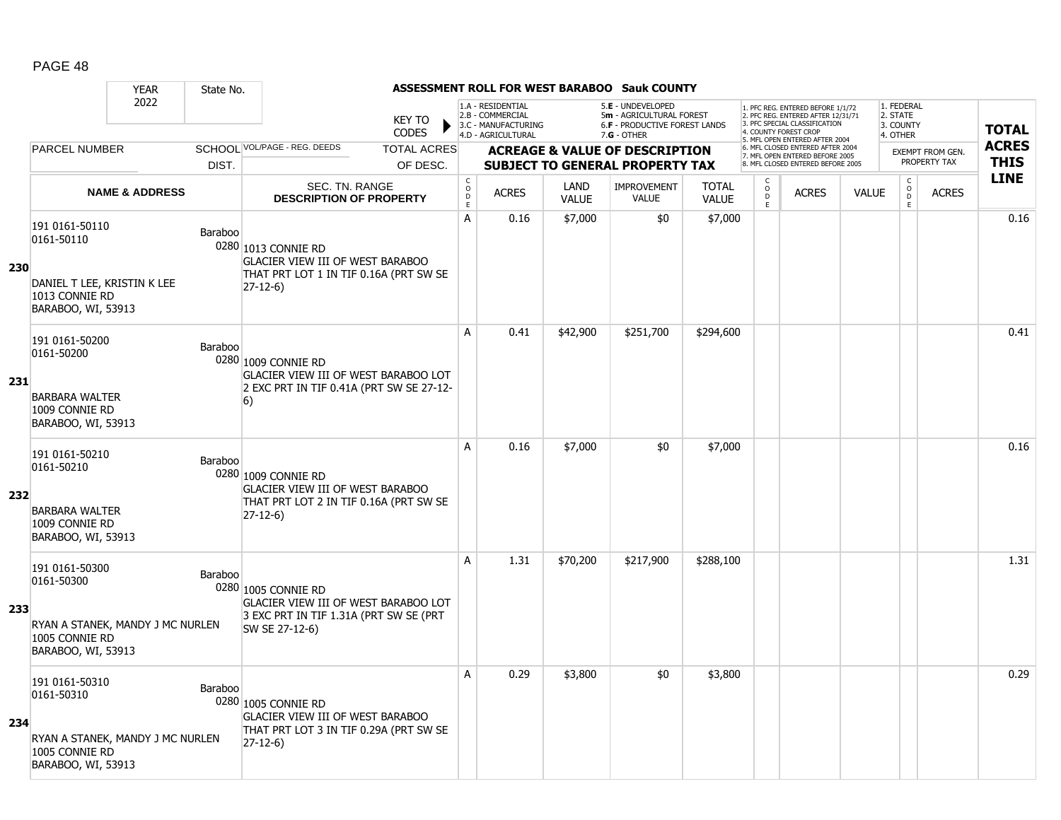**ASSESSMENT ROLL FOR WEST BARABOO Sauk COUNTY**

YEAR 2022 | State No.

KEY TO CODES:
- 1.A - RESIDENTIAL
- 2.B - COMMERCIAL
- 3.C - MANUFACTURING
- 4.D - AGRICULTURAL
- 5.E - UNDEVELOPED
- 5m - AGRICULTURAL FOREST
- 6.F - PRODUCTIVE FOREST LANDS
- 7.G - OTHER

- 1. PFC REG. ENTERED BEFORE 1/1/72
- 2. PFC REG. ENTERED AFTER 12/31/71
- 3. PFC SPECIAL CLASSIFICATION
- 4. COUNTY FOREST CROP
- 5. MFL OPEN ENTERED AFTER 2004
- 6. MFL CLOSED ENTERED AFTER 2004
- 7. MFL OPEN ENTERED BEFORE 2005
- 8. MFL CLOSED ENTERED BEFORE 2005

- 1. FEDERAL
- 2. STATE
- 3. COUNTY
- 4. OTHER

| | PARCEL NUMBER / NAME & ADDRESS | SCHOOL DIST. | VOL/PAGE - REG. DEEDS / SEC. TN. RANGE / DESCRIPTION OF PROPERTY | CODE | ACRES | LAND VALUE | IMPROVEMENT VALUE | TOTAL VALUE | CODE | ACRES | VALUE | CODE (EXEMPT) | ACRES (EXEMPT FROM GEN. PROPERTY TAX) | TOTAL ACRES THIS LINE |
|---|---|---|---|---|---|---|---|---|---|---|---|---|---|---|
| 230 | 191 0161-50110<br>0161-50110<br><br>DANIEL T LEE, KRISTIN K LEE<br>1013 CONNIE RD<br>BARABOO, WI, 53913 | Baraboo 0280 | 1013 CONNIE RD<br>GLACIER VIEW III OF WEST BARABOO THAT PRT LOT 1 IN TIF 0.16A (PRT SW SE 27-12-6) | A | 0.16 | $7,000 | $0 | $7,000 | | | | | | 0.16 |
| 231 | 191 0161-50200<br>0161-50200<br><br>BARBARA WALTER<br>1009 CONNIE RD<br>BARABOO, WI, 53913 | Baraboo 0280 | 1009 CONNIE RD<br>GLACIER VIEW III OF WEST BARABOO LOT 2 EXC PRT IN TIF 0.41A (PRT SW SE 27-12-6) | A | 0.41 | $42,900 | $251,700 | $294,600 | | | | | | 0.41 |
| 232 | 191 0161-50210<br>0161-50210<br><br>BARBARA WALTER<br>1009 CONNIE RD<br>BARABOO, WI, 53913 | Baraboo 0280 | 1009 CONNIE RD<br>GLACIER VIEW III OF WEST BARABOO THAT PRT LOT 2 IN TIF 0.16A (PRT SW SE 27-12-6) | A | 0.16 | $7,000 | $0 | $7,000 | | | | | | 0.16 |
| 233 | 191 0161-50300<br>0161-50300<br><br>RYAN A STANEK, MANDY J MC NURLEN<br>1005 CONNIE RD<br>BARABOO, WI, 53913 | Baraboo 0280 | 1005 CONNIE RD<br>GLACIER VIEW III OF WEST BARABOO LOT 3 EXC PRT IN TIF 1.31A (PRT SW SE (PRT SW SE 27-12-6) | A | 1.31 | $70,200 | $217,900 | $288,100 | | | | | | 1.31 |
| 234 | 191 0161-50310<br>0161-50310<br><br>RYAN A STANEK, MANDY J MC NURLEN<br>1005 CONNIE RD<br>BARABOO, WI, 53913 | Baraboo 0280 | 1005 CONNIE RD<br>GLACIER VIEW III OF WEST BARABOO THAT PRT LOT 3 IN TIF 0.29A (PRT SW SE 27-12-6) | A | 0.29 | $3,800 | $0 | $3,800 | | | | | | 0.29 |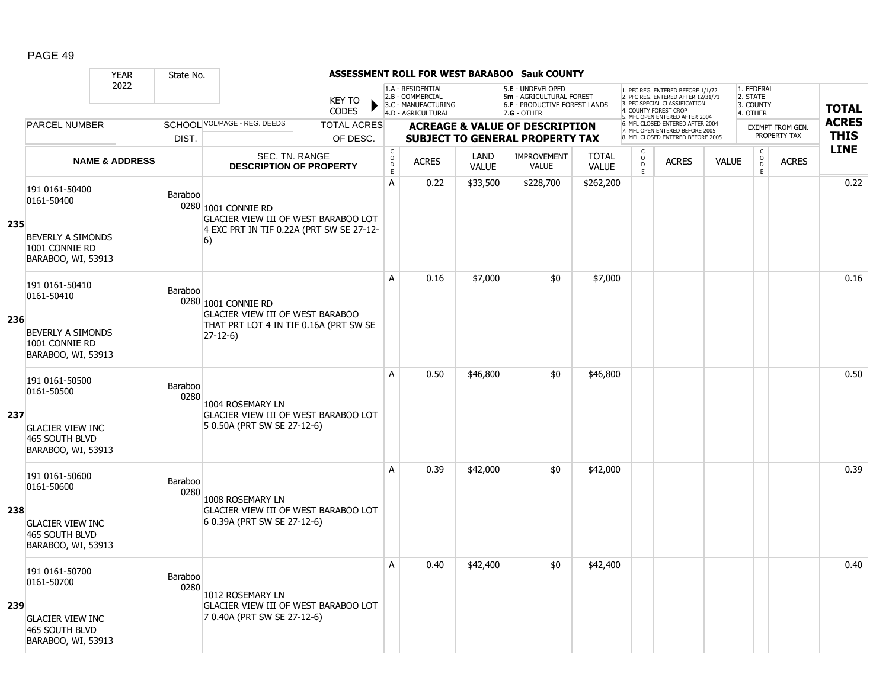# ASSESSMENT ROLL FOR WEST BARABOO Sauk COUNTY

| YEAR | State No. | | KEY TO CODES | 1.A - RESIDENTIAL 2.B - COMMERCIAL 3.C - MANUFACTURING 4.D - AGRICULTURAL | | 5.E - UNDEVELOPED 5m - AGRICULTURAL FOREST 6.F - PRODUCTIVE FOREST LANDS 7.G - OTHER | | | 1. PFC REG. ENTERED BEFORE 1/1/72 2. PFC REG. ENTERED AFTER 12/31/71 3. PFC SPECIAL CLASSIFICATION 4. COUNTY FOREST CROP 5. MFL OPEN ENTERED AFTER 2004 6. MFL CLOSED ENTERED AFTER 2004 7. MFL OPEN ENTERED BEFORE 2005 8. MFL CLOSED ENTERED BEFORE 2005 | | | 1. FEDERAL 2. STATE 3. COUNTY 4. OTHER | | |
|---|---|---|---|---|---|---|---|---|---|---|---|---|---|---|
| 2022 | | | | | | | | | | | | | | |
| PARCEL NUMBER | SCHOOL DIST. | VOL/PAGE - REG. DEEDS | TOTAL ACRES OF DESC. | ACREAGE & VALUE OF DESCRIPTION SUBJECT TO GENERAL PROPERTY TAX | | | | | | | | EXEMPT FROM GEN. PROPERTY TAX | | TOTAL ACRES THIS LINE |
| NAME & ADDRESS | | SEC. TN. RANGE DESCRIPTION OF PROPERTY | | CODE | ACRES | LAND VALUE | IMPROVEMENT VALUE | TOTAL VALUE | CODE | ACRES | VALUE | CODE | ACRES | |
| **235** 191 0161-50400 0161-50400 BEVERLY A SIMONDS 1001 CONNIE RD BARABOO, WI, 53913 | Baraboo 0280 | 1001 CONNIE RD GLACIER VIEW III OF WEST BARABOO LOT 4 EXC PRT IN TIF 0.22A (PRT SW SE 27-12-6) | | A | 0.22 | $33,500 | $228,700 | $262,200 | | | | | | 0.22 |
| **236** 191 0161-50410 0161-50410 BEVERLY A SIMONDS 1001 CONNIE RD BARABOO, WI, 53913 | Baraboo 0280 | 1001 CONNIE RD GLACIER VIEW III OF WEST BARABOO THAT PRT LOT 4 IN TIF 0.16A (PRT SW SE 27-12-6) | | A | 0.16 | $7,000 | $0 | $7,000 | | | | | | 0.16 |
| **237** 191 0161-50500 0161-50500 GLACIER VIEW INC 465 SOUTH BLVD BARABOO, WI, 53913 | Baraboo 0280 | 1004 ROSEMARY LN GLACIER VIEW III OF WEST BARABOO LOT 5 0.50A (PRT SW SE 27-12-6) | | A | 0.50 | $46,800 | $0 | $46,800 | | | | | | 0.50 |
| **238** 191 0161-50600 0161-50600 GLACIER VIEW INC 465 SOUTH BLVD BARABOO, WI, 53913 | Baraboo 0280 | 1008 ROSEMARY LN GLACIER VIEW III OF WEST BARABOO LOT 6 0.39A (PRT SW SE 27-12-6) | | A | 0.39 | $42,000 | $0 | $42,000 | | | | | | 0.39 |
| **239** 191 0161-50700 0161-50700 GLACIER VIEW INC 465 SOUTH BLVD BARABOO, WI, 53913 | Baraboo 0280 | 1012 ROSEMARY LN GLACIER VIEW III OF WEST BARABOO LOT 7 0.40A (PRT SW SE 27-12-6) | | A | 0.40 | $42,400 | $0 | $42,400 | | | | | | 0.40 |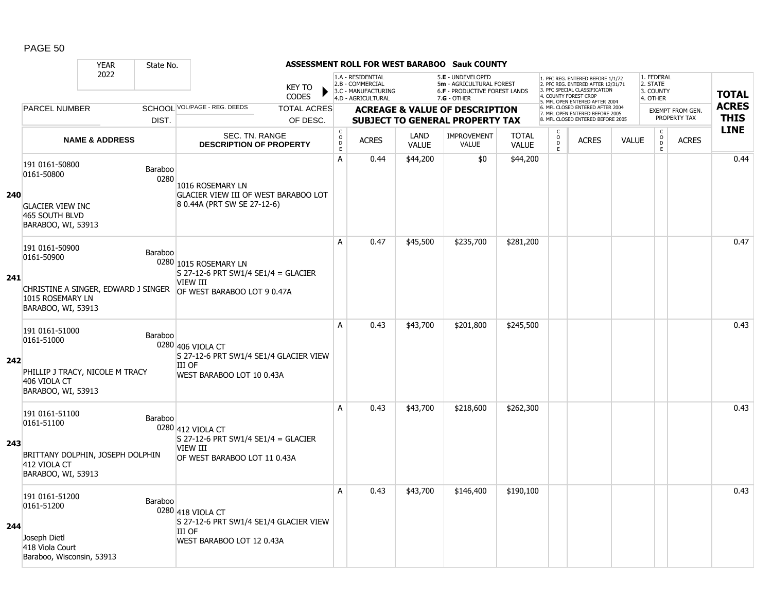# ASSESSMENT ROLL FOR WEST BARABOO Sauk COUNTY

YEAR 2022 | State No.

KEY TO CODES:
- 1.A - RESIDENTIAL
- 2.B - COMMERCIAL
- 3.C - MANUFACTURING
- 4.D - AGRICULTURAL
- 5.E - UNDEVELOPED
- 5m - AGRICULTURAL FOREST
- 6.F - PRODUCTIVE FOREST LANDS
- 7.G - OTHER

- 1. PFC REG. ENTERED BEFORE 1/1/72
- 2. PFC REG. ENTERED AFTER 12/31/71
- 3. PFC SPECIAL CLASSIFICATION
- 4. COUNTY FOREST CROP
- 5. MFL OPEN ENTERED AFTER 2004
- 6. MFL CLOSED ENTERED AFTER 2004
- 7. MFL OPEN ENTERED BEFORE 2005
- 8. MFL CLOSED ENTERED BEFORE 2005

- 1. FEDERAL
- 2. STATE
- 3. COUNTY
- 4. OTHER

| | PARCEL NUMBER / NAME & ADDRESS | SCHOOL DIST. | VOL/PAGE - REG. DEEDS / SEC. TN. RANGE / DESCRIPTION OF PROPERTY | CODE | ACRES | LAND VALUE | IMPROVEMENT VALUE | TOTAL VALUE | CODE | ACRES | VALUE | CODE (EXEMPT) | ACRES (EXEMPT) | TOTAL ACRES THIS LINE |
|---|---|---|---|---|---|---|---|---|---|---|---|---|---|---|
| 240 | 191 0161-50800<br>0161-50800<br><br>GLACIER VIEW INC<br>465 SOUTH BLVD<br>BARABOO, WI, 53913 | Baraboo 0280 | 1016 ROSEMARY LN<br>GLACIER VIEW III OF WEST BARABOO LOT 8 0.44A (PRT SW SE 27-12-6) | A | 0.44 | $44,200 | $0 | $44,200 | | | | | | 0.44 |
| 241 | 191 0161-50900<br>0161-50900<br><br>CHRISTINE A SINGER, EDWARD J SINGER<br>1015 ROSEMARY LN<br>BARABOO, WI, 53913 | Baraboo 0280 | 1015 ROSEMARY LN<br>S 27-12-6 PRT SW1/4 SE1/4 = GLACIER VIEW III<br>OF WEST BARABOO LOT 9 0.47A | A | 0.47 | $45,500 | $235,700 | $281,200 | | | | | | 0.47 |
| 242 | 191 0161-51000<br>0161-51000<br><br>PHILLIP J TRACY, NICOLE M TRACY<br>406 VIOLA CT<br>BARABOO, WI, 53913 | Baraboo 0280 | 406 VIOLA CT<br>S 27-12-6 PRT SW1/4 SE1/4 GLACIER VIEW III OF<br>WEST BARABOO LOT 10 0.43A | A | 0.43 | $43,700 | $201,800 | $245,500 | | | | | | 0.43 |
| 243 | 191 0161-51100<br>0161-51100<br><br>BRITTANY DOLPHIN, JOSEPH DOLPHIN<br>412 VIOLA CT<br>BARABOO, WI, 53913 | Baraboo 0280 | 412 VIOLA CT<br>S 27-12-6 PRT SW1/4 SE1/4 = GLACIER VIEW III<br>OF WEST BARABOO LOT 11 0.43A | A | 0.43 | $43,700 | $218,600 | $262,300 | | | | | | 0.43 |
| 244 | 191 0161-51200<br>0161-51200<br><br>Joseph Dietl<br>418 Viola Court<br>Baraboo, Wisconsin, 53913 | Baraboo 0280 | 418 VIOLA CT<br>S 27-12-6 PRT SW1/4 SE1/4 GLACIER VIEW III OF<br>WEST BARABOO LOT 12 0.43A | A | 0.43 | $43,700 | $146,400 | $190,100 | | | | | | 0.43 |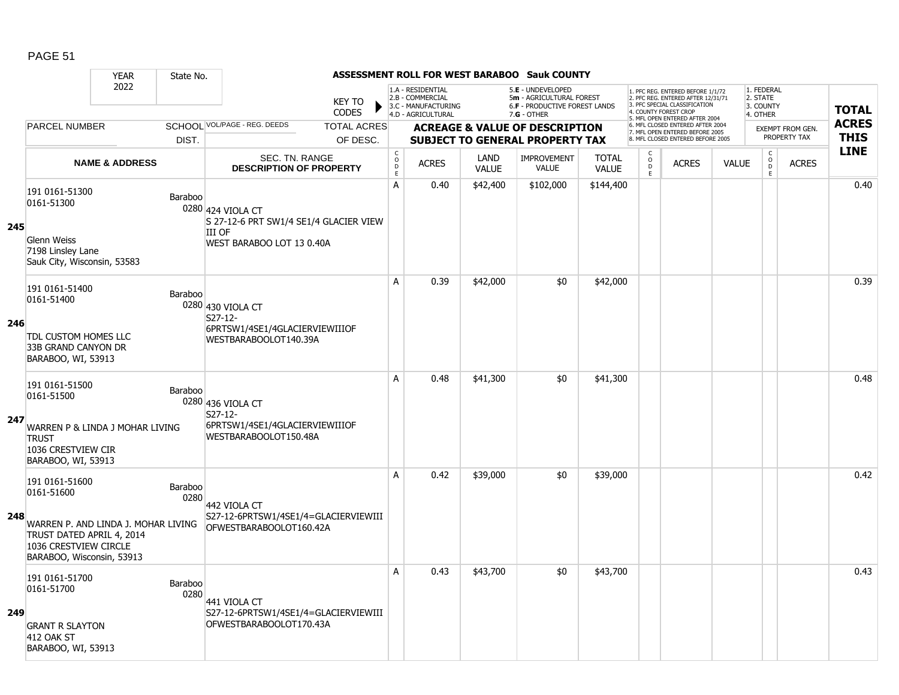# ASSESSMENT ROLL FOR WEST BARABOO Sauk COUNTY

| YEAR | State No. | | |
|---|---|---|---|
| 2022 | | | |

KEY TO CODES: 1.A - RESIDENTIAL, 2.B - COMMERCIAL, 3.C - MANUFACTURING, 4.D - AGRICULTURAL, 5.E - UNDEVELOPED, 5m - AGRICULTURAL FOREST, 6.F - PRODUCTIVE FOREST LANDS, 7.G - OTHER

1. PFC REG. ENTERED BEFORE 1/1/72, 2. PFC REG. ENTERED AFTER 12/31/71, 3. PFC SPECIAL CLASSIFICATION, 4. COUNTY FOREST CROP, 5. MFL OPEN ENTERED AFTER 2004, 6. MFL CLOSED ENTERED AFTER 2004, 7. MFL OPEN ENTERED BEFORE 2005, 8. MFL CLOSED ENTERED BEFORE 2005

1. FEDERAL, 2. STATE, 3. COUNTY, 4. OTHER

| Line | PARCEL NUMBER / NAME & ADDRESS | SCHOOL DIST. | VOL/PAGE - REG. DEEDS / SEC. TN. RANGE DESCRIPTION OF PROPERTY | CODE | ACRES | LAND VALUE | IMPROVEMENT VALUE | TOTAL VALUE | CODE | ACRES | VALUE | CODE (EXEMPT) | ACRES (EXEMPT) | TOTAL ACRES THIS LINE |
|---|---|---|---|---|---|---|---|---|---|---|---|---|---|---|
| 245 | 191 0161-51300<br>0161-51300<br>Glenn Weiss<br>7198 Linsley Lane<br>Sauk City, Wisconsin, 53583 | Baraboo 0280 | 424 VIOLA CT<br>S 27-12-6 PRT SW1/4 SE1/4 GLACIER VIEW III OF<br>WEST BARABOO LOT 13 0.40A | A | 0.40 | $42,400 | $102,000 | $144,400 | | | | | | 0.40 |
| 246 | 191 0161-51400<br>0161-51400<br>TDL CUSTOM HOMES LLC<br>33B GRAND CANYON DR<br>BARABOO, WI, 53913 | Baraboo 0280 | 430 VIOLA CT<br>S27-12-<br>6PRTSW1/4SE1/4GLACIERVIEWIIIOF<br>WESTBARABOOLOT140.39A | A | 0.39 | $42,000 | $0 | $42,000 | | | | | | 0.39 |
| 247 | 191 0161-51500<br>0161-51500<br>WARREN P & LINDA J MOHAR LIVING TRUST<br>1036 CRESTVIEW CIR<br>BARABOO, WI, 53913 | Baraboo 0280 | 436 VIOLA CT<br>S27-12-<br>6PRTSW1/4SE1/4GLACIERVIEWIIIOF<br>WESTBARABOOLOT150.48A | A | 0.48 | $41,300 | $0 | $41,300 | | | | | | 0.48 |
| 248 | 191 0161-51600<br>0161-51600<br>WARREN P. AND LINDA J. MOHAR LIVING TRUST DATED APRIL 4, 2014<br>1036 CRESTVIEW CIRCLE<br>BARABOO, Wisconsin, 53913 | Baraboo 0280 | 442 VIOLA CT<br>S27-12-6PRTSW1/4SE1/4=GLACIERVIEWIII<br>OFWESTBARABOOLOT160.42A | A | 0.42 | $39,000 | $0 | $39,000 | | | | | | 0.42 |
| 249 | 191 0161-51700<br>0161-51700<br>GRANT R SLAYTON<br>412 OAK ST<br>BARABOO, WI, 53913 | Baraboo 0280 | 441 VIOLA CT<br>S27-12-6PRTSW1/4SE1/4=GLACIERVIEWIII<br>OFWESTBARABOOLOT170.43A | A | 0.43 | $43,700 | $0 | $43,700 | | | | | | 0.43 |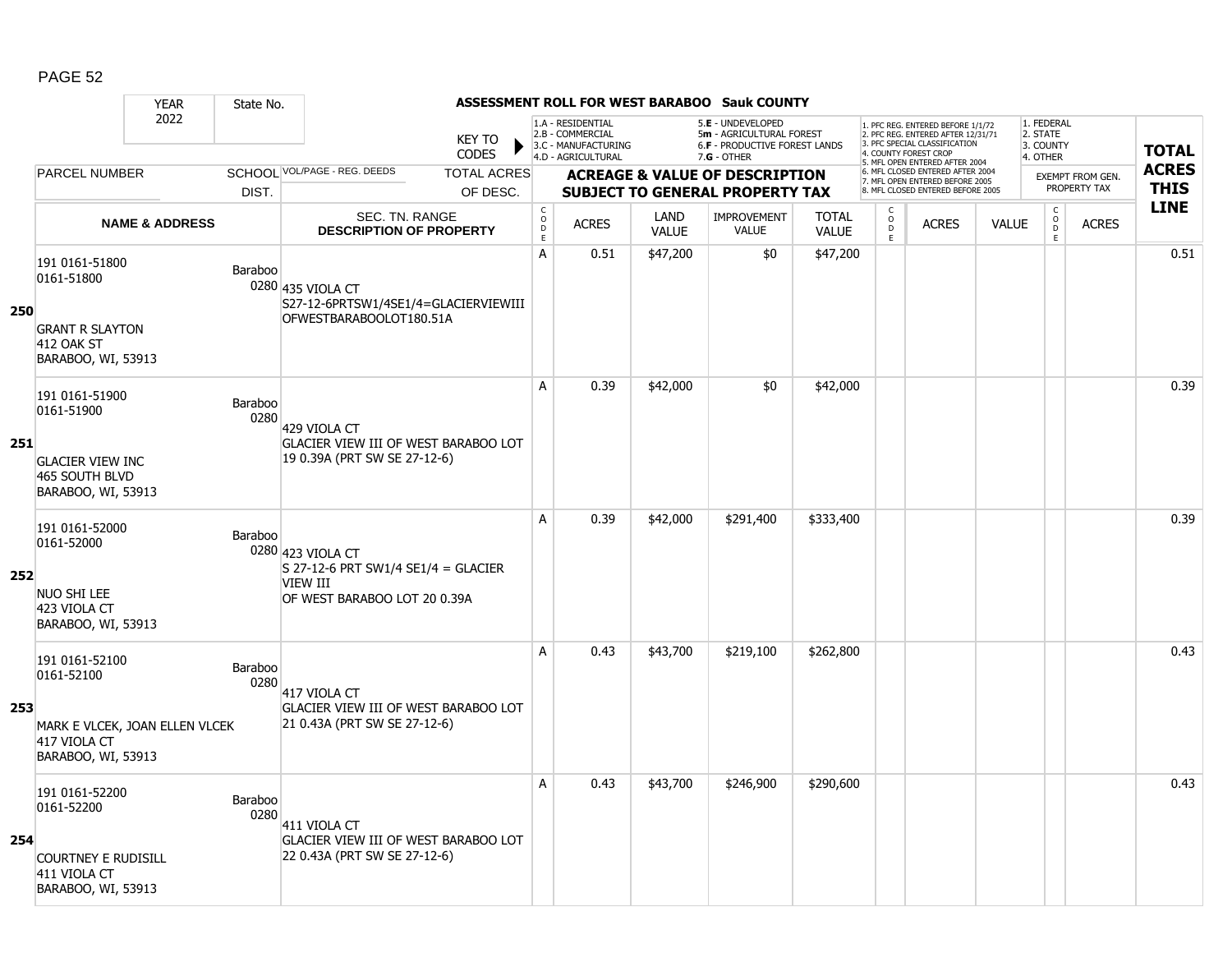ASSESSMENT ROLL FOR WEST BARABOO Sauk COUNTY

| YEAR 2022 | State No. | | KEY TO CODES: 1.A - RESIDENTIAL, 2.B - COMMERCIAL, 3.C - MANUFACTURING, 4.D - AGRICULTURAL, 5.E - UNDEVELOPED, 5m - AGRICULTURAL FOREST, 6.F - PRODUCTIVE FOREST LANDS, 7.G - OTHER | | | | | 1. PFC REG. ENTERED BEFORE 1/1/72, 2. PFC REG. ENTERED AFTER 12/31/71, 3. PFC SPECIAL CLASSIFICATION, 4. COUNTY FOREST CROP, 5. MFL OPEN ENTERED AFTER 2004, 6. MFL CLOSED ENTERED AFTER 2004, 7. MFL OPEN ENTERED BEFORE 2005, 8. MFL CLOSED ENTERED BEFORE 2005 | | | 1. FEDERAL, 2. STATE, 3. COUNTY, 4. OTHER | | |
|---|---|---|---|---|---|---|---|---|---|---|---|---|---|
| PARCEL NUMBER | SCHOOL DIST. | VOL/PAGE - REG. DEEDS / TOTAL ACRES OF DESC. | ACREAGE & VALUE OF DESCRIPTION SUBJECT TO GENERAL PROPERTY TAX | | | | | | | | EXEMPT FROM GEN. PROPERTY TAX | | TOTAL ACRES THIS LINE |
| NAME & ADDRESS | | SEC. TN. RANGE DESCRIPTION OF PROPERTY | CODE | ACRES | LAND VALUE | IMPROVEMENT VALUE | TOTAL VALUE | CODE | ACRES | VALUE | CODE | ACRES | |
| **250** 191 0161-51800 0161-51800 GRANT R SLAYTON 412 OAK ST BARABOO, WI, 53913 | Baraboo 0280 | 435 VIOLA CT S27-12-6PRTSW1/4SE1/4=GLACIERVIEWIII OFWESTBARABOOLOT180.51A | A | 0.51 | $47,200 | $0 | $47,200 | | | | | | 0.51 |
| **251** 191 0161-51900 0161-51900 GLACIER VIEW INC 465 SOUTH BLVD BARABOO, WI, 53913 | Baraboo 0280 | 429 VIOLA CT GLACIER VIEW III OF WEST BARABOO LOT 19 0.39A (PRT SW SE 27-12-6) | A | 0.39 | $42,000 | $0 | $42,000 | | | | | | 0.39 |
| **252** 191 0161-52000 0161-52000 NUO SHI LEE 423 VIOLA CT BARABOO, WI, 53913 | Baraboo 0280 | 423 VIOLA CT S 27-12-6 PRT SW1/4 SE1/4 = GLACIER VIEW III OF WEST BARABOO LOT 20 0.39A | A | 0.39 | $42,000 | $291,400 | $333,400 | | | | | | 0.39 |
| **253** 191 0161-52100 0161-52100 MARK E VLCEK, JOAN ELLEN VLCEK 417 VIOLA CT BARABOO, WI, 53913 | Baraboo 0280 | 417 VIOLA CT GLACIER VIEW III OF WEST BARABOO LOT 21 0.43A (PRT SW SE 27-12-6) | A | 0.43 | $43,700 | $219,100 | $262,800 | | | | | | 0.43 |
| **254** 191 0161-52200 0161-52200 COURTNEY E RUDISILL 411 VIOLA CT BARABOO, WI, 53913 | Baraboo 0280 | 411 VIOLA CT GLACIER VIEW III OF WEST BARABOO LOT 22 0.43A (PRT SW SE 27-12-6) | A | 0.43 | $43,700 | $246,900 | $290,600 | | | | | | 0.43 |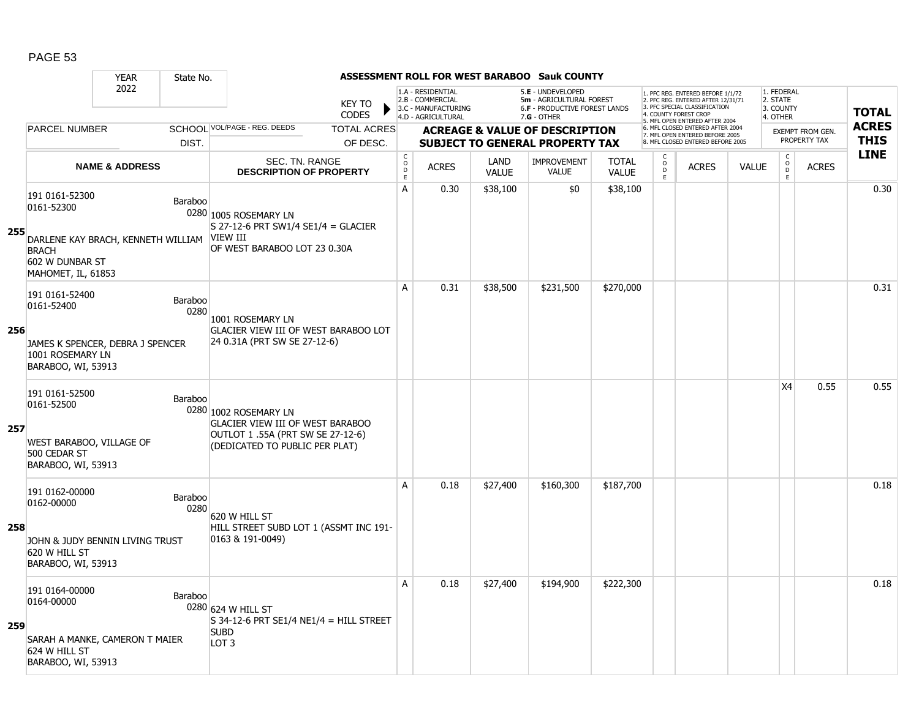**ASSESSMENT ROLL FOR WEST BARABOO Sauk COUNTY**

YEAR 2022 | State No.

KEY TO CODES: 1.A - RESIDENTIAL, 2.B - COMMERCIAL, 3.C - MANUFACTURING, 4.D - AGRICULTURAL, 5.E - UNDEVELOPED, 5m - AGRICULTURAL FOREST, 6.F - PRODUCTIVE FOREST LANDS, 7.G - OTHER

1. PFC REG. ENTERED BEFORE 1/1/72, 2. PFC REG. ENTERED AFTER 12/31/71, 3. PFC SPECIAL CLASSIFICATION, 4. COUNTY FOREST CROP, 5. MFL OPEN ENTERED AFTER 2004, 6. MFL CLOSED ENTERED AFTER 2004, 7. MFL OPEN ENTERED BEFORE 2005, 8. MFL CLOSED ENTERED BEFORE 2005

1. FEDERAL, 2. STATE, 3. COUNTY, 4. OTHER

| | PARCEL NUMBER / NAME & ADDRESS | SCHOOL DIST. | VOL/PAGE - REG. DEEDS / SEC. TN. RANGE / DESCRIPTION OF PROPERTY | CODE | ACRES | LAND VALUE | IMPROVEMENT VALUE | TOTAL VALUE | CODE | ACRES | VALUE | CODE | EXEMPT FROM GEN. PROPERTY TAX ACRES | TOTAL ACRES THIS LINE |
|---|---|---|---|---|---|---|---|---|---|---|---|---|---|---|
| 255 | 191 0161-52300<br>0161-52300<br><br>DARLENE KAY BRACH, KENNETH WILLIAM BRACH<br>602 W DUNBAR ST<br>MAHOMET, IL, 61853 | Baraboo 0280 | 1005 ROSEMARY LN<br>S 27-12-6 PRT SW1/4 SE1/4 = GLACIER VIEW III<br>OF WEST BARABOO LOT 23 0.30A | A | 0.30 | $38,100 | $0 | $38,100 | | | | | | 0.30 |
| 256 | 191 0161-52400<br>0161-52400<br><br>JAMES K SPENCER, DEBRA J SPENCER<br>1001 ROSEMARY LN<br>BARABOO, WI, 53913 | Baraboo 0280 | 1001 ROSEMARY LN<br>GLACIER VIEW III OF WEST BARABOO LOT 24 0.31A (PRT SW SE 27-12-6) | A | 0.31 | $38,500 | $231,500 | $270,000 | | | | | | 0.31 |
| 257 | 191 0161-52500<br>0161-52500<br><br>WEST BARABOO, VILLAGE OF<br>500 CEDAR ST<br>BARABOO, WI, 53913 | Baraboo 0280 | 1002 ROSEMARY LN<br>GLACIER VIEW III OF WEST BARABOO OUTLOT 1 .55A (PRT SW SE 27-12-6)<br>(DEDICATED TO PUBLIC PER PLAT) | | | | | | | | | X4 | 0.55 | 0.55 |
| 258 | 191 0162-00000<br>0162-00000<br><br>JOHN & JUDY BENNIN LIVING TRUST<br>620 W HILL ST<br>BARABOO, WI, 53913 | Baraboo 0280 | 620 W HILL ST<br>HILL STREET SUBD LOT 1 (ASSMT INC 191-0163 & 191-0049) | A | 0.18 | $27,400 | $160,300 | $187,700 | | | | | | 0.18 |
| 259 | 191 0164-00000<br>0164-00000<br><br>SARAH A MANKE, CAMERON T MAIER<br>624 W HILL ST<br>BARABOO, WI, 53913 | Baraboo 0280 | 624 W HILL ST<br>S 34-12-6 PRT SE1/4 NE1/4 = HILL STREET SUBD<br>LOT 3 | A | 0.18 | $27,400 | $194,900 | $222,300 | | | | | | 0.18 |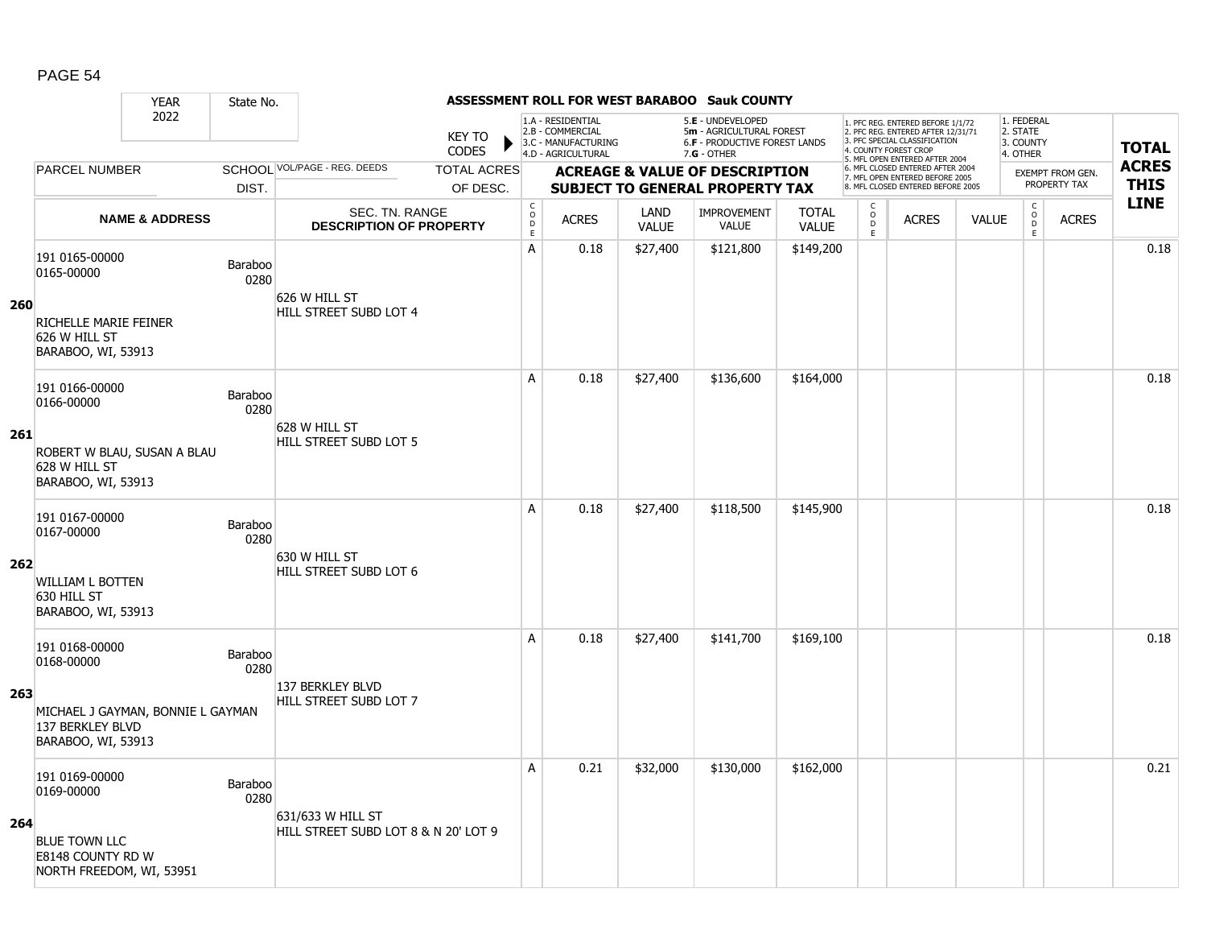# ASSESSMENT ROLL FOR WEST BARABOO Sauk COUNTY

| YEAR | State No. | | | |
|---|---|---|---|---|
| 2022 | | | | |

KEY TO CODES:
1.A - RESIDENTIAL
2.B - COMMERCIAL
3.C - MANUFACTURING
4.D - AGRICULTURAL
5.E - UNDEVELOPED
5m - AGRICULTURAL FOREST
6.F - PRODUCTIVE FOREST LANDS
7.G - OTHER

1. PFC REG. ENTERED BEFORE 1/1/72
2. PFC REG. ENTERED AFTER 12/31/71
3. PFC SPECIAL CLASSIFICATION
4. COUNTY FOREST CROP
5. MFL OPEN ENTERED AFTER 2004
6. MFL CLOSED ENTERED AFTER 2004
7. MFL OPEN ENTERED BEFORE 2005
8. MFL CLOSED ENTERED BEFORE 2005

1. FEDERAL
2. STATE
3. COUNTY
4. OTHER

| | PARCEL NUMBER / NAME & ADDRESS | SCHOOL DIST. | VOL/PAGE - REG. DEEDS / SEC. TN. RANGE / DESCRIPTION OF PROPERTY | CODE | ACRES | LAND VALUE | IMPROVEMENT VALUE | TOTAL VALUE | CODE | ACRES | VALUE | CODE | EXEMPT ACRES | TOTAL ACRES THIS LINE |
|---|---|---|---|---|---|---|---|---|---|---|---|---|---|---|
| 260 | 191 0165-00000<br>0165-00000<br><br>RICHELLE MARIE FEINER<br>626 W HILL ST<br>BARABOO, WI, 53913 | Baraboo 0280 | 626 W HILL ST<br>HILL STREET SUBD LOT 4 | A | 0.18 | $27,400 | $121,800 | $149,200 | | | | | | 0.18 |
| 261 | 191 0166-00000<br>0166-00000<br><br>ROBERT W BLAU, SUSAN A BLAU<br>628 W HILL ST<br>BARABOO, WI, 53913 | Baraboo 0280 | 628 W HILL ST<br>HILL STREET SUBD LOT 5 | A | 0.18 | $27,400 | $136,600 | $164,000 | | | | | | 0.18 |
| 262 | 191 0167-00000<br>0167-00000<br><br>WILLIAM L BOTTEN<br>630 HILL ST<br>BARABOO, WI, 53913 | Baraboo 0280 | 630 W HILL ST<br>HILL STREET SUBD LOT 6 | A | 0.18 | $27,400 | $118,500 | $145,900 | | | | | | 0.18 |
| 263 | 191 0168-00000<br>0168-00000<br><br>MICHAEL J GAYMAN, BONNIE L GAYMAN<br>137 BERKLEY BLVD<br>BARABOO, WI, 53913 | Baraboo 0280 | 137 BERKLEY BLVD<br>HILL STREET SUBD LOT 7 | A | 0.18 | $27,400 | $141,700 | $169,100 | | | | | | 0.18 |
| 264 | 191 0169-00000<br>0169-00000<br><br>BLUE TOWN LLC<br>E8148 COUNTY RD W<br>NORTH FREEDOM, WI, 53951 | Baraboo 0280 | 631/633 W HILL ST<br>HILL STREET SUBD LOT 8 & N 20' LOT 9 | A | 0.21 | $32,000 | $130,000 | $162,000 | | | | | | 0.21 |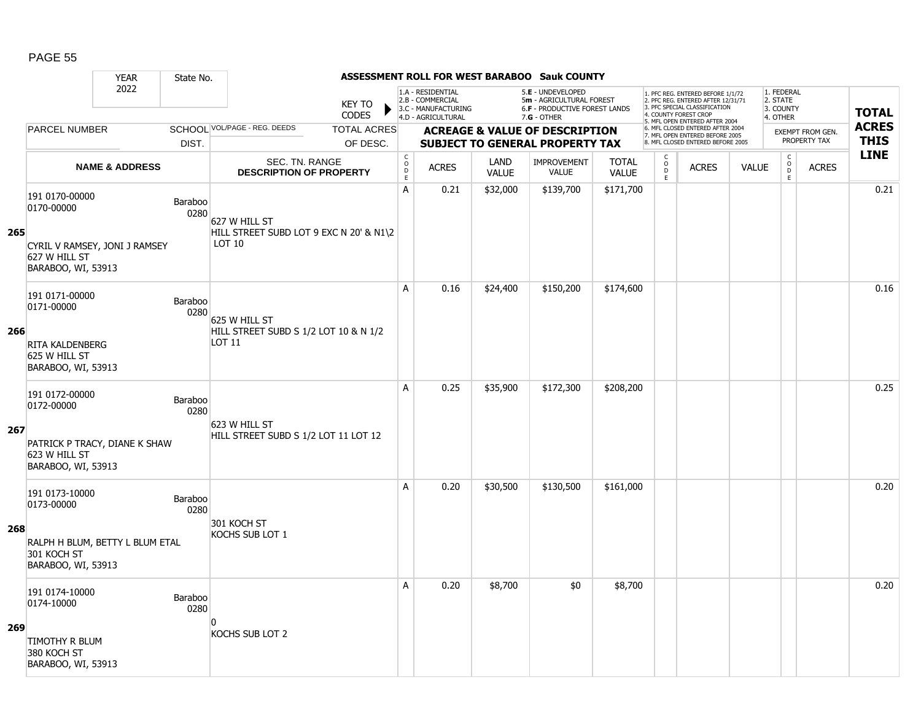# ASSESSMENT ROLL FOR WEST BARABOO Sauk COUNTY

YEAR 2022 | State No.

KEY TO CODES: 1.A - RESIDENTIAL, 2.B - COMMERCIAL, 3.C - MANUFACTURING, 4.D - AGRICULTURAL, 5.E - UNDEVELOPED, 5m - AGRICULTURAL FOREST, 6.F - PRODUCTIVE FOREST LANDS, 7.G - OTHER

1. PFC REG. ENTERED BEFORE 1/1/72, 2. PFC REG. ENTERED AFTER 12/31/71, 3. PFC SPECIAL CLASSIFICATION, 4. COUNTY FOREST CROP, 5. MFL OPEN ENTERED AFTER 2004, 6. MFL CLOSED ENTERED AFTER 2004, 7. MFL OPEN ENTERED BEFORE 2005, 8. MFL CLOSED ENTERED BEFORE 2005

1. FEDERAL, 2. STATE, 3. COUNTY, 4. OTHER

| | PARCEL NUMBER / NAME & ADDRESS | SCHOOL DIST. | VOL/PAGE - REG. DEEDS / SEC. TN. RANGE / DESCRIPTION OF PROPERTY | CODE | ACRES | LAND VALUE | IMPROVEMENT VALUE | TOTAL VALUE | CODE | ACRES | VALUE | CODE | EXEMPT ACRES | TOTAL ACRES THIS LINE |
|---|---|---|---|---|---|---|---|---|---|---|---|---|---|---|
| 265 | 191 0170-00000<br>0170-00000<br>CYRIL V RAMSEY, JONI J RAMSEY<br>627 W HILL ST<br>BARABOO, WI, 53913 | Baraboo 0280 | 627 W HILL ST<br>HILL STREET SUBD LOT 9 EXC N 20' & N1\2 LOT 10 | A | 0.21 | $32,000 | $139,700 | $171,700 | | | | | | 0.21 |
| 266 | 191 0171-00000<br>0171-00000<br>RITA KALDENBERG<br>625 W HILL ST<br>BARABOO, WI, 53913 | Baraboo 0280 | 625 W HILL ST<br>HILL STREET SUBD S 1/2 LOT 10 & N 1/2 LOT 11 | A | 0.16 | $24,400 | $150,200 | $174,600 | | | | | | 0.16 |
| 267 | 191 0172-00000<br>0172-00000<br>PATRICK P TRACY, DIANE K SHAW<br>623 W HILL ST<br>BARABOO, WI, 53913 | Baraboo 0280 | 623 W HILL ST<br>HILL STREET SUBD S 1/2 LOT 11 LOT 12 | A | 0.25 | $35,900 | $172,300 | $208,200 | | | | | | 0.25 |
| 268 | 191 0173-10000<br>0173-00000<br>RALPH H BLUM, BETTY L BLUM ETAL<br>301 KOCH ST<br>BARABOO, WI, 53913 | Baraboo 0280 | 301 KOCH ST<br>KOCHS SUB LOT 1 | A | 0.20 | $30,500 | $130,500 | $161,000 | | | | | | 0.20 |
| 269 | 191 0174-10000<br>0174-10000<br>TIMOTHY R BLUM<br>380 KOCH ST<br>BARABOO, WI, 53913 | Baraboo 0280 | 0<br>KOCHS SUB LOT 2 | A | 0.20 | $8,700 | $0 | $8,700 | | | | | | 0.20 |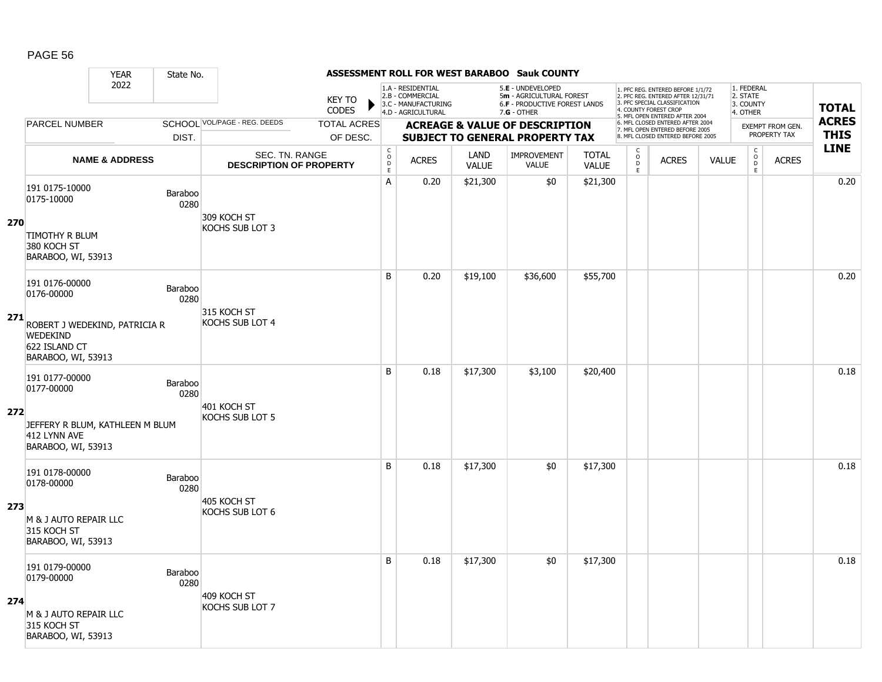## ASSESSMENT ROLL FOR WEST BARABOO Sauk COUNTY

YEAR 2022 | State No.

KEY TO CODES: 1.A - RESIDENTIAL, 2.B - COMMERCIAL, 3.C - MANUFACTURING, 4.D - AGRICULTURAL, 5.E - UNDEVELOPED, 5m - AGRICULTURAL FOREST, 6.F - PRODUCTIVE FOREST LANDS, 7.G - OTHER

1. PFC REG. ENTERED BEFORE 1/1/72, 2. PFC REG. ENTERED AFTER 12/31/71, 3. PFC SPECIAL CLASSIFICATION, 4. COUNTY FOREST CROP, 5. MFL OPEN ENTERED AFTER 2004, 6. MFL CLOSED ENTERED AFTER 2004, 7. MFL OPEN ENTERED BEFORE 2005, 8. MFL CLOSED ENTERED BEFORE 2005

1. FEDERAL, 2. STATE, 3. COUNTY, 4. OTHER — EXEMPT FROM GEN. PROPERTY TAX

| LINE | PARCEL NUMBER / NAME & ADDRESS | SCHOOL DIST. | VOL/PAGE - REG. DEEDS / SEC. TN. RANGE / DESCRIPTION OF PROPERTY | TOTAL ACRES OF DESC. | CODE | ACRES | LAND VALUE | IMPROVEMENT VALUE | TOTAL VALUE | CODE | ACRES | VALUE | CODE | ACRES | TOTAL ACRES THIS LINE |
|---|---|---|---|---|---|---|---|---|---|---|---|---|---|---|---|
| 270 | 191 0175-10000<br>0175-10000<br>TIMOTHY R BLUM<br>380 KOCH ST<br>BARABOO, WI, 53913 | Baraboo 0280 | 309 KOCH ST<br>KOCHS SUB LOT 3 | | A | 0.20 | $21,300 | $0 | $21,300 | | | | | | 0.20 |
| 271 | 191 0176-00000<br>0176-00000<br>ROBERT J WEDEKIND, PATRICIA R WEDEKIND<br>622 ISLAND CT<br>BARABOO, WI, 53913 | Baraboo 0280 | 315 KOCH ST<br>KOCHS SUB LOT 4 | | B | 0.20 | $19,100 | $36,600 | $55,700 | | | | | | 0.20 |
| 272 | 191 0177-00000<br>0177-00000<br>JEFFERY R BLUM, KATHLEEN M BLUM<br>412 LYNN AVE<br>BARABOO, WI, 53913 | Baraboo 0280 | 401 KOCH ST<br>KOCHS SUB LOT 5 | | B | 0.18 | $17,300 | $3,100 | $20,400 | | | | | | 0.18 |
| 273 | 191 0178-00000<br>0178-00000<br>M & J AUTO REPAIR LLC<br>315 KOCH ST<br>BARABOO, WI, 53913 | Baraboo 0280 | 405 KOCH ST<br>KOCHS SUB LOT 6 | | B | 0.18 | $17,300 | $0 | $17,300 | | | | | | 0.18 |
| 274 | 191 0179-00000<br>0179-00000<br>M & J AUTO REPAIR LLC<br>315 KOCH ST<br>BARABOO, WI, 53913 | Baraboo 0280 | 409 KOCH ST<br>KOCHS SUB LOT 7 | | B | 0.18 | $17,300 | $0 | $17,300 | | | | | | 0.18 |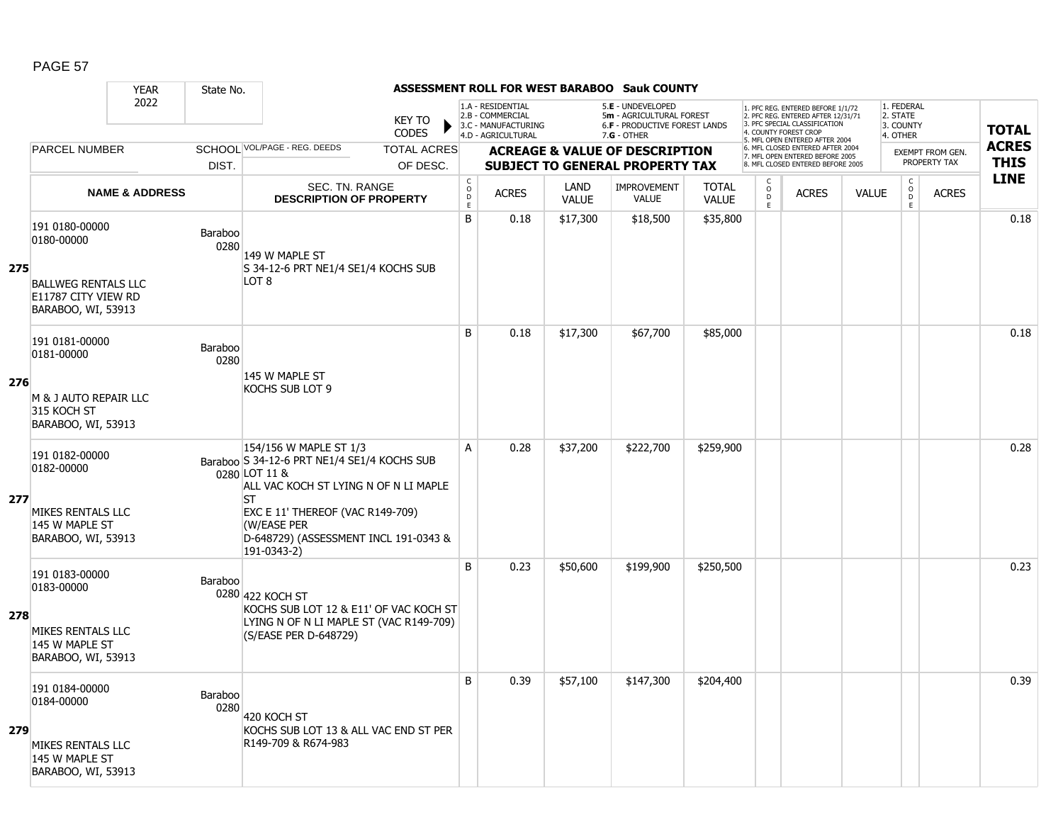## ASSESSMENT ROLL FOR WEST BARABOO Sauk COUNTY

YEAR 2022 | State No.

KEY TO CODES: 1.A - RESIDENTIAL, 2.B - COMMERCIAL, 3.C - MANUFACTURING, 4.D - AGRICULTURAL, 5.E - UNDEVELOPED, 5m - AGRICULTURAL FOREST, 6.F - PRODUCTIVE FOREST LANDS, 7.G - OTHER

1. PFC REG. ENTERED BEFORE 1/1/72, 2. PFC REG. ENTERED AFTER 12/31/71, 3. PFC SPECIAL CLASSIFICATION, 4. COUNTY FOREST CROP, 5. MFL OPEN ENTERED AFTER 2004, 6. MFL CLOSED ENTERED AFTER 2004, 7. MFL OPEN ENTERED BEFORE 2005, 8. MFL CLOSED ENTERED BEFORE 2005

1. FEDERAL, 2. STATE, 3. COUNTY, 4. OTHER

| Line | PARCEL NUMBER / NAME & ADDRESS | SCHOOL DIST. | VOL/PAGE - REG. DEEDS / SEC. TN. RANGE DESCRIPTION OF PROPERTY | CODE | ACRES | LAND VALUE | IMPROVEMENT VALUE | TOTAL VALUE | CODE | ACRES | VALUE | CODE | EXEMPT ACRES | TOTAL ACRES THIS LINE |
|---|---|---|---|---|---|---|---|---|---|---|---|---|---|---|
| 275 | 191 0180-00000<br>0180-00000<br>BALLWEG RENTALS LLC<br>E11787 CITY VIEW RD<br>BARABOO, WI, 53913 | Baraboo 0280 | 149 W MAPLE ST<br>S 34-12-6 PRT NE1/4 SE1/4 KOCHS SUB LOT 8 | B | 0.18 | $17,300 | $18,500 | $35,800 | | | | | | 0.18 |
| 276 | 191 0181-00000<br>0181-00000<br>M & J AUTO REPAIR LLC<br>315 KOCH ST<br>BARABOO, WI, 53913 | Baraboo 0280 | 145 W MAPLE ST<br>KOCHS SUB LOT 9 | B | 0.18 | $17,300 | $67,700 | $85,000 | | | | | | 0.18 |
| 277 | 191 0182-00000<br>0182-00000<br>MIKES RENTALS LLC<br>145 W MAPLE ST<br>BARABOO, WI, 53913 | Baraboo 0280 | 154/156 W MAPLE ST 1/3<br>S 34-12-6 PRT NE1/4 SE1/4 KOCHS SUB LOT 11 &<br>ALL VAC KOCH ST LYING N OF N LI MAPLE ST<br>EXC E 11' THEREOF (VAC R149-709) (W/EASE PER D-648729) (ASSESSMENT INCL 191-0343 & 191-0343-2) | A | 0.28 | $37,200 | $222,700 | $259,900 | | | | | | 0.28 |
| 278 | 191 0183-00000<br>0183-00000<br>MIKES RENTALS LLC<br>145 W MAPLE ST<br>BARABOO, WI, 53913 | Baraboo 0280 | 422 KOCH ST<br>KOCHS SUB LOT 12 & E11' OF VAC KOCH ST LYING N OF N LI MAPLE ST (VAC R149-709) (S/EASE PER D-648729) | B | 0.23 | $50,600 | $199,900 | $250,500 | | | | | | 0.23 |
| 279 | 191 0184-00000<br>0184-00000<br>MIKES RENTALS LLC<br>145 W MAPLE ST<br>BARABOO, WI, 53913 | Baraboo 0280 | 420 KOCH ST<br>KOCHS SUB LOT 13 & ALL VAC END ST PER R149-709 & R674-983 | B | 0.39 | $57,100 | $147,300 | $204,400 | | | | | | 0.39 |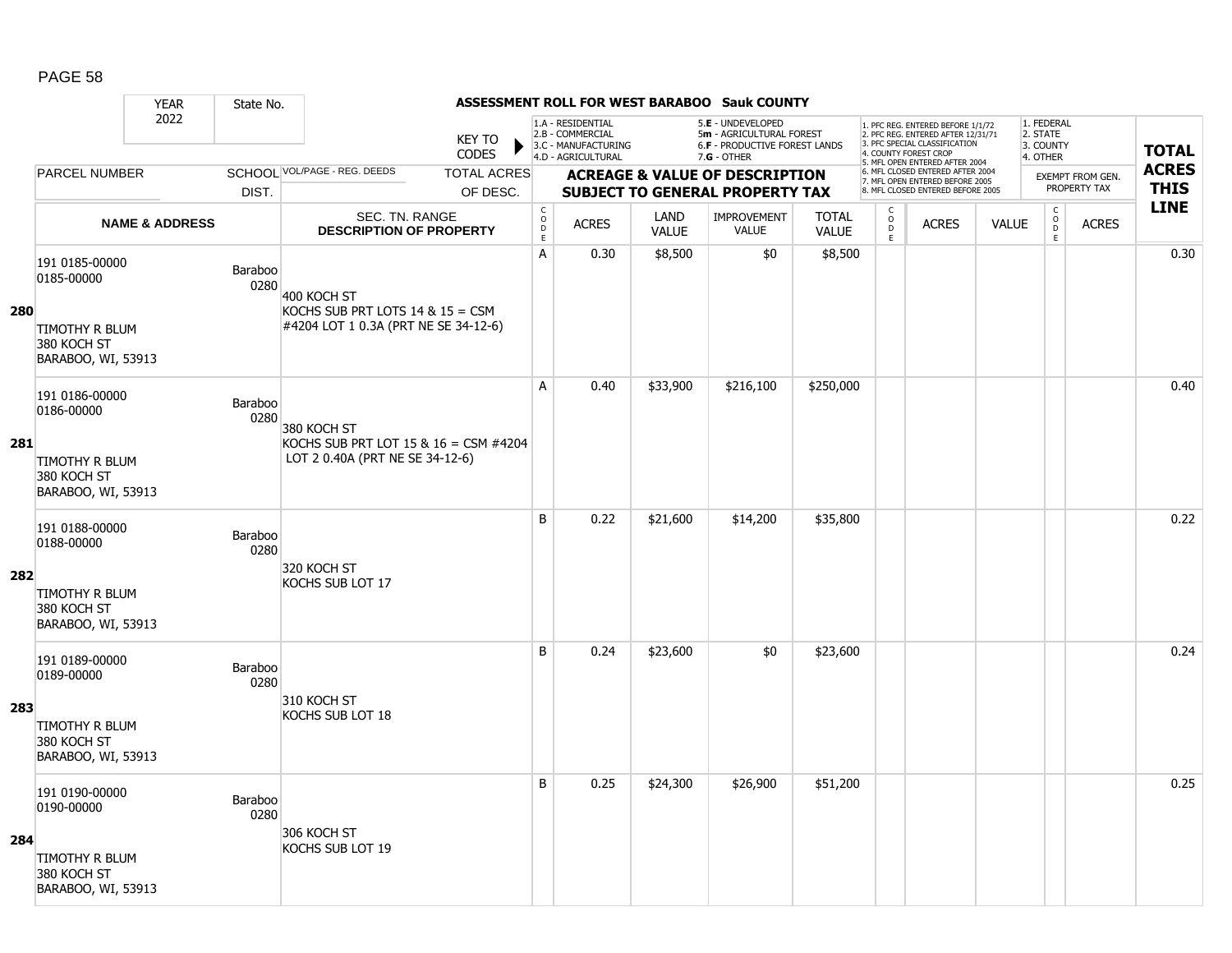## ASSESSMENT ROLL FOR WEST BARABOO Sauk COUNTY

| YEAR | State No. | | |
|---|---|---|---|
| 2022 | | | |

KEY TO CODES: 1.A - RESIDENTIAL, 2.B - COMMERCIAL, 3.C - MANUFACTURING, 4.D - AGRICULTURAL, 5.E - UNDEVELOPED, 5m - AGRICULTURAL FOREST, 6.F - PRODUCTIVE FOREST LANDS, 7.G - OTHER

1. PFC REG. ENTERED BEFORE 1/1/72, 2. PFC REG. ENTERED AFTER 12/31/71, 3. PFC SPECIAL CLASSIFICATION, 4. COUNTY FOREST CROP, 5. MFL OPEN ENTERED AFTER 2004, 6. MFL CLOSED ENTERED AFTER 2004, 7. MFL OPEN ENTERED BEFORE 2005, 8. MFL CLOSED ENTERED BEFORE 2005

1. FEDERAL, 2. STATE, 3. COUNTY, 4. OTHER — EXEMPT FROM GEN. PROPERTY TAX

| LINE | PARCEL NUMBER / NAME & ADDRESS | SCHOOL DIST. | VOL/PAGE - REG. DEEDS / SEC. TN. RANGE / DESCRIPTION OF PROPERTY | TOTAL ACRES OF DESC. | CODE | ACRES | LAND VALUE | IMPROVEMENT VALUE | TOTAL VALUE | CODE | ACRES | VALUE | CODE | ACRES | TOTAL ACRES THIS LINE |
|---|---|---|---|---|---|---|---|---|---|---|---|---|---|---|---|
| 280 | 191 0185-00000<br>0185-00000<br>TIMOTHY R BLUM<br>380 KOCH ST<br>BARABOO, WI, 53913 | Baraboo 0280 | 400 KOCH ST<br>KOCHS SUB PRT LOTS 14 & 15 = CSM #4204 LOT 1 0.3A (PRT NE SE 34-12-6) | | A | 0.30 | $8,500 | $0 | $8,500 | | | | | | 0.30 |
| 281 | 191 0186-00000<br>0186-00000<br>TIMOTHY R BLUM<br>380 KOCH ST<br>BARABOO, WI, 53913 | Baraboo 0280 | 380 KOCH ST<br>KOCHS SUB PRT LOT 15 & 16 = CSM #4204 LOT 2 0.40A (PRT NE SE 34-12-6) | | A | 0.40 | $33,900 | $216,100 | $250,000 | | | | | | 0.40 |
| 282 | 191 0188-00000<br>0188-00000<br>TIMOTHY R BLUM<br>380 KOCH ST<br>BARABOO, WI, 53913 | Baraboo 0280 | 320 KOCH ST<br>KOCHS SUB LOT 17 | | B | 0.22 | $21,600 | $14,200 | $35,800 | | | | | | 0.22 |
| 283 | 191 0189-00000<br>0189-00000<br>TIMOTHY R BLUM<br>380 KOCH ST<br>BARABOO, WI, 53913 | Baraboo 0280 | 310 KOCH ST<br>KOCHS SUB LOT 18 | | B | 0.24 | $23,600 | $0 | $23,600 | | | | | | 0.24 |
| 284 | 191 0190-00000<br>0190-00000<br>TIMOTHY R BLUM<br>380 KOCH ST<br>BARABOO, WI, 53913 | Baraboo 0280 | 306 KOCH ST<br>KOCHS SUB LOT 19 | | B | 0.25 | $24,300 | $26,900 | $51,200 | | | | | | 0.25 |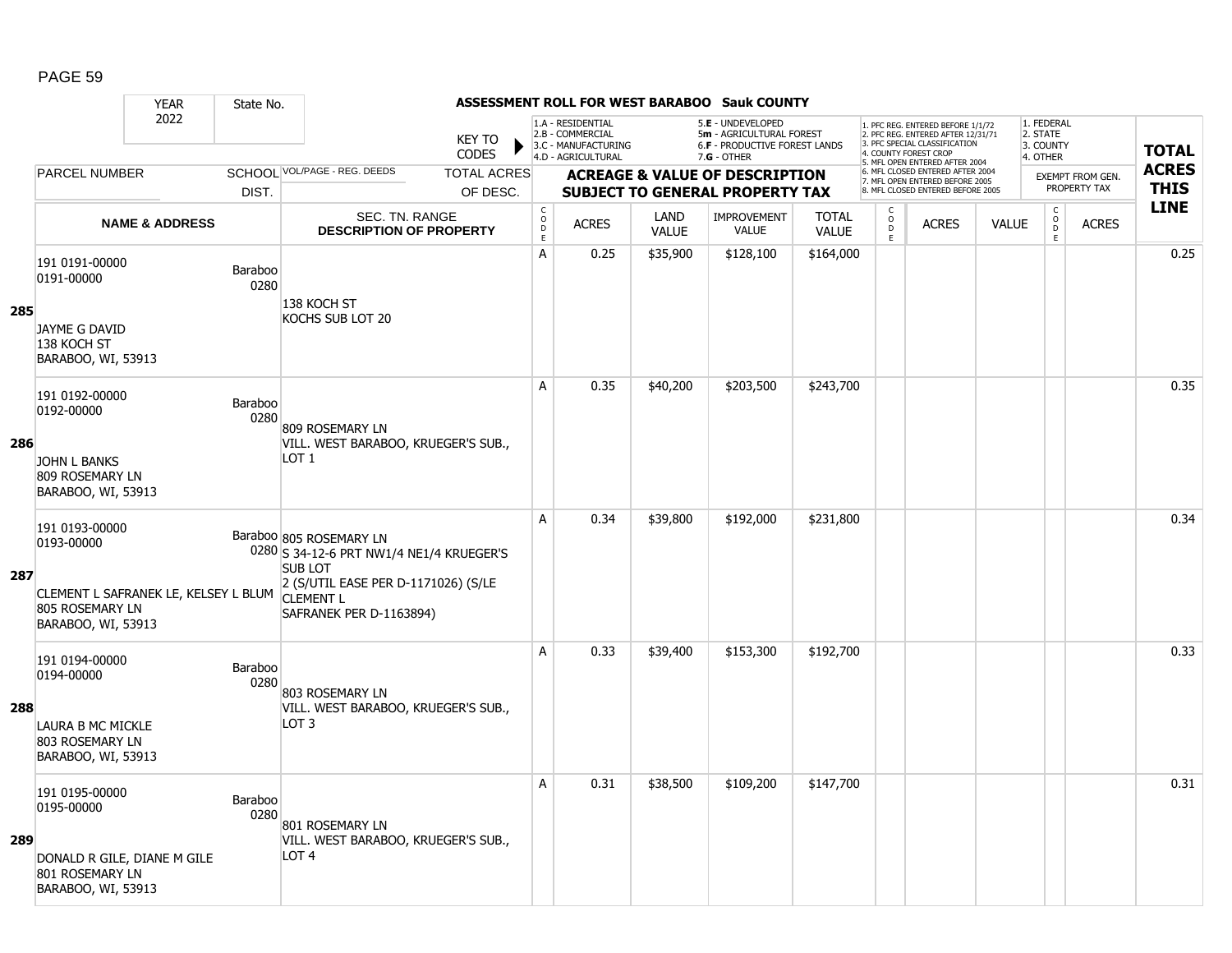**ASSESSMENT ROLL FOR WEST BARABOO Sauk COUNTY**

| YEAR 2022 | State No. | | | |
|---|---|---|---|---|

KEY TO CODES: 1.A - RESIDENTIAL, 2.B - COMMERCIAL, 3.C - MANUFACTURING, 4.D - AGRICULTURAL, 5.E - UNDEVELOPED, 5m - AGRICULTURAL FOREST, 6.F - PRODUCTIVE FOREST LANDS, 7.G - OTHER

1. PFC REG. ENTERED BEFORE 1/1/72, 2. PFC REG. ENTERED AFTER 12/31/71, 3. PFC SPECIAL CLASSIFICATION, 4. COUNTY FOREST CROP, 5. MFL OPEN ENTERED AFTER 2004, 6. MFL CLOSED ENTERED AFTER 2004, 7. MFL OPEN ENTERED BEFORE 2005, 8. MFL CLOSED ENTERED BEFORE 2005

1. FEDERAL, 2. STATE, 3. COUNTY, 4. OTHER — EXEMPT FROM GEN. PROPERTY TAX

| LINE | PARCEL NUMBER / NAME & ADDRESS | SCHOOL DIST. | VOL/PAGE - REG. DEEDS / SEC. TN. RANGE / DESCRIPTION OF PROPERTY | TOTAL ACRES OF DESC. | CODE | ACRES | LAND VALUE | IMPROVEMENT VALUE | TOTAL VALUE | CODE | ACRES | VALUE | CODE | ACRES | TOTAL ACRES THIS LINE |
|---|---|---|---|---|---|---|---|---|---|---|---|---|---|---|---|
| 285 | 191 0191-00000<br>0191-00000<br><br>JAYME G DAVID<br>138 KOCH ST<br>BARABOO, WI, 53913 | Baraboo 0280 | 138 KOCH ST<br>KOCHS SUB LOT 20 | | A | 0.25 | $35,900 | $128,100 | $164,000 | | | | | | 0.25 |
| 286 | 191 0192-00000<br>0192-00000<br><br>JOHN L BANKS<br>809 ROSEMARY LN<br>BARABOO, WI, 53913 | Baraboo 0280 | 809 ROSEMARY LN<br>VILL. WEST BARABOO, KRUEGER'S SUB., LOT 1 | | A | 0.35 | $40,200 | $203,500 | $243,700 | | | | | | 0.35 |
| 287 | 191 0193-00000<br>0193-00000<br><br>CLEMENT L SAFRANEK LE, KELSEY L BLUM<br>805 ROSEMARY LN<br>BARABOO, WI, 53913 | Baraboo 0280 | 805 ROSEMARY LN<br>S 34-12-6 PRT NW1/4 NE1/4 KRUEGER'S SUB LOT<br>2 (S/UTIL EASE PER D-1171026) (S/LE CLEMENT L<br>SAFRANEK PER D-1163894) | | A | 0.34 | $39,800 | $192,000 | $231,800 | | | | | | 0.34 |
| 288 | 191 0194-00000<br>0194-00000<br><br>LAURA B MC MICKLE<br>803 ROSEMARY LN<br>BARABOO, WI, 53913 | Baraboo 0280 | 803 ROSEMARY LN<br>VILL. WEST BARABOO, KRUEGER'S SUB., LOT 3 | | A | 0.33 | $39,400 | $153,300 | $192,700 | | | | | | 0.33 |
| 289 | 191 0195-00000<br>0195-00000<br><br>DONALD R GILE, DIANE M GILE<br>801 ROSEMARY LN<br>BARABOO, WI, 53913 | Baraboo 0280 | 801 ROSEMARY LN<br>VILL. WEST BARABOO, KRUEGER'S SUB., LOT 4 | | A | 0.31 | $38,500 | $109,200 | $147,700 | | | | | | 0.31 |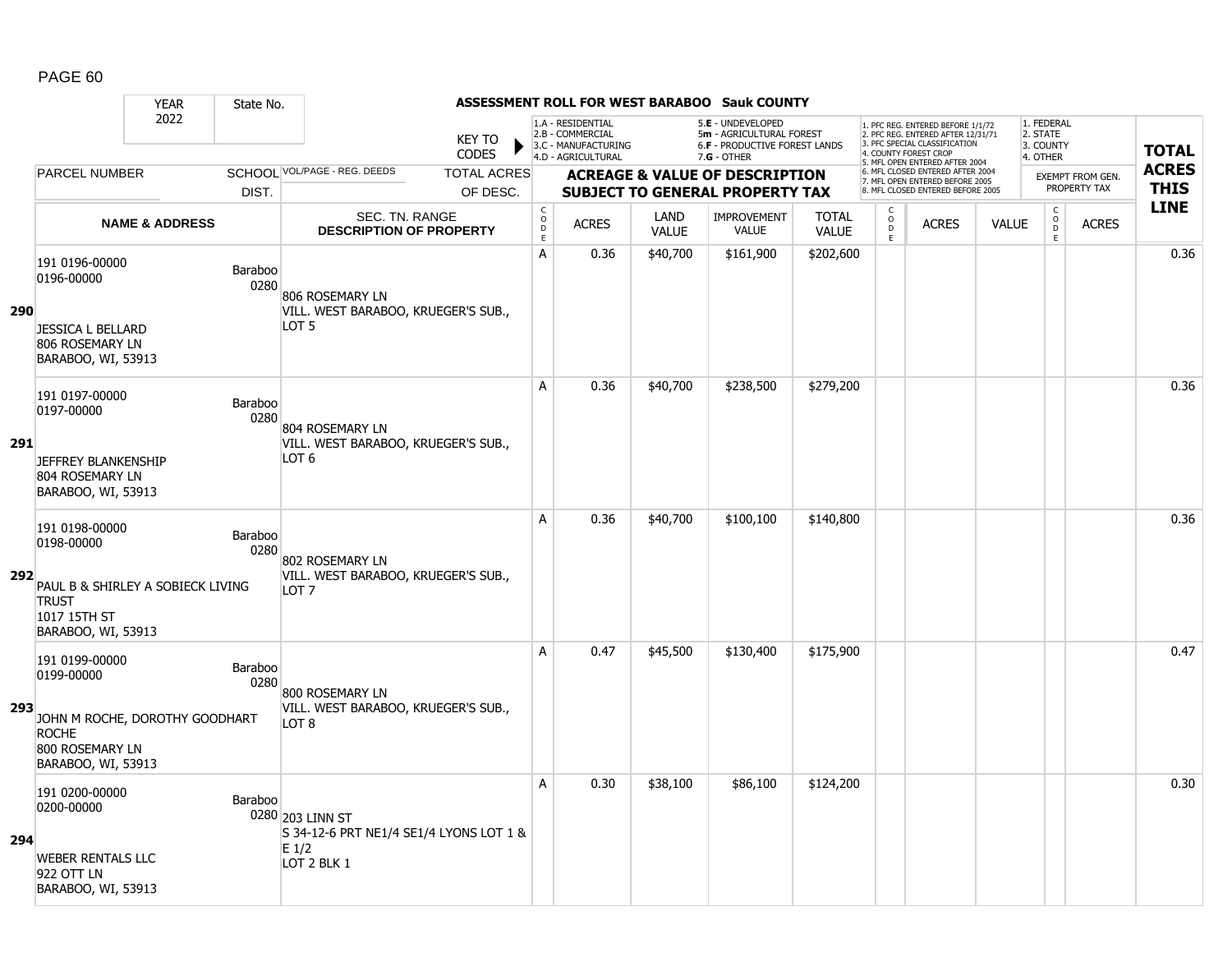# ASSESSMENT ROLL FOR WEST BARABOO Sauk COUNTY

YEAR 2022 | State No.

KEY TO CODES:
- 1.A - RESIDENTIAL
- 2.B - COMMERCIAL
- 3.C - MANUFACTURING
- 4.D - AGRICULTURAL
- 5.E - UNDEVELOPED
- 5m - AGRICULTURAL FOREST
- 6.F - PRODUCTIVE FOREST LANDS
- 7.G - OTHER

- 1. PFC REG. ENTERED BEFORE 1/1/72
- 2. PFC REG. ENTERED AFTER 12/31/71
- 3. PFC SPECIAL CLASSIFICATION
- 4. COUNTY FOREST CROP
- 5. MFL OPEN ENTERED AFTER 2004
- 6. MFL CLOSED ENTERED AFTER 2004
- 7. MFL OPEN ENTERED BEFORE 2005
- 8. MFL CLOSED ENTERED BEFORE 2005

- 1. FEDERAL
- 2. STATE
- 3. COUNTY
- 4. OTHER

| Line | PARCEL NUMBER / NAME & ADDRESS | SCHOOL DIST. | VOL/PAGE - REG. DEEDS / SEC. TN. RANGE / DESCRIPTION OF PROPERTY | CODE | ACRES | LAND VALUE | IMPROVEMENT VALUE | TOTAL VALUE | CODE | ACRES | VALUE | CODE | ACRES (EXEMPT FROM GEN. PROPERTY TAX) | TOTAL ACRES THIS LINE |
|---|---|---|---|---|---|---|---|---|---|---|---|---|---|---|
| 290 | 191 0196-00000<br>0196-00000<br>JESSICA L BELLARD<br>806 ROSEMARY LN<br>BARABOO, WI, 53913 | Baraboo 0280 | 806 ROSEMARY LN<br>VILL. WEST BARABOO, KRUEGER'S SUB., LOT 5 | A | 0.36 | $40,700 | $161,900 | $202,600 | | | | | | 0.36 |
| 291 | 191 0197-00000<br>0197-00000<br>JEFFREY BLANKENSHIP<br>804 ROSEMARY LN<br>BARABOO, WI, 53913 | Baraboo 0280 | 804 ROSEMARY LN<br>VILL. WEST BARABOO, KRUEGER'S SUB., LOT 6 | A | 0.36 | $40,700 | $238,500 | $279,200 | | | | | | 0.36 |
| 292 | 191 0198-00000<br>0198-00000<br>PAUL B & SHIRLEY A SOBIECK LIVING TRUST<br>1017 15TH ST<br>BARABOO, WI, 53913 | Baraboo 0280 | 802 ROSEMARY LN<br>VILL. WEST BARABOO, KRUEGER'S SUB., LOT 7 | A | 0.36 | $40,700 | $100,100 | $140,800 | | | | | | 0.36 |
| 293 | 191 0199-00000<br>0199-00000<br>JOHN M ROCHE, DOROTHY GOODHART ROCHE<br>800 ROSEMARY LN<br>BARABOO, WI, 53913 | Baraboo 0280 | 800 ROSEMARY LN<br>VILL. WEST BARABOO, KRUEGER'S SUB., LOT 8 | A | 0.47 | $45,500 | $130,400 | $175,900 | | | | | | 0.47 |
| 294 | 191 0200-00000<br>0200-00000<br>WEBER RENTALS LLC<br>922 OTT LN<br>BARABOO, WI, 53913 | Baraboo 0280 | 203 LINN ST<br>S 34-12-6 PRT NE1/4 SE1/4 LYONS LOT 1 & E 1/2<br>LOT 2 BLK 1 | A | 0.30 | $38,100 | $86,100 | $124,200 | | | | | | 0.30 |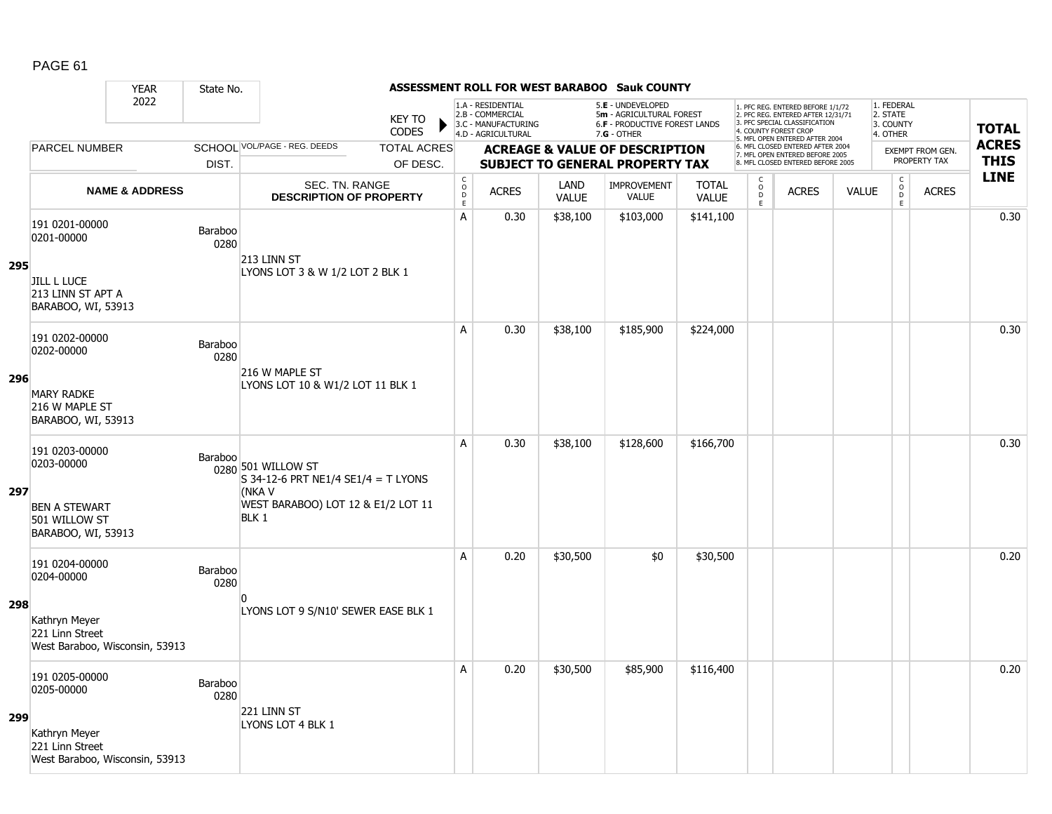## ASSESSMENT ROLL FOR WEST BARABOO Sauk COUNTY

| YEAR | State No. |
|---|---|
| 2022 | |

KEY TO CODES:
- 1.A - RESIDENTIAL
- 2.B - COMMERCIAL
- 3.C - MANUFACTURING
- 4.D - AGRICULTURAL
- 5.E - UNDEVELOPED
- 5m - AGRICULTURAL FOREST
- 6.F - PRODUCTIVE FOREST LANDS
- 7.G - OTHER

- 1. PFC REG. ENTERED BEFORE 1/1/72
- 2. PFC REG. ENTERED AFTER 12/31/71
- 3. PFC SPECIAL CLASSIFICATION
- 4. COUNTY FOREST CROP
- 5. MFL OPEN ENTERED AFTER 2004
- 6. MFL CLOSED ENTERED AFTER 2004
- 7. MFL OPEN ENTERED BEFORE 2005
- 8. MFL CLOSED ENTERED BEFORE 2005

- 1. FEDERAL
- 2. STATE
- 3. COUNTY
- 4. OTHER

| | PARCEL NUMBER / NAME & ADDRESS | SCHOOL DIST. | VOL/PAGE - REG. DEEDS / SEC. TN. RANGE / DESCRIPTION OF PROPERTY | CODE | ACRES | LAND VALUE | IMPROVEMENT VALUE | TOTAL VALUE | CODE | ACRES | VALUE | CODE (EXEMPT) | ACRES (EXEMPT) | TOTAL ACRES THIS LINE |
|---|---|---|---|---|---|---|---|---|---|---|---|---|---|---|
| 295 | 191 0201-00000<br>0201-00000<br><br>JILL L LUCE<br>213 LINN ST APT A<br>BARABOO, WI, 53913 | Baraboo 0280 | 213 LINN ST<br>LYONS LOT 3 & W 1/2 LOT 2 BLK 1 | A | 0.30 | $38,100 | $103,000 | $141,100 | | | | | | 0.30 |
| 296 | 191 0202-00000<br>0202-00000<br><br>MARY RADKE<br>216 W MAPLE ST<br>BARABOO, WI, 53913 | Baraboo 0280 | 216 W MAPLE ST<br>LYONS LOT 10 & W1/2 LOT 11 BLK 1 | A | 0.30 | $38,100 | $185,900 | $224,000 | | | | | | 0.30 |
| 297 | 191 0203-00000<br>0203-00000<br><br>BEN A STEWART<br>501 WILLOW ST<br>BARABOO, WI, 53913 | Baraboo 0280 | 501 WILLOW ST<br>S 34-12-6 PRT NE1/4 SE1/4 = T LYONS (NKA V WEST BARABOO) LOT 12 & E1/2 LOT 11 BLK 1 | A | 0.30 | $38,100 | $128,600 | $166,700 | | | | | | 0.30 |
| 298 | 191 0204-00000<br>0204-00000<br><br>Kathryn Meyer<br>221 Linn Street<br>West Baraboo, Wisconsin, 53913 | Baraboo 0280 | 0<br>LYONS LOT 9 S/N10' SEWER EASE BLK 1 | A | 0.20 | $30,500 | $0 | $30,500 | | | | | | 0.20 |
| 299 | 191 0205-00000<br>0205-00000<br><br>Kathryn Meyer<br>221 Linn Street<br>West Baraboo, Wisconsin, 53913 | Baraboo 0280 | 221 LINN ST<br>LYONS LOT 4 BLK 1 | A | 0.20 | $30,500 | $85,900 | $116,400 | | | | | | 0.20 |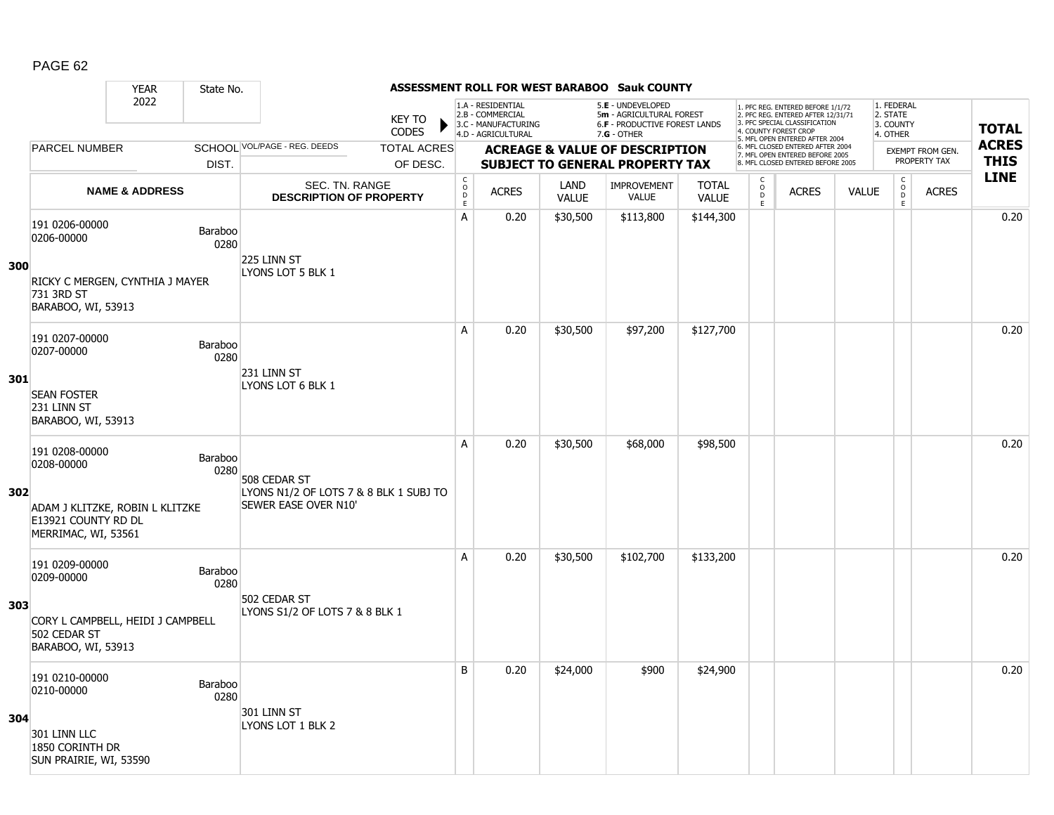**ASSESSMENT ROLL FOR WEST BARABOO Sauk COUNTY**

YEAR: 2022 | State No.

KEY TO CODES:
- 1.A - RESIDENTIAL
- 2.B - COMMERCIAL
- 3.C - MANUFACTURING
- 4.D - AGRICULTURAL
- 5.E - UNDEVELOPED
- 5m - AGRICULTURAL FOREST
- 6.F - PRODUCTIVE FOREST LANDS
- 7.G - OTHER

Exempt/Forest codes:
1. PFC REG. ENTERED BEFORE 1/1/72
2. PFC REG. ENTERED AFTER 12/31/71
3. PFC SPECIAL CLASSIFICATION
4. COUNTY FOREST CROP
5. MFL OPEN ENTERED AFTER 2004
6. MFL CLOSED ENTERED AFTER 2004
7. MFL OPEN ENTERED BEFORE 2005
8. MFL CLOSED ENTERED BEFORE 2005

Exempt from gen. property tax: 1. FEDERAL 2. STATE 3. COUNTY 4. OTHER

| Line | Parcel Number / Name & Address | School Dist. | Sec. Tn. Range / Description of Property | Code | Acres | Land Value | Improvement Value | Total Value | Code | Acres | Value | Code | Acres | Total Acres This Line |
|---|---|---|---|---|---|---|---|---|---|---|---|---|---|---|
| 300 | 191 0206-00000<br>0206-00000<br>RICKY C MERGEN, CYNTHIA J MAYER<br>731 3RD ST<br>BARABOO, WI, 53913 | Baraboo 0280 | 225 LINN ST<br>LYONS LOT 5 BLK 1 | A | 0.20 | $30,500 | $113,800 | $144,300 | | | | | | 0.20 |
| 301 | 191 0207-00000<br>0207-00000<br>SEAN FOSTER<br>231 LINN ST<br>BARABOO, WI, 53913 | Baraboo 0280 | 231 LINN ST<br>LYONS LOT 6 BLK 1 | A | 0.20 | $30,500 | $97,200 | $127,700 | | | | | | 0.20 |
| 302 | 191 0208-00000<br>0208-00000<br>ADAM J KLITZKE, ROBIN L KLITZKE<br>E13921 COUNTY RD DL<br>MERRIMAC, WI, 53561 | Baraboo 0280 | 508 CEDAR ST<br>LYONS N1/2 OF LOTS 7 & 8 BLK 1 SUBJ TO SEWER EASE OVER N10' | A | 0.20 | $30,500 | $68,000 | $98,500 | | | | | | 0.20 |
| 303 | 191 0209-00000<br>0209-00000<br>CORY L CAMPBELL, HEIDI J CAMPBELL<br>502 CEDAR ST<br>BARABOO, WI, 53913 | Baraboo 0280 | 502 CEDAR ST<br>LYONS S1/2 OF LOTS 7 & 8 BLK 1 | A | 0.20 | $30,500 | $102,700 | $133,200 | | | | | | 0.20 |
| 304 | 191 0210-00000<br>0210-00000<br>301 LINN LLC<br>1850 CORINTH DR<br>SUN PRAIRIE, WI, 53590 | Baraboo 0280 | 301 LINN ST<br>LYONS LOT 1 BLK 2 | B | 0.20 | $24,000 | $900 | $24,900 | | | | | | 0.20 |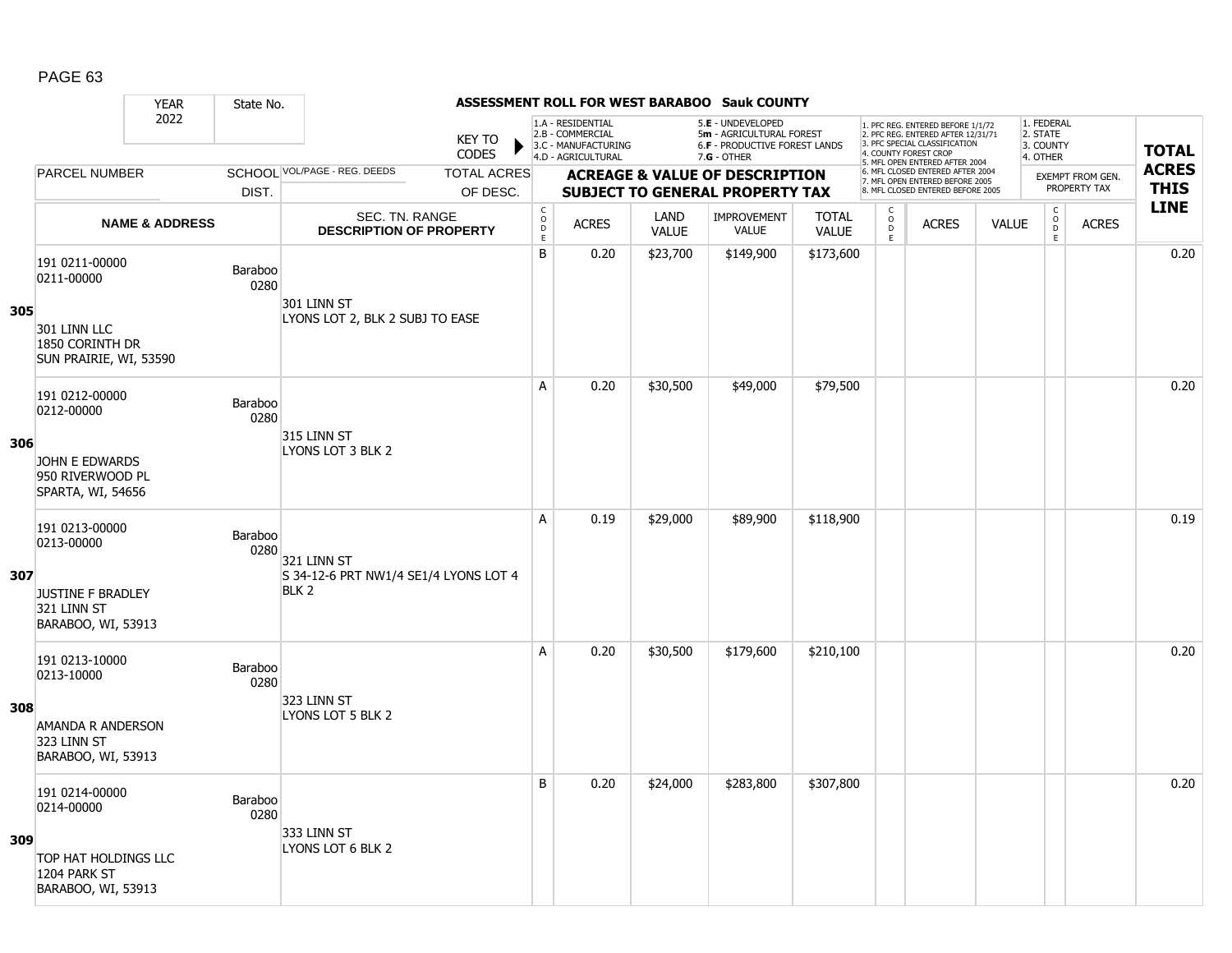# ASSESSMENT ROLL FOR WEST BARABOO Sauk COUNTY

| YEAR | State No. | | KEY TO CODES | 1.A - RESIDENTIAL 2.B - COMMERCIAL 3.C - MANUFACTURING 4.D - AGRICULTURAL | | 5.E - UNDEVELOPED 5m - AGRICULTURAL FOREST 6.F - PRODUCTIVE FOREST LANDS 7.G - OTHER | | | 1. PFC REG. ENTERED BEFORE 1/1/72 2. PFC REG. ENTERED AFTER 12/31/71 3. PFC SPECIAL CLASSIFICATION 4. COUNTY FOREST CROP 5. MFL OPEN ENTERED AFTER 2004 6. MFL CLOSED ENTERED AFTER 2004 7. MFL OPEN ENTERED BEFORE 2005 8. MFL CLOSED ENTERED BEFORE 2005 | | | 1. FEDERAL 2. STATE 3. COUNTY 4. OTHER | | TOTAL ACRES THIS LINE |
|---|---|---|---|---|---|---|---|---|---|---|---|---|---|---|
| 2022 | | | | | | | | | | | | | | |
| PARCEL NUMBER | SCHOOL DIST. | VOL/PAGE - REG. DEEDS | TOTAL ACRES OF DESC. | ACREAGE & VALUE OF DESCRIPTION SUBJECT TO GENERAL PROPERTY TAX | | | | | | | | EXEMPT FROM GEN. PROPERTY TAX | | |
| NAME & ADDRESS | | SEC. TN. RANGE DESCRIPTION OF PROPERTY | | CODE | ACRES | LAND VALUE | IMPROVEMENT VALUE | TOTAL VALUE | CODE | ACRES | VALUE | CODE | ACRES | |
| **305** 191 0211-00000 0211-00000 301 LINN LLC 1850 CORINTH DR SUN PRAIRIE, WI, 53590 | Baraboo 0280 | 301 LINN ST LYONS LOT 2, BLK 2 SUBJ TO EASE | | B | 0.20 | $23,700 | $149,900 | $173,600 | | | | | | 0.20 |
| **306** 191 0212-00000 0212-00000 JOHN E EDWARDS 950 RIVERWOOD PL SPARTA, WI, 54656 | Baraboo 0280 | 315 LINN ST LYONS LOT 3 BLK 2 | | A | 0.20 | $30,500 | $49,000 | $79,500 | | | | | | 0.20 |
| **307** 191 0213-00000 0213-00000 JUSTINE F BRADLEY 321 LINN ST BARABOO, WI, 53913 | Baraboo 0280 | 321 LINN ST S 34-12-6 PRT NW1/4 SE1/4 LYONS LOT 4 BLK 2 | | A | 0.19 | $29,000 | $89,900 | $118,900 | | | | | | 0.19 |
| **308** 191 0213-10000 0213-10000 AMANDA R ANDERSON 323 LINN ST BARABOO, WI, 53913 | Baraboo 0280 | 323 LINN ST LYONS LOT 5 BLK 2 | | A | 0.20 | $30,500 | $179,600 | $210,100 | | | | | | 0.20 |
| **309** 191 0214-00000 0214-00000 TOP HAT HOLDINGS LLC 1204 PARK ST BARABOO, WI, 53913 | Baraboo 0280 | 333 LINN ST LYONS LOT 6 BLK 2 | | B | 0.20 | $24,000 | $283,800 | $307,800 | | | | | | 0.20 |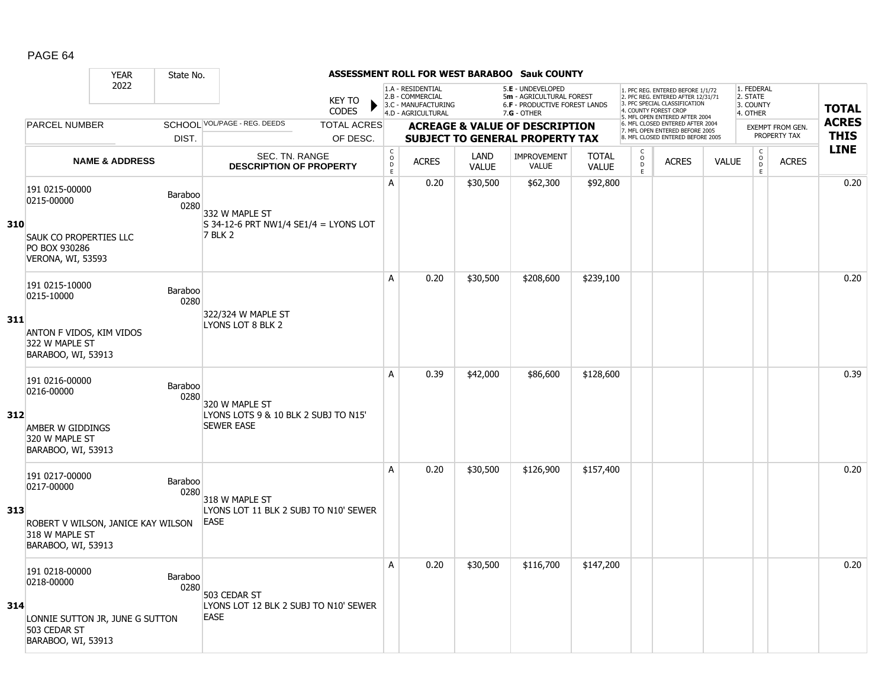## ASSESSMENT ROLL FOR WEST BARABOO Sauk COUNTY

YEAR 2022 | State No.

KEY TO CODES:
- 1.A - RESIDENTIAL
- 2.B - COMMERCIAL
- 3.C - MANUFACTURING
- 4.D - AGRICULTURAL
- 5.E - UNDEVELOPED
- 5m - AGRICULTURAL FOREST
- 6.F - PRODUCTIVE FOREST LANDS
- 7.G - OTHER

- 1. PFC REG. ENTERED BEFORE 1/1/72
- 2. PFC REG. ENTERED AFTER 12/31/71
- 3. PFC SPECIAL CLASSIFICATION
- 4. COUNTY FOREST CROP
- 5. MFL OPEN ENTERED AFTER 2004
- 6. MFL CLOSED ENTERED AFTER 2004
- 7. MFL OPEN ENTERED BEFORE 2005
- 8. MFL CLOSED ENTERED BEFORE 2005

- 1. FEDERAL
- 2. STATE
- 3. COUNTY
- 4. OTHER

| LINE | PARCEL NUMBER / NAME & ADDRESS | SCHOOL DIST. | VOL/PAGE - REG. DEEDS / SEC. TN. RANGE / DESCRIPTION OF PROPERTY | CODE | ACRES | LAND VALUE | IMPROVEMENT VALUE | TOTAL VALUE | CODE | ACRES | VALUE | CODE | EXEMPT ACRES | TOTAL ACRES THIS LINE |
|---|---|---|---|---|---|---|---|---|---|---|---|---|---|---|
| 310 | 191 0215-00000<br>0215-00000<br>SAUK CO PROPERTIES LLC<br>PO BOX 930286<br>VERONA, WI, 53593 | Baraboo 0280 | 332 W MAPLE ST<br>S 34-12-6 PRT NW1/4 SE1/4 = LYONS LOT 7 BLK 2 | A | 0.20 | $30,500 | $62,300 | $92,800 | | | | | | 0.20 |
| 311 | 191 0215-10000<br>0215-10000<br>ANTON F VIDOS, KIM VIDOS<br>322 W MAPLE ST<br>BARABOO, WI, 53913 | Baraboo 0280 | 322/324 W MAPLE ST<br>LYONS LOT 8 BLK 2 | A | 0.20 | $30,500 | $208,600 | $239,100 | | | | | | 0.20 |
| 312 | 191 0216-00000<br>0216-00000<br>AMBER W GIDDINGS<br>320 W MAPLE ST<br>BARABOO, WI, 53913 | Baraboo 0280 | 320 W MAPLE ST<br>LYONS LOTS 9 & 10 BLK 2 SUBJ TO N15' SEWER EASE | A | 0.39 | $42,000 | $86,600 | $128,600 | | | | | | 0.39 |
| 313 | 191 0217-00000<br>0217-00000<br>ROBERT V WILSON, JANICE KAY WILSON<br>318 W MAPLE ST<br>BARABOO, WI, 53913 | Baraboo 0280 | 318 W MAPLE ST<br>LYONS LOT 11 BLK 2 SUBJ TO N10' SEWER EASE | A | 0.20 | $30,500 | $126,900 | $157,400 | | | | | | 0.20 |
| 314 | 191 0218-00000<br>0218-00000<br>LONNIE SUTTON JR, JUNE G SUTTON<br>503 CEDAR ST<br>BARABOO, WI, 53913 | Baraboo 0280 | 503 CEDAR ST<br>LYONS LOT 12 BLK 2 SUBJ TO N10' SEWER EASE | A | 0.20 | $30,500 | $116,700 | $147,200 | | | | | | 0.20 |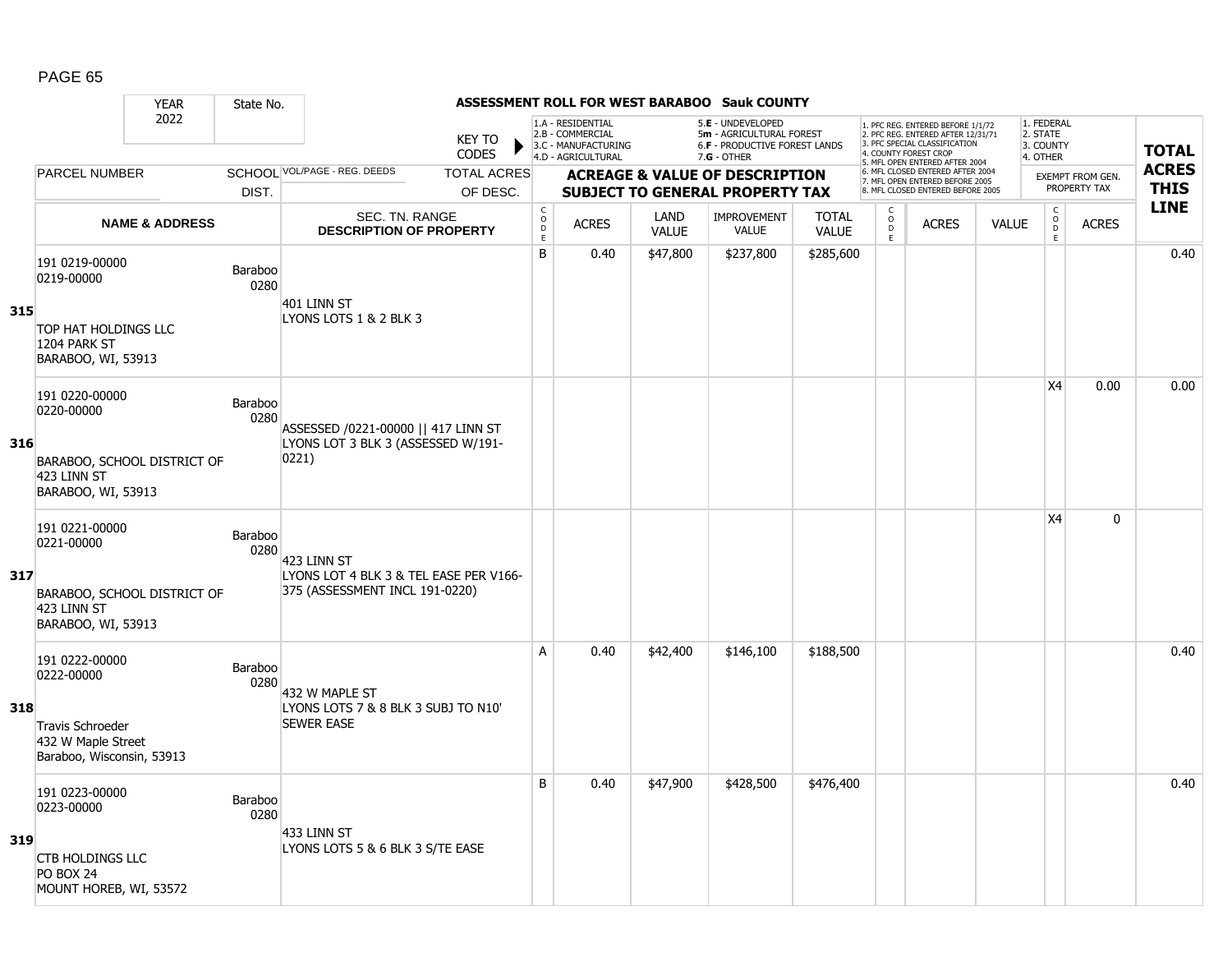## ASSESSMENT ROLL FOR WEST BARABOO Sauk COUNTY

YEAR 2022 | State No.

KEY TO CODES:
1.A - RESIDENTIAL
2.B - COMMERCIAL
3.C - MANUFACTURING
4.D - AGRICULTURAL
5.E - UNDEVELOPED
5m - AGRICULTURAL FOREST
6.F - PRODUCTIVE FOREST LANDS
7.G - OTHER

1. PFC REG. ENTERED BEFORE 1/1/72
2. PFC REG. ENTERED AFTER 12/31/71
3. PFC SPECIAL CLASSIFICATION
4. COUNTY FOREST CROP
5. MFL OPEN ENTERED AFTER 2004
6. MFL CLOSED ENTERED AFTER 2004
7. MFL OPEN ENTERED BEFORE 2005
8. MFL CLOSED ENTERED BEFORE 2005

1. FEDERAL
2. STATE
3. COUNTY
4. OTHER

| Line | PARCEL NUMBER / NAME & ADDRESS | SCHOOL DIST. | VOL/PAGE - REG. DEEDS / SEC. TN. RANGE / DESCRIPTION OF PROPERTY | CODE | ACRES | LAND VALUE | IMPROVEMENT VALUE | TOTAL VALUE | CODE | ACRES | VALUE | CODE | EXEMPT FROM GEN. PROPERTY TAX ACRES | TOTAL ACRES THIS LINE |
|---|---|---|---|---|---|---|---|---|---|---|---|---|---|---|
| 315 | 191 0219-00000<br>0219-00000<br><br>TOP HAT HOLDINGS LLC<br>1204 PARK ST<br>BARABOO, WI, 53913 | Baraboo 0280 | 401 LINN ST<br>LYONS LOTS 1 & 2 BLK 3 | B | 0.40 | $47,800 | $237,800 | $285,600 | | | | | | 0.40 |
| 316 | 191 0220-00000<br>0220-00000<br><br>BARABOO, SCHOOL DISTRICT OF<br>423 LINN ST<br>BARABOO, WI, 53913 | Baraboo 0280 | ASSESSED /0221-00000 \|\| 417 LINN ST<br>LYONS LOT 3 BLK 3 (ASSESSED W/191-0221) | | | | | | | | | X4 | 0.00 | 0.00 |
| 317 | 191 0221-00000<br>0221-00000<br><br>BARABOO, SCHOOL DISTRICT OF<br>423 LINN ST<br>BARABOO, WI, 53913 | Baraboo 0280 | 423 LINN ST<br>LYONS LOT 4 BLK 3 & TEL EASE PER V166-375 (ASSESSMENT INCL 191-0220) | | | | | | | | | X4 | 0 | |
| 318 | 191 0222-00000<br>0222-00000<br><br>Travis Schroeder<br>432 W Maple Street<br>Baraboo, Wisconsin, 53913 | Baraboo 0280 | 432 W MAPLE ST<br>LYONS LOTS 7 & 8 BLK 3 SUBJ TO N10' SEWER EASE | A | 0.40 | $42,400 | $146,100 | $188,500 | | | | | | 0.40 |
| 319 | 191 0223-00000<br>0223-00000<br><br>CTB HOLDINGS LLC<br>PO BOX 24<br>MOUNT HOREB, WI, 53572 | Baraboo 0280 | 433 LINN ST<br>LYONS LOTS 5 & 6 BLK 3 S/TE EASE | B | 0.40 | $47,900 | $428,500 | $476,400 | | | | | | 0.40 |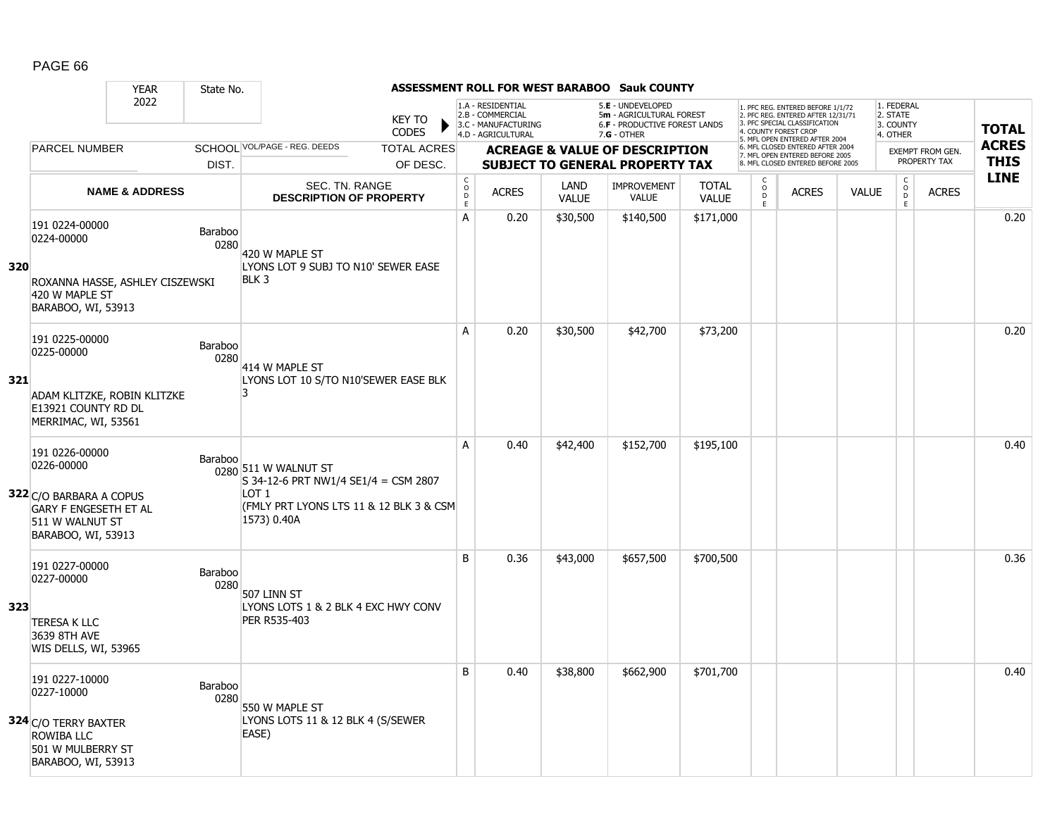**ASSESSMENT ROLL FOR WEST BARABOO Sauk COUNTY**

| YEAR | State No. | | | KEY TO CODES | 1.A - RESIDENTIAL 2.B - COMMERCIAL 3.C - MANUFACTURING 4.D - AGRICULTURAL | 5.E - UNDEVELOPED 5m - AGRICULTURAL FOREST 6.F - PRODUCTIVE FOREST LANDS 7.G - OTHER | 1. PFC REG. ENTERED BEFORE 1/1/72 2. PFC REG. ENTERED AFTER 12/31/71 3. PFC SPECIAL CLASSIFICATION 4. COUNTY FOREST CROP 5. MFL OPEN ENTERED AFTER 2004 6. MFL CLOSED ENTERED AFTER 2004 7. MFL OPEN ENTERED BEFORE 2005 8. MFL CLOSED ENTERED BEFORE 2005 | 1. FEDERAL 2. STATE 3. COUNTY 4. OTHER | |
|---|---|---|---|---|---|---|---|---|---|

| | PARCEL NUMBER / NAME & ADDRESS | SCHOOL DIST. | VOL/PAGE - REG. DEEDS / SEC. TN. RANGE DESCRIPTION OF PROPERTY | CODE | ACRES | LAND VALUE | IMPROVEMENT VALUE | TOTAL VALUE | CODE | ACRES | VALUE | CODE | ACRES | TOTAL ACRES THIS LINE |
|---|---|---|---|---|---|---|---|---|---|---|---|---|---|---|
| 320 | 191 0224-00000 0224-00000 ROXANNA HASSE, ASHLEY CISZEWSKI 420 W MAPLE ST BARABOO, WI, 53913 | Baraboo 0280 | 420 W MAPLE ST LYONS LOT 9 SUBJ TO N10' SEWER EASE BLK 3 | A | 0.20 | $30,500 | $140,500 | $171,000 | | | | | | 0.20 |
| 321 | 191 0225-00000 0225-00000 ADAM KLITZKE, ROBIN KLITZKE E13921 COUNTY RD DL MERRIMAC, WI, 53561 | Baraboo 0280 | 414 W MAPLE ST LYONS LOT 10 S/TO N10'SEWER EASE BLK 3 | A | 0.20 | $30,500 | $42,700 | $73,200 | | | | | | 0.20 |
| 322 | 191 0226-00000 0226-00000 C/O BARBARA A COPUS GARY F ENGESETH ET AL 511 W WALNUT ST BARABOO, WI, 53913 | Baraboo 0280 | 511 W WALNUT ST S 34-12-6 PRT NW1/4 SE1/4 = CSM 2807 LOT 1 (FMLY PRT LYONS LTS 11 & 12 BLK 3 & CSM 1573) 0.40A | A | 0.40 | $42,400 | $152,700 | $195,100 | | | | | | 0.40 |
| 323 | 191 0227-00000 0227-00000 TERESA K LLC 3639 8TH AVE WIS DELLS, WI, 53965 | Baraboo 0280 | 507 LINN ST LYONS LOTS 1 & 2 BLK 4 EXC HWY CONV PER R535-403 | B | 0.36 | $43,000 | $657,500 | $700,500 | | | | | | 0.36 |
| 324 | 191 0227-10000 0227-10000 C/O TERRY BAXTER ROWIBA LLC 501 W MULBERRY ST BARABOO, WI, 53913 | Baraboo 0280 | 550 W MAPLE ST LYONS LOTS 11 & 12 BLK 4 (S/SEWER EASE) | B | 0.40 | $38,800 | $662,900 | $701,700 | | | | | | 0.40 |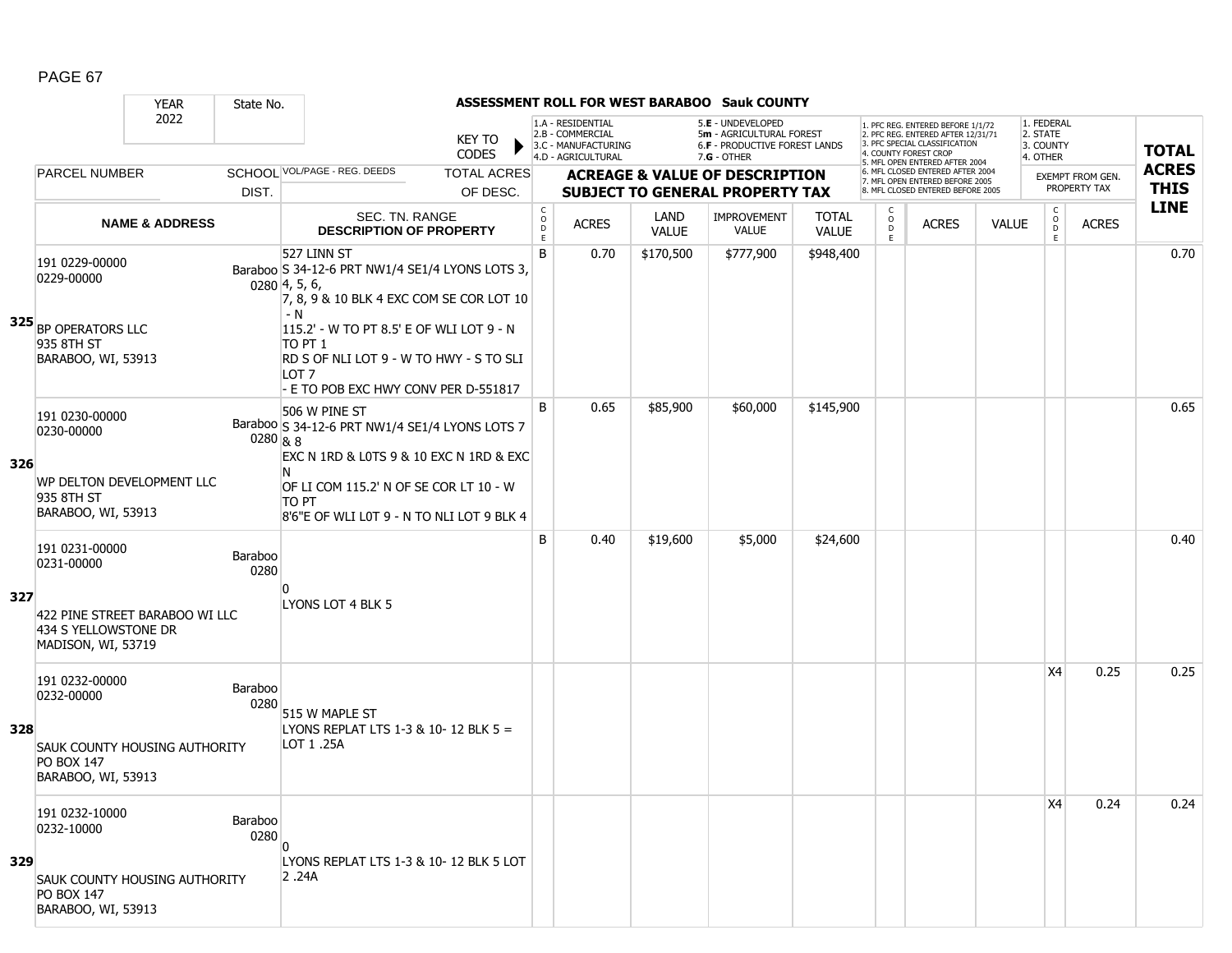# ASSESSMENT ROLL FOR WEST BARABOO Sauk COUNTY

YEAR 2022 | State No.

KEY TO CODES: 1.A - RESIDENTIAL, 2.B - COMMERCIAL, 3.C - MANUFACTURING, 4.D - AGRICULTURAL, 5.E - UNDEVELOPED, 5m - AGRICULTURAL FOREST, 6.F - PRODUCTIVE FOREST LANDS, 7.G - OTHER

1. PFC REG. ENTERED BEFORE 1/1/72, 2. PFC REG. ENTERED AFTER 12/31/71, 3. PFC SPECIAL CLASSIFICATION, 4. COUNTY FOREST CROP, 5. MFL OPEN ENTERED AFTER 2004, 6. MFL CLOSED ENTERED AFTER 2004, 7. MFL OPEN ENTERED BEFORE 2005, 8. MFL CLOSED ENTERED BEFORE 2005

1. FEDERAL, 2. STATE, 3. COUNTY, 4. OTHER

| LINE | PARCEL NUMBER / NAME & ADDRESS | SCHOOL DIST. | VOL/PAGE - REG. DEEDS / SEC. TN. RANGE DESCRIPTION OF PROPERTY | CODE | ACRES | LAND VALUE | IMPROVEMENT VALUE | TOTAL VALUE | CODE | ACRES | VALUE | CODE (EXEMPT) | ACRES (EXEMPT) | TOTAL ACRES THIS LINE |
|---|---|---|---|---|---|---|---|---|---|---|---|---|---|---|
| 325 | 191 0229-00000<br>0229-00000<br>BP OPERATORS LLC<br>935 8TH ST<br>BARABOO, WI, 53913 | Baraboo 0280 | 527 LINN ST<br>S 34-12-6 PRT NW1/4 SE1/4 LYONS LOTS 3, 4, 5, 6,<br>7, 8, 9 & 10 BLK 4 EXC COM SE COR LOT 10 - N<br>115.2' - W TO PT 8.5' E OF WLI LOT 9 - N TO PT 1<br>RD S OF NLI LOT 9 - W TO HWY - S TO SLI LOT 7<br>- E TO POB EXC HWY CONV PER D-551817 | B | 0.70 | $170,500 | $777,900 | $948,400 | | | | | | 0.70 |
| 326 | 191 0230-00000<br>0230-00000<br>WP DELTON DEVELOPMENT LLC<br>935 8TH ST<br>BARABOO, WI, 53913 | Baraboo 0280 | 506 W PINE ST<br>S 34-12-6 PRT NW1/4 SE1/4 LYONS LOTS 7 & 8<br>EXC N 1RD & L0TS 9 & 10 EXC N 1RD & EXC N<br>OF LI COM 115.2' N OF SE COR LT 10 - W TO PT<br>8'6"E OF WLI L0T 9 - N TO NLI LOT 9 BLK 4 | B | 0.65 | $85,900 | $60,000 | $145,900 | | | | | | 0.65 |
| 327 | 191 0231-00000<br>0231-00000<br>422 PINE STREET BARABOO WI LLC<br>434 S YELLOWSTONE DR<br>MADISON, WI, 53719 | Baraboo 0280 | 0<br>LYONS LOT 4 BLK 5 | B | 0.40 | $19,600 | $5,000 | $24,600 | | | | | | 0.40 |
| 328 | 191 0232-00000<br>0232-00000<br>SAUK COUNTY HOUSING AUTHORITY<br>PO BOX 147<br>BARABOO, WI, 53913 | Baraboo 0280 | 515 W MAPLE ST<br>LYONS REPLAT LTS 1-3 & 10- 12 BLK 5 = LOT 1 .25A | | | | | | | | | X4 | 0.25 | 0.25 |
| 329 | 191 0232-10000<br>0232-10000<br>SAUK COUNTY HOUSING AUTHORITY<br>PO BOX 147<br>BARABOO, WI, 53913 | Baraboo 0280 | 0<br>LYONS REPLAT LTS 1-3 & 10- 12 BLK 5 LOT 2 .24A | | | | | | | | | X4 | 0.24 | 0.24 |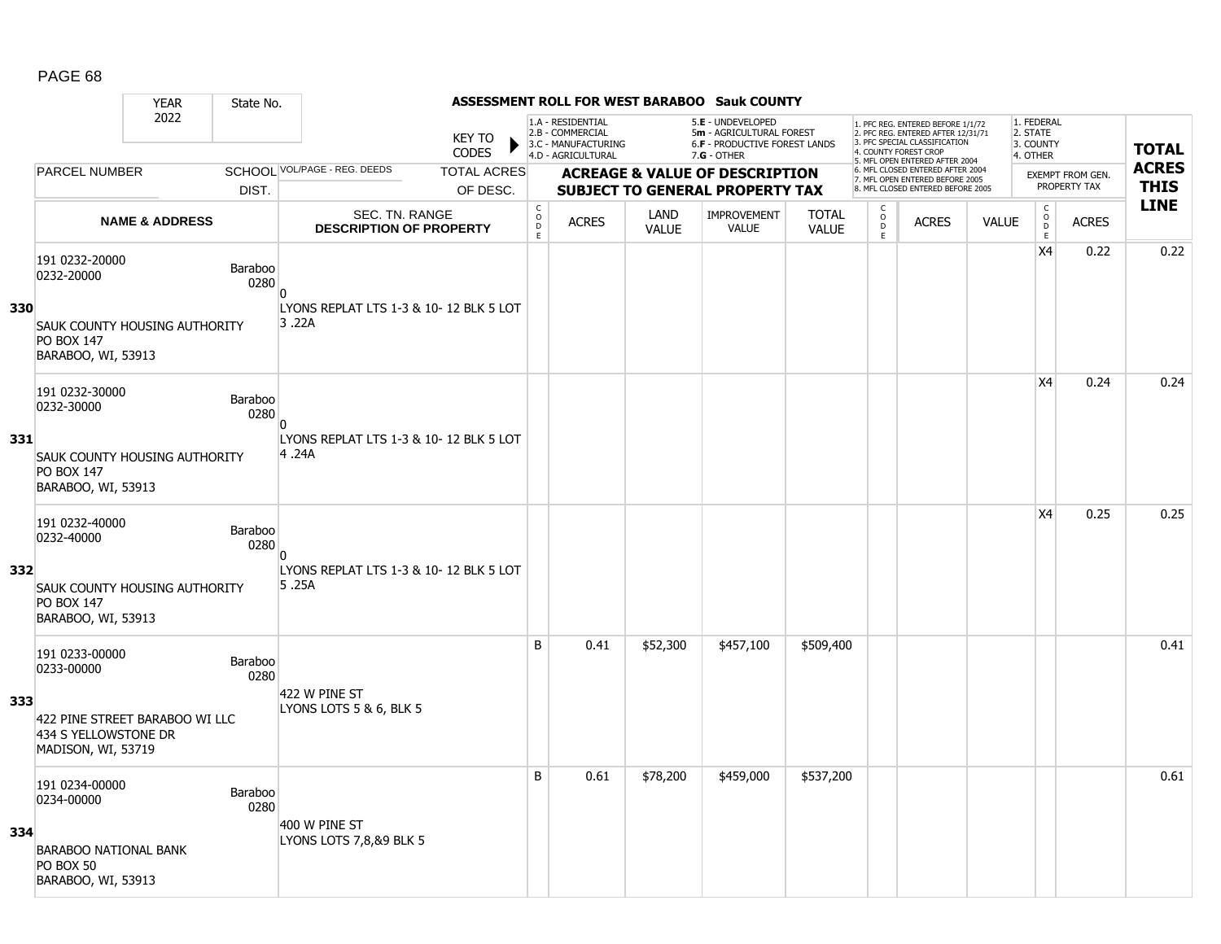## ASSESSMENT ROLL FOR WEST BARABOO Sauk COUNTY

YEAR: 2022 | State No.

KEY TO CODES:
- 1.A - RESIDENTIAL
- 2.B - COMMERCIAL
- 3.C - MANUFACTURING
- 4.D - AGRICULTURAL
- 5.E - UNDEVELOPED
- 5m - AGRICULTURAL FOREST
- 6.F - PRODUCTIVE FOREST LANDS
- 7.G - OTHER

1. PFC REG. ENTERED BEFORE 1/1/72
2. PFC REG. ENTERED AFTER 12/31/71
3. PFC SPECIAL CLASSIFICATION
4. COUNTY FOREST CROP
5. MFL OPEN ENTERED AFTER 2004
6. MFL CLOSED ENTERED AFTER 2004
7. MFL OPEN ENTERED BEFORE 2005
8. MFL CLOSED ENTERED BEFORE 2005

1. FEDERAL
2. STATE
3. COUNTY
4. OTHER

| | PARCEL NUMBER / NAME & ADDRESS | SCHOOL DIST. | VOL/PAGE - REG. DEEDS / SEC. TN. RANGE / DESCRIPTION OF PROPERTY | CODE | ACRES | LAND VALUE | IMPROVEMENT VALUE | TOTAL VALUE | CODE | ACRES | VALUE | CODE | EXEMPT FROM GEN. PROPERTY TAX ACRES | TOTAL ACRES THIS LINE |
|---|---|---|---|---|---|---|---|---|---|---|---|---|---|---|
| 330 | 191 0232-20000<br>0232-20000<br><br>SAUK COUNTY HOUSING AUTHORITY<br>PO BOX 147<br>BARABOO, WI, 53913 | Baraboo 0280 | 0<br>LYONS REPLAT LTS 1-3 & 10- 12 BLK 5 LOT 3 .22A | | | | | | | | | X4 | 0.22 | 0.22 |
| 331 | 191 0232-30000<br>0232-30000<br><br>SAUK COUNTY HOUSING AUTHORITY<br>PO BOX 147<br>BARABOO, WI, 53913 | Baraboo 0280 | 0<br>LYONS REPLAT LTS 1-3 & 10- 12 BLK 5 LOT 4 .24A | | | | | | | | | X4 | 0.24 | 0.24 |
| 332 | 191 0232-40000<br>0232-40000<br><br>SAUK COUNTY HOUSING AUTHORITY<br>PO BOX 147<br>BARABOO, WI, 53913 | Baraboo 0280 | 0<br>LYONS REPLAT LTS 1-3 & 10- 12 BLK 5 LOT 5 .25A | | | | | | | | | X4 | 0.25 | 0.25 |
| 333 | 191 0233-00000<br>0233-00000<br><br>422 PINE STREET BARABOO WI LLC<br>434 S YELLOWSTONE DR<br>MADISON, WI, 53719 | Baraboo 0280 | 422 W PINE ST<br>LYONS LOTS 5 & 6, BLK 5 | B | 0.41 | $52,300 | $457,100 | $509,400 | | | | | | 0.41 |
| 334 | 191 0234-00000<br>0234-00000<br><br>BARABOO NATIONAL BANK<br>PO BOX 50<br>BARABOO, WI, 53913 | Baraboo 0280 | 400 W PINE ST<br>LYONS LOTS 7,8,&9 BLK 5 | B | 0.61 | $78,200 | $459,000 | $537,200 | | | | | | 0.61 |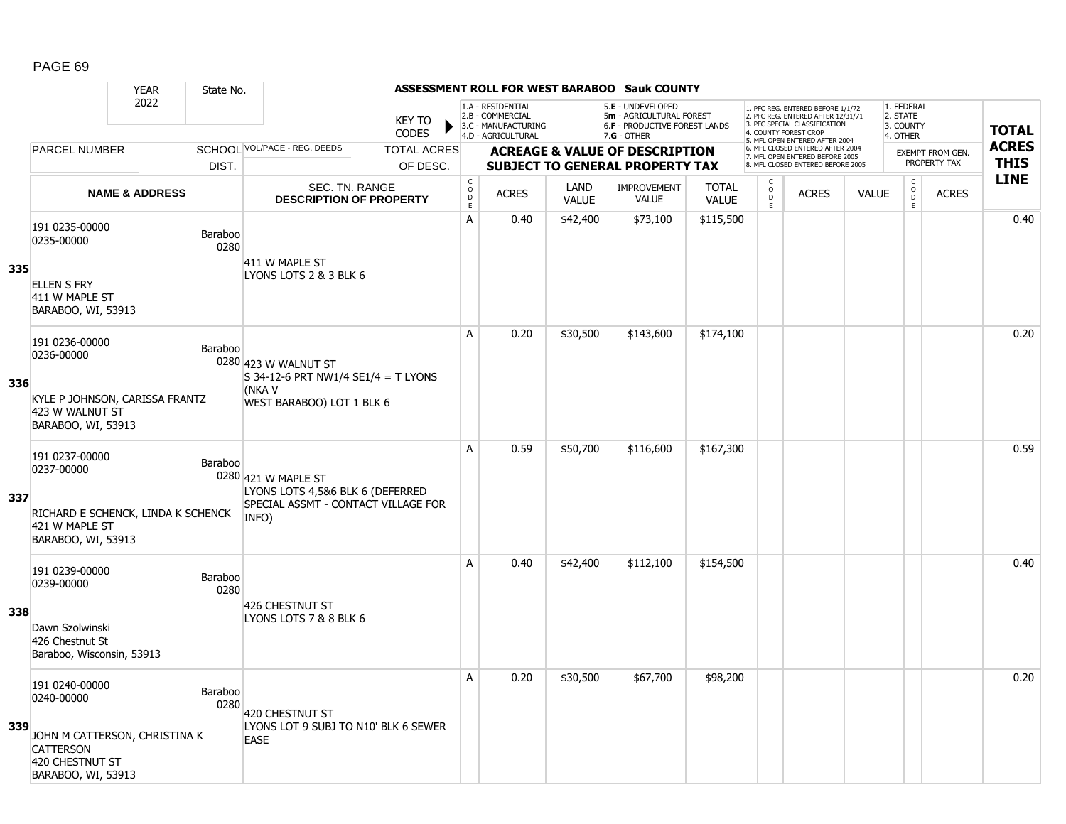**ASSESSMENT ROLL FOR WEST BARABOO Sauk COUNTY**

YEAR 2022 | State No.

KEY TO CODES:
1.A - RESIDENTIAL
2.B - COMMERCIAL
3.C - MANUFACTURING
4.D - AGRICULTURAL
5.E - UNDEVELOPED
5m - AGRICULTURAL FOREST
6.F - PRODUCTIVE FOREST LANDS
7.G - OTHER

1. PFC REG. ENTERED BEFORE 1/1/72
2. PFC REG. ENTERED AFTER 12/31/71
3. PFC SPECIAL CLASSIFICATION
4. COUNTY FOREST CROP
5. MFL OPEN ENTERED AFTER 2004
6. MFL CLOSED ENTERED AFTER 2004
7. MFL OPEN ENTERED BEFORE 2005
8. MFL CLOSED ENTERED BEFORE 2005

1. FEDERAL
2. STATE
3. COUNTY
4. OTHER

| LINE | PARCEL NUMBER / NAME & ADDRESS | SCHOOL DIST. | VOL/PAGE - REG. DEEDS / SEC. TN. RANGE / DESCRIPTION OF PROPERTY | TOTAL ACRES OF DESC. | CODE | ACRES | LAND VALUE | IMPROVEMENT VALUE | TOTAL VALUE | CODE | ACRES | VALUE | CODE | ACRES (EXEMPT FROM GEN. PROPERTY TAX) | TOTAL ACRES THIS LINE |
|---|---|---|---|---|---|---|---|---|---|---|---|---|---|---|---|
| 335 | 191 0235-00000<br>0235-00000<br>ELLEN S FRY<br>411 W MAPLE ST<br>BARABOO, WI, 53913 | Baraboo 0280 | 411 W MAPLE ST<br>LYONS LOTS 2 & 3 BLK 6 | | A | 0.40 | $42,400 | $73,100 | $115,500 | | | | | | 0.40 |
| 336 | 191 0236-00000<br>0236-00000<br>KYLE P JOHNSON, CARISSA FRANTZ<br>423 W WALNUT ST<br>BARABOO, WI, 53913 | Baraboo 0280 | 423 W WALNUT ST<br>S 34-12-6 PRT NW1/4 SE1/4 = T LYONS (NKA V WEST BARABOO) LOT 1 BLK 6 | | A | 0.20 | $30,500 | $143,600 | $174,100 | | | | | | 0.20 |
| 337 | 191 0237-00000<br>0237-00000<br>RICHARD E SCHENCK, LINDA K SCHENCK<br>421 W MAPLE ST<br>BARABOO, WI, 53913 | Baraboo 0280 | 421 W MAPLE ST<br>LYONS LOTS 4,5&6 BLK 6 (DEFERRED SPECIAL ASSMT - CONTACT VILLAGE FOR INFO) | | A | 0.59 | $50,700 | $116,600 | $167,300 | | | | | | 0.59 |
| 338 | 191 0239-00000<br>0239-00000<br>Dawn Szolwinski<br>426 Chestnut St<br>Baraboo, Wisconsin, 53913 | Baraboo 0280 | 426 CHESTNUT ST<br>LYONS LOTS 7 & 8 BLK 6 | | A | 0.40 | $42,400 | $112,100 | $154,500 | | | | | | 0.40 |
| 339 | 191 0240-00000<br>0240-00000<br>JOHN M CATTERSON, CHRISTINA K CATTERSON<br>420 CHESTNUT ST<br>BARABOO, WI, 53913 | Baraboo 0280 | 420 CHESTNUT ST<br>LYONS LOT 9 SUBJ TO N10' BLK 6 SEWER EASE | | A | 0.20 | $30,500 | $67,700 | $98,200 | | | | | | 0.20 |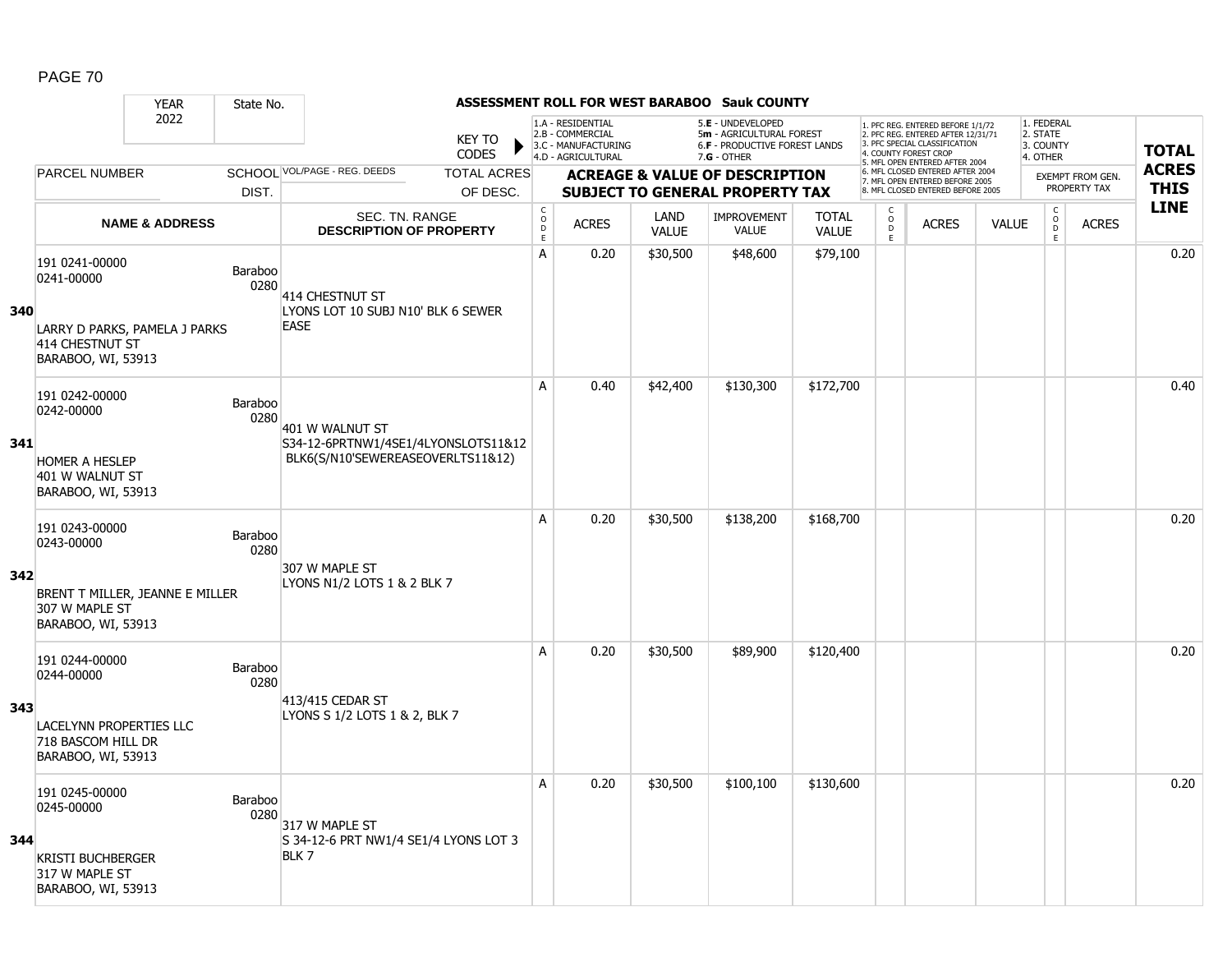# ASSESSMENT ROLL FOR WEST BARABOO Sauk COUNTY

YEAR 2022 | State No.

KEY TO CODES:
1.A - RESIDENTIAL
2.B - COMMERCIAL
3.C - MANUFACTURING
4.D - AGRICULTURAL
5.E - UNDEVELOPED
5m - AGRICULTURAL FOREST
6.F - PRODUCTIVE FOREST LANDS
7.G - OTHER

1. PFC REG. ENTERED BEFORE 1/1/72
2. PFC REG. ENTERED AFTER 12/31/71
3. PFC SPECIAL CLASSIFICATION
4. COUNTY FOREST CROP
5. MFL OPEN ENTERED AFTER 2004
6. MFL CLOSED ENTERED AFTER 2004
7. MFL OPEN ENTERED BEFORE 2005
8. MFL CLOSED ENTERED BEFORE 2005

1. FEDERAL
2. STATE
3. COUNTY
4. OTHER

| | PARCEL NUMBER / NAME & ADDRESS | SCHOOL DIST. | VOL/PAGE - REG. DEEDS / SEC. TN. RANGE / DESCRIPTION OF PROPERTY | CODE | ACRES | LAND VALUE | IMPROVEMENT VALUE | TOTAL VALUE | CODE | ACRES | VALUE | CODE | EXEMPT FROM GEN. PROPERTY TAX ACRES | TOTAL ACRES THIS LINE |
|---|---|---|---|---|---|---|---|---|---|---|---|---|---|---|
| 340 | 191 0241-00000<br>0241-00000<br>LARRY D PARKS, PAMELA J PARKS<br>414 CHESTNUT ST<br>BARABOO, WI, 53913 | Baraboo 0280 | 414 CHESTNUT ST<br>LYONS LOT 10 SUBJ N10' BLK 6 SEWER EASE | A | 0.20 | $30,500 | $48,600 | $79,100 | | | | | | 0.20 |
| 341 | 191 0242-00000<br>0242-00000<br>HOMER A HESLEP<br>401 W WALNUT ST<br>BARABOO, WI, 53913 | Baraboo 0280 | 401 W WALNUT ST<br>S34-12-6PRTNW1/4SE1/4LYONSLOTS11&12 BLK6(S/N10'SEWEREASEOVERLTS11&12) | A | 0.40 | $42,400 | $130,300 | $172,700 | | | | | | 0.40 |
| 342 | 191 0243-00000<br>0243-00000<br>BRENT T MILLER, JEANNE E MILLER<br>307 W MAPLE ST<br>BARABOO, WI, 53913 | Baraboo 0280 | 307 W MAPLE ST<br>LYONS N1/2 LOTS 1 & 2 BLK 7 | A | 0.20 | $30,500 | $138,200 | $168,700 | | | | | | 0.20 |
| 343 | 191 0244-00000<br>0244-00000<br>LACELYNN PROPERTIES LLC<br>718 BASCOM HILL DR<br>BARABOO, WI, 53913 | Baraboo 0280 | 413/415 CEDAR ST<br>LYONS S 1/2 LOTS 1 & 2, BLK 7 | A | 0.20 | $30,500 | $89,900 | $120,400 | | | | | | 0.20 |
| 344 | 191 0245-00000<br>0245-00000<br>KRISTI BUCHBERGER<br>317 W MAPLE ST<br>BARABOO, WI, 53913 | Baraboo 0280 | 317 W MAPLE ST<br>S 34-12-6 PRT NW1/4 SE1/4 LYONS LOT 3 BLK 7 | A | 0.20 | $30,500 | $100,100 | $130,600 | | | | | | 0.20 |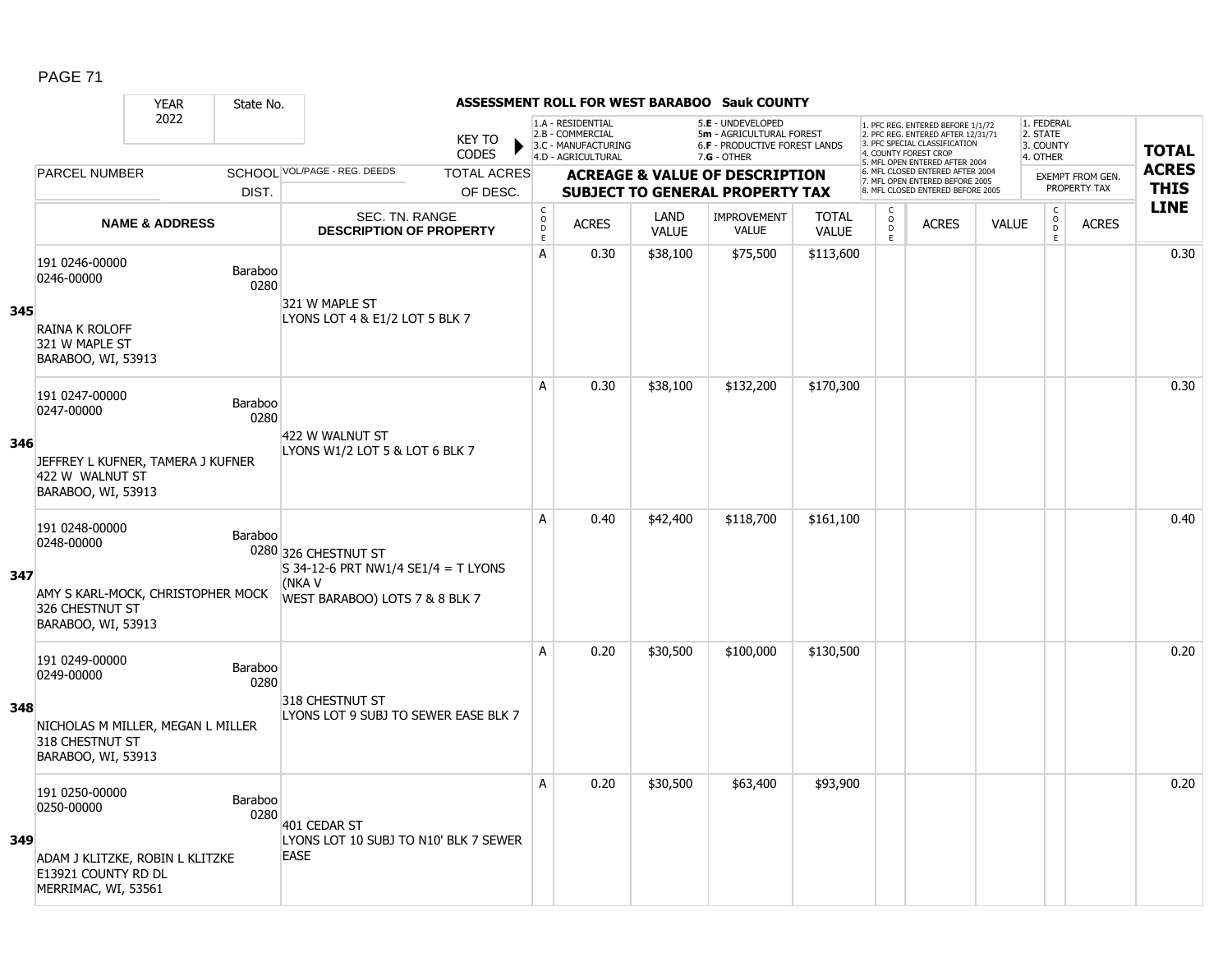# ASSESSMENT ROLL FOR WEST BARABOO Sauk COUNTY

YEAR 2022 | State No.

KEY TO CODES:
- 1.A - RESIDENTIAL
- 2.B - COMMERCIAL
- 3.C - MANUFACTURING
- 4.D - AGRICULTURAL
- 5.E - UNDEVELOPED
- 5m - AGRICULTURAL FOREST
- 6.F - PRODUCTIVE FOREST LANDS
- 7.G - OTHER

- 1. PFC REG. ENTERED BEFORE 1/1/72
- 2. PFC REG. ENTERED AFTER 12/31/71
- 3. PFC SPECIAL CLASSIFICATION
- 4. COUNTY FOREST CROP
- 5. MFL OPEN ENTERED AFTER 2004
- 6. MFL CLOSED ENTERED AFTER 2004
- 7. MFL OPEN ENTERED BEFORE 2005
- 8. MFL CLOSED ENTERED BEFORE 2005

- 1. FEDERAL
- 2. STATE
- 3. COUNTY
- 4. OTHER

| | PARCEL NUMBER / NAME & ADDRESS | SCHOOL DIST. | VOL/PAGE - REG. DEEDS / SEC. TN. RANGE / DESCRIPTION OF PROPERTY | TOTAL ACRES OF DESC. | CODE | ACRES | LAND VALUE | IMPROVEMENT VALUE | TOTAL VALUE | CODE | ACRES | VALUE | CODE | EXEMPT ACRES | TOTAL ACRES THIS LINE |
|---|---|---|---|---|---|---|---|---|---|---|---|---|---|---|---|
| 345 | 191 0246-00000<br>0246-00000<br>RAINA K ROLOFF<br>321 W MAPLE ST<br>BARABOO, WI, 53913 | Baraboo 0280 | 321 W MAPLE ST<br>LYONS LOT 4 & E1/2 LOT 5 BLK 7 | | A | 0.30 | $38,100 | $75,500 | $113,600 | | | | | | 0.30 |
| 346 | 191 0247-00000<br>0247-00000<br>JEFFREY L KUFNER, TAMERA J KUFNER<br>422 W WALNUT ST<br>BARABOO, WI, 53913 | Baraboo 0280 | 422 W WALNUT ST<br>LYONS W1/2 LOT 5 & LOT 6 BLK 7 | | A | 0.30 | $38,100 | $132,200 | $170,300 | | | | | | 0.30 |
| 347 | 191 0248-00000<br>0248-00000<br>AMY S KARL-MOCK, CHRISTOPHER MOCK<br>326 CHESTNUT ST<br>BARABOO, WI, 53913 | Baraboo 0280 | 326 CHESTNUT ST<br>S 34-12-6 PRT NW1/4 SE1/4 = T LYONS (NKA V WEST BARABOO) LOTS 7 & 8 BLK 7 | | A | 0.40 | $42,400 | $118,700 | $161,100 | | | | | | 0.40 |
| 348 | 191 0249-00000<br>0249-00000<br>NICHOLAS M MILLER, MEGAN L MILLER<br>318 CHESTNUT ST<br>BARABOO, WI, 53913 | Baraboo 0280 | 318 CHESTNUT ST<br>LYONS LOT 9 SUBJ TO SEWER EASE BLK 7 | | A | 0.20 | $30,500 | $100,000 | $130,500 | | | | | | 0.20 |
| 349 | 191 0250-00000<br>0250-00000<br>ADAM J KLITZKE, ROBIN L KLITZKE<br>E13921 COUNTY RD DL<br>MERRIMAC, WI, 53561 | Baraboo 0280 | 401 CEDAR ST<br>LYONS LOT 10 SUBJ TO N10' BLK 7 SEWER EASE | | A | 0.20 | $30,500 | $63,400 | $93,900 | | | | | | 0.20 |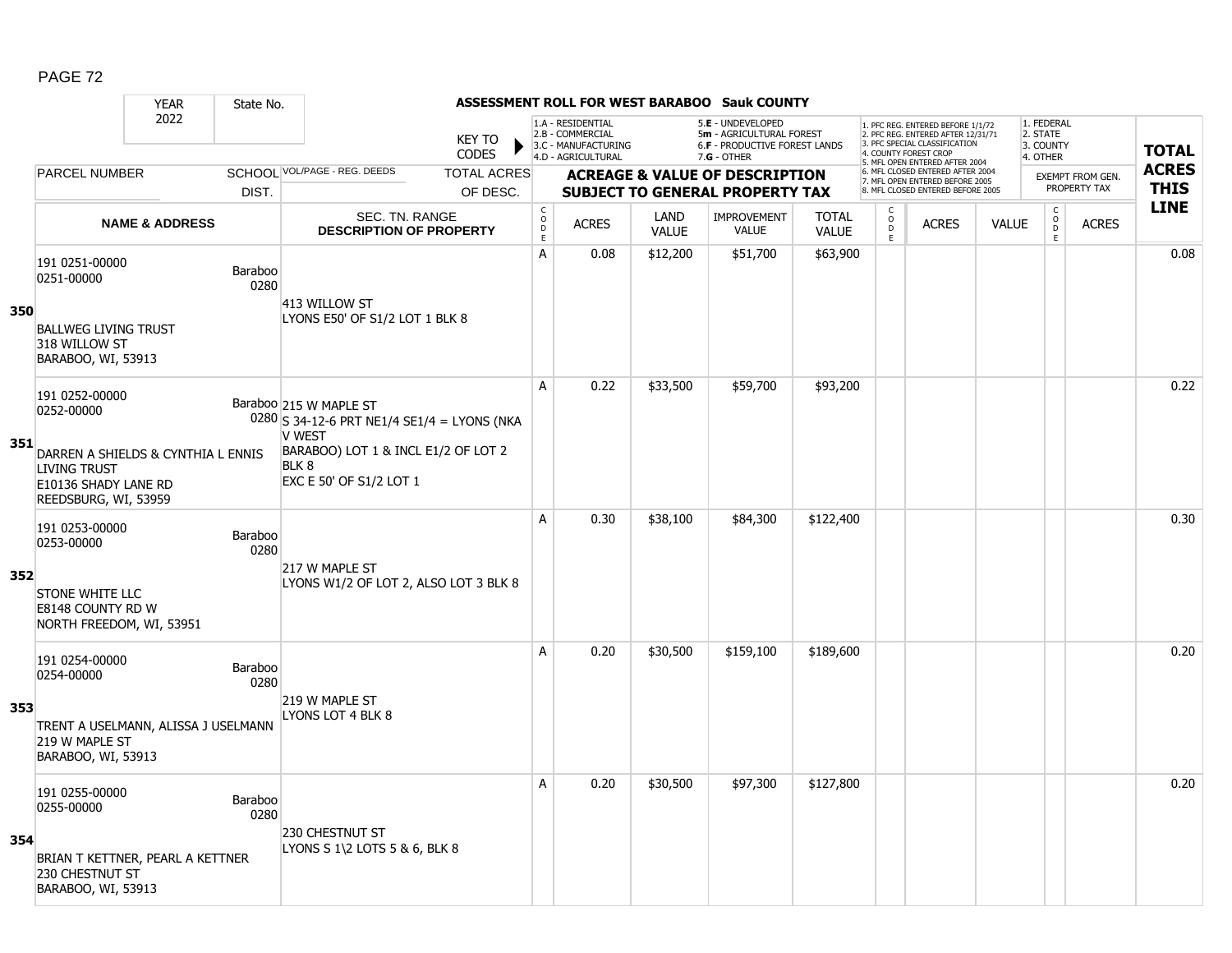**ASSESSMENT ROLL FOR WEST BARABOO Sauk COUNTY**

YEAR 2022 | State No.

KEY TO CODES:
- 1.A - RESIDENTIAL
- 2.B - COMMERCIAL
- 3.C - MANUFACTURING
- 4.D - AGRICULTURAL
- 5.E - UNDEVELOPED
- 5m - AGRICULTURAL FOREST
- 6.F - PRODUCTIVE FOREST LANDS
- 7.G - OTHER

- 1. PFC REG. ENTERED BEFORE 1/1/72
- 2. PFC REG. ENTERED AFTER 12/31/71
- 3. PFC SPECIAL CLASSIFICATION
- 4. COUNTY FOREST CROP
- 5. MFL OPEN ENTERED AFTER 2004
- 6. MFL CLOSED ENTERED AFTER 2004
- 7. MFL OPEN ENTERED BEFORE 2005
- 8. MFL CLOSED ENTERED BEFORE 2005

- 1. FEDERAL
- 2. STATE
- 3. COUNTY
- 4. OTHER

| Line | PARCEL NUMBER / NAME & ADDRESS | SCHOOL DIST. | VOL/PAGE - REG. DEEDS / SEC. TN. RANGE / DESCRIPTION OF PROPERTY | CODE | ACRES | LAND VALUE | IMPROVEMENT VALUE | TOTAL VALUE | CODE | ACRES | VALUE | CODE | ACRES (EXEMPT FROM GEN. PROPERTY TAX) | TOTAL ACRES THIS LINE |
|---|---|---|---|---|---|---|---|---|---|---|---|---|---|---|
| 350 | 191 0251-00000<br>0251-00000<br>BALLWEG LIVING TRUST<br>318 WILLOW ST<br>BARABOO, WI, 53913 | Baraboo 0280 | 413 WILLOW ST<br>LYONS E50' OF S1/2 LOT 1 BLK 8 | A | 0.08 | $12,200 | $51,700 | $63,900 | | | | | | 0.08 |
| 351 | 191 0252-00000<br>0252-00000<br>DARREN A SHIELDS & CYNTHIA L ENNIS LIVING TRUST<br>E10136 SHADY LANE RD<br>REEDSBURG, WI, 53959 | Baraboo 0280 | 215 W MAPLE ST<br>S 34-12-6 PRT NE1/4 SE1/4 = LYONS (NKA V WEST BARABOO) LOT 1 & INCL E1/2 OF LOT 2 BLK 8<br>EXC E 50' OF S1/2 LOT 1 | A | 0.22 | $33,500 | $59,700 | $93,200 | | | | | | 0.22 |
| 352 | 191 0253-00000<br>0253-00000<br>STONE WHITE LLC<br>E8148 COUNTY RD W<br>NORTH FREEDOM, WI, 53951 | Baraboo 0280 | 217 W MAPLE ST<br>LYONS W1/2 OF LOT 2, ALSO LOT 3 BLK 8 | A | 0.30 | $38,100 | $84,300 | $122,400 | | | | | | 0.30 |
| 353 | 191 0254-00000<br>0254-00000<br>TRENT A USELMANN, ALISSA J USELMANN<br>219 W MAPLE ST<br>BARABOO, WI, 53913 | Baraboo 0280 | 219 W MAPLE ST<br>LYONS LOT 4 BLK 8 | A | 0.20 | $30,500 | $159,100 | $189,600 | | | | | | 0.20 |
| 354 | 191 0255-00000<br>0255-00000<br>BRIAN T KETTNER, PEARL A KETTNER<br>230 CHESTNUT ST<br>BARABOO, WI, 53913 | Baraboo 0280 | 230 CHESTNUT ST<br>LYONS S 1\2 LOTS 5 & 6, BLK 8 | A | 0.20 | $30,500 | $97,300 | $127,800 | | | | | | 0.20 |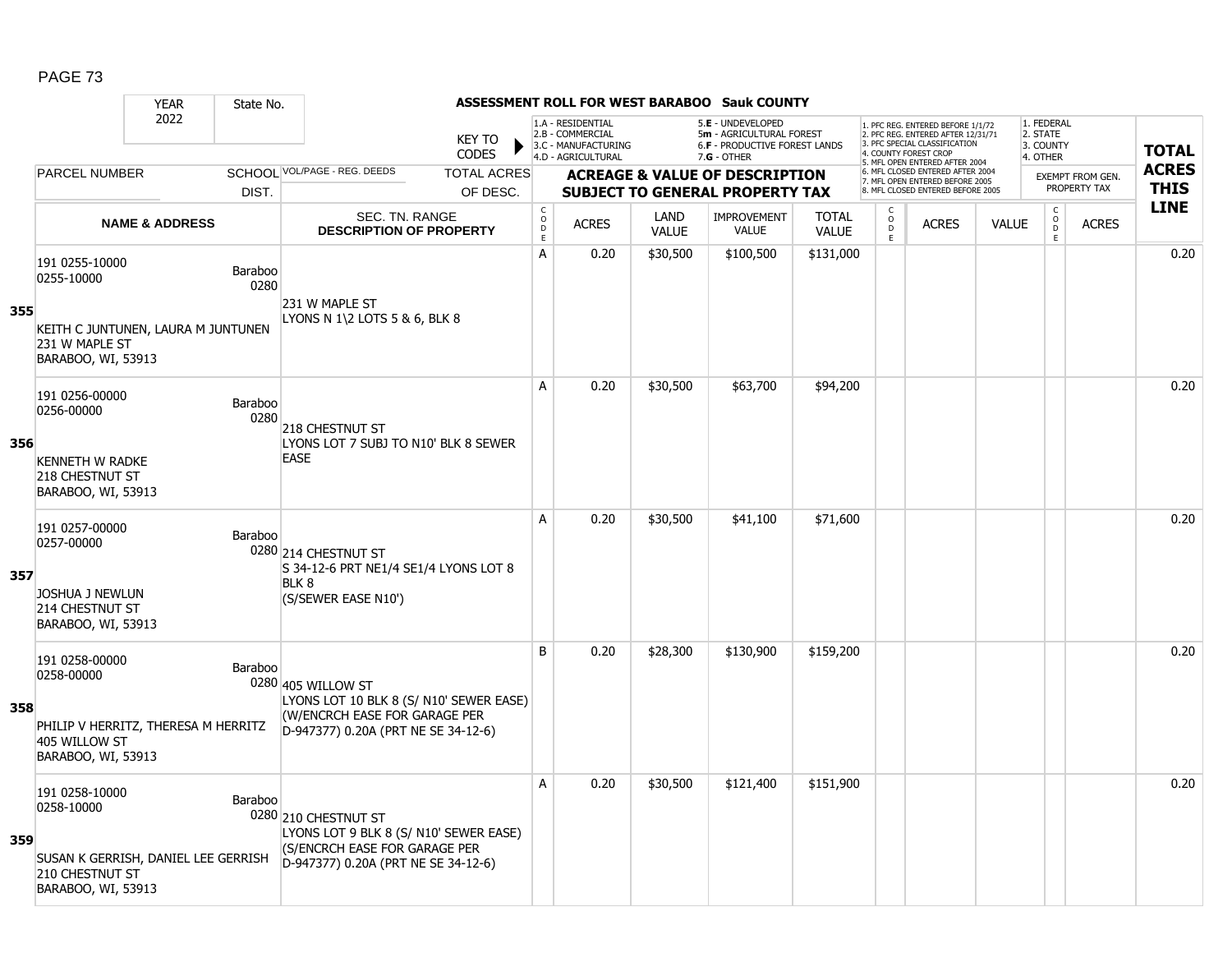# ASSESSMENT ROLL FOR WEST BARABOO Sauk COUNTY

YEAR 2022 | State No.

KEY TO CODES:
- 1.A - RESIDENTIAL
- 2.B - COMMERCIAL
- 3.C - MANUFACTURING
- 4.D - AGRICULTURAL
- 5.E - UNDEVELOPED
- 5m - AGRICULTURAL FOREST
- 6.F - PRODUCTIVE FOREST LANDS
- 7.G - OTHER

- 1. PFC REG. ENTERED BEFORE 1/1/72
- 2. PFC REG. ENTERED AFTER 12/31/71
- 3. PFC SPECIAL CLASSIFICATION
- 4. COUNTY FOREST CROP
- 5. MFL OPEN ENTERED AFTER 2004
- 6. MFL CLOSED ENTERED AFTER 2004
- 7. MFL OPEN ENTERED BEFORE 2005
- 8. MFL CLOSED ENTERED BEFORE 2005

- 1. FEDERAL
- 2. STATE
- 3. COUNTY
- 4. OTHER

| Line | PARCEL NUMBER / NAME & ADDRESS | SCHOOL DIST. | VOL/PAGE - REG. DEEDS / SEC. TN. RANGE / DESCRIPTION OF PROPERTY | CODE | ACRES | LAND VALUE | IMPROVEMENT VALUE | TOTAL VALUE | CODE | ACRES | VALUE | CODE | EXEMPT FROM GEN. PROPERTY TAX ACRES | TOTAL ACRES THIS LINE |
|---|---|---|---|---|---|---|---|---|---|---|---|---|---|---|
| 355 | 191 0255-10000<br>0255-10000<br><br>KEITH C JUNTUNEN, LAURA M JUNTUNEN<br>231 W MAPLE ST<br>BARABOO, WI, 53913 | Baraboo 0280 | 231 W MAPLE ST<br>LYONS N 1\2 LOTS 5 & 6, BLK 8 | A | 0.20 | $30,500 | $100,500 | $131,000 | | | | | | 0.20 |
| 356 | 191 0256-00000<br>0256-00000<br><br>KENNETH W RADKE<br>218 CHESTNUT ST<br>BARABOO, WI, 53913 | Baraboo 0280 | 218 CHESTNUT ST<br>LYONS LOT 7 SUBJ TO N10' BLK 8 SEWER EASE | A | 0.20 | $30,500 | $63,700 | $94,200 | | | | | | 0.20 |
| 357 | 191 0257-00000<br>0257-00000<br><br>JOSHUA J NEWLUN<br>214 CHESTNUT ST<br>BARABOO, WI, 53913 | Baraboo 0280 | 214 CHESTNUT ST<br>S 34-12-6 PRT NE1/4 SE1/4 LYONS LOT 8 BLK 8<br>(S/SEWER EASE N10') | A | 0.20 | $30,500 | $41,100 | $71,600 | | | | | | 0.20 |
| 358 | 191 0258-00000<br>0258-00000<br><br>PHILIP V HERRITZ, THERESA M HERRITZ<br>405 WILLOW ST<br>BARABOO, WI, 53913 | Baraboo 0280 | 405 WILLOW ST<br>LYONS LOT 10 BLK 8 (S/ N10' SEWER EASE)<br>(W/ENCRCH EASE FOR GARAGE PER D-947377) 0.20A (PRT NE SE 34-12-6) | B | 0.20 | $28,300 | $130,900 | $159,200 | | | | | | 0.20 |
| 359 | 191 0258-10000<br>0258-10000<br><br>SUSAN K GERRISH, DANIEL LEE GERRISH<br>210 CHESTNUT ST<br>BARABOO, WI, 53913 | Baraboo 0280 | 210 CHESTNUT ST<br>LYONS LOT 9 BLK 8 (S/ N10' SEWER EASE)<br>(S/ENCRCH EASE FOR GARAGE PER D-947377) 0.20A (PRT NE SE 34-12-6) | A | 0.20 | $30,500 | $121,400 | $151,900 | | | | | | 0.20 |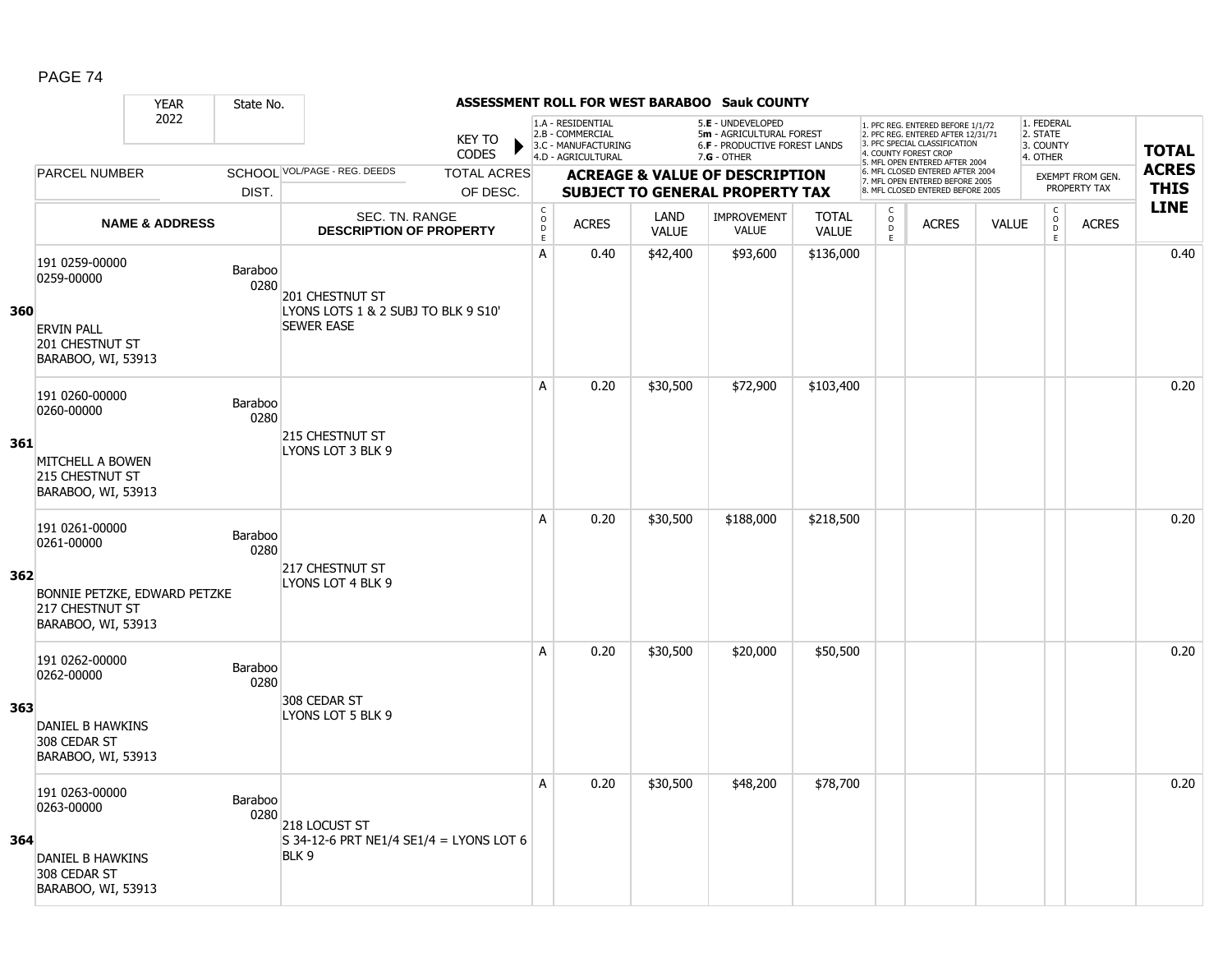# ASSESSMENT ROLL FOR WEST BARABOO Sauk COUNTY

| YEAR | State No. |
|---|---|
| 2022 | |

KEY TO CODES:
- 1.A - RESIDENTIAL
- 2.B - COMMERCIAL
- 3.C - MANUFACTURING
- 4.D - AGRICULTURAL
- 5.E - UNDEVELOPED
- 5m - AGRICULTURAL FOREST
- 6.F - PRODUCTIVE FOREST LANDS
- 7.G - OTHER

- 1. PFC REG. ENTERED BEFORE 1/1/72
- 2. PFC REG. ENTERED AFTER 12/31/71
- 3. PFC SPECIAL CLASSIFICATION
- 4. COUNTY FOREST CROP
- 5. MFL OPEN ENTERED AFTER 2004
- 6. MFL CLOSED ENTERED AFTER 2004
- 7. MFL OPEN ENTERED BEFORE 2005
- 8. MFL CLOSED ENTERED BEFORE 2005

- 1. FEDERAL
- 2. STATE
- 3. COUNTY
- 4. OTHER

| | PARCEL NUMBER / NAME & ADDRESS | SCHOOL DIST. | VOL/PAGE - REG. DEEDS / SEC. TN. RANGE / DESCRIPTION OF PROPERTY | CODE | ACRES | LAND VALUE | IMPROVEMENT VALUE | TOTAL VALUE | CODE | ACRES | VALUE | CODE | ACRES (EXEMPT FROM GEN. PROPERTY TAX) | TOTAL ACRES THIS LINE |
|---|---|---|---|---|---|---|---|---|---|---|---|---|---|---|
| 360 | 191 0259-00000<br>0259-00000<br><br>ERVIN PALL<br>201 CHESTNUT ST<br>BARABOO, WI, 53913 | Baraboo 0280 | 201 CHESTNUT ST<br>LYONS LOTS 1 & 2 SUBJ TO BLK 9 S10' SEWER EASE | A | 0.40 | $42,400 | $93,600 | $136,000 | | | | | | 0.40 |
| 361 | 191 0260-00000<br>0260-00000<br><br>MITCHELL A BOWEN<br>215 CHESTNUT ST<br>BARABOO, WI, 53913 | Baraboo 0280 | 215 CHESTNUT ST<br>LYONS LOT 3 BLK 9 | A | 0.20 | $30,500 | $72,900 | $103,400 | | | | | | 0.20 |
| 362 | 191 0261-00000<br>0261-00000<br><br>BONNIE PETZKE, EDWARD PETZKE<br>217 CHESTNUT ST<br>BARABOO, WI, 53913 | Baraboo 0280 | 217 CHESTNUT ST<br>LYONS LOT 4 BLK 9 | A | 0.20 | $30,500 | $188,000 | $218,500 | | | | | | 0.20 |
| 363 | 191 0262-00000<br>0262-00000<br><br>DANIEL B HAWKINS<br>308 CEDAR ST<br>BARABOO, WI, 53913 | Baraboo 0280 | 308 CEDAR ST<br>LYONS LOT 5 BLK 9 | A | 0.20 | $30,500 | $20,000 | $50,500 | | | | | | 0.20 |
| 364 | 191 0263-00000<br>0263-00000<br><br>DANIEL B HAWKINS<br>308 CEDAR ST<br>BARABOO, WI, 53913 | Baraboo 0280 | 218 LOCUST ST<br>S 34-12-6 PRT NE1/4 SE1/4 = LYONS LOT 6 BLK 9 | A | 0.20 | $30,500 | $48,200 | $78,700 | | | | | | 0.20 |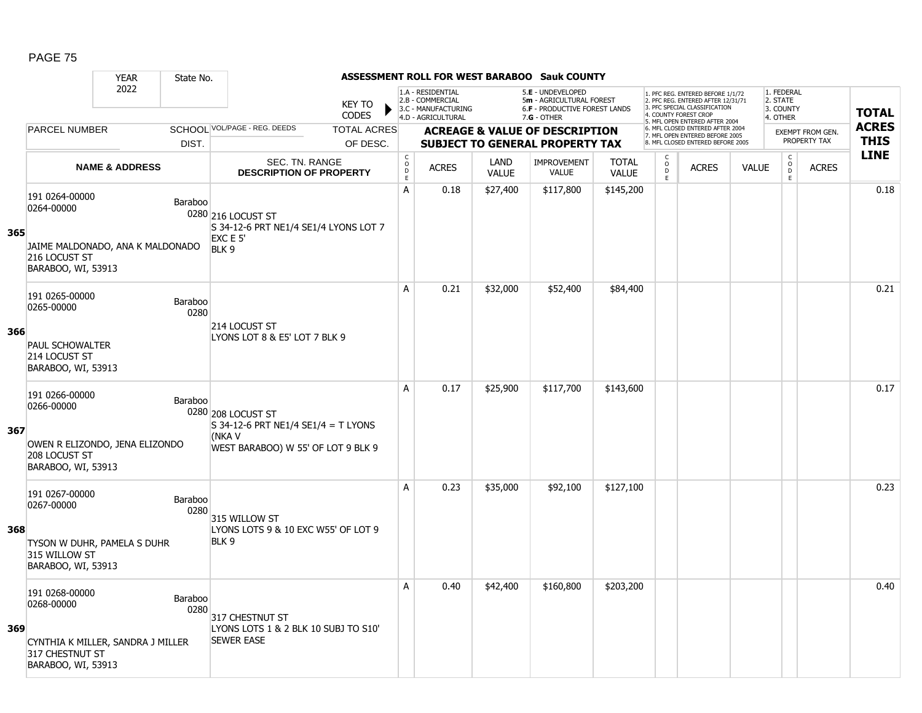**ASSESSMENT ROLL FOR WEST BARABOO Sauk COUNTY**

| YEAR | State No. |
|---|---|
| 2022 | |

KEY TO CODES:
- 1.A - RESIDENTIAL
- 2.B - COMMERCIAL
- 3.C - MANUFACTURING
- 4.D - AGRICULTURAL
- 5.E - UNDEVELOPED
- 5m - AGRICULTURAL FOREST
- 6.F - PRODUCTIVE FOREST LANDS
- 7.G - OTHER

1. PFC REG. ENTERED BEFORE 1/1/72
2. PFC REG. ENTERED AFTER 12/31/71
3. PFC SPECIAL CLASSIFICATION
4. COUNTY FOREST CROP
5. MFL OPEN ENTERED AFTER 2004
6. MFL CLOSED ENTERED AFTER 2004
7. MFL OPEN ENTERED BEFORE 2005
8. MFL CLOSED ENTERED BEFORE 2005

1. FEDERAL
2. STATE
3. COUNTY
4. OTHER

| Line | PARCEL NUMBER / NAME & ADDRESS | SCHOOL DIST. | VOL/PAGE - REG. DEEDS / SEC. TN. RANGE / DESCRIPTION OF PROPERTY | CODE | ACRES | LAND VALUE | IMPROVEMENT VALUE | TOTAL VALUE | CODE | ACRES | VALUE | CODE | EXEMPT FROM GEN. PROPERTY TAX ACRES | TOTAL ACRES THIS LINE |
|---|---|---|---|---|---|---|---|---|---|---|---|---|---|---|
| 365 | 191 0264-00000<br>0264-00000<br><br>JAIME MALDONADO, ANA K MALDONADO<br>216 LOCUST ST<br>BARABOO, WI, 53913 | Baraboo 0280 | 216 LOCUST ST<br>S 34-12-6 PRT NE1/4 SE1/4 LYONS LOT 7 EXC E 5'<br>BLK 9 | A | 0.18 | $27,400 | $117,800 | $145,200 | | | | | | 0.18 |
| 366 | 191 0265-00000<br>0265-00000<br><br>PAUL SCHOWALTER<br>214 LOCUST ST<br>BARABOO, WI, 53913 | Baraboo 0280 | 214 LOCUST ST<br>LYONS LOT 8 & E5' LOT 7 BLK 9 | A | 0.21 | $32,000 | $52,400 | $84,400 | | | | | | 0.21 |
| 367 | 191 0266-00000<br>0266-00000<br><br>OWEN R ELIZONDO, JENA ELIZONDO<br>208 LOCUST ST<br>BARABOO, WI, 53913 | Baraboo 0280 | 208 LOCUST ST<br>S 34-12-6 PRT NE1/4 SE1/4 = T LYONS (NKA V<br>WEST BARABOO) W 55' OF LOT 9 BLK 9 | A | 0.17 | $25,900 | $117,700 | $143,600 | | | | | | 0.17 |
| 368 | 191 0267-00000<br>0267-00000<br><br>TYSON W DUHR, PAMELA S DUHR<br>315 WILLOW ST<br>BARABOO, WI, 53913 | Baraboo 0280 | 315 WILLOW ST<br>LYONS LOTS 9 & 10 EXC W55' OF LOT 9 BLK 9 | A | 0.23 | $35,000 | $92,100 | $127,100 | | | | | | 0.23 |
| 369 | 191 0268-00000<br>0268-00000<br><br>CYNTHIA K MILLER, SANDRA J MILLER<br>317 CHESTNUT ST<br>BARABOO, WI, 53913 | Baraboo 0280 | 317 CHESTNUT ST<br>LYONS LOTS 1 & 2 BLK 10 SUBJ TO S10' SEWER EASE | A | 0.40 | $42,400 | $160,800 | $203,200 | | | | | | 0.40 |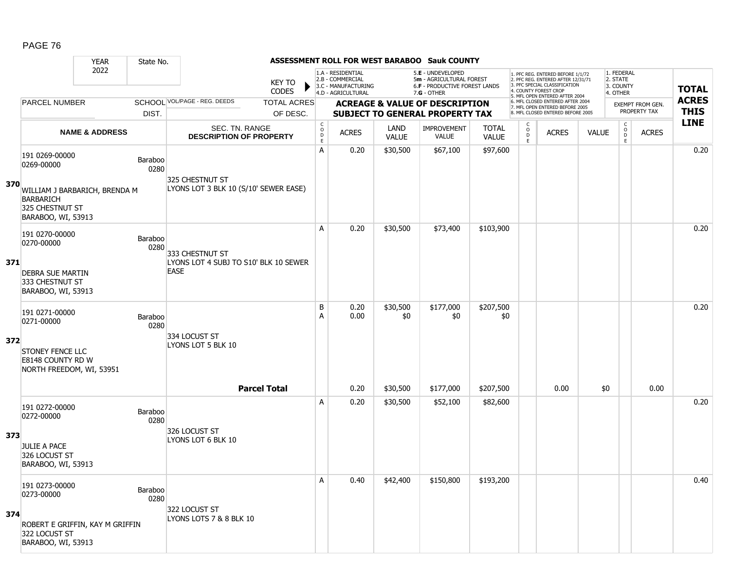# ASSESSMENT ROLL FOR WEST BARABOO Sauk COUNTY

| YEAR | State No. |
|---|---|
| 2022 | |

KEY TO CODES:
- 1.A - RESIDENTIAL
- 2.B - COMMERCIAL
- 3.C - MANUFACTURING
- 4.D - AGRICULTURAL
- 5.E - UNDEVELOPED
- 5m - AGRICULTURAL FOREST
- 6.F - PRODUCTIVE FOREST LANDS
- 7.G - OTHER

PFC/MFL CODES:
1. PFC REG. ENTERED BEFORE 1/1/72
2. PFC REG. ENTERED AFTER 12/31/71
3. PFC SPECIAL CLASSIFICATION
4. COUNTY FOREST CROP
5. MFL OPEN ENTERED AFTER 2004
6. MFL CLOSED ENTERED AFTER 2004
7. MFL OPEN ENTERED BEFORE 2005
8. MFL CLOSED ENTERED BEFORE 2005

EXEMPT FROM GEN. PROPERTY TAX:
1. FEDERAL
2. STATE
3. COUNTY
4. OTHER

| | PARCEL NUMBER / NAME & ADDRESS | SCHOOL DIST. | VOL/PAGE - REG. DEEDS / SEC. TN. RANGE / DESCRIPTION OF PROPERTY | CODE | ACRES | LAND VALUE | IMPROVEMENT VALUE | TOTAL VALUE | CODE | ACRES | VALUE | CODE | ACRES | TOTAL ACRES THIS LINE |
|---|---|---|---|---|---|---|---|---|---|---|---|---|---|---|
| 370 | 191 0269-00000<br>0269-00000<br>WILLIAM J BARBARICH, BRENDA M BARBARICH<br>325 CHESTNUT ST<br>BARABOO, WI, 53913 | Baraboo 0280 | 325 CHESTNUT ST<br>LYONS LOT 3 BLK 10 (S/10' SEWER EASE) | A | 0.20 | $30,500 | $67,100 | $97,600 | | | | | | 0.20 |
| 371 | 191 0270-00000<br>0270-00000<br>DEBRA SUE MARTIN<br>333 CHESTNUT ST<br>BARABOO, WI, 53913 | Baraboo 0280 | 333 CHESTNUT ST<br>LYONS LOT 4 SUBJ TO S10' BLK 10 SEWER EASE | A | 0.20 | $30,500 | $73,400 | $103,900 | | | | | | 0.20 |
| 372 | 191 0271-00000<br>0271-00000<br>STONEY FENCE LLC<br>E8148 COUNTY RD W<br>NORTH FREEDOM, WI, 53951 | Baraboo 0280 | 334 LOCUST ST<br>LYONS LOT 5 BLK 10 | B<br>A | 0.20<br>0.00 | $30,500<br>$0 | $177,000<br>$0 | $207,500<br>$0 | | | | | | 0.20 |
| | | | **Parcel Total** | | 0.20 | $30,500 | $177,000 | $207,500 | | 0.00 | $0 | | 0.00 | |
| 373 | 191 0272-00000<br>0272-00000<br>JULIE A PACE<br>326 LOCUST ST<br>BARABOO, WI, 53913 | Baraboo 0280 | 326 LOCUST ST<br>LYONS LOT 6 BLK 10 | A | 0.20 | $30,500 | $52,100 | $82,600 | | | | | | 0.20 |
| 374 | 191 0273-00000<br>0273-00000<br>ROBERT E GRIFFIN, KAY M GRIFFIN<br>322 LOCUST ST<br>BARABOO, WI, 53913 | Baraboo 0280 | 322 LOCUST ST<br>LYONS LOTS 7 & 8 BLK 10 | A | 0.40 | $42,400 | $150,800 | $193,200 | | | | | | 0.40 |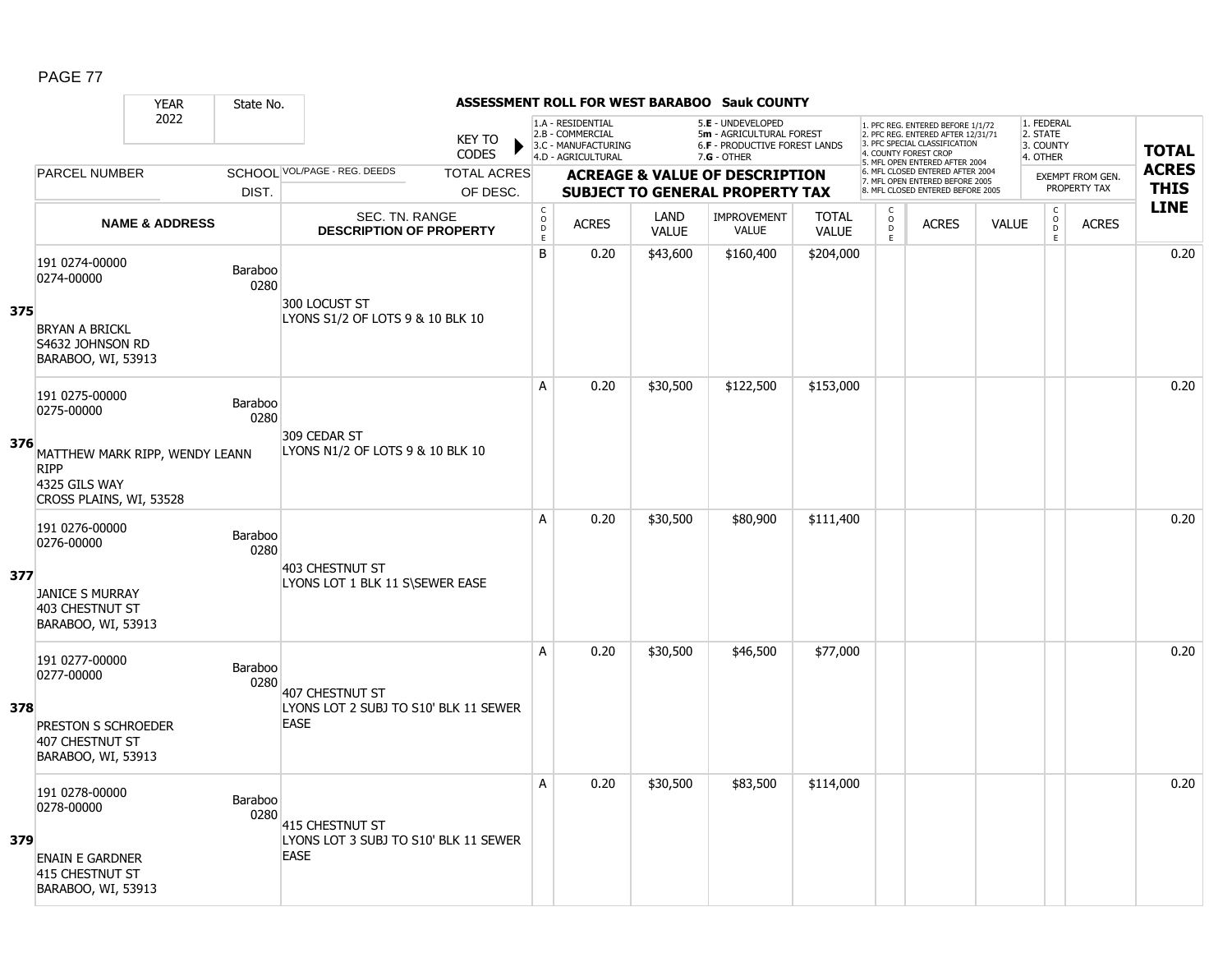PAGE 77

## ASSESSMENT ROLL FOR WEST BARABOO Sauk COUNTY

| YEAR | State No. |
| --- | --- |
| 2022 | |

KEY TO CODES: 1.A - RESIDENTIAL, 2.B - COMMERCIAL, 3.C - MANUFACTURING, 4.D - AGRICULTURAL, 5.E - UNDEVELOPED, 5m - AGRICULTURAL FOREST, 6.F - PRODUCTIVE FOREST LANDS, 7.G - OTHER

1. PFC REG. ENTERED BEFORE 1/1/72, 2. PFC REG. ENTERED AFTER 12/31/71, 3. PFC SPECIAL CLASSIFICATION, 4. COUNTY FOREST CROP, 5. MFL OPEN ENTERED AFTER 2004, 6. MFL CLOSED ENTERED AFTER 2004, 7. MFL OPEN ENTERED BEFORE 2005, 8. MFL CLOSED ENTERED BEFORE 2005

1. FEDERAL, 2. STATE, 3. COUNTY, 4. OTHER

| | PARCEL NUMBER / NAME & ADDRESS | SCHOOL DIST. | VOL/PAGE - REG. DEEDS / SEC. TN. RANGE / DESCRIPTION OF PROPERTY | CODE | ACRES | LAND VALUE | IMPROVEMENT VALUE | TOTAL VALUE | CODE | ACRES | VALUE | CODE | ACRES (EXEMPT FROM GEN. PROPERTY TAX) | TOTAL ACRES THIS LINE |
| --- | --- | --- | --- | --- | --- | --- | --- | --- | --- | --- | --- | --- | --- | --- |
| 375 | 191 0274-00000<br>0274-00000<br><br>BRYAN A BRICKL<br>S4632 JOHNSON RD<br>BARABOO, WI, 53913 | Baraboo 0280 | 300 LOCUST ST<br>LYONS S1/2 OF LOTS 9 & 10 BLK 10 | B | 0.20 | $43,600 | $160,400 | $204,000 | | | | | | 0.20 |
| 376 | 191 0275-00000<br>0275-00000<br><br>MATTHEW MARK RIPP, WENDY LEANN RIPP<br>4325 GILS WAY<br>CROSS PLAINS, WI, 53528 | Baraboo 0280 | 309 CEDAR ST<br>LYONS N1/2 OF LOTS 9 & 10 BLK 10 | A | 0.20 | $30,500 | $122,500 | $153,000 | | | | | | 0.20 |
| 377 | 191 0276-00000<br>0276-00000<br><br>JANICE S MURRAY<br>403 CHESTNUT ST<br>BARABOO, WI, 53913 | Baraboo 0280 | 403 CHESTNUT ST<br>LYONS LOT 1 BLK 11 S\SEWER EASE | A | 0.20 | $30,500 | $80,900 | $111,400 | | | | | | 0.20 |
| 378 | 191 0277-00000<br>0277-00000<br><br>PRESTON S SCHROEDER<br>407 CHESTNUT ST<br>BARABOO, WI, 53913 | Baraboo 0280 | 407 CHESTNUT ST<br>LYONS LOT 2 SUBJ TO S10' BLK 11 SEWER EASE | A | 0.20 | $30,500 | $46,500 | $77,000 | | | | | | 0.20 |
| 379 | 191 0278-00000<br>0278-00000<br><br>ENAIN E GARDNER<br>415 CHESTNUT ST<br>BARABOO, WI, 53913 | Baraboo 0280 | 415 CHESTNUT ST<br>LYONS LOT 3 SUBJ TO S10' BLK 11 SEWER EASE | A | 0.20 | $30,500 | $83,500 | $114,000 | | | | | | 0.20 |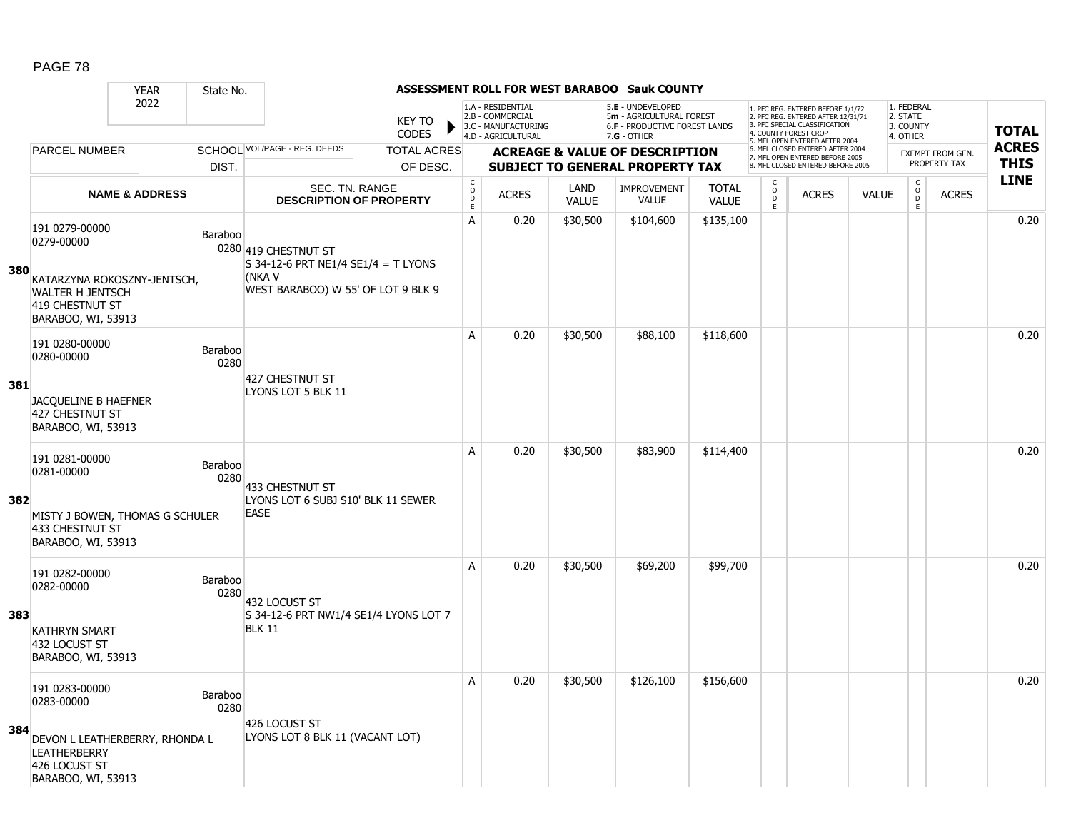**ASSESSMENT ROLL FOR WEST BARABOO Sauk COUNTY**

| YEAR 2022 | State No. | | KEY TO CODES | 1.A - RESIDENTIAL 2.B - COMMERCIAL 3.C - MANUFACTURING 4.D - AGRICULTURAL | | 5.E - UNDEVELOPED 5m - AGRICULTURAL FOREST 6.F - PRODUCTIVE FOREST LANDS 7.G - OTHER | | | 1. PFC REG. ENTERED BEFORE 1/1/72 2. PFC REG. ENTERED AFTER 12/31/71 3. PFC SPECIAL CLASSIFICATION 4. COUNTY FOREST CROP 5. MFL OPEN ENTERED AFTER 2004 6. MFL CLOSED ENTERED AFTER 2004 7. MFL OPEN ENTERED BEFORE 2005 8. MFL CLOSED ENTERED BEFORE 2005 | | | 1. FEDERAL 2. STATE 3. COUNTY 4. OTHER | | |
|---|---|---|---|---|---|---|---|---|---|---|---|---|---|---|
| PARCEL NUMBER | SCHOOL DIST. | VOL/PAGE - REG. DEEDS | TOTAL ACRES OF DESC. | ACREAGE & VALUE OF DESCRIPTION SUBJECT TO GENERAL PROPERTY TAX | | | | | | | | EXEMPT FROM GEN. PROPERTY TAX | | TOTAL ACRES THIS LINE |
| NAME & ADDRESS | | SEC. TN. RANGE DESCRIPTION OF PROPERTY | | CODE | ACRES | LAND VALUE | IMPROVEMENT VALUE | TOTAL VALUE | CODE | ACRES | VALUE | CODE | ACRES | |
| **380** 191 0279-00000 0279-00000 KATARZYNA ROKOSZNY-JENTSCH, WALTER H JENTSCH 419 CHESTNUT ST BARABOO, WI, 53913 | Baraboo 0280 | 419 CHESTNUT ST S 34-12-6 PRT NE1/4 SE1/4 = T LYONS (NKA V WEST BARABOO) W 55' OF LOT 9 BLK 9 | | A | 0.20 | $30,500 | $104,600 | $135,100 | | | | | | 0.20 |
| **381** 191 0280-00000 0280-00000 JACQUELINE B HAEFNER 427 CHESTNUT ST BARABOO, WI, 53913 | Baraboo 0280 | 427 CHESTNUT ST LYONS LOT 5 BLK 11 | | A | 0.20 | $30,500 | $88,100 | $118,600 | | | | | | 0.20 |
| **382** 191 0281-00000 0281-00000 MISTY J BOWEN, THOMAS G SCHULER 433 CHESTNUT ST BARABOO, WI, 53913 | Baraboo 0280 | 433 CHESTNUT ST LYONS LOT 6 SUBJ S10' BLK 11 SEWER EASE | | A | 0.20 | $30,500 | $83,900 | $114,400 | | | | | | 0.20 |
| **383** 191 0282-00000 0282-00000 KATHRYN SMART 432 LOCUST ST BARABOO, WI, 53913 | Baraboo 0280 | 432 LOCUST ST S 34-12-6 PRT NW1/4 SE1/4 LYONS LOT 7 BLK 11 | | A | 0.20 | $30,500 | $69,200 | $99,700 | | | | | | 0.20 |
| **384** 191 0283-00000 0283-00000 DEVON L LEATHERBERRY, RHONDA L LEATHERBERRY 426 LOCUST ST BARABOO, WI, 53913 | Baraboo 0280 | 426 LOCUST ST LYONS LOT 8 BLK 11 (VACANT LOT) | | A | 0.20 | $30,500 | $126,100 | $156,600 | | | | | | 0.20 |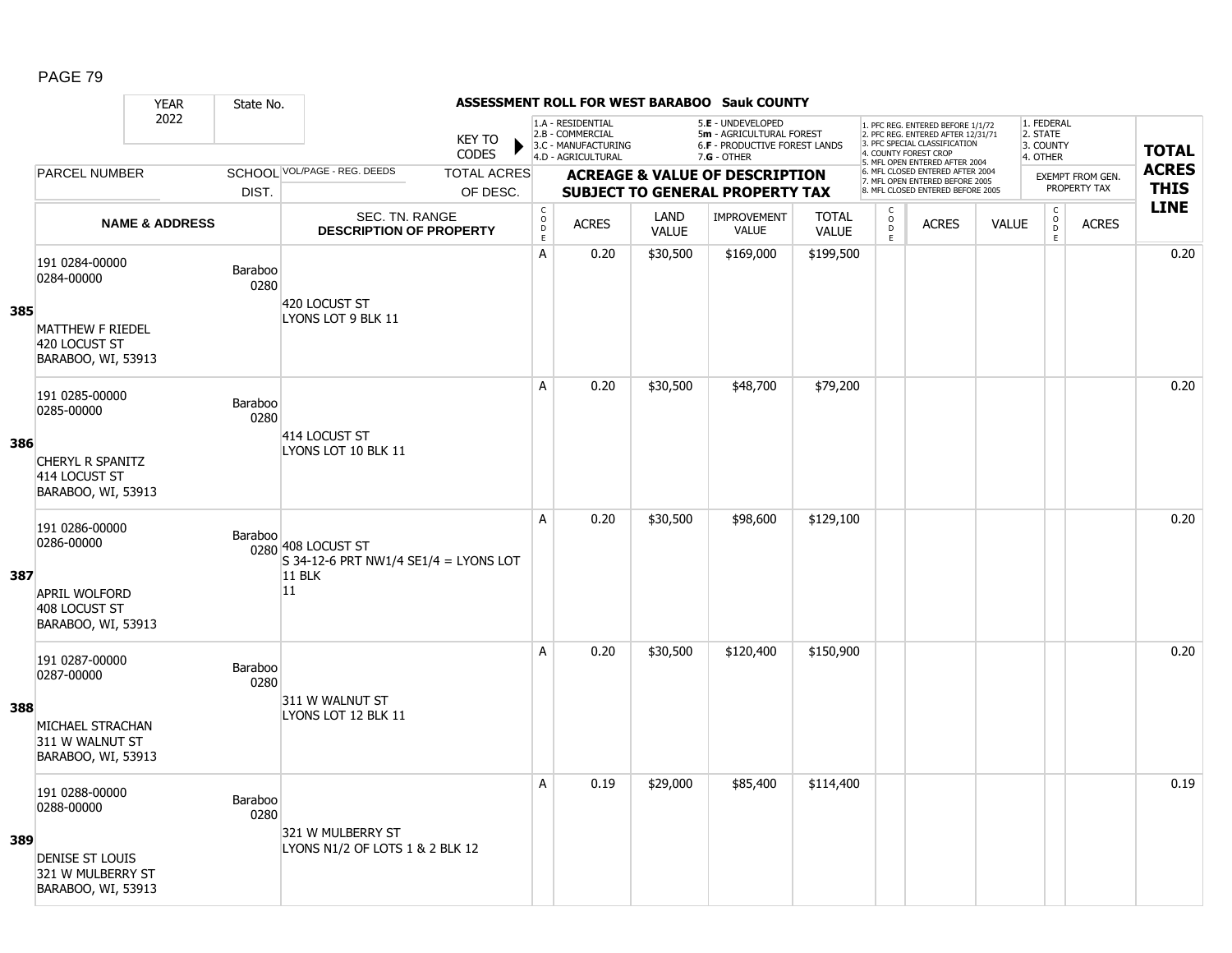# ASSESSMENT ROLL FOR WEST BARABOO Sauk COUNTY

| YEAR | State No. | | | | | | | | | | | | | |
|---|---|---|---|---|---|---|---|---|---|---|---|---|---|---|
| 2022 | | | | | | | | | | | | | | |

KEY TO CODES: 1.A - RESIDENTIAL, 2.B - COMMERCIAL, 3.C - MANUFACTURING, 4.D - AGRICULTURAL, 5.E - UNDEVELOPED, 5m - AGRICULTURAL FOREST, 6.F - PRODUCTIVE FOREST LANDS, 7.G - OTHER

1. PFC REG. ENTERED BEFORE 1/1/72, 2. PFC REG. ENTERED AFTER 12/31/71, 3. PFC SPECIAL CLASSIFICATION, 4. COUNTY FOREST CROP, 5. MFL OPEN ENTERED AFTER 2004, 6. MFL CLOSED ENTERED AFTER 2004, 7. MFL OPEN ENTERED BEFORE 2005, 8. MFL CLOSED ENTERED BEFORE 2005

1. FEDERAL, 2. STATE, 3. COUNTY, 4. OTHER

| LINE | PARCEL NUMBER / NAME & ADDRESS | SCHOOL DIST. | VOL/PAGE - REG. DEEDS / SEC. TN. RANGE / DESCRIPTION OF PROPERTY | TOTAL ACRES OF DESC. | CODE | ACRES | LAND VALUE | IMPROVEMENT VALUE | TOTAL VALUE | CODE | ACRES | VALUE | CODE | ACRES (EXEMPT FROM GEN. PROPERTY TAX) | TOTAL ACRES THIS LINE |
|---|---|---|---|---|---|---|---|---|---|---|---|---|---|---|---|
| 385 | 191 0284-00000 0284-00000 MATTHEW F RIEDEL 420 LOCUST ST BARABOO, WI, 53913 | Baraboo 0280 | 420 LOCUST ST LYONS LOT 9 BLK 11 | | A | 0.20 | $30,500 | $169,000 | $199,500 | | | | | | 0.20 |
| 386 | 191 0285-00000 0285-00000 CHERYL R SPANITZ 414 LOCUST ST BARABOO, WI, 53913 | Baraboo 0280 | 414 LOCUST ST LYONS LOT 10 BLK 11 | | A | 0.20 | $30,500 | $48,700 | $79,200 | | | | | | 0.20 |
| 387 | 191 0286-00000 0286-00000 APRIL WOLFORD 408 LOCUST ST BARABOO, WI, 53913 | Baraboo 0280 | 408 LOCUST ST S 34-12-6 PRT NW1/4 SE1/4 = LYONS LOT 11 BLK 11 | | A | 0.20 | $30,500 | $98,600 | $129,100 | | | | | | 0.20 |
| 388 | 191 0287-00000 0287-00000 MICHAEL STRACHAN 311 W WALNUT ST BARABOO, WI, 53913 | Baraboo 0280 | 311 W WALNUT ST LYONS LOT 12 BLK 11 | | A | 0.20 | $30,500 | $120,400 | $150,900 | | | | | | 0.20 |
| 389 | 191 0288-00000 0288-00000 DENISE ST LOUIS 321 W MULBERRY ST BARABOO, WI, 53913 | Baraboo 0280 | 321 W MULBERRY ST LYONS N1/2 OF LOTS 1 & 2 BLK 12 | | A | 0.19 | $29,000 | $85,400 | $114,400 | | | | | | 0.19 |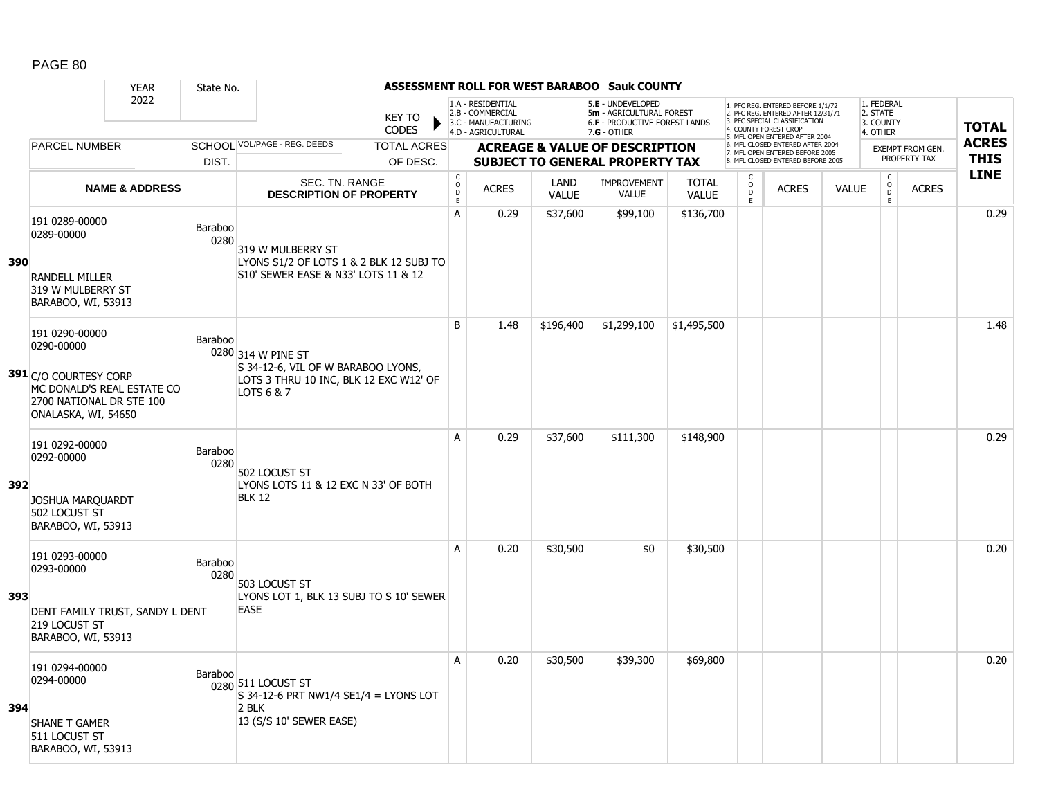# ASSESSMENT ROLL FOR WEST BARABOO Sauk COUNTY

| YEAR | State No. | | KEY TO CODES |
|---|---|---|---|
| 2022 | | | |

KEY TO CODES: 1.A - RESIDENTIAL, 2.B - COMMERCIAL, 3.C - MANUFACTURING, 4.D - AGRICULTURAL, 5.E - UNDEVELOPED, 5m - AGRICULTURAL FOREST, 6.F - PRODUCTIVE FOREST LANDS, 7.G - OTHER

1. PFC REG. ENTERED BEFORE 1/1/72 2. PFC REG. ENTERED AFTER 12/31/71 3. PFC SPECIAL CLASSIFICATION 4. COUNTY FOREST CROP 5. MFL OPEN ENTERED AFTER 2004 6. MFL CLOSED ENTERED AFTER 2004 7. MFL OPEN ENTERED BEFORE 2005 8. MFL CLOSED ENTERED BEFORE 2005

1. FEDERAL 2. STATE 3. COUNTY 4. OTHER

| Line | PARCEL NUMBER / NAME & ADDRESS | SCHOOL DIST. | VOL/PAGE - REG. DEEDS / SEC. TN. RANGE / DESCRIPTION OF PROPERTY | TOTAL ACRES OF DESC. | CODE | ACRES | LAND VALUE | IMPROVEMENT VALUE | TOTAL VALUE | CODE | ACRES | VALUE | CODE | ACRES (EXEMPT FROM GEN. PROPERTY TAX) | TOTAL ACRES THIS LINE |
|---|---|---|---|---|---|---|---|---|---|---|---|---|---|---|---|
| 390 | 191 0289-00000<br>0289-00000<br><br>RANDELL MILLER<br>319 W MULBERRY ST<br>BARABOO, WI, 53913 | Baraboo 0280 | 319 W MULBERRY ST<br>LYONS S1/2 OF LOTS 1 & 2 BLK 12 SUBJ TO S10' SEWER EASE & N33' LOTS 11 & 12 | | A | 0.29 | $37,600 | $99,100 | $136,700 | | | | | | 0.29 |
| 391 | 191 0290-00000<br>0290-00000<br><br>C/O COURTESY CORP<br>MC DONALD'S REAL ESTATE CO<br>2700 NATIONAL DR STE 100<br>ONALASKA, WI, 54650 | Baraboo 0280 | 314 W PINE ST<br>S 34-12-6, VIL OF W BARABOO LYONS, LOTS 3 THRU 10 INC, BLK 12 EXC W12' OF LOTS 6 & 7 | | B | 1.48 | $196,400 | $1,299,100 | $1,495,500 | | | | | | 1.48 |
| 392 | 191 0292-00000<br>0292-00000<br><br>JOSHUA MARQUARDT<br>502 LOCUST ST<br>BARABOO, WI, 53913 | Baraboo 0280 | 502 LOCUST ST<br>LYONS LOTS 11 & 12 EXC N 33' OF BOTH BLK 12 | | A | 0.29 | $37,600 | $111,300 | $148,900 | | | | | | 0.29 |
| 393 | 191 0293-00000<br>0293-00000<br><br>DENT FAMILY TRUST, SANDY L DENT<br>219 LOCUST ST<br>BARABOO, WI, 53913 | Baraboo 0280 | 503 LOCUST ST<br>LYONS LOT 1, BLK 13 SUBJ TO S 10' SEWER EASE | | A | 0.20 | $30,500 | $0 | $30,500 | | | | | | 0.20 |
| 394 | 191 0294-00000<br>0294-00000<br><br>SHANE T GAMER<br>511 LOCUST ST<br>BARABOO, WI, 53913 | Baraboo 0280 | 511 LOCUST ST<br>S 34-12-6 PRT NW1/4 SE1/4 = LYONS LOT 2 BLK<br>13 (S/S 10' SEWER EASE) | | A | 0.20 | $30,500 | $39,300 | $69,800 | | | | | | 0.20 |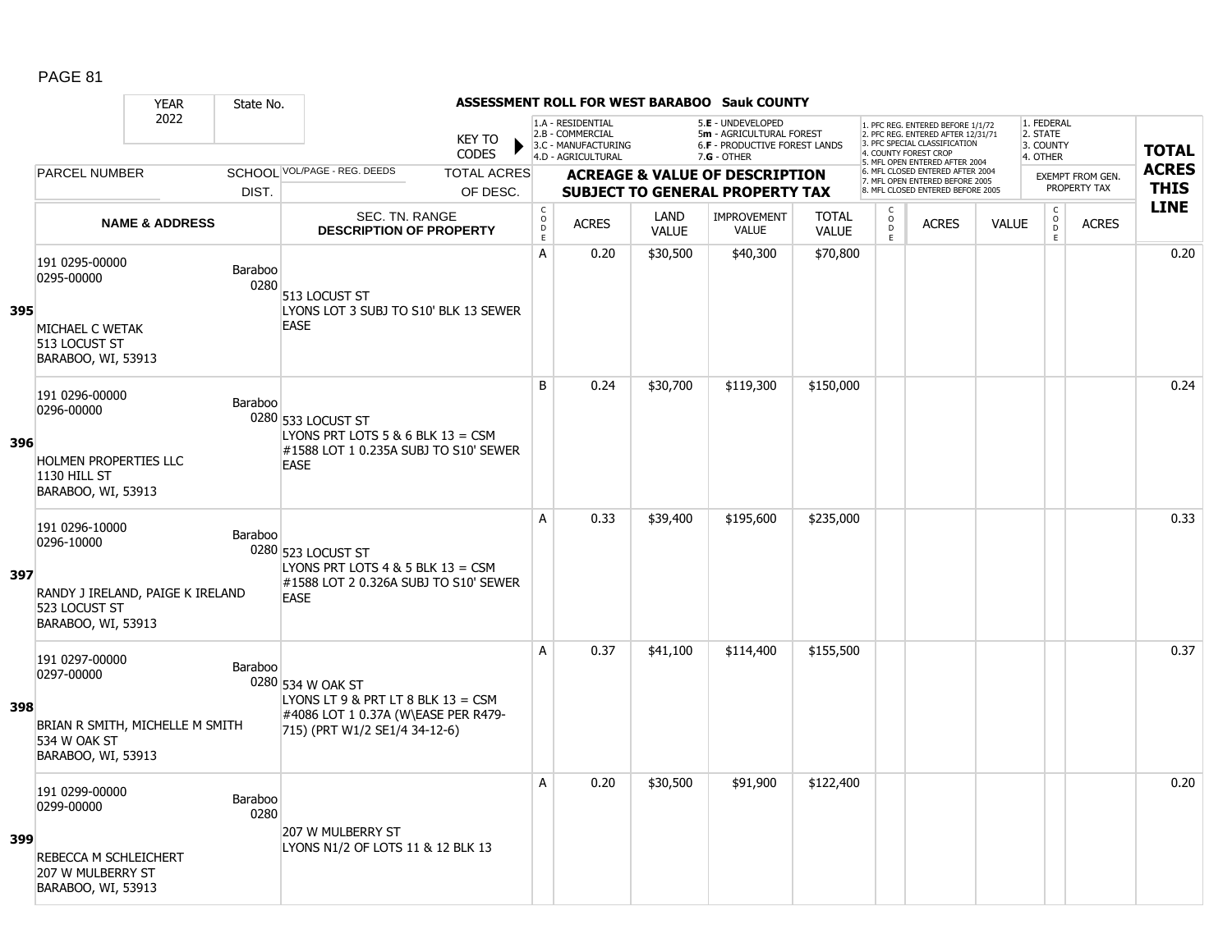## ASSESSMENT ROLL FOR WEST BARABOO Sauk COUNTY

YEAR 2022 | State No.

KEY TO CODES: 1.A - RESIDENTIAL; 2.B - COMMERCIAL; 3.C - MANUFACTURING; 4.D - AGRICULTURAL; 5.E - UNDEVELOPED; 5m - AGRICULTURAL FOREST; 6.F - PRODUCTIVE FOREST LANDS; 7.G - OTHER

1. PFC REG. ENTERED BEFORE 1/1/72; 2. PFC REG. ENTERED AFTER 12/31/71; 3. PFC SPECIAL CLASSIFICATION; 4. COUNTY FOREST CROP; 5. MFL OPEN ENTERED AFTER 2004; 6. MFL CLOSED ENTERED AFTER 2004; 7. MFL OPEN ENTERED BEFORE 2005; 8. MFL CLOSED ENTERED BEFORE 2005

1. FEDERAL; 2. STATE; 3. COUNTY; 4. OTHER

| Line | Parcel Number / Name & Address | School Dist. | Sec. Tn. Range / Description of Property | Code | Acres | Land Value | Improvement Value | Total Value | Code | Acres | Value | Code | Exempt Acres | Total Acres This Line |
|---|---|---|---|---|---|---|---|---|---|---|---|---|---|---|
| 395 | 191 0295-00000<br>0295-00000<br>MICHAEL C WETAK<br>513 LOCUST ST<br>BARABOO, WI, 53913 | Baraboo 0280 | 513 LOCUST ST<br>LYONS LOT 3 SUBJ TO S10' BLK 13 SEWER EASE | A | 0.20 | $30,500 | $40,300 | $70,800 | | | | | | 0.20 |
| 396 | 191 0296-00000<br>0296-00000<br>HOLMEN PROPERTIES LLC<br>1130 HILL ST<br>BARABOO, WI, 53913 | Baraboo 0280 | 533 LOCUST ST<br>LYONS PRT LOTS 5 & 6 BLK 13 = CSM #1588 LOT 1 0.235A SUBJ TO S10' SEWER EASE | B | 0.24 | $30,700 | $119,300 | $150,000 | | | | | | 0.24 |
| 397 | 191 0296-10000<br>0296-10000<br>RANDY J IRELAND, PAIGE K IRELAND<br>523 LOCUST ST<br>BARABOO, WI, 53913 | Baraboo 0280 | 523 LOCUST ST<br>LYONS PRT LOTS 4 & 5 BLK 13 = CSM #1588 LOT 2 0.326A SUBJ TO S10' SEWER EASE | A | 0.33 | $39,400 | $195,600 | $235,000 | | | | | | 0.33 |
| 398 | 191 0297-00000<br>0297-00000<br>BRIAN R SMITH, MICHELLE M SMITH<br>534 W OAK ST<br>BARABOO, WI, 53913 | Baraboo 0280 | 534 W OAK ST<br>LYONS LT 9 & PRT LT 8 BLK 13 = CSM #4086 LOT 1 0.37A (W\EASE PER R479-715) (PRT W1/2 SE1/4 34-12-6) | A | 0.37 | $41,100 | $114,400 | $155,500 | | | | | | 0.37 |
| 399 | 191 0299-00000<br>0299-00000<br>REBECCA M SCHLEICHERT<br>207 W MULBERRY ST<br>BARABOO, WI, 53913 | Baraboo 0280 | 207 W MULBERRY ST<br>LYONS N1/2 OF LOTS 11 & 12 BLK 13 | A | 0.20 | $30,500 | $91,900 | $122,400 | | | | | | 0.20 |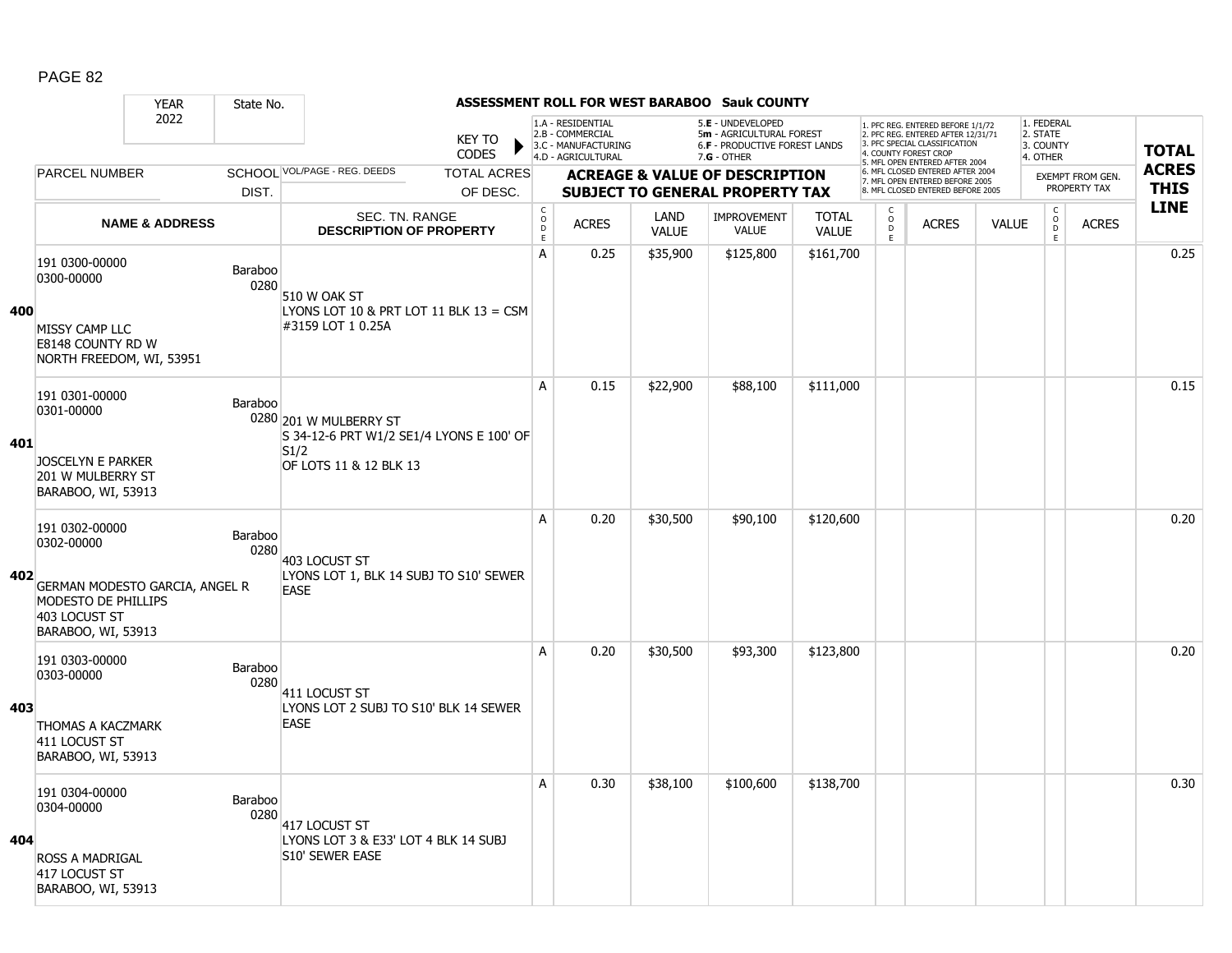## ASSESSMENT ROLL FOR WEST BARABOO Sauk COUNTY

| YEAR | State No. |
|---|---|
| 2022 | |

KEY TO CODES:
- 1.A - RESIDENTIAL
- 2.B - COMMERCIAL
- 3.C - MANUFACTURING
- 4.D - AGRICULTURAL
- 5.E - UNDEVELOPED
- 5m - AGRICULTURAL FOREST
- 6.F - PRODUCTIVE FOREST LANDS
- 7.G - OTHER

- 1. PFC REG. ENTERED BEFORE 1/1/72
- 2. PFC REG. ENTERED AFTER 12/31/71
- 3. PFC SPECIAL CLASSIFICATION
- 4. COUNTY FOREST CROP
- 5. MFL OPEN ENTERED AFTER 2004
- 6. MFL CLOSED ENTERED AFTER 2004
- 7. MFL OPEN ENTERED BEFORE 2005
- 8. MFL CLOSED ENTERED BEFORE 2005

- 1. FEDERAL
- 2. STATE
- 3. COUNTY
- 4. OTHER

| | PARCEL NUMBER / NAME & ADDRESS | SCHOOL DIST. | VOL/PAGE - REG. DEEDS / SEC. TN. RANGE DESCRIPTION OF PROPERTY | CODE | ACRES | LAND VALUE | IMPROVEMENT VALUE | TOTAL VALUE | CODE | ACRES | VALUE | CODE | ACRES | TOTAL ACRES THIS LINE |
|---|---|---|---|---|---|---|---|---|---|---|---|---|---|---|
| 400 | 191 0300-00000<br>0300-00000<br><br>MISSY CAMP LLC<br>E8148 COUNTY RD W<br>NORTH FREEDOM, WI, 53951 | Baraboo 0280 | 510 W OAK ST<br>LYONS LOT 10 & PRT LOT 11 BLK 13 = CSM #3159 LOT 1 0.25A | A | 0.25 | $35,900 | $125,800 | $161,700 | | | | | | 0.25 |
| 401 | 191 0301-00000<br>0301-00000<br><br>JOSCELYN E PARKER<br>201 W MULBERRY ST<br>BARABOO, WI, 53913 | Baraboo 0280 | 201 W MULBERRY ST<br>S 34-12-6 PRT W1/2 SE1/4 LYONS E 100' OF S1/2<br>OF LOTS 11 & 12 BLK 13 | A | 0.15 | $22,900 | $88,100 | $111,000 | | | | | | 0.15 |
| 402 | 191 0302-00000<br>0302-00000<br><br>GERMAN MODESTO GARCIA, ANGEL R MODESTO DE PHILLIPS<br>403 LOCUST ST<br>BARABOO, WI, 53913 | Baraboo 0280 | 403 LOCUST ST<br>LYONS LOT 1, BLK 14 SUBJ TO S10' SEWER EASE | A | 0.20 | $30,500 | $90,100 | $120,600 | | | | | | 0.20 |
| 403 | 191 0303-00000<br>0303-00000<br><br>THOMAS A KACZMARK<br>411 LOCUST ST<br>BARABOO, WI, 53913 | Baraboo 0280 | 411 LOCUST ST<br>LYONS LOT 2 SUBJ TO S10' BLK 14 SEWER EASE | A | 0.20 | $30,500 | $93,300 | $123,800 | | | | | | 0.20 |
| 404 | 191 0304-00000<br>0304-00000<br><br>ROSS A MADRIGAL<br>417 LOCUST ST<br>BARABOO, WI, 53913 | Baraboo 0280 | 417 LOCUST ST<br>LYONS LOT 3 & E33' LOT 4 BLK 14 SUBJ S10' SEWER EASE | A | 0.30 | $38,100 | $100,600 | $138,700 | | | | | | 0.30 |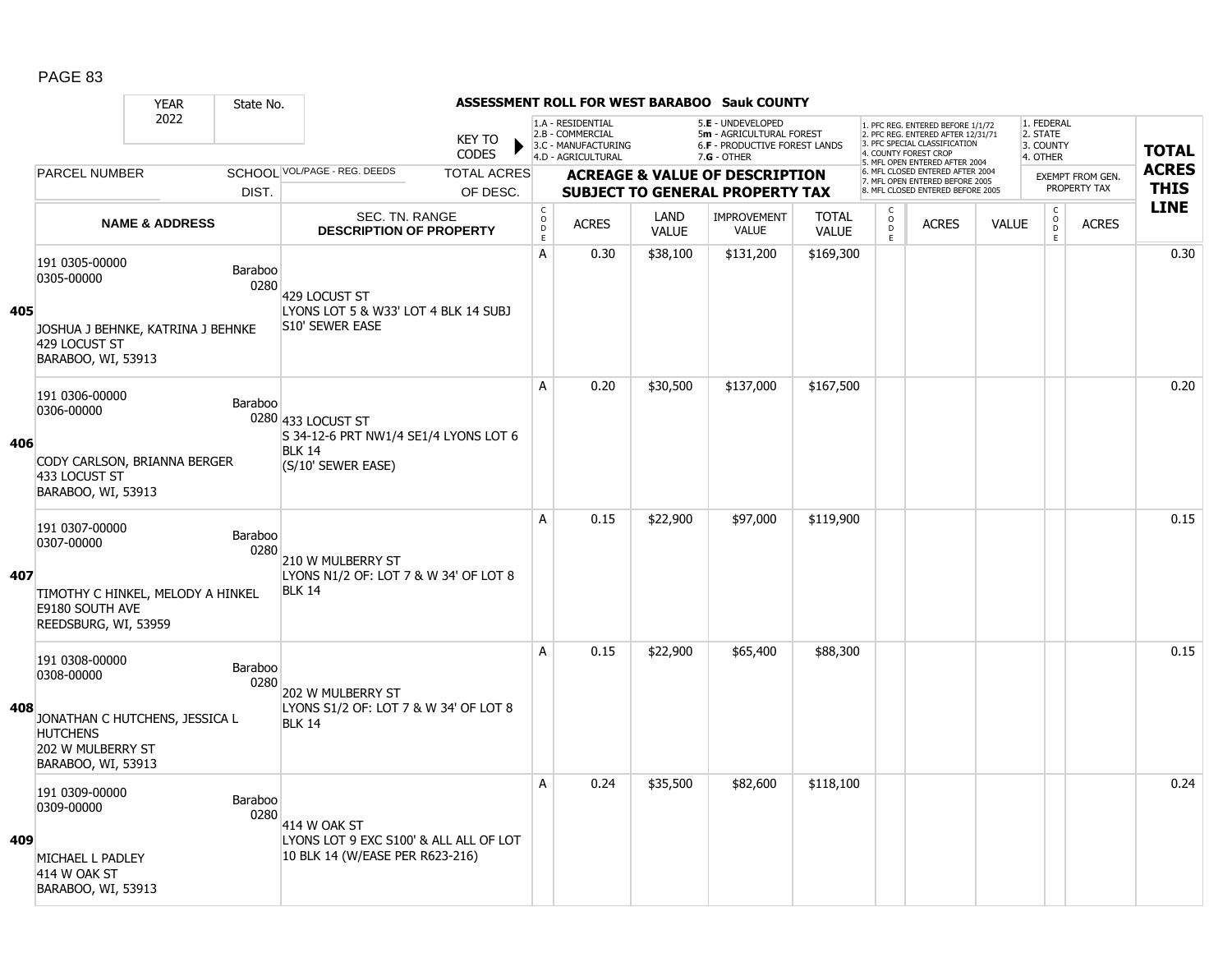# ASSESSMENT ROLL FOR WEST BARABOO Sauk COUNTY

| YEAR | State No. | | KEY TO CODES | 1.A - RESIDENTIAL, 2.B - COMMERCIAL, 3.C - MANUFACTURING, 4.D - AGRICULTURAL | | 5.E - UNDEVELOPED, 5m - AGRICULTURAL FOREST, 6.F - PRODUCTIVE FOREST LANDS, 7.G - OTHER | | | 1. PFC REG. ENTERED BEFORE 1/1/72, 2. PFC REG. ENTERED AFTER 12/31/71, 3. PFC SPECIAL CLASSIFICATION, 4. COUNTY FOREST CROP, 5. MFL OPEN ENTERED AFTER 2004, 6. MFL CLOSED ENTERED AFTER 2004, 7. MFL OPEN ENTERED BEFORE 2005, 8. MFL CLOSED ENTERED BEFORE 2005 | | | 1. FEDERAL, 2. STATE, 3. COUNTY, 4. OTHER | | |
|---|---|---|---|---|---|---|---|---|---|---|---|---|---|---|
| 2022 | | | | | | | | | | | | | | |
| PARCEL NUMBER | SCHOOL DIST. | VOL/PAGE - REG. DEEDS | TOTAL ACRES OF DESC. | ACREAGE & VALUE OF DESCRIPTION SUBJECT TO GENERAL PROPERTY TAX | | | | | | | | EXEMPT FROM GEN. PROPERTY TAX | | TOTAL ACRES THIS LINE |
| NAME & ADDRESS | | SEC. TN. RANGE DESCRIPTION OF PROPERTY | | CODE | ACRES | LAND VALUE | IMPROVEMENT VALUE | TOTAL VALUE | CODE | ACRES | VALUE | CODE | ACRES | |
| **405** 191 0305-00000 0305-00000 JOSHUA J BEHNKE, KATRINA J BEHNKE 429 LOCUST ST BARABOO, WI, 53913 | Baraboo 0280 | 429 LOCUST ST LYONS LOT 5 & W33' LOT 4 BLK 14 SUBJ S10' SEWER EASE | | A | 0.30 | $38,100 | $131,200 | $169,300 | | | | | | 0.30 |
| **406** 191 0306-00000 0306-00000 CODY CARLSON, BRIANNA BERGER 433 LOCUST ST BARABOO, WI, 53913 | Baraboo 0280 | 433 LOCUST ST S 34-12-6 PRT NW1/4 SE1/4 LYONS LOT 6 BLK 14 (S/10' SEWER EASE) | | A | 0.20 | $30,500 | $137,000 | $167,500 | | | | | | 0.20 |
| **407** 191 0307-00000 0307-00000 TIMOTHY C HINKEL, MELODY A HINKEL E9180 SOUTH AVE REEDSBURG, WI, 53959 | Baraboo 0280 | 210 W MULBERRY ST LYONS N1/2 OF: LOT 7 & W 34' OF LOT 8 BLK 14 | | A | 0.15 | $22,900 | $97,000 | $119,900 | | | | | | 0.15 |
| **408** 191 0308-00000 0308-00000 JONATHAN C HUTCHENS, JESSICA L HUTCHENS 202 W MULBERRY ST BARABOO, WI, 53913 | Baraboo 0280 | 202 W MULBERRY ST LYONS S1/2 OF: LOT 7 & W 34' OF LOT 8 BLK 14 | | A | 0.15 | $22,900 | $65,400 | $88,300 | | | | | | 0.15 |
| **409** 191 0309-00000 0309-00000 MICHAEL L PADLEY 414 W OAK ST BARABOO, WI, 53913 | Baraboo 0280 | 414 W OAK ST LYONS LOT 9 EXC S100' & ALL ALL OF LOT 10 BLK 14 (W/EASE PER R623-216) | | A | 0.24 | $35,500 | $82,600 | $118,100 | | | | | | 0.24 |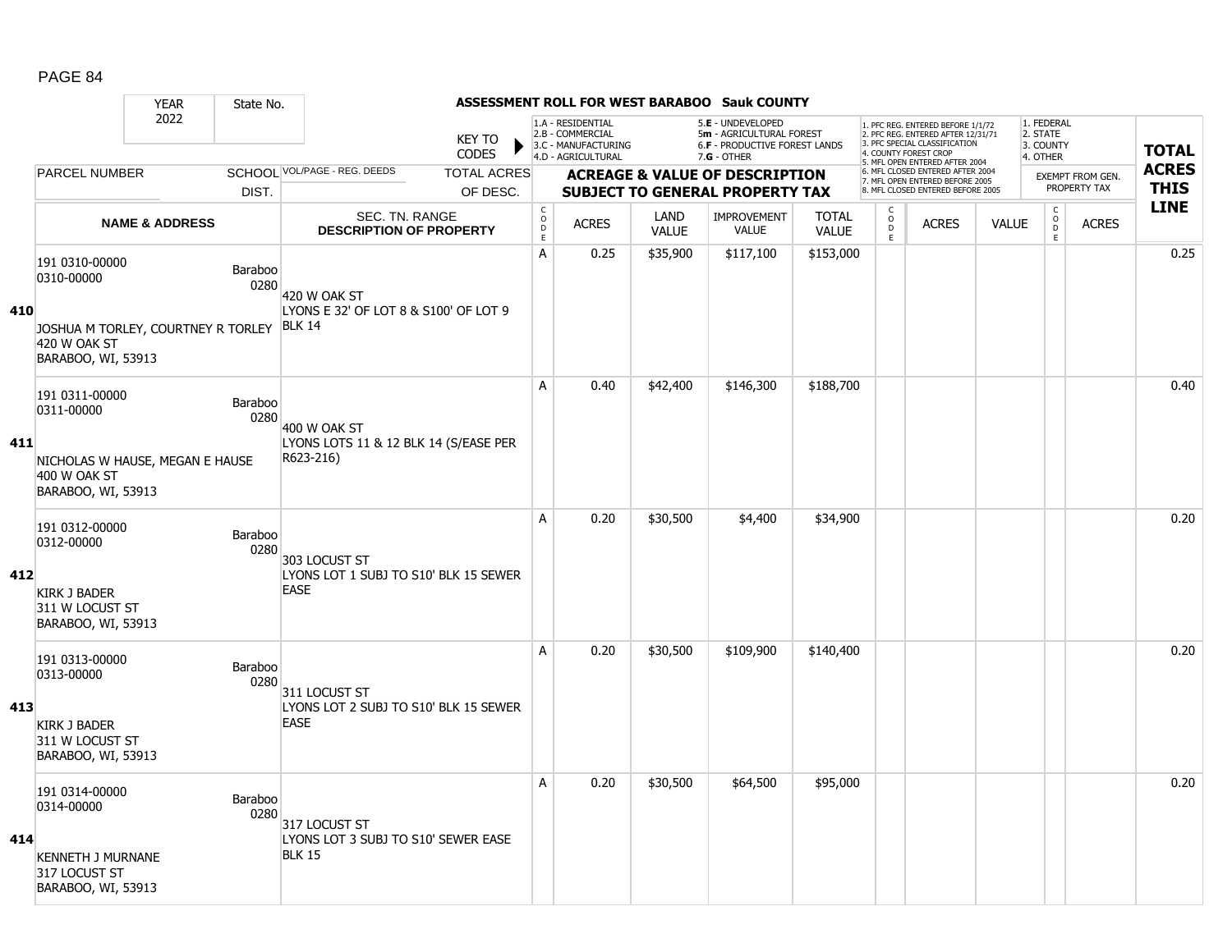## ASSESSMENT ROLL FOR WEST BARABOO Sauk COUNTY

| YEAR | State No. |
|---|---|
| 2022 | |

KEY TO CODES:
- 1.A - RESIDENTIAL
- 2.B - COMMERCIAL
- 3.C - MANUFACTURING
- 4.D - AGRICULTURAL
- 5.E - UNDEVELOPED
- 5m - AGRICULTURAL FOREST
- 6.F - PRODUCTIVE FOREST LANDS
- 7.G - OTHER

- 1. PFC REG. ENTERED BEFORE 1/1/72
- 2. PFC REG. ENTERED AFTER 12/31/71
- 3. PFC SPECIAL CLASSIFICATION
- 4. COUNTY FOREST CROP
- 5. MFL OPEN ENTERED AFTER 2004
- 6. MFL CLOSED ENTERED AFTER 2004
- 7. MFL OPEN ENTERED BEFORE 2005
- 8. MFL CLOSED ENTERED BEFORE 2005

- 1. FEDERAL
- 2. STATE
- 3. COUNTY
- 4. OTHER

| LINE | PARCEL NUMBER / NAME & ADDRESS | SCHOOL DIST. | VOL/PAGE - REG. DEEDS / SEC. TN. RANGE / DESCRIPTION OF PROPERTY | CODE | ACRES | LAND VALUE | IMPROVEMENT VALUE | TOTAL VALUE | CODE | ACRES | VALUE | CODE (EXEMPT) | ACRES (EXEMPT) | TOTAL ACRES THIS LINE |
|---|---|---|---|---|---|---|---|---|---|---|---|---|---|---|
| 410 | 191 0310-00000<br>0310-00000<br>JOSHUA M TORLEY, COURTNEY R TORLEY<br>420 W OAK ST<br>BARABOO, WI, 53913 | Baraboo 0280 | 420 W OAK ST<br>LYONS E 32' OF LOT 8 & S100' OF LOT 9 BLK 14 | A | 0.25 | $35,900 | $117,100 | $153,000 | | | | | | 0.25 |
| 411 | 191 0311-00000<br>0311-00000<br>NICHOLAS W HAUSE, MEGAN E HAUSE<br>400 W OAK ST<br>BARABOO, WI, 53913 | Baraboo 0280 | 400 W OAK ST<br>LYONS LOTS 11 & 12 BLK 14 (S/EASE PER R623-216) | A | 0.40 | $42,400 | $146,300 | $188,700 | | | | | | 0.40 |
| 412 | 191 0312-00000<br>0312-00000<br>KIRK J BADER<br>311 W LOCUST ST<br>BARABOO, WI, 53913 | Baraboo 0280 | 303 LOCUST ST<br>LYONS LOT 1 SUBJ TO S10' BLK 15 SEWER EASE | A | 0.20 | $30,500 | $4,400 | $34,900 | | | | | | 0.20 |
| 413 | 191 0313-00000<br>0313-00000<br>KIRK J BADER<br>311 W LOCUST ST<br>BARABOO, WI, 53913 | Baraboo 0280 | 311 LOCUST ST<br>LYONS LOT 2 SUBJ TO S10' BLK 15 SEWER EASE | A | 0.20 | $30,500 | $109,900 | $140,400 | | | | | | 0.20 |
| 414 | 191 0314-00000<br>0314-00000<br>KENNETH J MURNANE<br>317 LOCUST ST<br>BARABOO, WI, 53913 | Baraboo 0280 | 317 LOCUST ST<br>LYONS LOT 3 SUBJ TO S10' SEWER EASE BLK 15 | A | 0.20 | $30,500 | $64,500 | $95,000 | | | | | | 0.20 |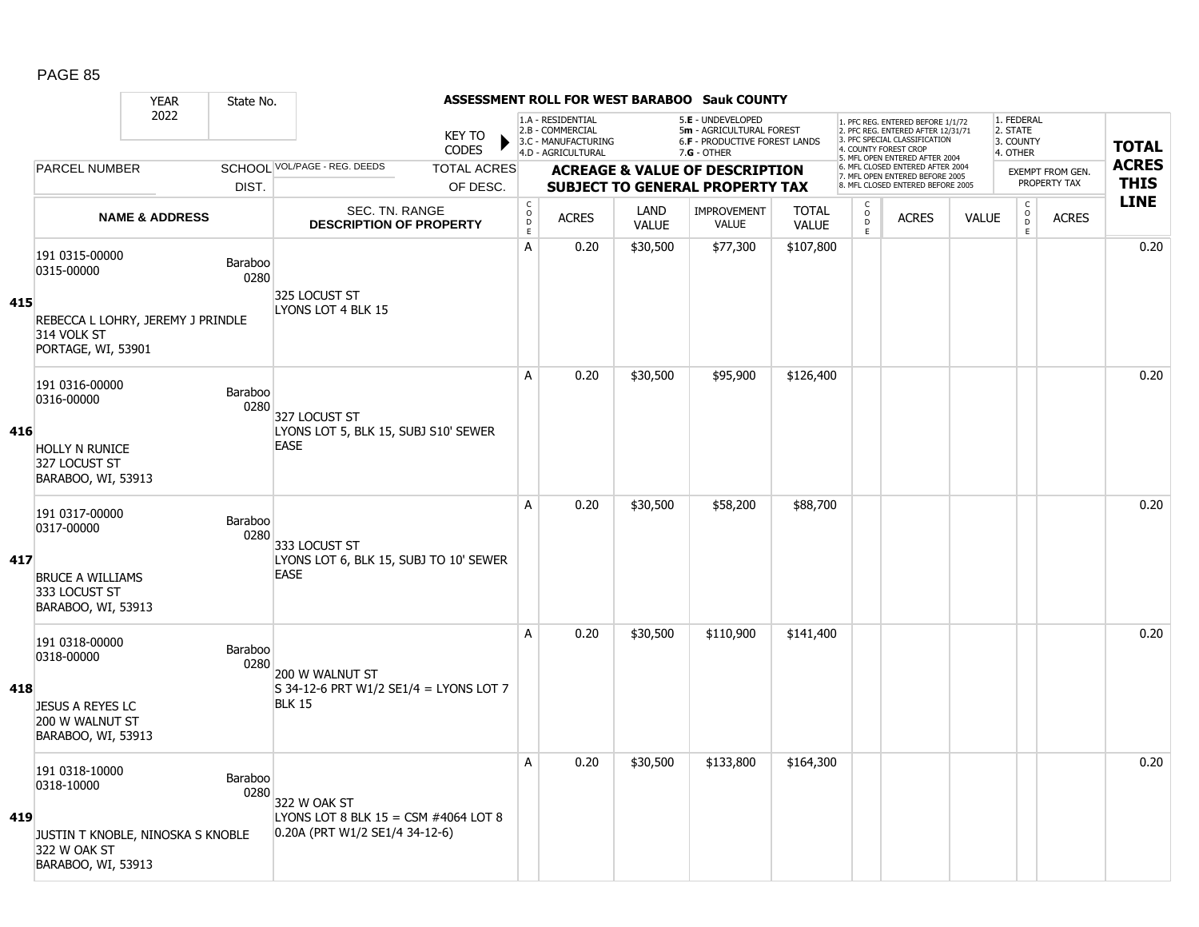YEAR 2022 | State No.

# ASSESSMENT ROLL FOR WEST BARABOO Sauk COUNTY

KEY TO CODES: 1.A - RESIDENTIAL, 2.B - COMMERCIAL, 3.C - MANUFACTURING, 4.D - AGRICULTURAL, 5.E - UNDEVELOPED, 5m - AGRICULTURAL FOREST, 6.F - PRODUCTIVE FOREST LANDS, 7.G - OTHER

1. PFC REG. ENTERED BEFORE 1/1/72, 2. PFC REG. ENTERED AFTER 12/31/71, 3. PFC SPECIAL CLASSIFICATION, 4. COUNTY FOREST CROP, 5. MFL OPEN ENTERED AFTER 2004, 6. MFL CLOSED ENTERED AFTER 2004, 7. MFL OPEN ENTERED BEFORE 2005, 8. MFL CLOSED ENTERED BEFORE 2005

1. FEDERAL, 2. STATE, 3. COUNTY, 4. OTHER — EXEMPT FROM GEN. PROPERTY TAX

| | PARCEL NUMBER / NAME & ADDRESS | SCHOOL DIST. | VOL/PAGE - REG. DEEDS / SEC. TN. RANGE / DESCRIPTION OF PROPERTY | CODE | ACRES | LAND VALUE | IMPROVEMENT VALUE | TOTAL VALUE | CODE | ACRES | VALUE | CODE | ACRES | TOTAL ACRES THIS LINE |
|---|---|---|---|---|---|---|---|---|---|---|---|---|---|---|
| 415 | 191 0315-00000<br>0315-00000<br>REBECCA L LOHRY, JEREMY J PRINDLE<br>314 VOLK ST<br>PORTAGE, WI, 53901 | Baraboo 0280 | 325 LOCUST ST<br>LYONS LOT 4 BLK 15 | A | 0.20 | $30,500 | $77,300 | $107,800 | | | | | | 0.20 |
| 416 | 191 0316-00000<br>0316-00000<br>HOLLY N RUNICE<br>327 LOCUST ST<br>BARABOO, WI, 53913 | Baraboo 0280 | 327 LOCUST ST<br>LYONS LOT 5, BLK 15, SUBJ S10' SEWER EASE | A | 0.20 | $30,500 | $95,900 | $126,400 | | | | | | 0.20 |
| 417 | 191 0317-00000<br>0317-00000<br>BRUCE A WILLIAMS<br>333 LOCUST ST<br>BARABOO, WI, 53913 | Baraboo 0280 | 333 LOCUST ST<br>LYONS LOT 6, BLK 15, SUBJ TO 10' SEWER EASE | A | 0.20 | $30,500 | $58,200 | $88,700 | | | | | | 0.20 |
| 418 | 191 0318-00000<br>0318-00000<br>JESUS A REYES LC<br>200 W WALNUT ST<br>BARABOO, WI, 53913 | Baraboo 0280 | 200 W WALNUT ST<br>S 34-12-6 PRT W1/2 SE1/4 = LYONS LOT 7 BLK 15 | A | 0.20 | $30,500 | $110,900 | $141,400 | | | | | | 0.20 |
| 419 | 191 0318-10000<br>0318-10000<br>JUSTIN T KNOBLE, NINOSKA S KNOBLE<br>322 W OAK ST<br>BARABOO, WI, 53913 | Baraboo 0280 | 322 W OAK ST<br>LYONS LOT 8 BLK 15 = CSM #4064 LOT 8 0.20A (PRT W1/2 SE1/4 34-12-6) | A | 0.20 | $30,500 | $133,800 | $164,300 | | | | | | 0.20 |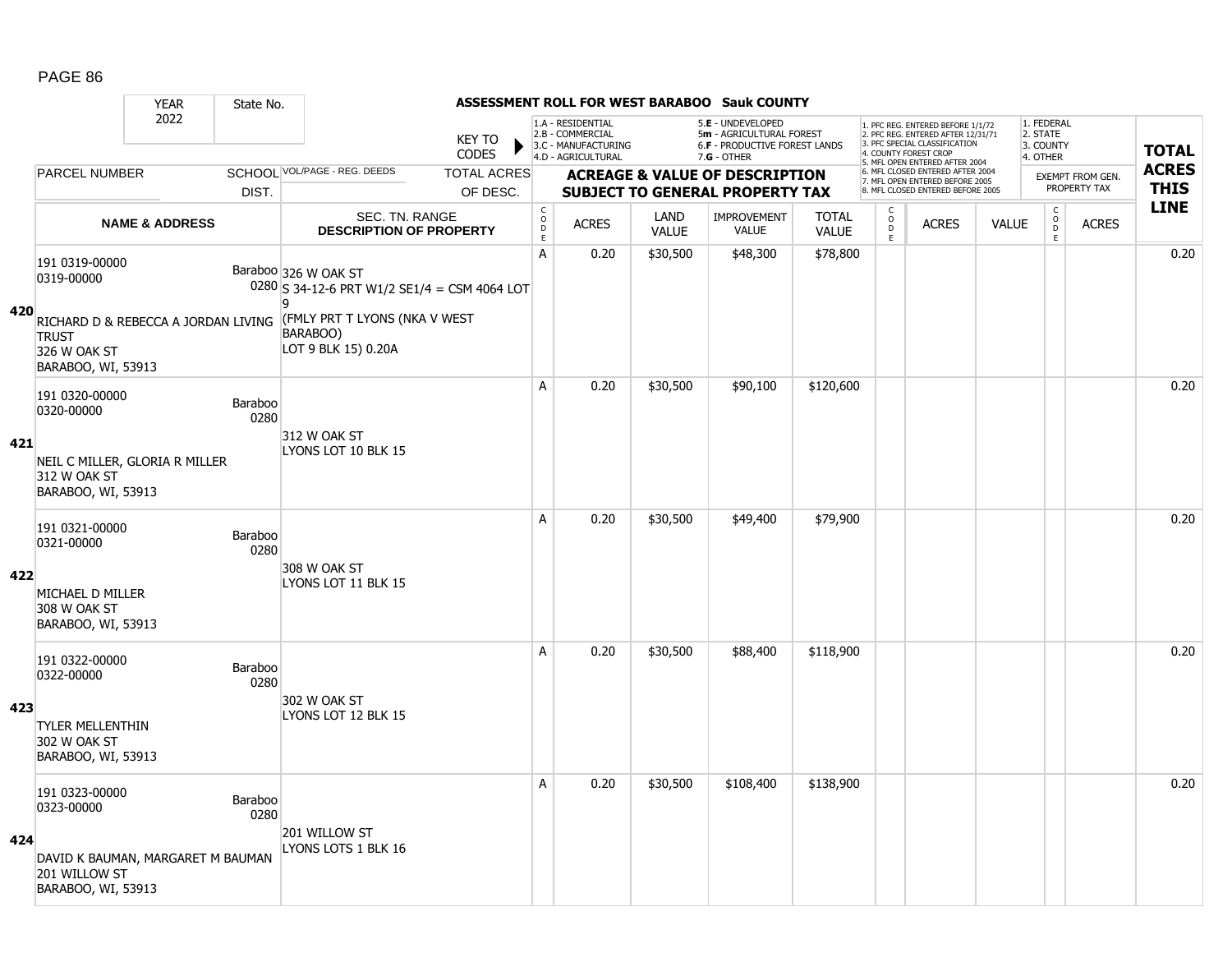# ASSESSMENT ROLL FOR WEST BARABOO Sauk COUNTY

YEAR 2022 | State No.

KEY TO CODES:
- 1.A - RESIDENTIAL
- 2.B - COMMERCIAL
- 3.C - MANUFACTURING
- 4.D - AGRICULTURAL
- 5.E - UNDEVELOPED
- 5m - AGRICULTURAL FOREST
- 6.F - PRODUCTIVE FOREST LANDS
- 7.G - OTHER

1. PFC REG. ENTERED BEFORE 1/1/72
2. PFC REG. ENTERED AFTER 12/31/71
3. PFC SPECIAL CLASSIFICATION
4. COUNTY FOREST CROP
5. MFL OPEN ENTERED AFTER 2004
6. MFL CLOSED ENTERED AFTER 2004
7. MFL OPEN ENTERED BEFORE 2005
8. MFL CLOSED ENTERED BEFORE 2005

1. FEDERAL
2. STATE
3. COUNTY
4. OTHER

| LINE | PARCEL NUMBER / NAME & ADDRESS | SCHOOL DIST. | VOL/PAGE - REG. DEEDS / SEC. TN. RANGE / DESCRIPTION OF PROPERTY | CODE | ACRES | LAND VALUE | IMPROVEMENT VALUE | TOTAL VALUE | CODE | ACRES | VALUE | CODE | EXEMPT ACRES | TOTAL ACRES THIS LINE |
|---|---|---|---|---|---|---|---|---|---|---|---|---|---|---|
| 420 | 191 0319-00000<br>0319-00000<br>RICHARD D & REBECCA A JORDAN LIVING TRUST<br>326 W OAK ST<br>BARABOO, WI, 53913 | Baraboo 0280 | 326 W OAK ST<br>S 34-12-6 PRT W1/2 SE1/4 = CSM 4064 LOT 9<br>(FMLY PRT T LYONS (NKA V WEST BARABOO)<br>LOT 9 BLK 15) 0.20A | A | 0.20 | $30,500 | $48,300 | $78,800 | | | | | | 0.20 |
| 421 | 191 0320-00000<br>0320-00000<br>NEIL C MILLER, GLORIA R MILLER<br>312 W OAK ST<br>BARABOO, WI, 53913 | Baraboo 0280 | 312 W OAK ST<br>LYONS LOT 10 BLK 15 | A | 0.20 | $30,500 | $90,100 | $120,600 | | | | | | 0.20 |
| 422 | 191 0321-00000<br>0321-00000<br>MICHAEL D MILLER<br>308 W OAK ST<br>BARABOO, WI, 53913 | Baraboo 0280 | 308 W OAK ST<br>LYONS LOT 11 BLK 15 | A | 0.20 | $30,500 | $49,400 | $79,900 | | | | | | 0.20 |
| 423 | 191 0322-00000<br>0322-00000<br>TYLER MELLENTHIN<br>302 W OAK ST<br>BARABOO, WI, 53913 | Baraboo 0280 | 302 W OAK ST<br>LYONS LOT 12 BLK 15 | A | 0.20 | $30,500 | $88,400 | $118,900 | | | | | | 0.20 |
| 424 | 191 0323-00000<br>0323-00000<br>DAVID K BAUMAN, MARGARET M BAUMAN<br>201 WILLOW ST<br>BARABOO, WI, 53913 | Baraboo 0280 | 201 WILLOW ST<br>LYONS LOTS 1 BLK 16 | A | 0.20 | $30,500 | $108,400 | $138,900 | | | | | | 0.20 |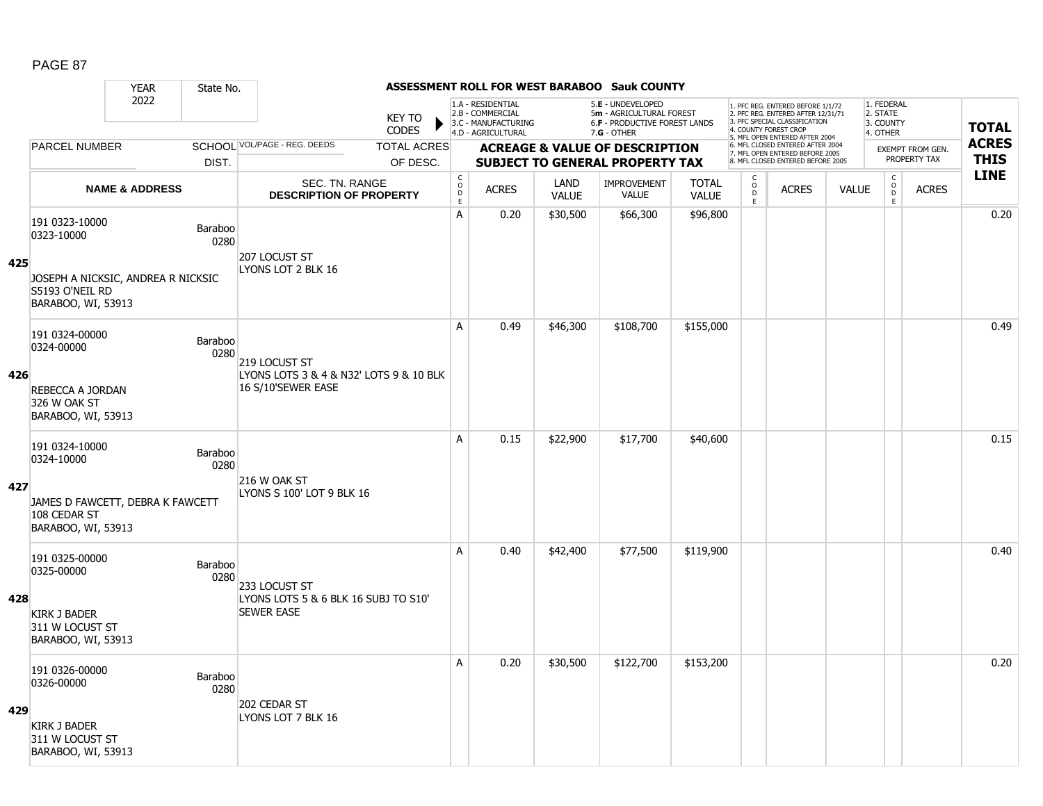# ASSESSMENT ROLL FOR WEST BARABOO Sauk COUNTY

YEAR 2022 | State No.

KEY TO CODES:
1.A - RESIDENTIAL
2.B - COMMERCIAL
3.C - MANUFACTURING
4.D - AGRICULTURAL
5.E - UNDEVELOPED
5m - AGRICULTURAL FOREST
6.F - PRODUCTIVE FOREST LANDS
7.G - OTHER

1. PFC REG. ENTERED BEFORE 1/1/72
2. PFC REG. ENTERED AFTER 12/31/71
3. PFC SPECIAL CLASSIFICATION
4. COUNTY FOREST CROP
5. MFL OPEN ENTERED AFTER 2004
6. MFL CLOSED ENTERED AFTER 2004
7. MFL OPEN ENTERED BEFORE 2005
8. MFL CLOSED ENTERED BEFORE 2005

1. FEDERAL
2. STATE
3. COUNTY
4. OTHER

| Line | PARCEL NUMBER / NAME & ADDRESS | SCHOOL DIST. | VOL/PAGE - REG. DEEDS / SEC. TN. RANGE / DESCRIPTION OF PROPERTY | CODE | ACRES | LAND VALUE | IMPROVEMENT VALUE | TOTAL VALUE | CODE | ACRES | VALUE | CODE | ACRES (EXEMPT) | TOTAL ACRES THIS LINE |
|---|---|---|---|---|---|---|---|---|---|---|---|---|---|---|
| 425 | 191 0323-10000<br>0323-10000<br>JOSEPH A NICKSIC, ANDREA R NICKSIC<br>S5193 O'NEIL RD<br>BARABOO, WI, 53913 | Baraboo 0280 | 207 LOCUST ST<br>LYONS LOT 2 BLK 16 | A | 0.20 | $30,500 | $66,300 | $96,800 | | | | | | 0.20 |
| 426 | 191 0324-00000<br>0324-00000<br>REBECCA A JORDAN<br>326 W OAK ST<br>BARABOO, WI, 53913 | Baraboo 0280 | 219 LOCUST ST<br>LYONS LOTS 3 & 4 & N32' LOTS 9 & 10 BLK 16 S/10'SEWER EASE | A | 0.49 | $46,300 | $108,700 | $155,000 | | | | | | 0.49 |
| 427 | 191 0324-10000<br>0324-10000<br>JAMES D FAWCETT, DEBRA K FAWCETT<br>108 CEDAR ST<br>BARABOO, WI, 53913 | Baraboo 0280 | 216 W OAK ST<br>LYONS S 100' LOT 9 BLK 16 | A | 0.15 | $22,900 | $17,700 | $40,600 | | | | | | 0.15 |
| 428 | 191 0325-00000<br>0325-00000<br>KIRK J BADER<br>311 W LOCUST ST<br>BARABOO, WI, 53913 | Baraboo 0280 | 233 LOCUST ST<br>LYONS LOTS 5 & 6 BLK 16 SUBJ TO S10' SEWER EASE | A | 0.40 | $42,400 | $77,500 | $119,900 | | | | | | 0.40 |
| 429 | 191 0326-00000<br>0326-00000<br>KIRK J BADER<br>311 W LOCUST ST<br>BARABOO, WI, 53913 | Baraboo 0280 | 202 CEDAR ST<br>LYONS LOT 7 BLK 16 | A | 0.20 | $30,500 | $122,700 | $153,200 | | | | | | 0.20 |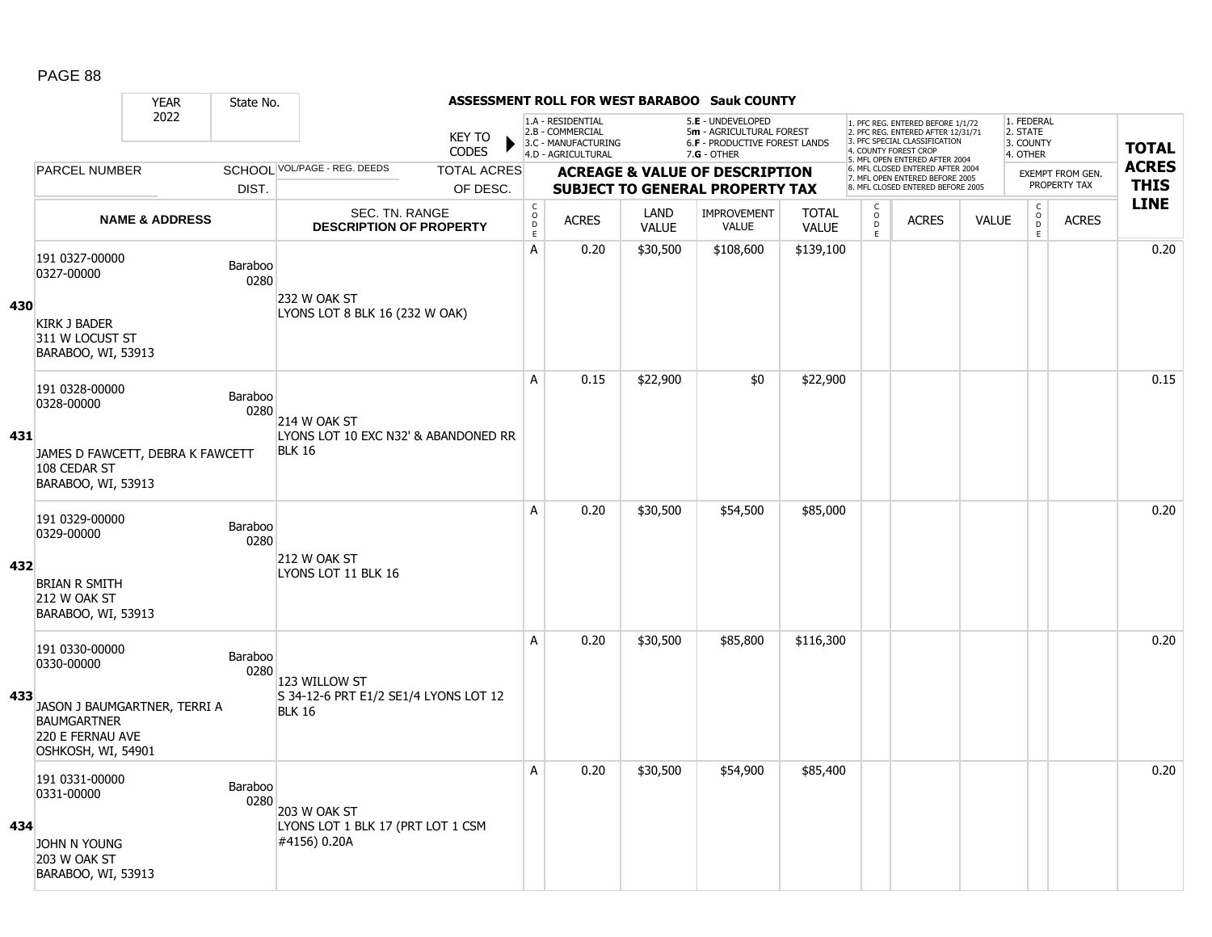## ASSESSMENT ROLL FOR WEST BARABOO Sauk COUNTY

| YEAR | State No. |
|---|---|
| 2022 | |

KEY TO CODES:
- 1.A - RESIDENTIAL
- 2.B - COMMERCIAL
- 3.C - MANUFACTURING
- 4.D - AGRICULTURAL
- 5.E - UNDEVELOPED
- 5m - AGRICULTURAL FOREST
- 6.F - PRODUCTIVE FOREST LANDS
- 7.G - OTHER

- 1. PFC REG. ENTERED BEFORE 1/1/72
- 2. PFC REG. ENTERED AFTER 12/31/71
- 3. PFC SPECIAL CLASSIFICATION
- 4. COUNTY FOREST CROP
- 5. MFL OPEN ENTERED AFTER 2004
- 6. MFL CLOSED ENTERED AFTER 2004
- 7. MFL OPEN ENTERED BEFORE 2005
- 8. MFL CLOSED ENTERED BEFORE 2005

- 1. FEDERAL
- 2. STATE
- 3. COUNTY
- 4. OTHER

| | PARCEL NUMBER / NAME & ADDRESS | SCHOOL DIST. | VOL/PAGE - REG. DEEDS / SEC. TN. RANGE DESCRIPTION OF PROPERTY | CODE | ACRES | LAND VALUE | IMPROVEMENT VALUE | TOTAL VALUE | CODE | ACRES | VALUE | CODE | EXEMPT FROM GEN. PROPERTY TAX ACRES | TOTAL ACRES THIS LINE |
|---|---|---|---|---|---|---|---|---|---|---|---|---|---|---|
| 430 | 191 0327-00000<br>0327-00000<br><br>KIRK J BADER<br>311 W LOCUST ST<br>BARABOO, WI, 53913 | Baraboo 0280 | 232 W OAK ST<br>LYONS LOT 8 BLK 16 (232 W OAK) | A | 0.20 | $30,500 | $108,600 | $139,100 | | | | | | 0.20 |
| 431 | 191 0328-00000<br>0328-00000<br><br>JAMES D FAWCETT, DEBRA K FAWCETT<br>108 CEDAR ST<br>BARABOO, WI, 53913 | Baraboo 0280 | 214 W OAK ST<br>LYONS LOT 10 EXC N32' & ABANDONED RR BLK 16 | A | 0.15 | $22,900 | $0 | $22,900 | | | | | | 0.15 |
| 432 | 191 0329-00000<br>0329-00000<br><br>BRIAN R SMITH<br>212 W OAK ST<br>BARABOO, WI, 53913 | Baraboo 0280 | 212 W OAK ST<br>LYONS LOT 11 BLK 16 | A | 0.20 | $30,500 | $54,500 | $85,000 | | | | | | 0.20 |
| 433 | 191 0330-00000<br>0330-00000<br><br>JASON J BAUMGARTNER, TERRI A BAUMGARTNER<br>220 E FERNAU AVE<br>OSHKOSH, WI, 54901 | Baraboo 0280 | 123 WILLOW ST<br>S 34-12-6 PRT E1/2 SE1/4 LYONS LOT 12 BLK 16 | A | 0.20 | $30,500 | $85,800 | $116,300 | | | | | | 0.20 |
| 434 | 191 0331-00000<br>0331-00000<br><br>JOHN N YOUNG<br>203 W OAK ST<br>BARABOO, WI, 53913 | Baraboo 0280 | 203 W OAK ST<br>LYONS LOT 1 BLK 17 (PRT LOT 1 CSM #4156) 0.20A | A | 0.20 | $30,500 | $54,900 | $85,400 | | | | | | 0.20 |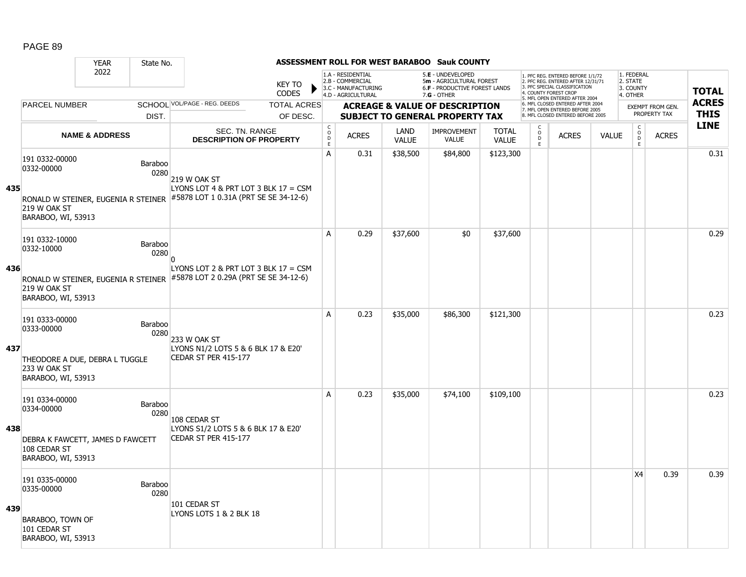# ASSESSMENT ROLL FOR WEST BARABOO Sauk COUNTY

YEAR 2022 | State No.

KEY TO CODES:
- 1.A - RESIDENTIAL
- 2.B - COMMERCIAL
- 3.C - MANUFACTURING
- 4.D - AGRICULTURAL
- 5.E - UNDEVELOPED
- 5m - AGRICULTURAL FOREST
- 6.F - PRODUCTIVE FOREST LANDS
- 7.G - OTHER

1. PFC REG. ENTERED BEFORE 1/1/72
2. PFC REG. ENTERED AFTER 12/31/71
3. PFC SPECIAL CLASSIFICATION
4. COUNTY FOREST CROP
5. MFL OPEN ENTERED AFTER 2004
6. MFL CLOSED ENTERED AFTER 2004
7. MFL OPEN ENTERED BEFORE 2005
8. MFL CLOSED ENTERED BEFORE 2005

1. FEDERAL
2. STATE
3. COUNTY
4. OTHER

| LINE | PARCEL NUMBER / NAME & ADDRESS | SCHOOL DIST. | VOL/PAGE - REG. DEEDS / SEC. TN. RANGE / DESCRIPTION OF PROPERTY | CODE | ACRES | LAND VALUE | IMPROVEMENT VALUE | TOTAL VALUE | CODE | ACRES | VALUE | EXEMPT CODE | EXEMPT ACRES | TOTAL ACRES THIS LINE |
|---|---|---|---|---|---|---|---|---|---|---|---|---|---|---|
| 435 | 191 0332-00000<br>0332-00000<br>RONALD W STEINER, EUGENIA R STEINER<br>219 W OAK ST<br>BARABOO, WI, 53913 | Baraboo 0280 | 219 W OAK ST<br>LYONS LOT 4 & PRT LOT 3 BLK 17 = CSM #5878 LOT 1 0.31A (PRT SE SE 34-12-6) | A | 0.31 | $38,500 | $84,800 | $123,300 | | | | | | 0.31 |
| 436 | 191 0332-10000<br>0332-10000<br>RONALD W STEINER, EUGENIA R STEINER<br>219 W OAK ST<br>BARABOO, WI, 53913 | Baraboo 0280 | 0<br>LYONS LOT 2 & PRT LOT 3 BLK 17 = CSM #5878 LOT 2 0.29A (PRT SE SE 34-12-6) | A | 0.29 | $37,600 | $0 | $37,600 | | | | | | 0.29 |
| 437 | 191 0333-00000<br>0333-00000<br>THEODORE A DUE, DEBRA L TUGGLE<br>233 W OAK ST<br>BARABOO, WI, 53913 | Baraboo 0280 | 233 W OAK ST<br>LYONS N1/2 LOTS 5 & 6 BLK 17 & E20' CEDAR ST PER 415-177 | A | 0.23 | $35,000 | $86,300 | $121,300 | | | | | | 0.23 |
| 438 | 191 0334-00000<br>0334-00000<br>DEBRA K FAWCETT, JAMES D FAWCETT<br>108 CEDAR ST<br>BARABOO, WI, 53913 | Baraboo 0280 | 108 CEDAR ST<br>LYONS S1/2 LOTS 5 & 6 BLK 17 & E20' CEDAR ST PER 415-177 | A | 0.23 | $35,000 | $74,100 | $109,100 | | | | | | 0.23 |
| 439 | 191 0335-00000<br>0335-00000<br>BARABOO, TOWN OF<br>101 CEDAR ST<br>BARABOO, WI, 53913 | Baraboo 0280 | 101 CEDAR ST<br>LYONS LOTS 1 & 2 BLK 18 | | | | | | | | | X4 | 0.39 | 0.39 |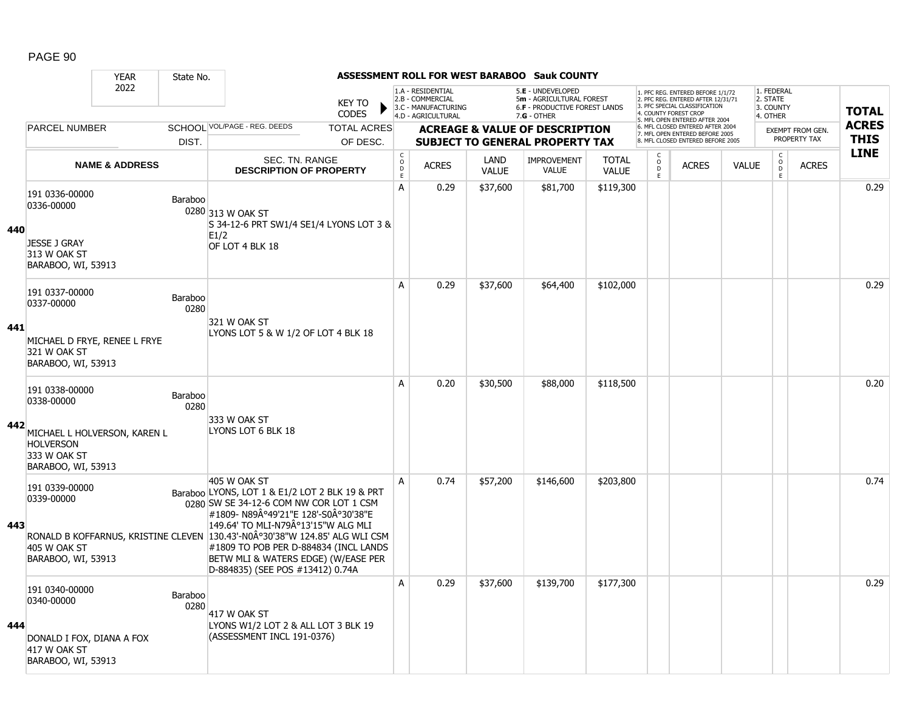## ASSESSMENT ROLL FOR WEST BARABOO Sauk COUNTY

| YEAR | State No. |
|---|---|
| 2022 | |

KEY TO CODES:
- 1.A - RESIDENTIAL
- 2.B - COMMERCIAL
- 3.C - MANUFACTURING
- 4.D - AGRICULTURAL
- 5.E - UNDEVELOPED
- 5m - AGRICULTURAL FOREST
- 6.F - PRODUCTIVE FOREST LANDS
- 7.G - OTHER

- 1. PFC REG. ENTERED BEFORE 1/1/72
- 2. PFC REG. ENTERED AFTER 12/31/71
- 3. PFC SPECIAL CLASSIFICATION
- 4. COUNTY FOREST CROP
- 5. MFL OPEN ENTERED AFTER 2004
- 6. MFL CLOSED ENTERED AFTER 2004
- 7. MFL OPEN ENTERED BEFORE 2005
- 8. MFL CLOSED ENTERED BEFORE 2005

- 1. FEDERAL
- 2. STATE
- 3. COUNTY
- 4. OTHER

| LINE | PARCEL NUMBER / NAME & ADDRESS | SCHOOL DIST. | VOL/PAGE - REG. DEEDS / SEC. TN. RANGE / DESCRIPTION OF PROPERTY | CODE | ACRES | LAND VALUE | IMPROVEMENT VALUE | TOTAL VALUE | CODE | ACRES | VALUE | CODE (EXEMPT) | ACRES (EXEMPT) | TOTAL ACRES THIS LINE |
|---|---|---|---|---|---|---|---|---|---|---|---|---|---|---|
| 440 | 191 0336-00000<br>0336-00000<br>JESSE J GRAY<br>313 W OAK ST<br>BARABOO, WI, 53913 | Baraboo 0280 | 313 W OAK ST<br>S 34-12-6 PRT SW1/4 SE1/4 LYONS LOT 3 & E1/2<br>OF LOT 4 BLK 18 | A | 0.29 | $37,600 | $81,700 | $119,300 | | | | | | 0.29 |
| 441 | 191 0337-00000<br>0337-00000<br>MICHAEL D FRYE, RENEE L FRYE<br>321 W OAK ST<br>BARABOO, WI, 53913 | Baraboo 0280 | 321 W OAK ST<br>LYONS LOT 5 & W 1/2 OF LOT 4 BLK 18 | A | 0.29 | $37,600 | $64,400 | $102,000 | | | | | | 0.29 |
| 442 | 191 0338-00000<br>0338-00000<br>MICHAEL L HOLVERSON, KAREN L HOLVERSON<br>333 W OAK ST<br>BARABOO, WI, 53913 | Baraboo 0280 | 333 W OAK ST<br>LYONS LOT 6 BLK 18 | A | 0.20 | $30,500 | $88,000 | $118,500 | | | | | | 0.20 |
| 443 | 191 0339-00000<br>0339-00000<br>RONALD B KOFFARNUS, KRISTINE CLEVEN<br>405 W OAK ST<br>BARABOO, WI, 53913 | Baraboo 0280 | 405 W OAK ST<br>LYONS, LOT 1 & E1/2 LOT 2 BLK 19 & PRT SW SE 34-12-6 COM NW COR LOT 1 CSM #1809- N89Â°49'21"E 128'-S0Â°30'38"E 149.64' TO MLI-N79Â°13'15"W ALG MLI 130.43'-N0Â°30'38"W 124.85' ALG WLI CSM #1809 TO POB PER D-884834 (INCL LANDS BETW MLI & WATERS EDGE) (W/EASE PER D-884835) (SEE POS #13412) 0.74A | A | 0.74 | $57,200 | $146,600 | $203,800 | | | | | | 0.74 |
| 444 | 191 0340-00000<br>0340-00000<br>DONALD I FOX, DIANA A FOX<br>417 W OAK ST<br>BARABOO, WI, 53913 | Baraboo 0280 | 417 W OAK ST<br>LYONS W1/2 LOT 2 & ALL LOT 3 BLK 19<br>(ASSESSMENT INCL 191-0376) | A | 0.29 | $37,600 | $139,700 | $177,300 | | | | | | 0.29 |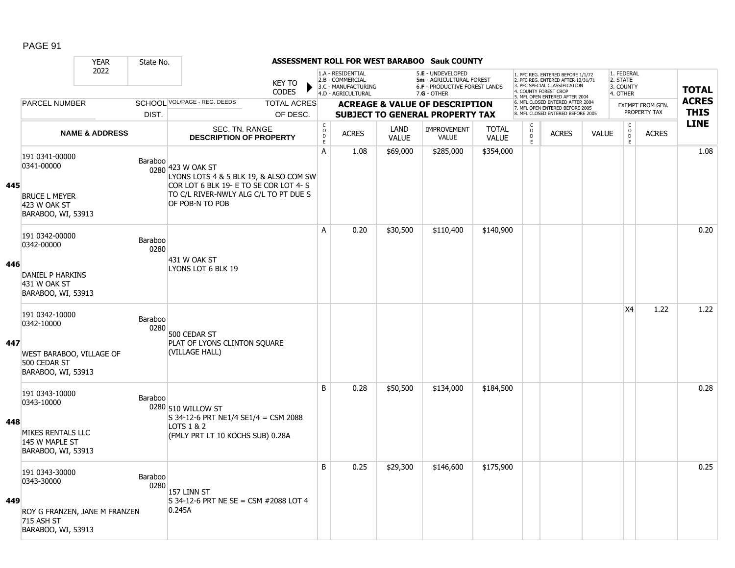# ASSESSMENT ROLL FOR WEST BARABOO Sauk COUNTY

YEAR 2022 | State No.

KEY TO CODES:
- 1.A - RESIDENTIAL
- 2.B - COMMERCIAL
- 3.C - MANUFACTURING
- 4.D - AGRICULTURAL
- 5.E - UNDEVELOPED
- 5m - AGRICULTURAL FOREST
- 6.F - PRODUCTIVE FOREST LANDS
- 7.G - OTHER

Forest codes:
1. PFC REG. ENTERED BEFORE 1/1/72
2. PFC REG. ENTERED AFTER 12/31/71
3. PFC SPECIAL CLASSIFICATION
4. COUNTY FOREST CROP
5. MFL OPEN ENTERED AFTER 2004
6. MFL CLOSED ENTERED AFTER 2004
7. MFL OPEN ENTERED BEFORE 2005
8. MFL CLOSED ENTERED BEFORE 2005

Exempt codes:
1. FEDERAL
2. STATE
3. COUNTY
4. OTHER

| LINE | PARCEL NUMBER / NAME & ADDRESS | SCHOOL DIST. | SEC. TN. RANGE / DESCRIPTION OF PROPERTY | CODE | ACRES | LAND VALUE | IMPROVEMENT VALUE | TOTAL VALUE | CODE | ACRES | VALUE | EXEMPT CODE | EXEMPT ACRES | TOTAL ACRES THIS LINE |
|---|---|---|---|---|---|---|---|---|---|---|---|---|---|---|
| 445 | 191 0341-00000<br>0341-00000<br>BRUCE L MEYER<br>423 W OAK ST<br>BARABOO, WI, 53913 | Baraboo 0280 | 423 W OAK ST<br>LYONS LOTS 4 & 5 BLK 19, & ALSO COM SW COR LOT 6 BLK 19- E TO SE COR LOT 4- S TO C/L RIVER-NWLY ALG C/L TO PT DUE S OF POB-N TO POB | A | 1.08 | $69,000 | $285,000 | $354,000 | | | | | | 1.08 |
| 446 | 191 0342-00000<br>0342-00000<br>DANIEL P HARKINS<br>431 W OAK ST<br>BARABOO, WI, 53913 | Baraboo 0280 | 431 W OAK ST<br>LYONS LOT 6 BLK 19 | A | 0.20 | $30,500 | $110,400 | $140,900 | | | | | | 0.20 |
| 447 | 191 0342-10000<br>0342-10000<br>WEST BARABOO, VILLAGE OF<br>500 CEDAR ST<br>BARABOO, WI, 53913 | Baraboo 0280 | 500 CEDAR ST<br>PLAT OF LYONS CLINTON SQUARE<br>(VILLAGE HALL) | | | | | | | | | X4 | 1.22 | 1.22 |
| 448 | 191 0343-10000<br>0343-10000<br>MIKES RENTALS LLC<br>145 W MAPLE ST<br>BARABOO, WI, 53913 | Baraboo 0280 | 510 WILLOW ST<br>S 34-12-6 PRT NE1/4 SE1/4 = CSM 2088 LOTS 1 & 2<br>(FMLY PRT LT 10 KOCHS SUB) 0.28A | B | 0.28 | $50,500 | $134,000 | $184,500 | | | | | | 0.28 |
| 449 | 191 0343-30000<br>0343-30000<br>ROY G FRANZEN, JANE M FRANZEN<br>715 ASH ST<br>BARABOO, WI, 53913 | Baraboo 0280 | 157 LINN ST<br>S 34-12-6 PRT NE SE = CSM #2088 LOT 4<br>0.245A | B | 0.25 | $29,300 | $146,600 | $175,900 | | | | | | 0.25 |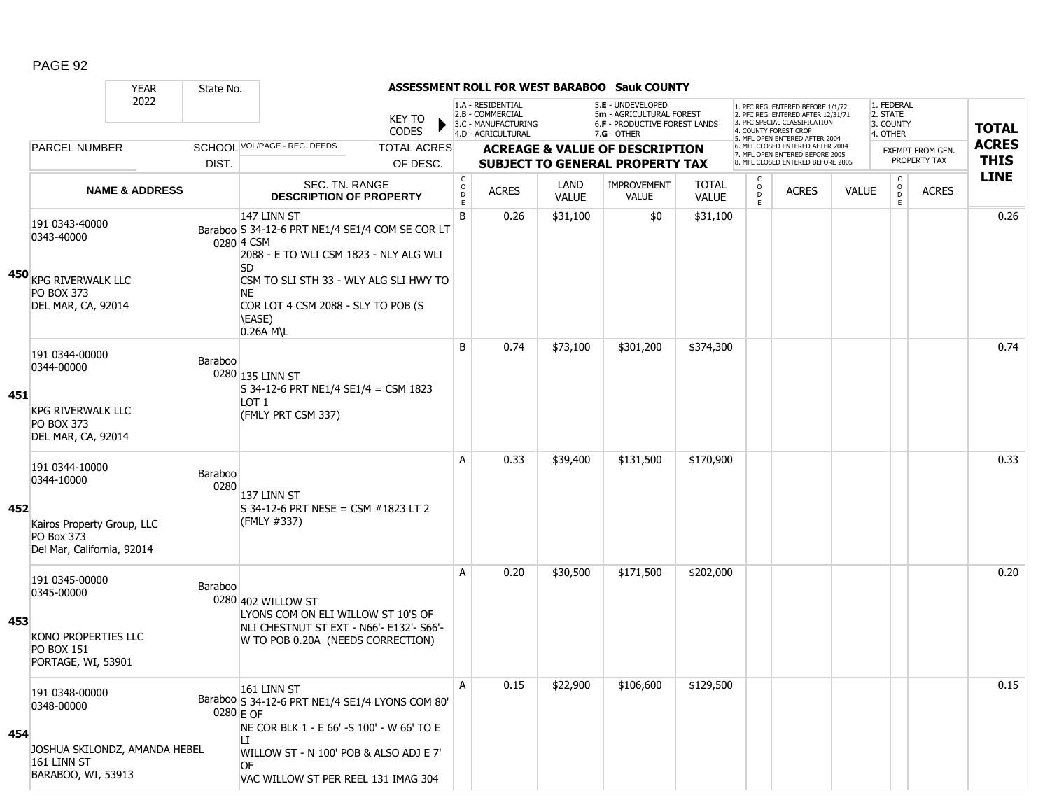# ASSESSMENT ROLL FOR WEST BARABOO Sauk COUNTY

| YEAR | State No. | | KEY TO CODES | 1.A - RESIDENTIAL<br>2.B - COMMERCIAL<br>3.C - MANUFACTURING<br>4.D - AGRICULTURAL | | 5.E - UNDEVELOPED<br>5m - AGRICULTURAL FOREST<br>6.F - PRODUCTIVE FOREST LANDS<br>7.G - OTHER | | | 1. PFC REG. ENTERED BEFORE 1/1/72<br>2. PFC REG. ENTERED AFTER 12/31/71<br>3. PFC SPECIAL CLASSIFICATION<br>4. COUNTY FOREST CROP<br>5. MFL OPEN ENTERED AFTER 2004<br>6. MFL CLOSED ENTERED AFTER 2004<br>7. MFL OPEN ENTERED BEFORE 2005<br>8. MFL CLOSED ENTERED BEFORE 2005 | | | 1. FEDERAL<br>2. STATE<br>3. COUNTY<br>4. OTHER | | TOTAL |
|---|---|---|---|---|---|---|---|---|---|---|---|---|---|---|
| 2022 | | | | | | | | | | | | | | |
| PARCEL NUMBER | SCHOOL DIST. | VOL/PAGE - REG. DEEDS | TOTAL ACRES OF DESC. | ACREAGE & VALUE OF DESCRIPTION SUBJECT TO GENERAL PROPERTY TAX | | | | | | | | EXEMPT FROM GEN. PROPERTY TAX | | ACRES THIS LINE |
| NAME & ADDRESS | | SEC. TN. RANGE DESCRIPTION OF PROPERTY | | CODE | ACRES | LAND VALUE | IMPROVEMENT VALUE | TOTAL VALUE | CODE | ACRES | VALUE | CODE | ACRES | |
| **450** 191 0343-40000<br>0343-40000<br><br>KPG RIVERWALK LLC<br>PO BOX 373<br>DEL MAR, CA, 92014 | Baraboo 0280 | 147 LINN ST<br>S 34-12-6 PRT NE1/4 SE1/4 COM SE COR LT 4 CSM 2088 - E TO WLI CSM 1823 - NLY ALG WLI SD CSM TO SLI STH 33 - WLY ALG SLI HWY TO NE COR LOT 4 CSM 2088 - SLY TO POB (S \EASE) 0.26A M\L | | B | 0.26 | $31,100 | $0 | $31,100 | | | | | | 0.26 |
| **451** 191 0344-00000<br>0344-00000<br><br>KPG RIVERWALK LLC<br>PO BOX 373<br>DEL MAR, CA, 92014 | Baraboo 0280 | 135 LINN ST<br>S 34-12-6 PRT NE1/4 SE1/4 = CSM 1823 LOT 1<br>(FMLY PRT CSM 337) | | B | 0.74 | $73,100 | $301,200 | $374,300 | | | | | | 0.74 |
| **452** 191 0344-10000<br>0344-10000<br><br>Kairos Property Group, LLC<br>PO Box 373<br>Del Mar, California, 92014 | Baraboo 0280 | 137 LINN ST<br>S 34-12-6 PRT NESE = CSM #1823 LT 2<br>(FMLY #337) | | A | 0.33 | $39,400 | $131,500 | $170,900 | | | | | | 0.33 |
| **453** 191 0345-00000<br>0345-00000<br><br>KONO PROPERTIES LLC<br>PO BOX 151<br>PORTAGE, WI, 53901 | Baraboo 0280 | 402 WILLOW ST<br>LYONS COM ON ELI WILLOW ST 10'S OF NLI CHESTNUT ST EXT - N66'- E132'- S66'- W TO POB 0.20A (NEEDS CORRECTION) | | A | 0.20 | $30,500 | $171,500 | $202,000 | | | | | | 0.20 |
| **454** 191 0348-00000<br>0348-00000<br><br>JOSHUA SKILONDZ, AMANDA HEBEL<br>161 LINN ST<br>BARABOO, WI, 53913 | Baraboo 0280 | 161 LINN ST<br>S 34-12-6 PRT NE1/4 SE1/4 LYONS COM 80' E OF NE COR BLK 1 - E 66' -S 100' - W 66' TO E LI WILLOW ST - N 100' POB & ALSO ADJ E 7' OF VAC WILLOW ST PER REEL 131 IMAG 304 | | A | 0.15 | $22,900 | $106,600 | $129,500 | | | | | | 0.15 |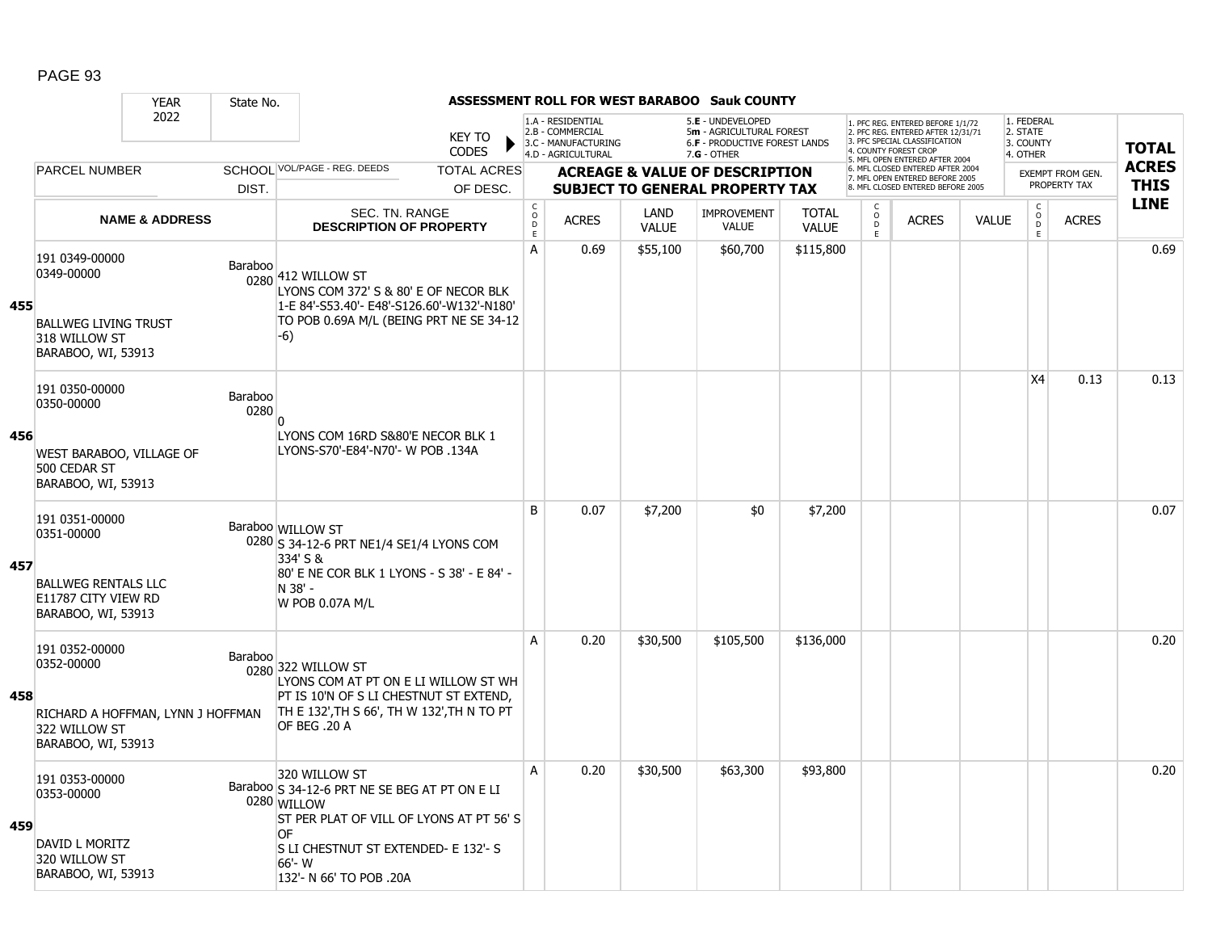**ASSESSMENT ROLL FOR WEST BARABOO Sauk COUNTY**

| YEAR 2022 | State No. | | KEY TO CODES: 1.A - RESIDENTIAL, 2.B - COMMERCIAL, 3.C - MANUFACTURING, 4.D - AGRICULTURAL, 5.E - UNDEVELOPED, 5m - AGRICULTURAL FOREST, 6.F - PRODUCTIVE FOREST LANDS, 7.G - OTHER | | | | | | 1. PFC REG. ENTERED BEFORE 1/1/72, 2. PFC REG. ENTERED AFTER 12/31/71, 3. PFC SPECIAL CLASSIFICATION, 4. COUNTY FOREST CROP, 5. MFL OPEN ENTERED AFTER 2004, 6. MFL CLOSED ENTERED AFTER 2004, 7. MFL OPEN ENTERED BEFORE 2005, 8. MFL CLOSED ENTERED BEFORE 2005 | | | 1. FEDERAL, 2. STATE, 3. COUNTY, 4. OTHER | | |
|---|---|---|---|---|---|---|---|---|---|---|---|---|---|---|
| PARCEL NUMBER | SCHOOL DIST. | VOL/PAGE - REG. DEEDS / TOTAL ACRES OF DESC. | ACREAGE & VALUE OF DESCRIPTION SUBJECT TO GENERAL PROPERTY TAX | | | | | | | | | EXEMPT FROM GEN. PROPERTY TAX | | **TOTAL ACRES THIS LINE** |
| **NAME & ADDRESS** | | SEC. TN. RANGE **DESCRIPTION OF PROPERTY** | CODE | ACRES | LAND VALUE | IMPROVEMENT VALUE | TOTAL VALUE | CODE | ACRES | VALUE | | CODE | ACRES | |
| **455** 191 0349-00000 0349-00000 BALLWEG LIVING TRUST 318 WILLOW ST BARABOO, WI, 53913 | Baraboo 0280 | 412 WILLOW ST LYONS COM 372' S & 80' E OF NECOR BLK 1-E 84'-S53.40'- E48'-S126.60'-W132'-N180' TO POB 0.69A M/L (BEING PRT NE SE 34-12 -6) | A | 0.69 | $55,100 | $60,700 | $115,800 | | | | | | | 0.69 |
| **456** 191 0350-00000 0350-00000 WEST BARABOO, VILLAGE OF 500 CEDAR ST BARABOO, WI, 53913 | Baraboo 0280 | 0 LYONS COM 16RD S&80'E NECOR BLK 1 LYONS-S70'-E84'-N70'- W POB .134A | | | | | | | | | | X4 | 0.13 | 0.13 |
| **457** 191 0351-00000 0351-00000 BALLWEG RENTALS LLC E11787 CITY VIEW RD BARABOO, WI, 53913 | Baraboo 0280 | WILLOW ST S 34-12-6 PRT NE1/4 SE1/4 LYONS COM 334' S & 80' E NE COR BLK 1 LYONS - S 38' - E 84' - N 38' - W POB 0.07A M/L | B | 0.07 | $7,200 | $0 | $7,200 | | | | | | | 0.07 |
| **458** 191 0352-00000 0352-00000 RICHARD A HOFFMAN, LYNN J HOFFMAN 322 WILLOW ST BARABOO, WI, 53913 | Baraboo 0280 | 322 WILLOW ST LYONS COM AT PT ON E LI WILLOW ST WH PT IS 10'N OF S LI CHESTNUT ST EXTEND, TH E 132',TH S 66', TH W 132',TH N TO PT OF BEG .20 A | A | 0.20 | $30,500 | $105,500 | $136,000 | | | | | | | 0.20 |
| **459** 191 0353-00000 0353-00000 DAVID L MORITZ 320 WILLOW ST BARABOO, WI, 53913 | Baraboo 0280 | 320 WILLOW ST S 34-12-6 PRT NE SE BEG AT PT ON E LI WILLOW ST PER PLAT OF VILL OF LYONS AT PT 56' S OF S LI CHESTNUT ST EXTENDED- E 132'- S 66'- W 132'- N 66' TO POB .20A | A | 0.20 | $30,500 | $63,300 | $93,800 | | | | | | | 0.20 |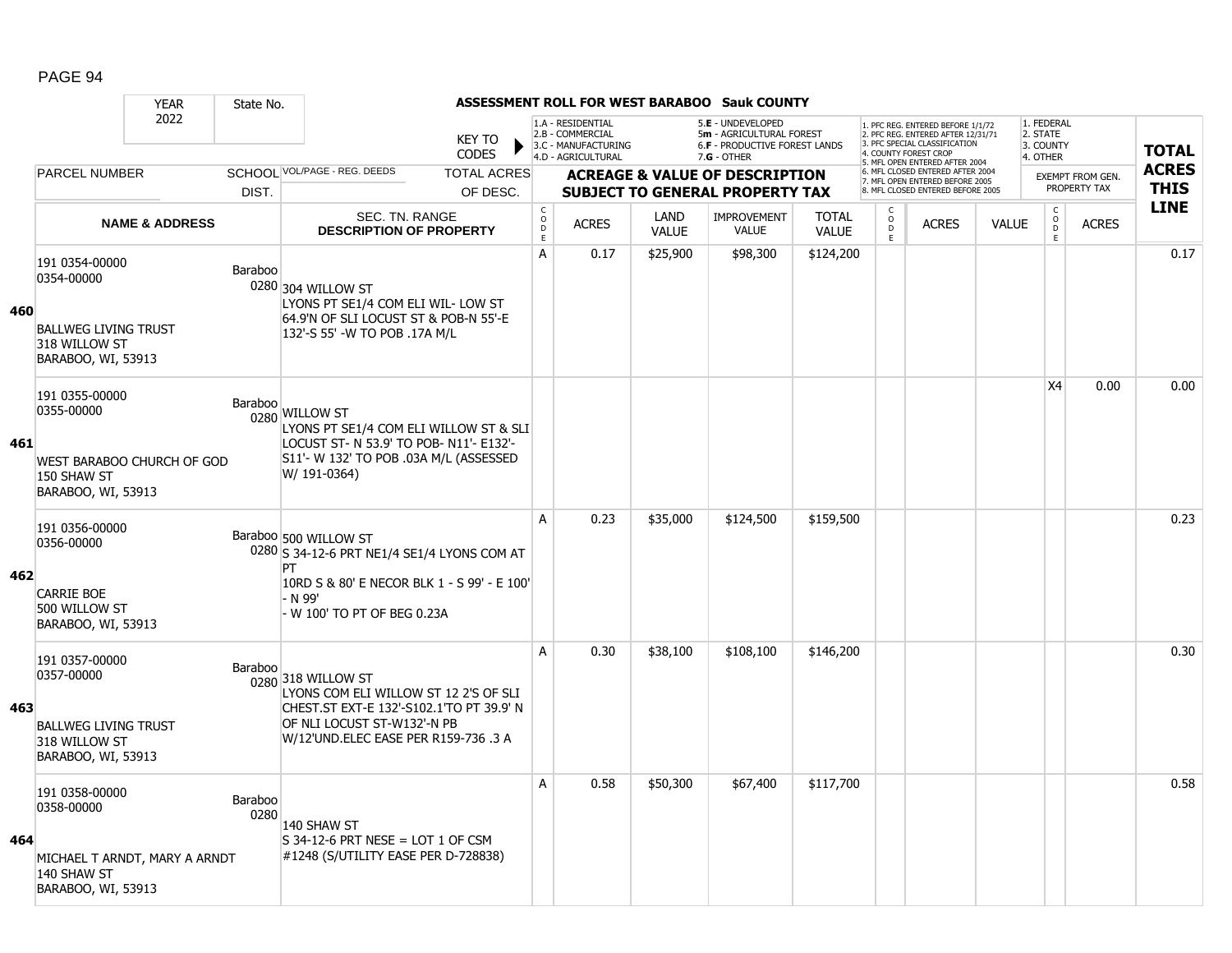PAGE 94

## ASSESSMENT ROLL FOR WEST BARABOO Sauk COUNTY

| YEAR | State No. | | KEY TO CODES | 1.A - RESIDENTIAL 2.B - COMMERCIAL 3.C - MANUFACTURING 4.D - AGRICULTURAL | | 5.E - UNDEVELOPED 5m - AGRICULTURAL FOREST 6.F - PRODUCTIVE FOREST LANDS 7.G - OTHER | | | 1. PFC REG. ENTERED BEFORE 1/1/72 2. PFC REG. ENTERED AFTER 12/31/71 3. PFC SPECIAL CLASSIFICATION 4. COUNTY FOREST CROP 5. MFL OPEN ENTERED AFTER 2004 6. MFL CLOSED ENTERED AFTER 2004 7. MFL OPEN ENTERED BEFORE 2005 8. MFL CLOSED ENTERED BEFORE 2005 | | | 1. FEDERAL 2. STATE 3. COUNTY 4. OTHER | | TOTAL ACRES THIS LINE |
|---|---|---|---|---|---|---|---|---|---|---|---|---|---|---|
| 2022 | | | | | | | | | | | | | | |
| PARCEL NUMBER | SCHOOL DIST. | VOL/PAGE - REG. DEEDS | TOTAL ACRES OF DESC. | ACREAGE & VALUE OF DESCRIPTION SUBJECT TO GENERAL PROPERTY TAX | | | | | | | | EXEMPT FROM GEN. PROPERTY TAX | | |
| NAME & ADDRESS | | SEC. TN. RANGE DESCRIPTION OF PROPERTY | | CODE | ACRES | LAND VALUE | IMPROVEMENT VALUE | TOTAL VALUE | CODE | ACRES | VALUE | CODE | ACRES | |
| **460** 191 0354-00000 0354-00000 BALLWEG LIVING TRUST 318 WILLOW ST BARABOO, WI, 53913 | Baraboo 0280 | 304 WILLOW ST LYONS PT SE1/4 COM ELI WIL- LOW ST 64.9'N OF SLI LOCUST ST & POB-N 55'-E 132'-S 55' -W TO POB .17A M/L | | A | 0.17 | $25,900 | $98,300 | $124,200 | | | | | | 0.17 |
| **461** 191 0355-00000 0355-00000 WEST BARABOO CHURCH OF GOD 150 SHAW ST BARABOO, WI, 53913 | Baraboo 0280 | WILLOW ST LYONS PT SE1/4 COM ELI WILLOW ST & SLI LOCUST ST- N 53.9' TO POB- N11'- E132'- S11'- W 132' TO POB .03A M/L (ASSESSED W/ 191-0364) | | | | | | | | | | X4 | 0.00 | 0.00 |
| **462** 191 0356-00000 0356-00000 CARRIE BOE 500 WILLOW ST BARABOO, WI, 53913 | Baraboo 0280 | 500 WILLOW ST S 34-12-6 PRT NE1/4 SE1/4 LYONS COM AT PT 10RD S & 80' E NECOR BLK 1 - S 99' - E 100' - N 99' - W 100' TO PT OF BEG 0.23A | | A | 0.23 | $35,000 | $124,500 | $159,500 | | | | | | 0.23 |
| **463** 191 0357-00000 0357-00000 BALLWEG LIVING TRUST 318 WILLOW ST BARABOO, WI, 53913 | Baraboo 0280 | 318 WILLOW ST LYONS COM ELI WILLOW ST 12 2'S OF SLI CHEST.ST EXT-E 132'-S102.1'TO PT 39.9' N OF NLI LOCUST ST-W132'-N PB W/12'UND.ELEC EASE PER R159-736 .3 A | | A | 0.30 | $38,100 | $108,100 | $146,200 | | | | | | 0.30 |
| **464** 191 0358-00000 0358-00000 MICHAEL T ARNDT, MARY A ARNDT 140 SHAW ST BARABOO, WI, 53913 | Baraboo 0280 | 140 SHAW ST S 34-12-6 PRT NESE = LOT 1 OF CSM #1248 (S/UTILITY EASE PER D-728838) | | A | 0.58 | $50,300 | $67,400 | $117,700 | | | | | | 0.58 |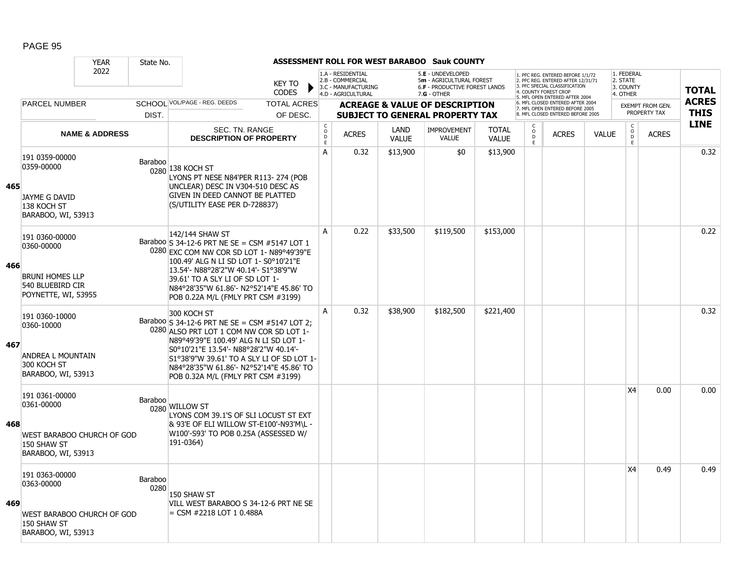# ASSESSMENT ROLL FOR WEST BARABOO Sauk COUNTY

YEAR 2022 | State No.

KEY TO CODES:
- 1.A - RESIDENTIAL
- 2.B - COMMERCIAL
- 3.C - MANUFACTURING
- 4.D - AGRICULTURAL
- 5.E - UNDEVELOPED
- 5m - AGRICULTURAL FOREST
- 6.F - PRODUCTIVE FOREST LANDS
- 7.G - OTHER

- 1. PFC REG. ENTERED BEFORE 1/1/72
- 2. PFC REG. ENTERED AFTER 12/31/71
- 3. PFC SPECIAL CLASSIFICATION
- 4. COUNTY FOREST CROP
- 5. MFL OPEN ENTERED AFTER 2004
- 6. MFL CLOSED ENTERED AFTER 2004
- 7. MFL OPEN ENTERED BEFORE 2005
- 8. MFL CLOSED ENTERED BEFORE 2005

- 1. FEDERAL
- 2. STATE
- 3. COUNTY
- 4. OTHER

| | PARCEL NUMBER / NAME & ADDRESS | SCHOOL DIST. | VOL/PAGE - REG. DEEDS / SEC. TN. RANGE DESCRIPTION OF PROPERTY | CODE | ACRES | LAND VALUE | IMPROVEMENT VALUE | TOTAL VALUE | CODE | ACRES | VALUE | CODE | EXEMPT FROM GEN. PROPERTY TAX ACRES | TOTAL ACRES THIS LINE |
|---|---|---|---|---|---|---|---|---|---|---|---|---|---|---|
| 465 | 191 0359-00000<br>0359-00000<br><br>JAYME G DAVID<br>138 KOCH ST<br>BARABOO, WI, 53913 | Baraboo 0280 | 138 KOCH ST<br>LYONS PT NESE N84'PER R113- 274 (POB UNCLEAR) DESC IN V304-510 DESC AS GIVEN IN DEED CANNOT BE PLATTED (S/UTILITY EASE PER D-728837) | A | 0.32 | $13,900 | $0 | $13,900 | | | | | | 0.32 |
| 466 | 191 0360-00000<br>0360-00000<br><br>BRUNI HOMES LLP<br>540 BLUEBIRD CIR<br>POYNETTE, WI, 53955 | Baraboo 0280 | 142/144 SHAW ST<br>S 34-12-6 PRT NE SE = CSM #5147 LOT 1 EXC COM NW COR SD LOT 1- N89°49'39"E 100.49' ALG N LI SD LOT 1- S0°10'21"E 13.54'- N88°28'2"W 40.14'- S1°38'9"W 39.61' TO A SLY LI OF SD LOT 1- N84°28'35"W 61.86'- N2°52'14"E 45.86' TO POB 0.22A M/L (FMLY PRT CSM #3199) | A | 0.22 | $33,500 | $119,500 | $153,000 | | | | | | 0.22 |
| 467 | 191 0360-10000<br>0360-10000<br><br>ANDREA L MOUNTAIN<br>300 KOCH ST<br>BARABOO, WI, 53913 | Baraboo 0280 | 300 KOCH ST<br>S 34-12-6 PRT NE SE = CSM #5147 LOT 2; ALSO PRT LOT 1 COM NW COR SD LOT 1- N89°49'39"E 100.49' ALG N LI SD LOT 1- S0°10'21"E 13.54'- N88°28'2"W 40.14'- S1°38'9"W 39.61' TO A SLY LI OF SD LOT 1- N84°28'35"W 61.86'- N2°52'14"E 45.86' TO POB 0.32A M/L (FMLY PRT CSM #3199) | A | 0.32 | $38,900 | $182,500 | $221,400 | | | | | | 0.32 |
| 468 | 191 0361-00000<br>0361-00000<br><br>WEST BARABOO CHURCH OF GOD<br>150 SHAW ST<br>BARABOO, WI, 53913 | Baraboo 0280 | WILLOW ST<br>LYONS COM 39.1'S OF SLI LOCUST ST EXT & 93'E OF ELI WILLOW ST-E100'-N93'M\L - W100'-S93' TO POB 0.25A (ASSESSED W/ 191-0364) | | | | | | | | | X4 | 0.00 | 0.00 |
| 469 | 191 0363-00000<br>0363-00000<br><br>WEST BARABOO CHURCH OF GOD<br>150 SHAW ST<br>BARABOO, WI, 53913 | Baraboo 0280 | 150 SHAW ST<br>VILL WEST BARABOO S 34-12-6 PRT NE SE = CSM #2218 LOT 1 0.488A | | | | | | | | | X4 | 0.49 | 0.49 |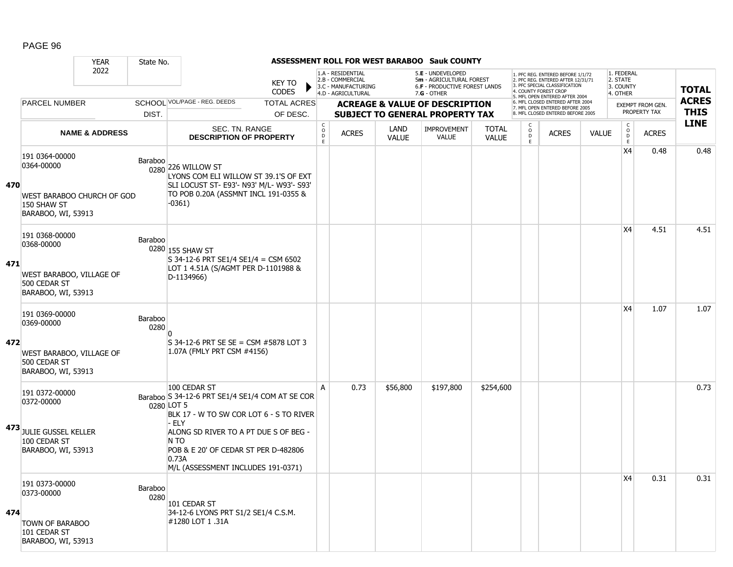# ASSESSMENT ROLL FOR WEST BARABOO Sauk COUNTY

| YEAR 2022 | State No. | | KEY TO CODES: 1.A - RESIDENTIAL, 2.B - COMMERCIAL, 3.C - MANUFACTURING, 4.D - AGRICULTURAL, 5.E - UNDEVELOPED, 5m - AGRICULTURAL FOREST, 6.F - PRODUCTIVE FOREST LANDS, 7.G - OTHER | | | | | 1. PFC REG. ENTERED BEFORE 1/1/72, 2. PFC REG. ENTERED AFTER 12/31/71, 3. PFC SPECIAL CLASSIFICATION, 4. COUNTY FOREST CROP, 5. MFL OPEN ENTERED AFTER 2004, 6. MFL CLOSED ENTERED AFTER 2004, 7. MFL OPEN ENTERED BEFORE 2005, 8. MFL CLOSED ENTERED BEFORE 2005 | | | 1. FEDERAL, 2. STATE, 3. COUNTY, 4. OTHER | | |
|---|---|---|---|---|---|---|---|---|---|---|---|---|---|
| PARCEL NUMBER | SCHOOL DIST. | VOL/PAGE - REG. DEEDS / TOTAL ACRES OF DESC. | ACREAGE & VALUE OF DESCRIPTION SUBJECT TO GENERAL PROPERTY TAX | | | | | | | | EXEMPT FROM GEN. PROPERTY TAX | | TOTAL ACRES THIS LINE |
| NAME & ADDRESS | | SEC. TN. RANGE DESCRIPTION OF PROPERTY | CODE | ACRES | LAND VALUE | IMPROVEMENT VALUE | TOTAL VALUE | CODE | ACRES | VALUE | CODE | ACRES | |
| **470** 191 0364-00000 0364-00000 WEST BARABOO CHURCH OF GOD 150 SHAW ST BARABOO, WI, 53913 | Baraboo 0280 | 226 WILLOW ST LYONS COM ELI WILLOW ST 39.1'S OF EXT SLI LOCUST ST- E93'- N93' M/L- W93'- S93' TO POB 0.20A (ASSMNT INCL 191-0355 & -0361) | | | | | | | | | X4 | 0.48 | 0.48 |
| **471** 191 0368-00000 0368-00000 WEST BARABOO, VILLAGE OF 500 CEDAR ST BARABOO, WI, 53913 | Baraboo 0280 | 155 SHAW ST S 34-12-6 PRT SE1/4 SE1/4 = CSM 6502 LOT 1 4.51A (S/AGMT PER D-1101988 & D-1134966) | | | | | | | | | X4 | 4.51 | 4.51 |
| **472** 191 0369-00000 0369-00000 WEST BARABOO, VILLAGE OF 500 CEDAR ST BARABOO, WI, 53913 | Baraboo 0280 | 0 S 34-12-6 PRT SE SE = CSM #5878 LOT 3 1.07A (FMLY PRT CSM #4156) | | | | | | | | | X4 | 1.07 | 1.07 |
| **473** 191 0372-00000 0372-00000 JULIE GUSSEL KELLER 100 CEDAR ST BARABOO, WI, 53913 | Baraboo 0280 | 100 CEDAR ST S 34-12-6 PRT SE1/4 SE1/4 COM AT SE COR LOT 5 BLK 17 - W TO SW COR LOT 6 - S TO RIVER - ELY ALONG SD RIVER TO A PT DUE S OF BEG - N TO POB & E 20' OF CEDAR ST PER D-482806 0.73A M/L (ASSESSMENT INCLUDES 191-0371) | A | 0.73 | $56,800 | $197,800 | $254,600 | | | | | | 0.73 |
| **474** 191 0373-00000 0373-00000 TOWN OF BARABOO 101 CEDAR ST BARABOO, WI, 53913 | Baraboo 0280 | 101 CEDAR ST 34-12-6 LYONS PRT S1/2 SE1/4 C.S.M. #1280 LOT 1 .31A | | | | | | | | | X4 | 0.31 | 0.31 |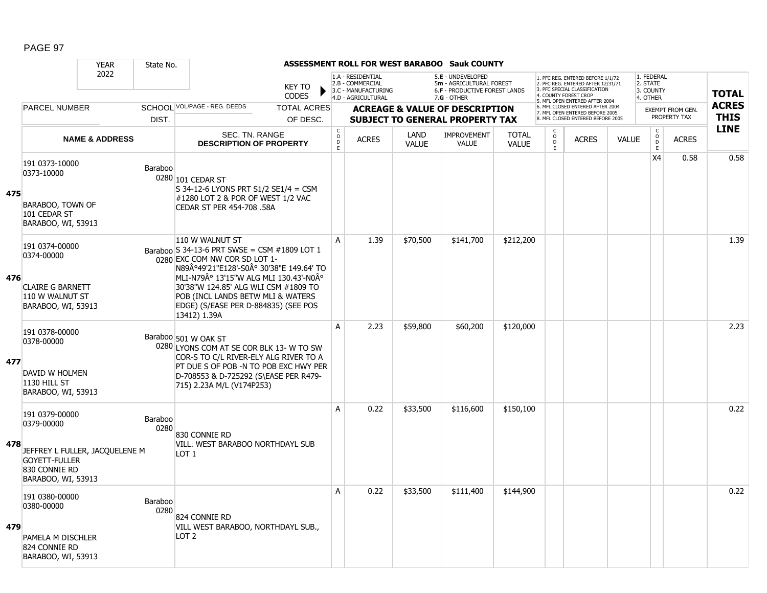# ASSESSMENT ROLL FOR WEST BARABOO Sauk COUNTY

| YEAR | State No. | | KEY TO CODES | 1.A - RESIDENTIAL 2.B - COMMERCIAL 3.C - MANUFACTURING 4.D - AGRICULTURAL | | 5.E - UNDEVELOPED 5m - AGRICULTURAL FOREST 6.F - PRODUCTIVE FOREST LANDS 7.G - OTHER | | | 1. PFC REG. ENTERED BEFORE 1/1/72 2. PFC REG. ENTERED AFTER 12/31/71 3. PFC SPECIAL CLASSIFICATION 4. COUNTY FOREST CROP 5. MFL OPEN ENTERED AFTER 2004 6. MFL CLOSED ENTERED AFTER 2004 7. MFL OPEN ENTERED BEFORE 2005 8. MFL CLOSED ENTERED BEFORE 2005 | | | 1. FEDERAL 2. STATE 3. COUNTY 4. OTHER | | TOTAL ACRES THIS LINE |
|---|---|---|---|---|---|---|---|---|---|---|---|---|---|---|
| 2022 | | | | | | | | | | | | | | |
| PARCEL NUMBER | SCHOOL DIST. | VOL/PAGE - REG. DEEDS | TOTAL ACRES OF DESC. | ACREAGE & VALUE OF DESCRIPTION SUBJECT TO GENERAL PROPERTY TAX | | | | | | | | EXEMPT FROM GEN. PROPERTY TAX | | |
| NAME & ADDRESS | | SEC. TN. RANGE DESCRIPTION OF PROPERTY | | CODE | ACRES | LAND VALUE | IMPROVEMENT VALUE | TOTAL VALUE | CODE | ACRES | VALUE | CODE | ACRES | |
| **475** 191 0373-10000 0373-10000 BARABOO, TOWN OF 101 CEDAR ST BARABOO, WI, 53913 | Baraboo 0280 | 101 CEDAR ST S 34-12-6 LYONS PRT S1/2 SE1/4 = CSM #1280 LOT 2 & POR OF WEST 1/2 VAC CEDAR ST PER 454-708 .58A | | | | | | | | | | X4 | 0.58 | 0.58 |
| **476** 191 0374-00000 0374-00000 CLAIRE G BARNETT 110 W WALNUT ST BARABOO, WI, 53913 | Baraboo 0280 | 110 W WALNUT ST S 34-13-6 PRT SWSE = CSM #1809 LOT 1 EXC COM NW COR SD LOT 1-N89Â°49'21"E128'-S0Â° 30'38"E 149.64' TO MLI-N79Â° 13'15"W ALG MLI 130.43'-N0Â° 30'38"W 124.85' ALG WLI CSM #1809 TO POB (INCL LANDS BETW MLI & WATERS EDGE) (S/EASE PER D-884835) (SEE POS 13412) 1.39A | | A | 1.39 | $70,500 | $141,700 | $212,200 | | | | | | 1.39 |
| **477** 191 0378-00000 0378-00000 DAVID W HOLMEN 1130 HILL ST BARABOO, WI, 53913 | Baraboo 0280 | 501 W OAK ST LYONS COM AT SE COR BLK 13- W TO SW COR-S TO C/L RIVER-ELY ALG RIVER TO A PT DUE S OF POB -N TO POB EXC HWY PER D-708553 & D-725292 (S\EASE PER R479-715) 2.23A M/L (V174P253) | | A | 2.23 | $59,800 | $60,200 | $120,000 | | | | | | 2.23 |
| **478** 191 0379-00000 0379-00000 JEFFREY L FULLER, JACQUELENE M GOYETT-FULLER 830 CONNIE RD BARABOO, WI, 53913 | Baraboo 0280 | 830 CONNIE RD VILL. WEST BARABOO NORTHDAYL SUB LOT 1 | | A | 0.22 | $33,500 | $116,600 | $150,100 | | | | | | 0.22 |
| **479** 191 0380-00000 0380-00000 PAMELA M DISCHLER 824 CONNIE RD BARABOO, WI, 53913 | Baraboo 0280 | 824 CONNIE RD VILL WEST BARABOO, NORTHDAYL SUB., LOT 2 | | A | 0.22 | $33,500 | $111,400 | $144,900 | | | | | | 0.22 |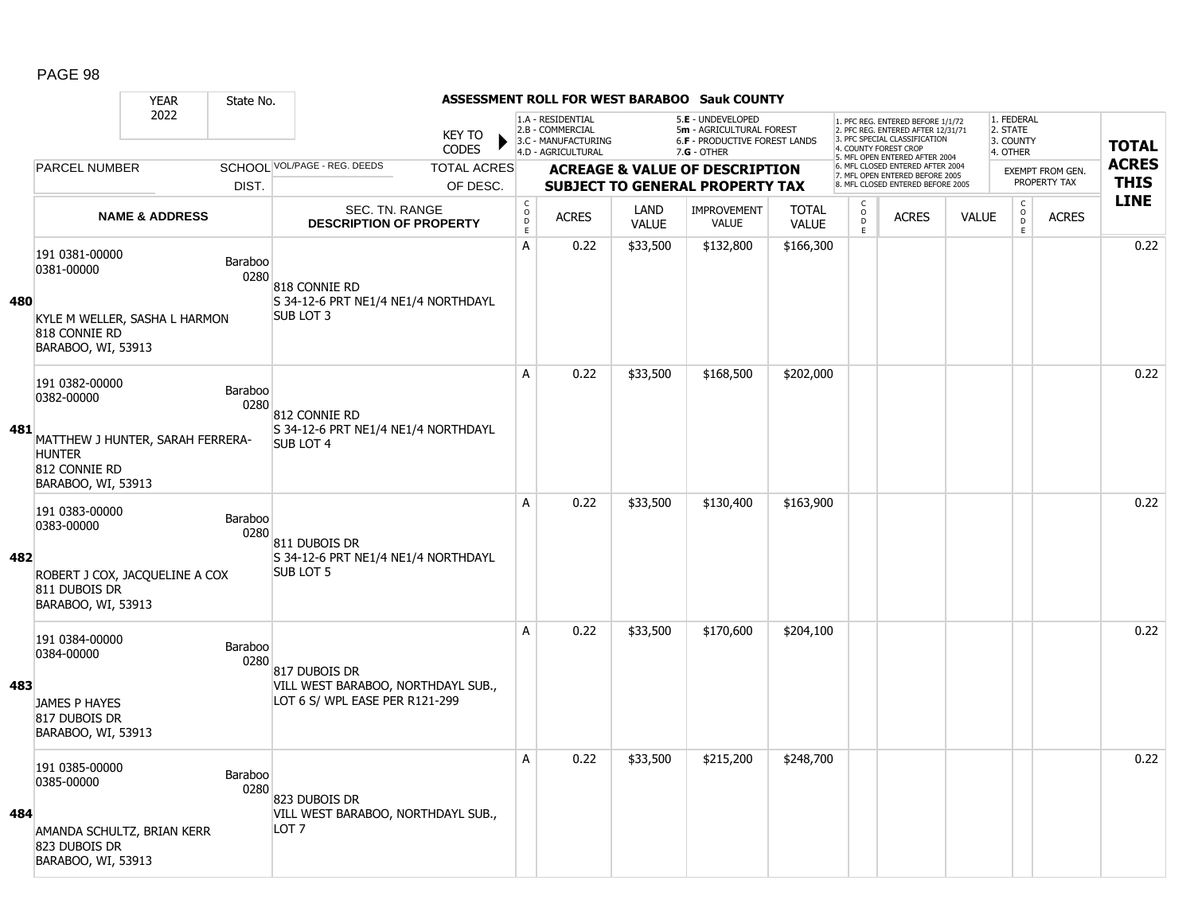## ASSESSMENT ROLL FOR WEST BARABOO Sauk COUNTY

| YEAR | State No. |
|---|---|
| 2022 | |

KEY TO CODES: 1.A - RESIDENTIAL, 2.B - COMMERCIAL, 3.C - MANUFACTURING, 4.D - AGRICULTURAL, 5.E - UNDEVELOPED, 5m - AGRICULTURAL FOREST, 6.F - PRODUCTIVE FOREST LANDS, 7.G - OTHER

1. PFC REG. ENTERED BEFORE 1/1/72, 2. PFC REG. ENTERED AFTER 12/31/71, 3. PFC SPECIAL CLASSIFICATION, 4. COUNTY FOREST CROP, 5. MFL OPEN ENTERED AFTER 2004, 6. MFL CLOSED ENTERED AFTER 2004, 7. MFL OPEN ENTERED BEFORE 2005, 8. MFL CLOSED ENTERED BEFORE 2005

1. FEDERAL, 2. STATE, 3. COUNTY, 4. OTHER — EXEMPT FROM GEN. PROPERTY TAX

| LINE | PARCEL NUMBER / NAME & ADDRESS | SCHOOL DIST. | VOL/PAGE - REG. DEEDS / SEC. TN. RANGE / DESCRIPTION OF PROPERTY | CODE | ACRES | LAND VALUE | IMPROVEMENT VALUE | TOTAL VALUE | CODE | ACRES | VALUE | CODE | ACRES | TOTAL ACRES THIS LINE |
|---|---|---|---|---|---|---|---|---|---|---|---|---|---|---|
| 480 | 191 0381-00000<br>0381-00000<br>KYLE M WELLER, SASHA L HARMON<br>818 CONNIE RD<br>BARABOO, WI, 53913 | Baraboo 0280 | 818 CONNIE RD<br>S 34-12-6 PRT NE1/4 NE1/4 NORTHDAYL SUB LOT 3 | A | 0.22 | $33,500 | $132,800 | $166,300 | | | | | | 0.22 |
| 481 | 191 0382-00000<br>0382-00000<br>MATTHEW J HUNTER, SARAH FERRERA-HUNTER<br>812 CONNIE RD<br>BARABOO, WI, 53913 | Baraboo 0280 | 812 CONNIE RD<br>S 34-12-6 PRT NE1/4 NE1/4 NORTHDAYL SUB LOT 4 | A | 0.22 | $33,500 | $168,500 | $202,000 | | | | | | 0.22 |
| 482 | 191 0383-00000<br>0383-00000<br>ROBERT J COX, JACQUELINE A COX<br>811 DUBOIS DR<br>BARABOO, WI, 53913 | Baraboo 0280 | 811 DUBOIS DR<br>S 34-12-6 PRT NE1/4 NE1/4 NORTHDAYL SUB LOT 5 | A | 0.22 | $33,500 | $130,400 | $163,900 | | | | | | 0.22 |
| 483 | 191 0384-00000<br>0384-00000<br>JAMES P HAYES<br>817 DUBOIS DR<br>BARABOO, WI, 53913 | Baraboo 0280 | 817 DUBOIS DR<br>VILL WEST BARABOO, NORTHDAYL SUB., LOT 6 S/ WPL EASE PER R121-299 | A | 0.22 | $33,500 | $170,600 | $204,100 | | | | | | 0.22 |
| 484 | 191 0385-00000<br>0385-00000<br>AMANDA SCHULTZ, BRIAN KERR<br>823 DUBOIS DR<br>BARABOO, WI, 53913 | Baraboo 0280 | 823 DUBOIS DR<br>VILL WEST BARABOO, NORTHDAYL SUB., LOT 7 | A | 0.22 | $33,500 | $215,200 | $248,700 | | | | | | 0.22 |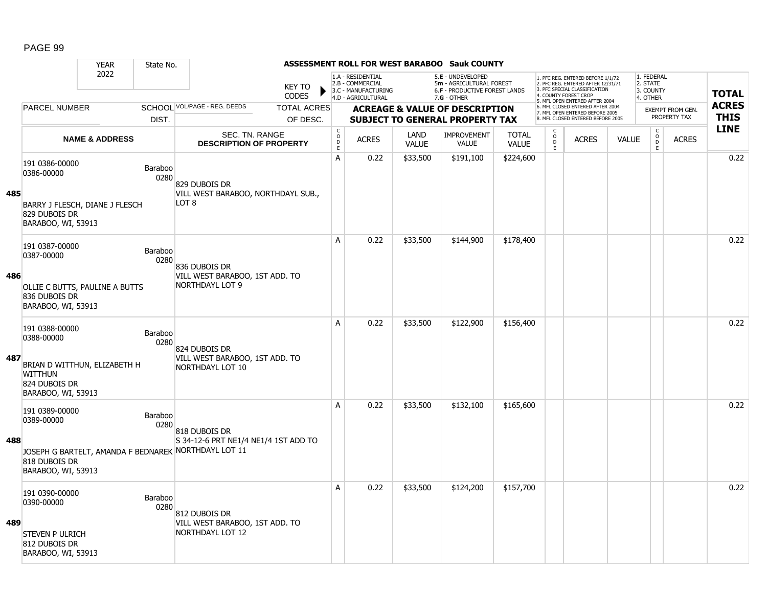## ASSESSMENT ROLL FOR WEST BARABOO Sauk COUNTY

| YEAR 2022 | State No. | KEY TO CODES | 1.A - RESIDENTIAL 2.B - COMMERCIAL 3.C - MANUFACTURING 4.D - AGRICULTURAL | | 5.E - UNDEVELOPED 5m - AGRICULTURAL FOREST 6.F - PRODUCTIVE FOREST LANDS 7.G - OTHER | | | 1. PFC REG. ENTERED BEFORE 1/1/72 2. PFC REG. ENTERED AFTER 12/31/71 3. PFC SPECIAL CLASSIFICATION 4. COUNTY FOREST CROP 5. MFL OPEN ENTERED AFTER 2004 6. MFL CLOSED ENTERED AFTER 2004 7. MFL OPEN ENTERED BEFORE 2005 8. MFL CLOSED ENTERED BEFORE 2005 | | | 1. FEDERAL 2. STATE 3. COUNTY 4. OTHER | | |
|---|---|---|---|---|---|---|---|---|---|---|---|---|---|
| PARCEL NUMBER | SCHOOL DIST. | VOL/PAGE - REG. DEEDS / TOTAL ACRES OF DESC. | ACREAGE & VALUE OF DESCRIPTION SUBJECT TO GENERAL PROPERTY TAX | | | | | | | | EXEMPT FROM GEN. PROPERTY TAX | | TOTAL ACRES THIS LINE |
| NAME & ADDRESS | | SEC. TN. RANGE DESCRIPTION OF PROPERTY | CODE | ACRES | LAND VALUE | IMPROVEMENT VALUE | TOTAL VALUE | CODE | ACRES | VALUE | CODE | ACRES | |
| **485** 191 0386-00000 0386-00000 BARRY J FLESCH, DIANE J FLESCH 829 DUBOIS DR BARABOO, WI, 53913 | Baraboo 0280 | 829 DUBOIS DR VILL WEST BARABOO, NORTHDAYL SUB., LOT 8 | A | 0.22 | $33,500 | $191,100 | $224,600 | | | | | | 0.22 |
| **486** 191 0387-00000 0387-00000 OLLIE C BUTTS, PAULINE A BUTTS 836 DUBOIS DR BARABOO, WI, 53913 | Baraboo 0280 | 836 DUBOIS DR VILL WEST BARABOO, 1ST ADD. TO NORTHDAYL LOT 9 | A | 0.22 | $33,500 | $144,900 | $178,400 | | | | | | 0.22 |
| **487** 191 0388-00000 0388-00000 BRIAN D WITTHUN, ELIZABETH H WITTHUN 824 DUBOIS DR BARABOO, WI, 53913 | Baraboo 0280 | 824 DUBOIS DR VILL WEST BARABOO, 1ST ADD. TO NORTHDAYL LOT 10 | A | 0.22 | $33,500 | $122,900 | $156,400 | | | | | | 0.22 |
| **488** 191 0389-00000 0389-00000 JOSEPH G BARTELT, AMANDA F BEDNAREK 818 DUBOIS DR BARABOO, WI, 53913 | Baraboo 0280 | 818 DUBOIS DR S 34-12-6 PRT NE1/4 NE1/4 1ST ADD TO NORTHDAYL LOT 11 | A | 0.22 | $33,500 | $132,100 | $165,600 | | | | | | 0.22 |
| **489** 191 0390-00000 0390-00000 STEVEN P ULRICH 812 DUBOIS DR BARABOO, WI, 53913 | Baraboo 0280 | 812 DUBOIS DR VILL WEST BARABOO, 1ST ADD. TO NORTHDAYL LOT 12 | A | 0.22 | $33,500 | $124,200 | $157,700 | | | | | | 0.22 |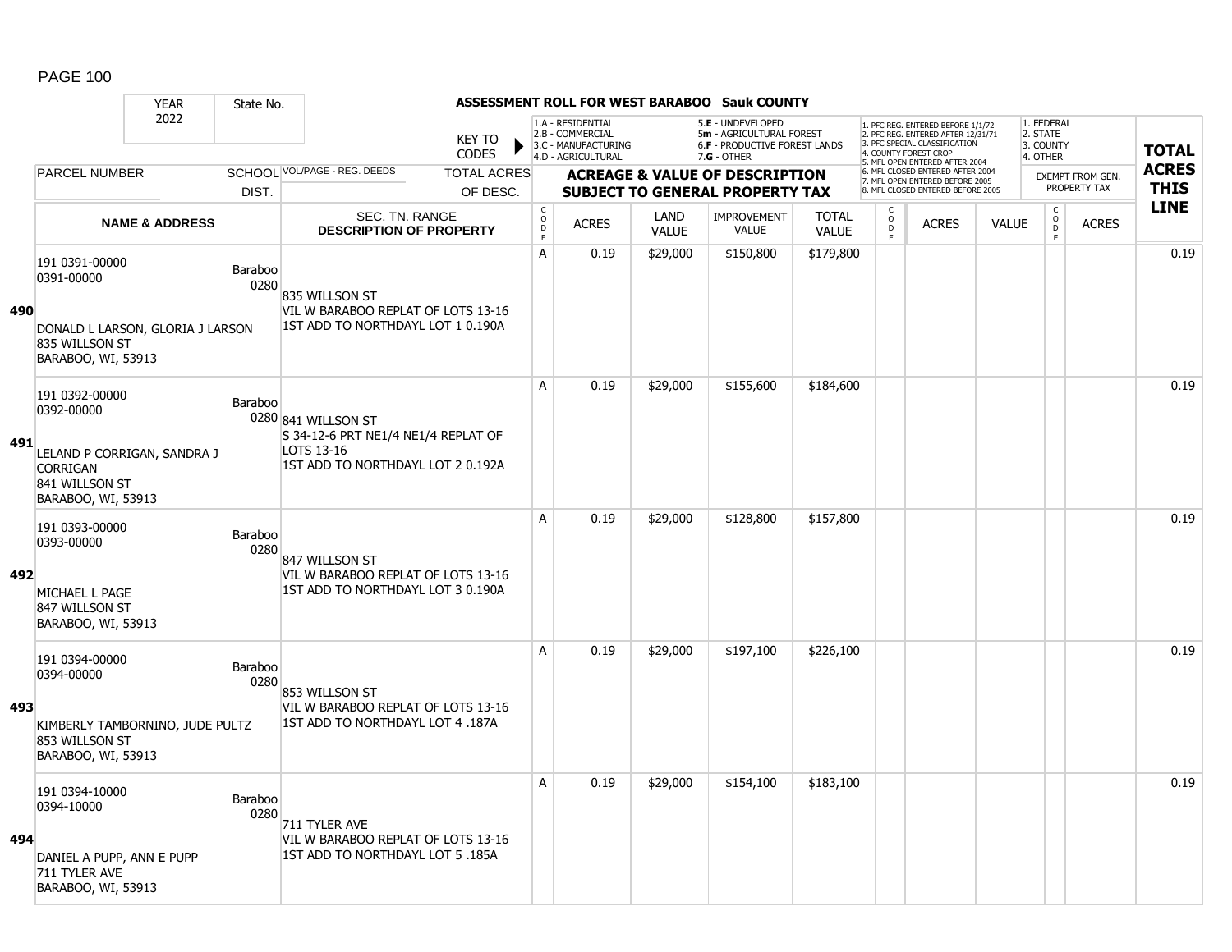# ASSESSMENT ROLL FOR WEST BARABOO Sauk COUNTY

YEAR 2022 | State No.

KEY TO CODES:
- 1.A - RESIDENTIAL
- 2.B - COMMERCIAL
- 3.C - MANUFACTURING
- 4.D - AGRICULTURAL
- 5.E - UNDEVELOPED
- 5m - AGRICULTURAL FOREST
- 6.F - PRODUCTIVE FOREST LANDS
- 7.G - OTHER

- 1. PFC REG. ENTERED BEFORE 1/1/72
- 2. PFC REG. ENTERED AFTER 12/31/71
- 3. PFC SPECIAL CLASSIFICATION
- 4. COUNTY FOREST CROP
- 5. MFL OPEN ENTERED AFTER 2004
- 6. MFL CLOSED ENTERED AFTER 2004
- 7. MFL OPEN ENTERED BEFORE 2005
- 8. MFL CLOSED ENTERED BEFORE 2005

- 1. FEDERAL
- 2. STATE
- 3. COUNTY
- 4. OTHER

| LINE | PARCEL NUMBER / NAME & ADDRESS | SCHOOL DIST. | VOL/PAGE - REG. DEEDS / SEC. TN. RANGE / DESCRIPTION OF PROPERTY | CODE | ACRES | LAND VALUE | IMPROVEMENT VALUE | TOTAL VALUE | CODE | ACRES | VALUE | CODE | ACRES (EXEMPT FROM GEN. PROPERTY TAX) | TOTAL ACRES THIS LINE |
|---|---|---|---|---|---|---|---|---|---|---|---|---|---|---|
| 490 | 191 0391-00000<br>0391-00000<br>DONALD L LARSON, GLORIA J LARSON<br>835 WILLSON ST<br>BARABOO, WI, 53913 | Baraboo 0280 | 835 WILLSON ST<br>VIL W BARABOO REPLAT OF LOTS 13-16<br>1ST ADD TO NORTHDAYL LOT 1 0.190A | A | 0.19 | $29,000 | $150,800 | $179,800 | | | | | | 0.19 |
| 491 | 191 0392-00000<br>0392-00000<br>LELAND P CORRIGAN, SANDRA J CORRIGAN<br>841 WILLSON ST<br>BARABOO, WI, 53913 | Baraboo 0280 | 841 WILLSON ST<br>S 34-12-6 PRT NE1/4 NE1/4 REPLAT OF LOTS 13-16<br>1ST ADD TO NORTHDAYL LOT 2 0.192A | A | 0.19 | $29,000 | $155,600 | $184,600 | | | | | | 0.19 |
| 492 | 191 0393-00000<br>0393-00000<br>MICHAEL L PAGE<br>847 WILLSON ST<br>BARABOO, WI, 53913 | Baraboo 0280 | 847 WILLSON ST<br>VIL W BARABOO REPLAT OF LOTS 13-16<br>1ST ADD TO NORTHDAYL LOT 3 0.190A | A | 0.19 | $29,000 | $128,800 | $157,800 | | | | | | 0.19 |
| 493 | 191 0394-00000<br>0394-00000<br>KIMBERLY TAMBORNINO, JUDE PULTZ<br>853 WILLSON ST<br>BARABOO, WI, 53913 | Baraboo 0280 | 853 WILLSON ST<br>VIL W BARABOO REPLAT OF LOTS 13-16<br>1ST ADD TO NORTHDAYL LOT 4 .187A | A | 0.19 | $29,000 | $197,100 | $226,100 | | | | | | 0.19 |
| 494 | 191 0394-10000<br>0394-10000<br>DANIEL A PUPP, ANN E PUPP<br>711 TYLER AVE<br>BARABOO, WI, 53913 | Baraboo 0280 | 711 TYLER AVE<br>VIL W BARABOO REPLAT OF LOTS 13-16<br>1ST ADD TO NORTHDAYL LOT 5 .185A | A | 0.19 | $29,000 | $154,100 | $183,100 | | | | | | 0.19 |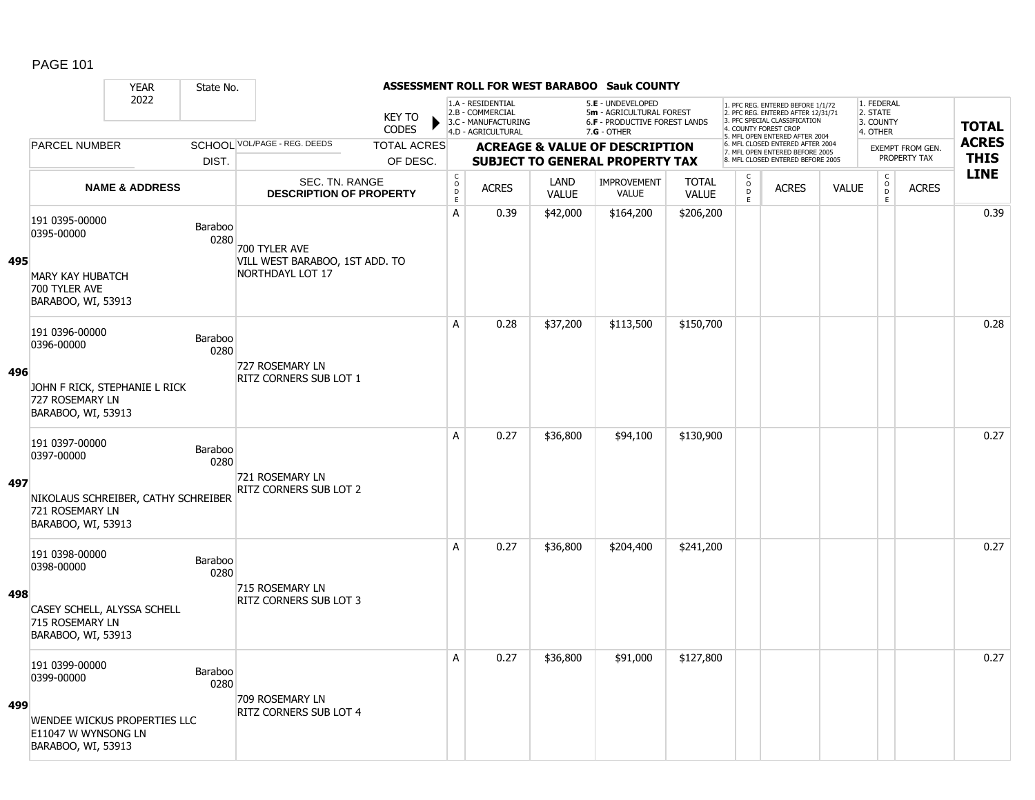# ASSESSMENT ROLL FOR WEST BARABOO Sauk COUNTY

YEAR 2022 | State No.

KEY TO CODES:
- 1.A - RESIDENTIAL
- 2.B - COMMERCIAL
- 3.C - MANUFACTURING
- 4.D - AGRICULTURAL
- 5.E - UNDEVELOPED
- 5m - AGRICULTURAL FOREST
- 6.F - PRODUCTIVE FOREST LANDS
- 7.G - OTHER

Exempt codes:
1. PFC REG. ENTERED BEFORE 1/1/72
2. PFC REG. ENTERED AFTER 12/31/71
3. PFC SPECIAL CLASSIFICATION
4. COUNTY FOREST CROP
5. MFL OPEN ENTERED AFTER 2004
6. MFL CLOSED ENTERED AFTER 2004
7. MFL OPEN ENTERED BEFORE 2005
8. MFL CLOSED ENTERED BEFORE 2005

Exempt from gen. property tax:
1. FEDERAL
2. STATE
3. COUNTY
4. OTHER

| LINE | PARCEL NUMBER / NAME & ADDRESS | SCHOOL DIST. | VOL/PAGE - REG. DEEDS / SEC. TN. RANGE / DESCRIPTION OF PROPERTY | TOTAL ACRES OF DESC. | CODE | ACRES | LAND VALUE | IMPROVEMENT VALUE | TOTAL VALUE | CODE | ACRES | VALUE | CODE | ACRES | TOTAL ACRES THIS LINE |
|---|---|---|---|---|---|---|---|---|---|---|---|---|---|---|---|
| 495 | 191 0395-00000<br>0395-00000<br>MARY KAY HUBATCH<br>700 TYLER AVE<br>BARABOO, WI, 53913 | Baraboo 0280 | 700 TYLER AVE<br>VILL WEST BARABOO, 1ST ADD. TO NORTHDAYL LOT 17 | | A | 0.39 | $42,000 | $164,200 | $206,200 | | | | | | 0.39 |
| 496 | 191 0396-00000<br>0396-00000<br>JOHN F RICK, STEPHANIE L RICK<br>727 ROSEMARY LN<br>BARABOO, WI, 53913 | Baraboo 0280 | 727 ROSEMARY LN<br>RITZ CORNERS SUB LOT 1 | | A | 0.28 | $37,200 | $113,500 | $150,700 | | | | | | 0.28 |
| 497 | 191 0397-00000<br>0397-00000<br>NIKOLAUS SCHREIBER, CATHY SCHREIBER<br>721 ROSEMARY LN<br>BARABOO, WI, 53913 | Baraboo 0280 | 721 ROSEMARY LN<br>RITZ CORNERS SUB LOT 2 | | A | 0.27 | $36,800 | $94,100 | $130,900 | | | | | | 0.27 |
| 498 | 191 0398-00000<br>0398-00000<br>CASEY SCHELL, ALYSSA SCHELL<br>715 ROSEMARY LN<br>BARABOO, WI, 53913 | Baraboo 0280 | 715 ROSEMARY LN<br>RITZ CORNERS SUB LOT 3 | | A | 0.27 | $36,800 | $204,400 | $241,200 | | | | | | 0.27 |
| 499 | 191 0399-00000<br>0399-00000<br>WENDEE WICKUS PROPERTIES LLC<br>E11047 W WYNSONG LN<br>BARABOO, WI, 53913 | Baraboo 0280 | 709 ROSEMARY LN<br>RITZ CORNERS SUB LOT 4 | | A | 0.27 | $36,800 | $91,000 | $127,800 | | | | | | 0.27 |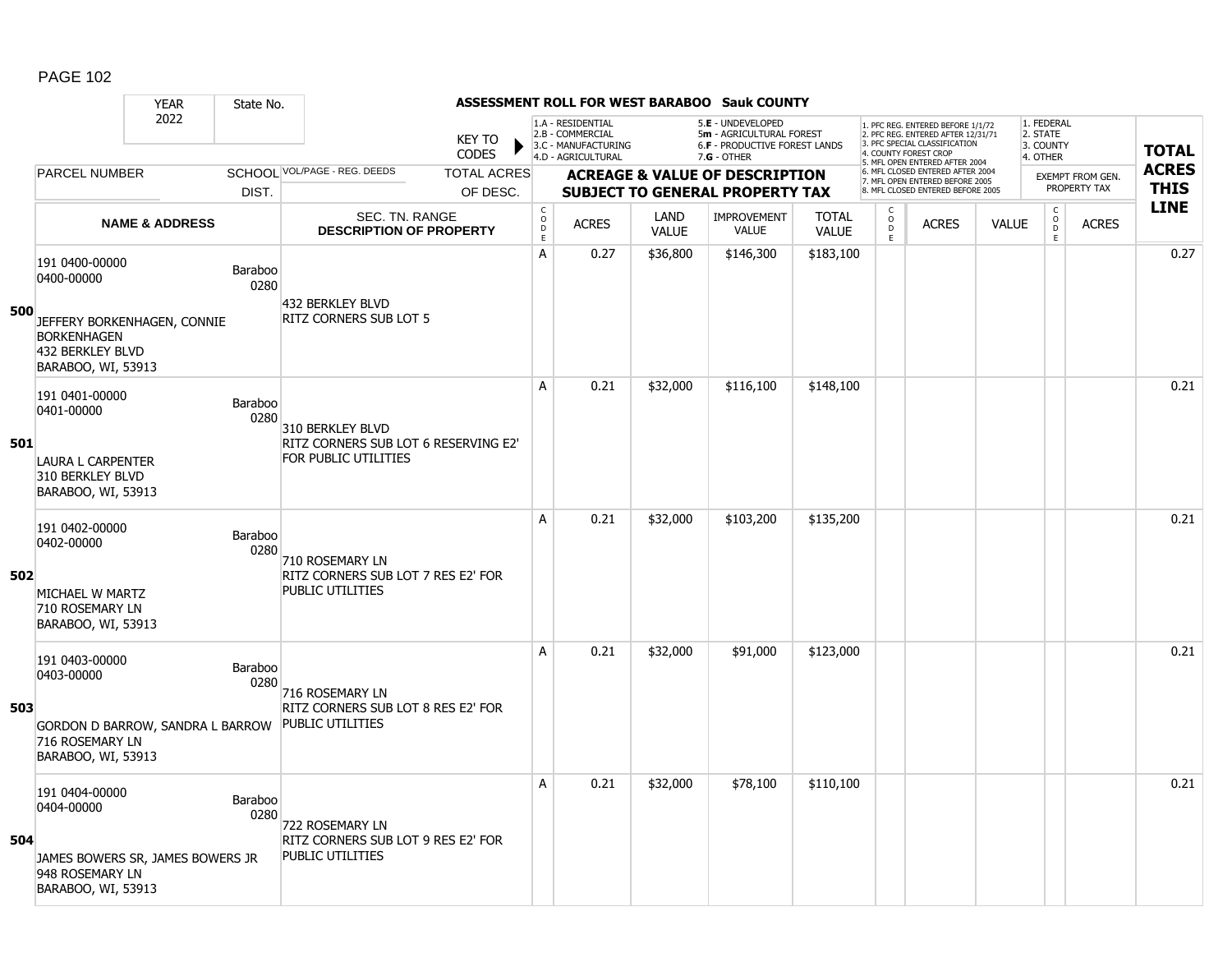**ASSESSMENT ROLL FOR WEST BARABOO Sauk COUNTY**

| YEAR | State No. |
|---|---|
| 2022 | |

KEY TO CODES: 1.A - RESIDENTIAL, 2.B - COMMERCIAL, 3.C - MANUFACTURING, 4.D - AGRICULTURAL, 5.E - UNDEVELOPED, 5m - AGRICULTURAL FOREST, 6.F - PRODUCTIVE FOREST LANDS, 7.G - OTHER

1. PFC REG. ENTERED BEFORE 1/1/72, 2. PFC REG. ENTERED AFTER 12/31/71, 3. PFC SPECIAL CLASSIFICATION, 4. COUNTY FOREST CROP, 5. MFL OPEN ENTERED AFTER 2004, 6. MFL CLOSED ENTERED AFTER 2004, 7. MFL OPEN ENTERED BEFORE 2005, 8. MFL CLOSED ENTERED BEFORE 2005

1. FEDERAL, 2. STATE, 3. COUNTY, 4. OTHER

| Line | PARCEL NUMBER / NAME & ADDRESS | SCHOOL DIST. | VOL/PAGE - REG. DEEDS / SEC. TN. RANGE / DESCRIPTION OF PROPERTY | TOTAL ACRES OF DESC. | CODE | ACRES | LAND VALUE | IMPROVEMENT VALUE | TOTAL VALUE | CODE | ACRES | VALUE | CODE | EXEMPT FROM GEN. PROPERTY TAX ACRES | TOTAL ACRES THIS LINE |
|---|---|---|---|---|---|---|---|---|---|---|---|---|---|---|---|
| 500 | 191 0400-00000<br>0400-00000<br>JEFFERY BORKENHAGEN, CONNIE BORKENHAGEN<br>432 BERKLEY BLVD<br>BARABOO, WI, 53913 | Baraboo 0280 | 432 BERKLEY BLVD<br>RITZ CORNERS SUB LOT 5 | | A | 0.27 | $36,800 | $146,300 | $183,100 | | | | | | 0.27 |
| 501 | 191 0401-00000<br>0401-00000<br>LAURA L CARPENTER<br>310 BERKLEY BLVD<br>BARABOO, WI, 53913 | Baraboo 0280 | 310 BERKLEY BLVD<br>RITZ CORNERS SUB LOT 6 RESERVING E2' FOR PUBLIC UTILITIES | | A | 0.21 | $32,000 | $116,100 | $148,100 | | | | | | 0.21 |
| 502 | 191 0402-00000<br>0402-00000<br>MICHAEL W MARTZ<br>710 ROSEMARY LN<br>BARABOO, WI, 53913 | Baraboo 0280 | 710 ROSEMARY LN<br>RITZ CORNERS SUB LOT 7 RES E2' FOR PUBLIC UTILITIES | | A | 0.21 | $32,000 | $103,200 | $135,200 | | | | | | 0.21 |
| 503 | 191 0403-00000<br>0403-00000<br>GORDON D BARROW, SANDRA L BARROW<br>716 ROSEMARY LN<br>BARABOO, WI, 53913 | Baraboo 0280 | 716 ROSEMARY LN<br>RITZ CORNERS SUB LOT 8 RES E2' FOR PUBLIC UTILITIES | | A | 0.21 | $32,000 | $91,000 | $123,000 | | | | | | 0.21 |
| 504 | 191 0404-00000<br>0404-00000<br>JAMES BOWERS SR, JAMES BOWERS JR<br>948 ROSEMARY LN<br>BARABOO, WI, 53913 | Baraboo 0280 | 722 ROSEMARY LN<br>RITZ CORNERS SUB LOT 9 RES E2' FOR PUBLIC UTILITIES | | A | 0.21 | $32,000 | $78,100 | $110,100 | | | | | | 0.21 |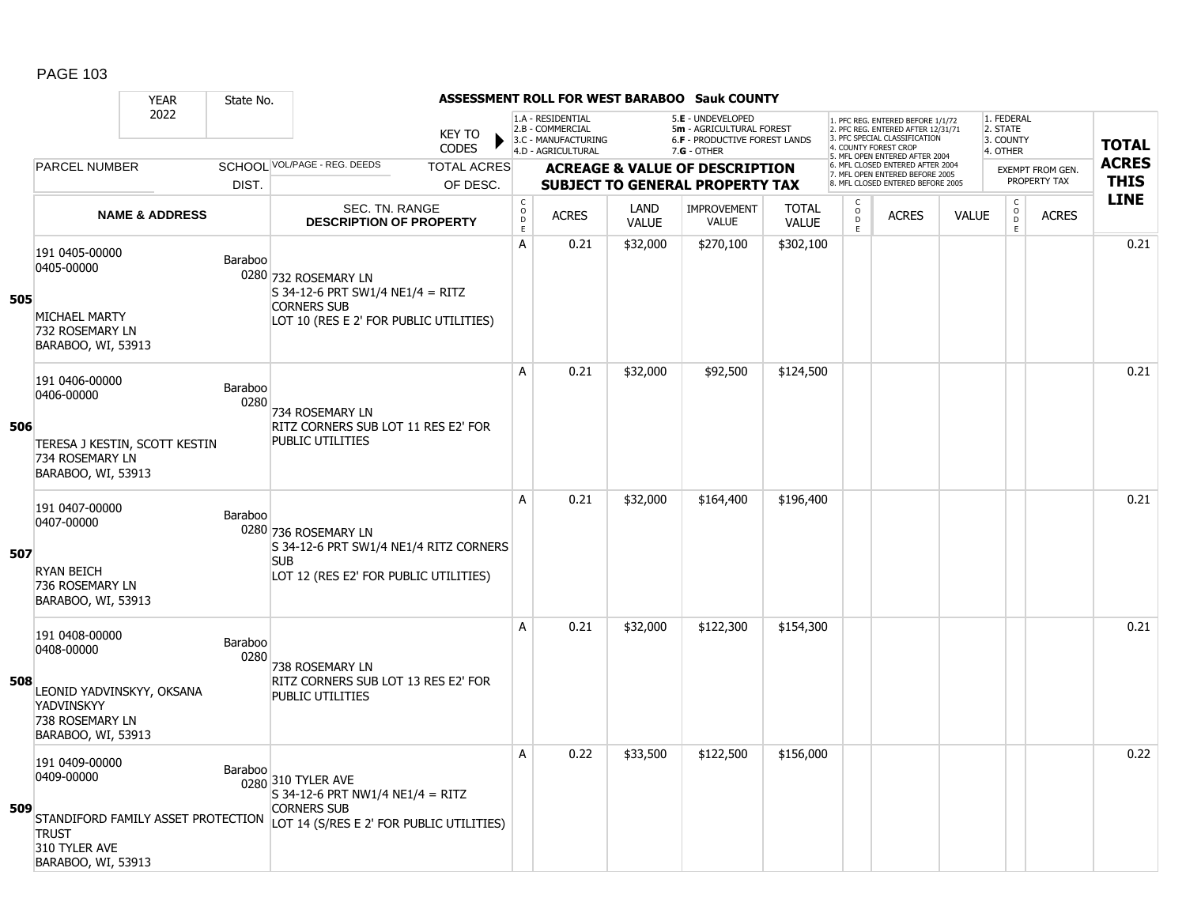## ASSESSMENT ROLL FOR WEST BARABOO Sauk COUNTY

YEAR 2022 | State No.

KEY TO CODES: 1.A - RESIDENTIAL, 2.B - COMMERCIAL, 3.C - MANUFACTURING, 4.D - AGRICULTURAL, 5.E - UNDEVELOPED, 5m - AGRICULTURAL FOREST, 6.F - PRODUCTIVE FOREST LANDS, 7.G - OTHER

1. PFC REG. ENTERED BEFORE 1/1/72, 2. PFC REG. ENTERED AFTER 12/31/71, 3. PFC SPECIAL CLASSIFICATION, 4. COUNTY FOREST CROP, 5. MFL OPEN ENTERED AFTER 2004, 6. MFL CLOSED ENTERED AFTER 2004, 7. MFL OPEN ENTERED BEFORE 2005, 8. MFL CLOSED ENTERED BEFORE 2005

1. FEDERAL, 2. STATE, 3. COUNTY, 4. OTHER — EXEMPT FROM GEN. PROPERTY TAX

| LINE | PARCEL NUMBER / NAME & ADDRESS | SCHOOL DIST. | VOL/PAGE - REG. DEEDS / SEC. TN. RANGE / DESCRIPTION OF PROPERTY | CODE | ACRES | LAND VALUE | IMPROVEMENT VALUE | TOTAL VALUE | CODE | ACRES | VALUE | CODE | ACRES | TOTAL ACRES THIS LINE |
|---|---|---|---|---|---|---|---|---|---|---|---|---|---|---|
| 505 | 191 0405-00000<br>0405-00000<br>MICHAEL MARTY<br>732 ROSEMARY LN<br>BARABOO, WI, 53913 | Baraboo 0280 | 732 ROSEMARY LN<br>S 34-12-6 PRT SW1/4 NE1/4 = RITZ CORNERS SUB<br>LOT 10 (RES E 2' FOR PUBLIC UTILITIES) | A | 0.21 | $32,000 | $270,100 | $302,100 | | | | | | 0.21 |
| 506 | 191 0406-00000<br>0406-00000<br>TERESA J KESTIN, SCOTT KESTIN<br>734 ROSEMARY LN<br>BARABOO, WI, 53913 | Baraboo 0280 | 734 ROSEMARY LN<br>RITZ CORNERS SUB LOT 11 RES E2' FOR PUBLIC UTILITIES | A | 0.21 | $32,000 | $92,500 | $124,500 | | | | | | 0.21 |
| 507 | 191 0407-00000<br>0407-00000<br>RYAN BEICH<br>736 ROSEMARY LN<br>BARABOO, WI, 53913 | Baraboo 0280 | 736 ROSEMARY LN<br>S 34-12-6 PRT SW1/4 NE1/4 RITZ CORNERS SUB<br>LOT 12 (RES E2' FOR PUBLIC UTILITIES) | A | 0.21 | $32,000 | $164,400 | $196,400 | | | | | | 0.21 |
| 508 | 191 0408-00000<br>0408-00000<br>LEONID YADVINSKYY, OKSANA YADVINSKYY<br>738 ROSEMARY LN<br>BARABOO, WI, 53913 | Baraboo 0280 | 738 ROSEMARY LN<br>RITZ CORNERS SUB LOT 13 RES E2' FOR PUBLIC UTILITIES | A | 0.21 | $32,000 | $122,300 | $154,300 | | | | | | 0.21 |
| 509 | 191 0409-00000<br>0409-00000<br>STANDIFORD FAMILY ASSET PROTECTION TRUST<br>310 TYLER AVE<br>BARABOO, WI, 53913 | Baraboo 0280 | 310 TYLER AVE<br>S 34-12-6 PRT NW1/4 NE1/4 = RITZ CORNERS SUB<br>LOT 14 (S/RES E 2' FOR PUBLIC UTILITIES) | A | 0.22 | $33,500 | $122,500 | $156,000 | | | | | | 0.22 |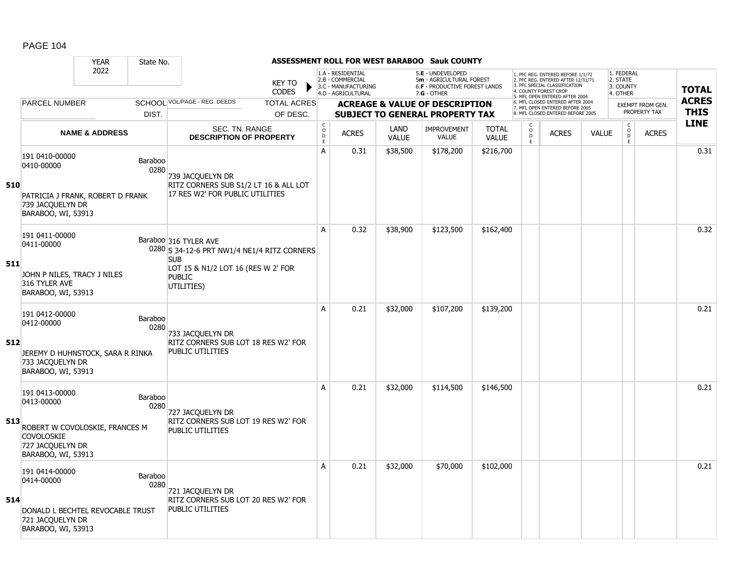# ASSESSMENT ROLL FOR WEST BARABOO Sauk COUNTY

| YEAR | State No. | | |
|---|---|---|---|
| 2022 | | | |

KEY TO CODES: 1.A - RESIDENTIAL, 2.B - COMMERCIAL, 3.C - MANUFACTURING, 4.D - AGRICULTURAL, 5.E - UNDEVELOPED, 5m - AGRICULTURAL FOREST, 6.F - PRODUCTIVE FOREST LANDS, 7.G - OTHER

1. PFC REG. ENTERED BEFORE 1/1/72, 2. PFC REG. ENTERED AFTER 12/31/71, 3. PFC SPECIAL CLASSIFICATION, 4. COUNTY FOREST CROP, 5. MFL OPEN ENTERED AFTER 2004, 6. MFL CLOSED ENTERED AFTER 2004, 7. MFL OPEN ENTERED BEFORE 2005, 8. MFL CLOSED ENTERED BEFORE 2005

1. FEDERAL, 2. STATE, 3. COUNTY, 4. OTHER — EXEMPT FROM GEN. PROPERTY TAX

| LINE | PARCEL NUMBER / NAME & ADDRESS | SCHOOL DIST. | VOL/PAGE - REG. DEEDS / SEC. TN. RANGE / DESCRIPTION OF PROPERTY | CODE | ACRES | LAND VALUE | IMPROVEMENT VALUE | TOTAL VALUE | CODE | ACRES | VALUE | CODE | ACRES | TOTAL ACRES THIS LINE |
|---|---|---|---|---|---|---|---|---|---|---|---|---|---|---|
| 510 | 191 0410-00000<br>0410-00000<br>PATRICIA J FRANK, ROBERT D FRANK<br>739 JACQUELYN DR<br>BARABOO, WI, 53913 | Baraboo 0280 | 739 JACQUELYN DR<br>RITZ CORNERS SUB S1/2 LT 16 & ALL LOT 17 RES W2' FOR PUBLIC UTILITIES | A | 0.31 | $38,500 | $178,200 | $216,700 | | | | | | 0.31 |
| 511 | 191 0411-00000<br>0411-00000<br>JOHN P NILES, TRACY J NILES<br>316 TYLER AVE<br>BARABOO, WI, 53913 | Baraboo 0280 | 316 TYLER AVE<br>S 34-12-6 PRT NW1/4 NE1/4 RITZ CORNERS SUB<br>LOT 15 & N1/2 LOT 16 (RES W 2' FOR PUBLIC<br>UTILITIES) | A | 0.32 | $38,900 | $123,500 | $162,400 | | | | | | 0.32 |
| 512 | 191 0412-00000<br>0412-00000<br>JEREMY D HUHNSTOCK, SARA R RINKA<br>733 JACQUELYN DR<br>BARABOO, WI, 53913 | Baraboo 0280 | 733 JACQUELYN DR<br>RITZ CORNERS SUB LOT 18 RES W2' FOR PUBLIC UTILITIES | A | 0.21 | $32,000 | $107,200 | $139,200 | | | | | | 0.21 |
| 513 | 191 0413-00000<br>0413-00000<br>ROBERT W COVOLOSKIE, FRANCES M COVOLOSKIE<br>727 JACQUELYN DR<br>BARABOO, WI, 53913 | Baraboo 0280 | 727 JACQUELYN DR<br>RITZ CORNERS SUB LOT 19 RES W2' FOR PUBLIC UTILITIES | A | 0.21 | $32,000 | $114,500 | $146,500 | | | | | | 0.21 |
| 514 | 191 0414-00000<br>0414-00000<br>DONALD L BECHTEL REVOCABLE TRUST<br>721 JACQUELYN DR<br>BARABOO, WI, 53913 | Baraboo 0280 | 721 JACQUELYN DR<br>RITZ CORNERS SUB LOT 20 RES W2' FOR PUBLIC UTILITIES | A | 0.21 | $32,000 | $70,000 | $102,000 | | | | | | 0.21 |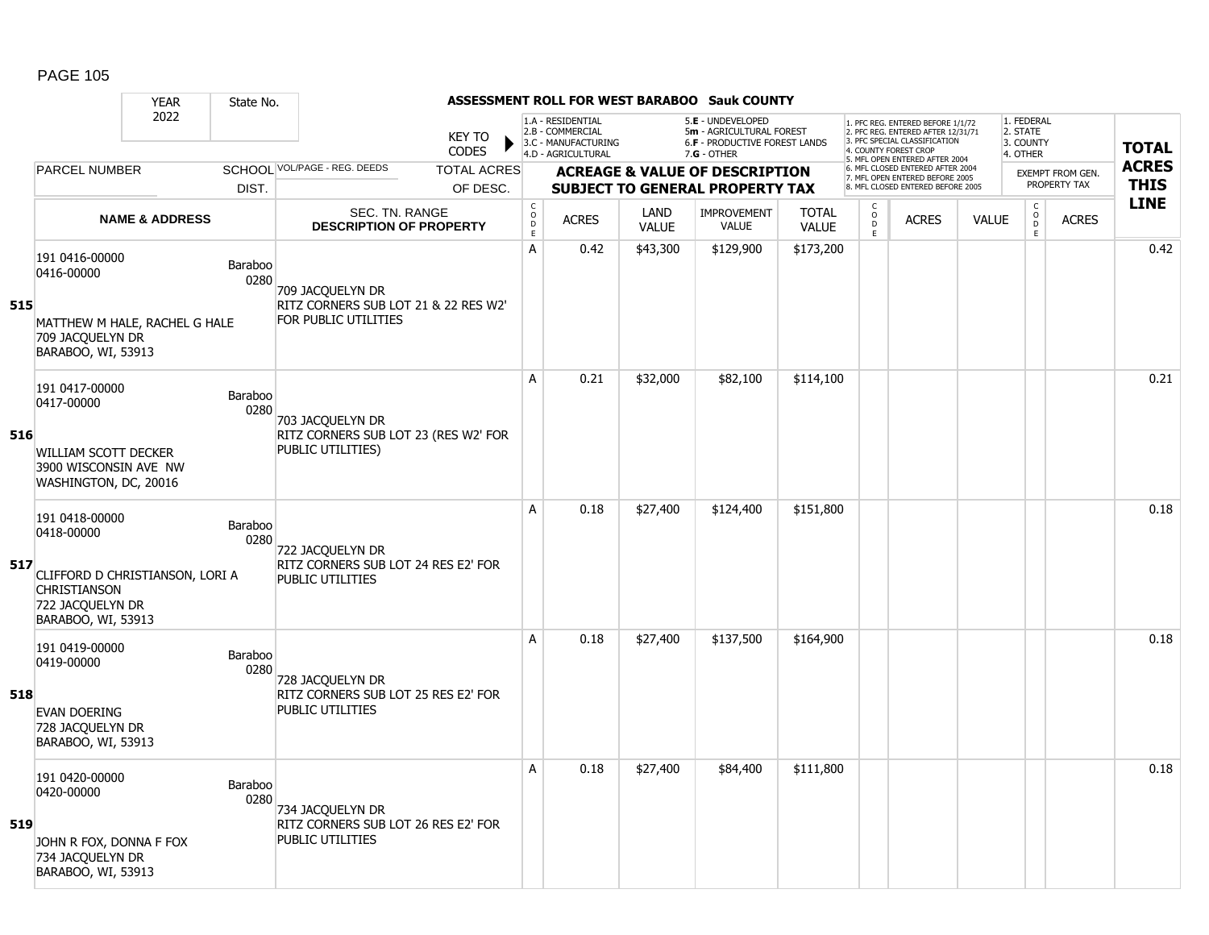# ASSESSMENT ROLL FOR WEST BARABOO Sauk COUNTY

| YEAR | State No. | | | | | | | | | | | | | | |
|---|---|---|---|---|---|---|---|---|---|---|---|---|---|---|---|
| 2022 | | | | | | | | | | | | | | | |

KEY TO CODES: 1.A - RESIDENTIAL; 2.B - COMMERCIAL; 3.C - MANUFACTURING; 4.D - AGRICULTURAL; 5.E - UNDEVELOPED; 5m - AGRICULTURAL FOREST; 6.F - PRODUCTIVE FOREST LANDS; 7.G - OTHER

1. PFC REG. ENTERED BEFORE 1/1/72; 2. PFC REG. ENTERED AFTER 12/31/71; 3. PFC SPECIAL CLASSIFICATION; 4. COUNTY FOREST CROP; 5. MFL OPEN ENTERED AFTER 2004; 6. MFL CLOSED ENTERED AFTER 2004; 7. MFL OPEN ENTERED BEFORE 2005; 8. MFL CLOSED ENTERED BEFORE 2005

1. FEDERAL; 2. STATE; 3. COUNTY; 4. OTHER

| LINE | PARCEL NUMBER / NAME & ADDRESS | SCHOOL DIST. | VOL/PAGE - REG. DEEDS / SEC. TN. RANGE / DESCRIPTION OF PROPERTY | TOTAL ACRES OF DESC. | CODE | ACRES | LAND VALUE | IMPROVEMENT VALUE | TOTAL VALUE | CODE | ACRES | VALUE | CODE | EXEMPT FROM GEN. PROPERTY TAX ACRES | TOTAL ACRES THIS LINE |
|---|---|---|---|---|---|---|---|---|---|---|---|---|---|---|---|
| 515 | 191 0416-00000<br>0416-00000<br>MATTHEW M HALE, RACHEL G HALE<br>709 JACQUELYN DR<br>BARABOO, WI, 53913 | Baraboo 0280 | 709 JACQUELYN DR<br>RITZ CORNERS SUB LOT 21 & 22 RES W2' FOR PUBLIC UTILITIES | | A | 0.42 | $43,300 | $129,900 | $173,200 | | | | | | 0.42 |
| 516 | 191 0417-00000<br>0417-00000<br>WILLIAM SCOTT DECKER<br>3900 WISCONSIN AVE NW<br>WASHINGTON, DC, 20016 | Baraboo 0280 | 703 JACQUELYN DR<br>RITZ CORNERS SUB LOT 23 (RES W2' FOR PUBLIC UTILITIES) | | A | 0.21 | $32,000 | $82,100 | $114,100 | | | | | | 0.21 |
| 517 | 191 0418-00000<br>0418-00000<br>CLIFFORD D CHRISTIANSON, LORI A CHRISTIANSON<br>722 JACQUELYN DR<br>BARABOO, WI, 53913 | Baraboo 0280 | 722 JACQUELYN DR<br>RITZ CORNERS SUB LOT 24 RES E2' FOR PUBLIC UTILITIES | | A | 0.18 | $27,400 | $124,400 | $151,800 | | | | | | 0.18 |
| 518 | 191 0419-00000<br>0419-00000<br>EVAN DOERING<br>728 JACQUELYN DR<br>BARABOO, WI, 53913 | Baraboo 0280 | 728 JACQUELYN DR<br>RITZ CORNERS SUB LOT 25 RES E2' FOR PUBLIC UTILITIES | | A | 0.18 | $27,400 | $137,500 | $164,900 | | | | | | 0.18 |
| 519 | 191 0420-00000<br>0420-00000<br>JOHN R FOX, DONNA F FOX<br>734 JACQUELYN DR<br>BARABOO, WI, 53913 | Baraboo 0280 | 734 JACQUELYN DR<br>RITZ CORNERS SUB LOT 26 RES E2' FOR PUBLIC UTILITIES | | A | 0.18 | $27,400 | $84,400 | $111,800 | | | | | | 0.18 |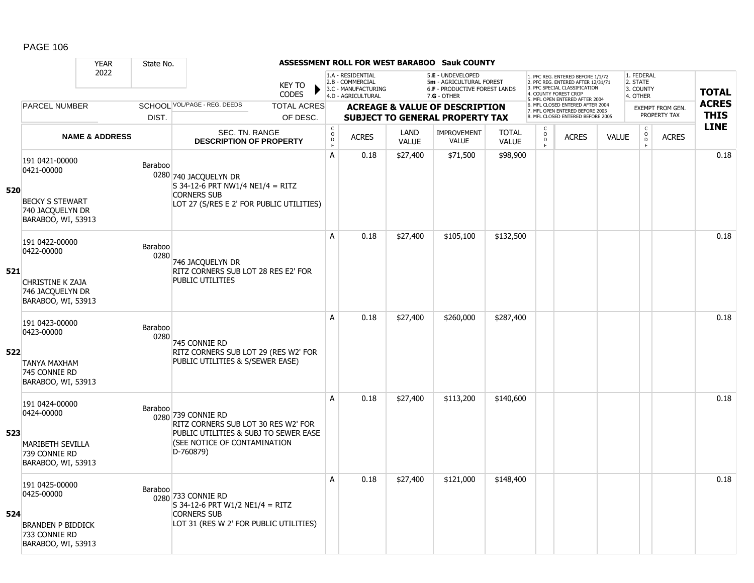**ASSESSMENT ROLL FOR WEST BARABOO Sauk COUNTY**

YEAR 2022 | State No.

KEY TO CODES: 1.A - RESIDENTIAL, 2.B - COMMERCIAL, 3.C - MANUFACTURING, 4.D - AGRICULTURAL, 5.E - UNDEVELOPED, 5m - AGRICULTURAL FOREST, 6.F - PRODUCTIVE FOREST LANDS, 7.G - OTHER

1. PFC REG. ENTERED BEFORE 1/1/72, 2. PFC REG. ENTERED AFTER 12/31/71, 3. PFC SPECIAL CLASSIFICATION, 4. COUNTY FOREST CROP, 5. MFL OPEN ENTERED AFTER 2004, 6. MFL CLOSED ENTERED AFTER 2004, 7. MFL OPEN ENTERED BEFORE 2005, 8. MFL CLOSED ENTERED BEFORE 2005

1. FEDERAL, 2. STATE, 3. COUNTY, 4. OTHER — EXEMPT FROM GEN. PROPERTY TAX

| LINE | PARCEL NUMBER / NAME & ADDRESS | SCHOOL DIST. | VOL/PAGE - REG. DEEDS / SEC. TN. RANGE / DESCRIPTION OF PROPERTY | TOTAL ACRES OF DESC. | CODE | ACRES | LAND VALUE | IMPROVEMENT VALUE | TOTAL VALUE | CODE | ACRES | VALUE | CODE | ACRES | TOTAL ACRES THIS LINE |
|---|---|---|---|---|---|---|---|---|---|---|---|---|---|---|---|
| 520 | 191 0421-00000<br>0421-00000<br>BECKY S STEWART<br>740 JACQUELYN DR<br>BARABOO, WI, 53913 | Baraboo 0280 | 740 JACQUELYN DR<br>S 34-12-6 PRT NW1/4 NE1/4 = RITZ CORNERS SUB<br>LOT 27 (S/RES E 2' FOR PUBLIC UTILITIES) | | A | 0.18 | $27,400 | $71,500 | $98,900 | | | | | | 0.18 |
| 521 | 191 0422-00000<br>0422-00000<br>CHRISTINE K ZAJA<br>746 JACQUELYN DR<br>BARABOO, WI, 53913 | Baraboo 0280 | 746 JACQUELYN DR<br>RITZ CORNERS SUB LOT 28 RES E2' FOR PUBLIC UTILITIES | | A | 0.18 | $27,400 | $105,100 | $132,500 | | | | | | 0.18 |
| 522 | 191 0423-00000<br>0423-00000<br>TANYA MAXHAM<br>745 CONNIE RD<br>BARABOO, WI, 53913 | Baraboo 0280 | 745 CONNIE RD<br>RITZ CORNERS SUB LOT 29 (RES W2' FOR PUBLIC UTILITIES & S/SEWER EASE) | | A | 0.18 | $27,400 | $260,000 | $287,400 | | | | | | 0.18 |
| 523 | 191 0424-00000<br>0424-00000<br>MARIBETH SEVILLA<br>739 CONNIE RD<br>BARABOO, WI, 53913 | Baraboo 0280 | 739 CONNIE RD<br>RITZ CORNERS SUB LOT 30 RES W2' FOR PUBLIC UTILITIES & SUBJ TO SEWER EASE (SEE NOTICE OF CONTAMINATION D-760879) | | A | 0.18 | $27,400 | $113,200 | $140,600 | | | | | | 0.18 |
| 524 | 191 0425-00000<br>0425-00000<br>BRANDEN P BIDDICK<br>733 CONNIE RD<br>BARABOO, WI, 53913 | Baraboo 0280 | 733 CONNIE RD<br>S 34-12-6 PRT W1/2 NE1/4 = RITZ CORNERS SUB<br>LOT 31 (RES W 2' FOR PUBLIC UTILITIES) | | A | 0.18 | $27,400 | $121,000 | $148,400 | | | | | | 0.18 |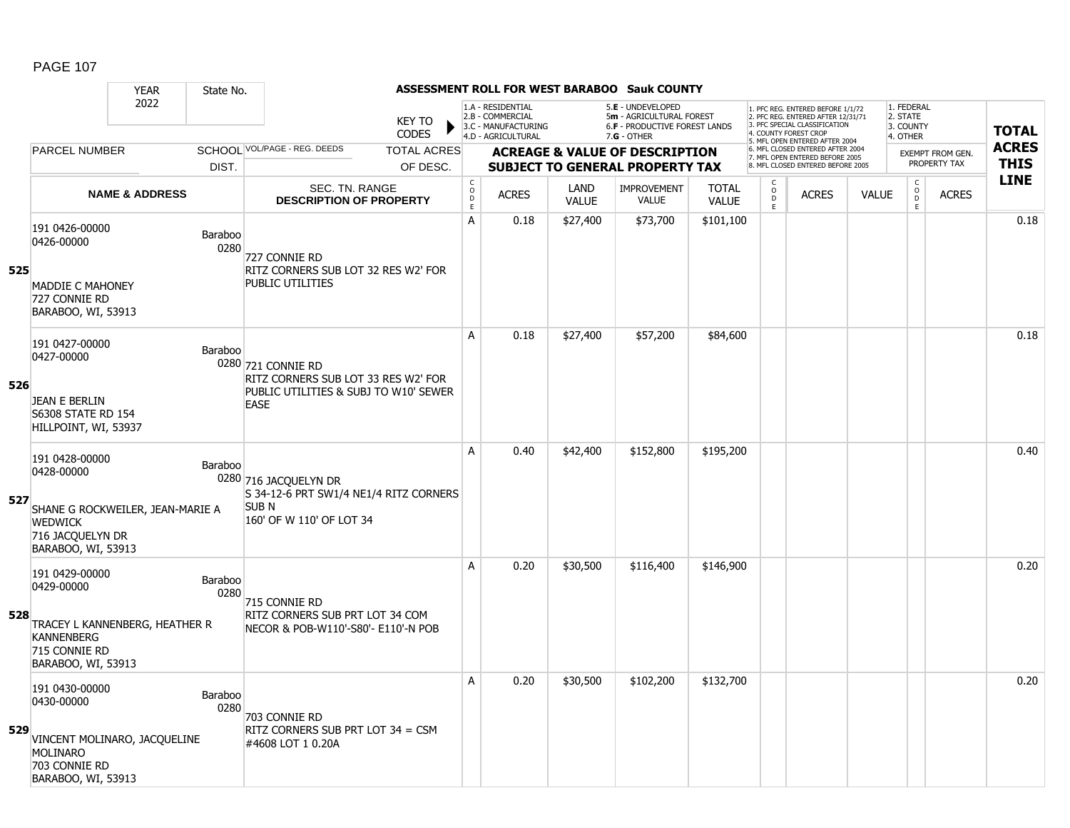# ASSESSMENT ROLL FOR WEST BARABOO Sauk COUNTY

YEAR 2022 | State No.

KEY TO CODES:
1.A - RESIDENTIAL
2.B - COMMERCIAL
3.C - MANUFACTURING
4.D - AGRICULTURAL
5.E - UNDEVELOPED
5m - AGRICULTURAL FOREST
6.F - PRODUCTIVE FOREST LANDS
7.G - OTHER

1. PFC REG. ENTERED BEFORE 1/1/72
2. PFC REG. ENTERED AFTER 12/31/71
3. PFC SPECIAL CLASSIFICATION
4. COUNTY FOREST CROP
5. MFL OPEN ENTERED AFTER 2004
6. MFL CLOSED ENTERED AFTER 2004
7. MFL OPEN ENTERED BEFORE 2005
8. MFL CLOSED ENTERED BEFORE 2005

1. FEDERAL
2. STATE
3. COUNTY
4. OTHER

| Line | PARCEL NUMBER / NAME & ADDRESS | SCHOOL DIST. | VOL/PAGE - REG. DEEDS / SEC. TN. RANGE / DESCRIPTION OF PROPERTY | CODE | ACRES | LAND VALUE | IMPROVEMENT VALUE | TOTAL VALUE | CODE | ACRES | VALUE | CODE | ACRES (EXEMPT FROM GEN. PROPERTY TAX) | TOTAL ACRES THIS LINE |
|---|---|---|---|---|---|---|---|---|---|---|---|---|---|---|
| 525 | 191 0426-00000<br>0426-00000<br><br>MADDIE C MAHONEY<br>727 CONNIE RD<br>BARABOO, WI, 53913 | Baraboo 0280 | 727 CONNIE RD<br>RITZ CORNERS SUB LOT 32 RES W2' FOR PUBLIC UTILITIES | A | 0.18 | $27,400 | $73,700 | $101,100 | | | | | | 0.18 |
| 526 | 191 0427-00000<br>0427-00000<br><br>JEAN E BERLIN<br>S6308 STATE RD 154<br>HILLPOINT, WI, 53937 | Baraboo 0280 | 721 CONNIE RD<br>RITZ CORNERS SUB LOT 33 RES W2' FOR PUBLIC UTILITIES & SUBJ TO W10' SEWER EASE | A | 0.18 | $27,400 | $57,200 | $84,600 | | | | | | 0.18 |
| 527 | 191 0428-00000<br>0428-00000<br><br>SHANE G ROCKWEILER, JEAN-MARIE A WEDWICK<br>716 JACQUELYN DR<br>BARABOO, WI, 53913 | Baraboo 0280 | 716 JACQUELYN DR<br>S 34-12-6 PRT SW1/4 NE1/4 RITZ CORNERS SUB N<br>160' OF W 110' OF LOT 34 | A | 0.40 | $42,400 | $152,800 | $195,200 | | | | | | 0.40 |
| 528 | 191 0429-00000<br>0429-00000<br><br>TRACEY L KANNENBERG, HEATHER R KANNENBERG<br>715 CONNIE RD<br>BARABOO, WI, 53913 | Baraboo 0280 | 715 CONNIE RD<br>RITZ CORNERS SUB PRT LOT 34 COM NECOR & POB-W110'-S80'- E110'-N POB | A | 0.20 | $30,500 | $116,400 | $146,900 | | | | | | 0.20 |
| 529 | 191 0430-00000<br>0430-00000<br><br>VINCENT MOLINARO, JACQUELINE MOLINARO<br>703 CONNIE RD<br>BARABOO, WI, 53913 | Baraboo 0280 | 703 CONNIE RD<br>RITZ CORNERS SUB PRT LOT 34 = CSM #4608 LOT 1 0.20A | A | 0.20 | $30,500 | $102,200 | $132,700 | | | | | | 0.20 |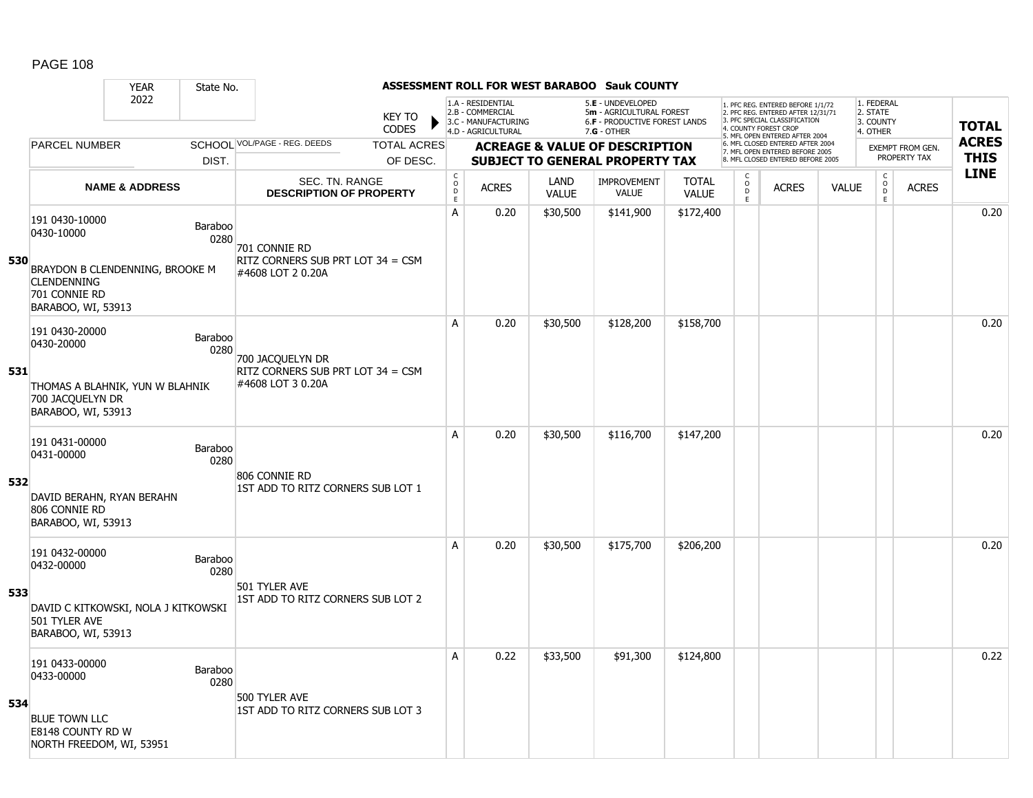**ASSESSMENT ROLL FOR WEST BARABOO Sauk COUNTY**

YEAR 2022 | State No.

KEY TO CODES:
- 1.A - RESIDENTIAL
- 2.B - COMMERCIAL
- 3.C - MANUFACTURING
- 4.D - AGRICULTURAL
- 5.E - UNDEVELOPED
- 5m - AGRICULTURAL FOREST
- 6.F - PRODUCTIVE FOREST LANDS
- 7.G - OTHER

- 1. PFC REG. ENTERED BEFORE 1/1/72
- 2. PFC REG. ENTERED AFTER 12/31/71
- 3. PFC SPECIAL CLASSIFICATION
- 4. COUNTY FOREST CROP
- 5. MFL OPEN ENTERED AFTER 2004
- 6. MFL CLOSED ENTERED AFTER 2004
- 7. MFL OPEN ENTERED BEFORE 2005
- 8. MFL CLOSED ENTERED BEFORE 2005

- 1. FEDERAL
- 2. STATE
- 3. COUNTY
- 4. OTHER

| | PARCEL NUMBER / NAME & ADDRESS | SCHOOL DIST. | VOL/PAGE - REG. DEEDS / SEC. TN. RANGE / DESCRIPTION OF PROPERTY | CODE | ACRES | LAND VALUE | IMPROVEMENT VALUE | TOTAL VALUE | CODE | ACRES | VALUE | CODE | EXEMPT FROM GEN. PROPERTY TAX ACRES | TOTAL ACRES THIS LINE |
|---|---|---|---|---|---|---|---|---|---|---|---|---|---|---|
| 530 | 191 0430-10000<br>0430-10000<br>BRAYDON B CLENDENNING, BROOKE M CLENDENNING<br>701 CONNIE RD<br>BARABOO, WI, 53913 | Baraboo 0280 | 701 CONNIE RD<br>RITZ CORNERS SUB PRT LOT 34 = CSM #4608 LOT 2 0.20A | A | 0.20 | $30,500 | $141,900 | $172,400 | | | | | | 0.20 |
| 531 | 191 0430-20000<br>0430-20000<br>THOMAS A BLAHNIK, YUN W BLAHNIK<br>700 JACQUELYN DR<br>BARABOO, WI, 53913 | Baraboo 0280 | 700 JACQUELYN DR<br>RITZ CORNERS SUB PRT LOT 34 = CSM #4608 LOT 3 0.20A | A | 0.20 | $30,500 | $128,200 | $158,700 | | | | | | 0.20 |
| 532 | 191 0431-00000<br>0431-00000<br>DAVID BERAHN, RYAN BERAHN<br>806 CONNIE RD<br>BARABOO, WI, 53913 | Baraboo 0280 | 806 CONNIE RD<br>1ST ADD TO RITZ CORNERS SUB LOT 1 | A | 0.20 | $30,500 | $116,700 | $147,200 | | | | | | 0.20 |
| 533 | 191 0432-00000<br>0432-00000<br>DAVID C KITKOWSKI, NOLA J KITKOWSKI<br>501 TYLER AVE<br>BARABOO, WI, 53913 | Baraboo 0280 | 501 TYLER AVE<br>1ST ADD TO RITZ CORNERS SUB LOT 2 | A | 0.20 | $30,500 | $175,700 | $206,200 | | | | | | 0.20 |
| 534 | 191 0433-00000<br>0433-00000<br>BLUE TOWN LLC<br>E8148 COUNTY RD W<br>NORTH FREEDOM, WI, 53951 | Baraboo 0280 | 500 TYLER AVE<br>1ST ADD TO RITZ CORNERS SUB LOT 3 | A | 0.22 | $33,500 | $91,300 | $124,800 | | | | | | 0.22 |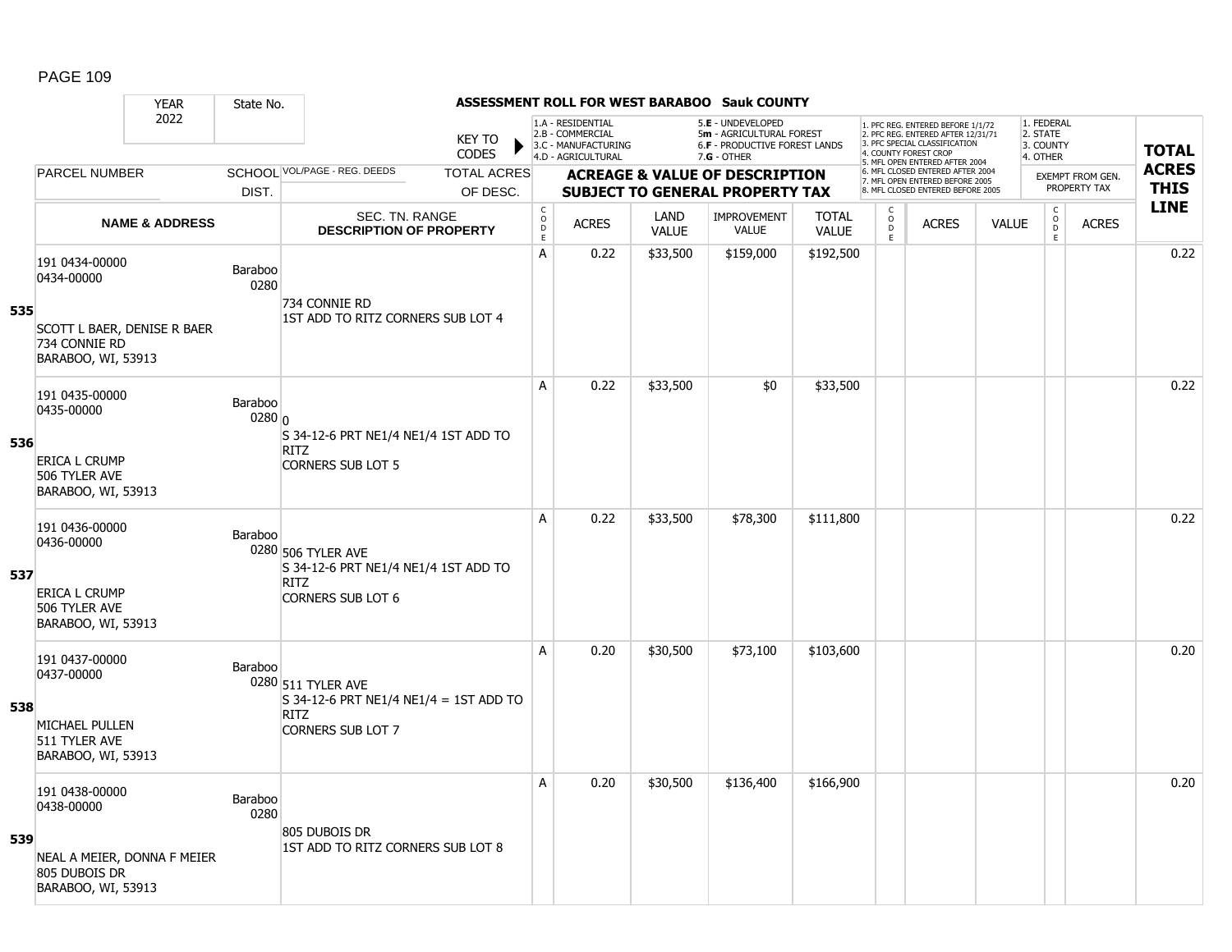**ASSESSMENT ROLL FOR WEST BARABOO Sauk COUNTY**

YEAR 2022 | State No.

KEY TO CODES: 1.A - RESIDENTIAL; 2.B - COMMERCIAL; 3.C - MANUFACTURING; 4.D - AGRICULTURAL; 5.E - UNDEVELOPED; 5m - AGRICULTURAL FOREST; 6.F - PRODUCTIVE FOREST LANDS; 7.G - OTHER

1. PFC REG. ENTERED BEFORE 1/1/72; 2. PFC REG. ENTERED AFTER 12/31/71; 3. PFC SPECIAL CLASSIFICATION; 4. COUNTY FOREST CROP; 5. MFL OPEN ENTERED AFTER 2004; 6. MFL CLOSED ENTERED AFTER 2004; 7. MFL OPEN ENTERED BEFORE 2005; 8. MFL CLOSED ENTERED BEFORE 2005

1. FEDERAL; 2. STATE; 3. COUNTY; 4. OTHER

| LINE | PARCEL NUMBER / NAME & ADDRESS | SCHOOL DIST. | VOL/PAGE - REG. DEEDS / SEC. TN. RANGE / DESCRIPTION OF PROPERTY | TOTAL ACRES OF DESC. | CODE | ACRES | LAND VALUE | IMPROVEMENT VALUE | TOTAL VALUE | CODE | ACRES | VALUE | CODE | EXEMPT ACRES | TOTAL ACRES THIS LINE |
|---|---|---|---|---|---|---|---|---|---|---|---|---|---|---|---|
| 535 | 191 0434-00000<br>0434-00000<br>SCOTT L BAER, DENISE R BAER<br>734 CONNIE RD<br>BARABOO, WI, 53913 | Baraboo 0280 | 734 CONNIE RD<br>1ST ADD TO RITZ CORNERS SUB LOT 4 | | A | 0.22 | $33,500 | $159,000 | $192,500 | | | | | | 0.22 |
| 536 | 191 0435-00000<br>0435-00000<br>ERICA L CRUMP<br>506 TYLER AVE<br>BARABOO, WI, 53913 | Baraboo 0280 | 0<br>S 34-12-6 PRT NE1/4 NE1/4 1ST ADD TO RITZ<br>CORNERS SUB LOT 5 | | A | 0.22 | $33,500 | $0 | $33,500 | | | | | | 0.22 |
| 537 | 191 0436-00000<br>0436-00000<br>ERICA L CRUMP<br>506 TYLER AVE<br>BARABOO, WI, 53913 | Baraboo 0280 | 506 TYLER AVE<br>S 34-12-6 PRT NE1/4 NE1/4 1ST ADD TO RITZ<br>CORNERS SUB LOT 6 | | A | 0.22 | $33,500 | $78,300 | $111,800 | | | | | | 0.22 |
| 538 | 191 0437-00000<br>0437-00000<br>MICHAEL PULLEN<br>511 TYLER AVE<br>BARABOO, WI, 53913 | Baraboo 0280 | 511 TYLER AVE<br>S 34-12-6 PRT NE1/4 NE1/4 = 1ST ADD TO RITZ<br>CORNERS SUB LOT 7 | | A | 0.20 | $30,500 | $73,100 | $103,600 | | | | | | 0.20 |
| 539 | 191 0438-00000<br>0438-00000<br>NEAL A MEIER, DONNA F MEIER<br>805 DUBOIS DR<br>BARABOO, WI, 53913 | Baraboo 0280 | 805 DUBOIS DR<br>1ST ADD TO RITZ CORNERS SUB LOT 8 | | A | 0.20 | $30,500 | $136,400 | $166,900 | | | | | | 0.20 |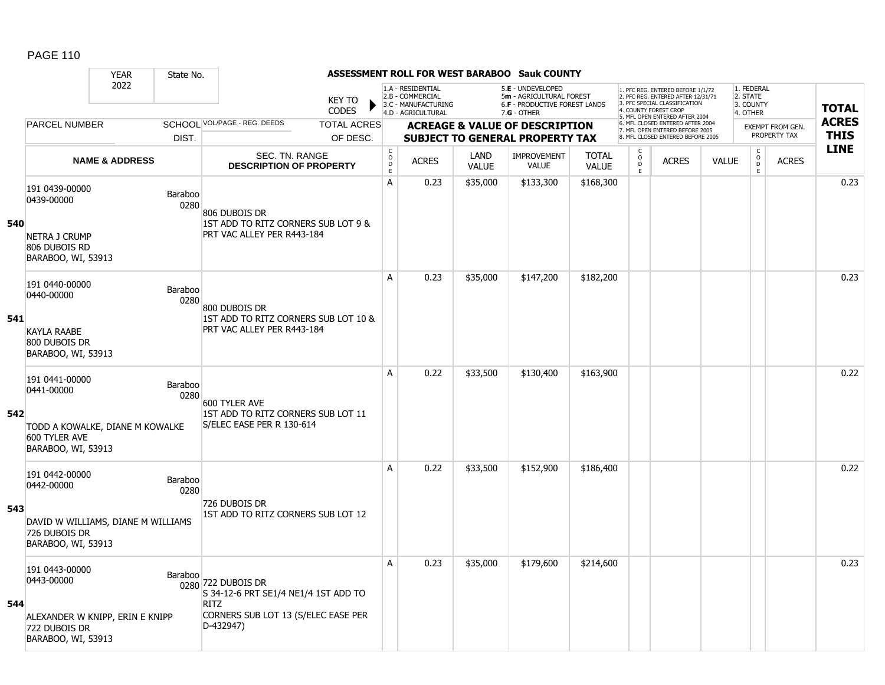**ASSESSMENT ROLL FOR WEST BARABOO Sauk COUNTY**

| YEAR | State No. | | | |
|---|---|---|---|---|
| 2022 | | | | |

KEY TO CODES: 1.A - RESIDENTIAL, 2.B - COMMERCIAL, 3.C - MANUFACTURING, 4.D - AGRICULTURAL, 5.E - UNDEVELOPED, 5m - AGRICULTURAL FOREST, 6.F - PRODUCTIVE FOREST LANDS, 7.G - OTHER

1. PFC REG. ENTERED BEFORE 1/1/72, 2. PFC REG. ENTERED AFTER 12/31/71, 3. PFC SPECIAL CLASSIFICATION, 4. COUNTY FOREST CROP, 5. MFL OPEN ENTERED AFTER 2004, 6. MFL CLOSED ENTERED AFTER 2004, 7. MFL OPEN ENTERED BEFORE 2005, 8. MFL CLOSED ENTERED BEFORE 2005

1. FEDERAL, 2. STATE, 3. COUNTY, 4. OTHER

| | PARCEL NUMBER / NAME & ADDRESS | SCHOOL DIST. | VOL/PAGE - REG. DEEDS / SEC. TN. RANGE / DESCRIPTION OF PROPERTY | CODE | ACRES | LAND VALUE | IMPROVEMENT VALUE | TOTAL VALUE | CODE | ACRES | VALUE | CODE | ACRES | TOTAL ACRES THIS LINE |
|---|---|---|---|---|---|---|---|---|---|---|---|---|---|---|
| 540 | 191 0439-00000<br>0439-00000<br>NETRA J CRUMP<br>806 DUBOIS RD<br>BARABOO, WI, 53913 | Baraboo 0280 | 806 DUBOIS DR<br>1ST ADD TO RITZ CORNERS SUB LOT 9 & PRT VAC ALLEY PER R443-184 | A | 0.23 | $35,000 | $133,300 | $168,300 | | | | | | 0.23 |
| 541 | 191 0440-00000<br>0440-00000<br>KAYLA RAABE<br>800 DUBOIS DR<br>BARABOO, WI, 53913 | Baraboo 0280 | 800 DUBOIS DR<br>1ST ADD TO RITZ CORNERS SUB LOT 10 & PRT VAC ALLEY PER R443-184 | A | 0.23 | $35,000 | $147,200 | $182,200 | | | | | | 0.23 |
| 542 | 191 0441-00000<br>0441-00000<br>TODD A KOWALKE, DIANE M KOWALKE<br>600 TYLER AVE<br>BARABOO, WI, 53913 | Baraboo 0280 | 600 TYLER AVE<br>1ST ADD TO RITZ CORNERS SUB LOT 11 S/ELEC EASE PER R 130-614 | A | 0.22 | $33,500 | $130,400 | $163,900 | | | | | | 0.22 |
| 543 | 191 0442-00000<br>0442-00000<br>DAVID W WILLIAMS, DIANE M WILLIAMS<br>726 DUBOIS DR<br>BARABOO, WI, 53913 | Baraboo 0280 | 726 DUBOIS DR<br>1ST ADD TO RITZ CORNERS SUB LOT 12 | A | 0.22 | $33,500 | $152,900 | $186,400 | | | | | | 0.22 |
| 544 | 191 0443-00000<br>0443-00000<br>ALEXANDER W KNIPP, ERIN E KNIPP<br>722 DUBOIS DR<br>BARABOO, WI, 53913 | Baraboo 0280 | 722 DUBOIS DR<br>S 34-12-6 PRT SE1/4 NE1/4 1ST ADD TO RITZ<br>CORNERS SUB LOT 13 (S/ELEC EASE PER D-432947) | A | 0.23 | $35,000 | $179,600 | $214,600 | | | | | | 0.23 |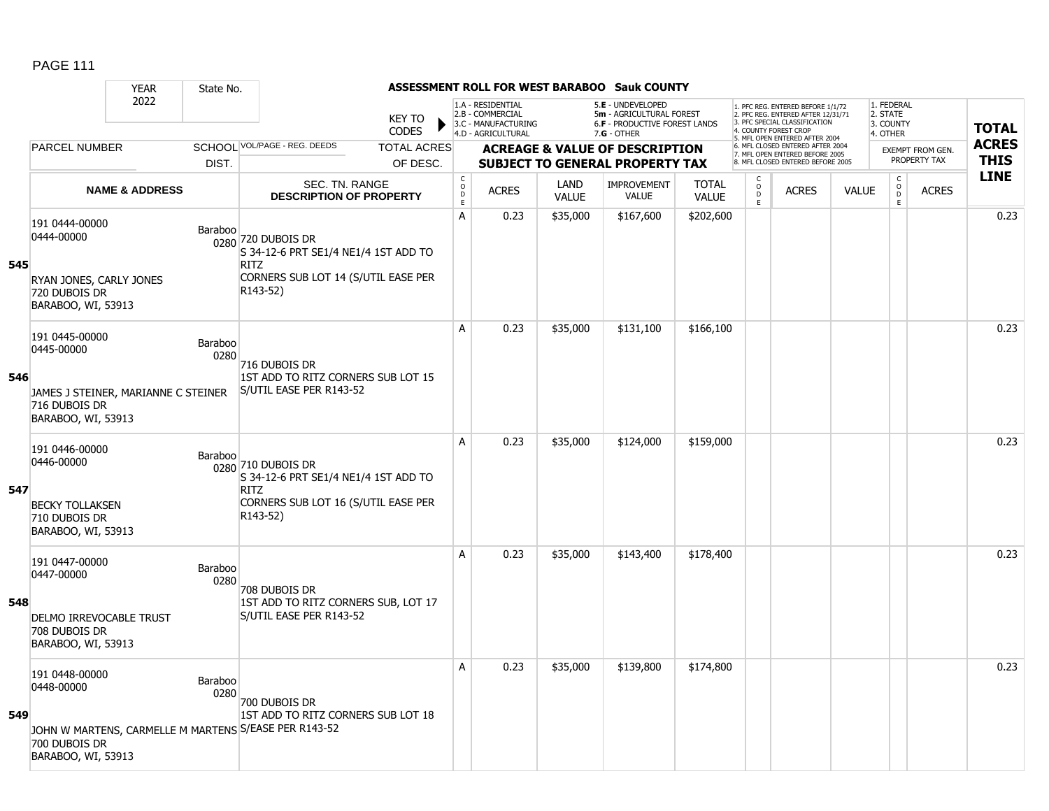## ASSESSMENT ROLL FOR WEST BARABOO Sauk COUNTY

| YEAR | State No. | | | |
|---|---|---|---|---|
| 2022 | | | | |

KEY TO CODES: 1.A - RESIDENTIAL, 2.B - COMMERCIAL, 3.C - MANUFACTURING, 4.D - AGRICULTURAL, 5.E - UNDEVELOPED, 5m - AGRICULTURAL FOREST, 6.F - PRODUCTIVE FOREST LANDS, 7.G - OTHER

1. PFC REG. ENTERED BEFORE 1/1/72, 2. PFC REG. ENTERED AFTER 12/31/71, 3. PFC SPECIAL CLASSIFICATION, 4. COUNTY FOREST CROP, 5. MFL OPEN ENTERED AFTER 2004, 6. MFL CLOSED ENTERED AFTER 2004, 7. MFL OPEN ENTERED BEFORE 2005, 8. MFL CLOSED ENTERED BEFORE 2005

1. FEDERAL, 2. STATE, 3. COUNTY, 4. OTHER

| LINE | PARCEL NUMBER / NAME & ADDRESS | SCHOOL DIST. | VOL/PAGE - REG. DEEDS / SEC. TN. RANGE DESCRIPTION OF PROPERTY | TOTAL ACRES OF DESC. | CODE | ACRES | LAND VALUE | IMPROVEMENT VALUE | TOTAL VALUE | CODE | ACRES | VALUE | CODE | EXEMPT FROM GEN. PROPERTY TAX ACRES | TOTAL ACRES THIS LINE |
|---|---|---|---|---|---|---|---|---|---|---|---|---|---|---|---|
| 545 | 191 0444-00000<br>0444-00000<br>RYAN JONES, CARLY JONES<br>720 DUBOIS DR<br>BARABOO, WI, 53913 | Baraboo 0280 | 720 DUBOIS DR<br>S 34-12-6 PRT SE1/4 NE1/4 1ST ADD TO RITZ<br>CORNERS SUB LOT 14 (S/UTIL EASE PER R143-52) | | A | 0.23 | $35,000 | $167,600 | $202,600 | | | | | | 0.23 |
| 546 | 191 0445-00000<br>0445-00000<br>JAMES J STEINER, MARIANNE C STEINER<br>716 DUBOIS DR<br>BARABOO, WI, 53913 | Baraboo 0280 | 716 DUBOIS DR<br>1ST ADD TO RITZ CORNERS SUB LOT 15<br>S/UTIL EASE PER R143-52 | | A | 0.23 | $35,000 | $131,100 | $166,100 | | | | | | 0.23 |
| 547 | 191 0446-00000<br>0446-00000<br>BECKY TOLLAKSEN<br>710 DUBOIS DR<br>BARABOO, WI, 53913 | Baraboo 0280 | 710 DUBOIS DR<br>S 34-12-6 PRT SE1/4 NE1/4 1ST ADD TO RITZ<br>CORNERS SUB LOT 16 (S/UTIL EASE PER R143-52) | | A | 0.23 | $35,000 | $124,000 | $159,000 | | | | | | 0.23 |
| 548 | 191 0447-00000<br>0447-00000<br>DELMO IRREVOCABLE TRUST<br>708 DUBOIS DR<br>BARABOO, WI, 53913 | Baraboo 0280 | 708 DUBOIS DR<br>1ST ADD TO RITZ CORNERS SUB, LOT 17<br>S/UTIL EASE PER R143-52 | | A | 0.23 | $35,000 | $143,400 | $178,400 | | | | | | 0.23 |
| 549 | 191 0448-00000<br>0448-00000<br>JOHN W MARTENS, CARMELLE M MARTENS<br>700 DUBOIS DR<br>BARABOO, WI, 53913 | Baraboo 0280 | 700 DUBOIS DR<br>1ST ADD TO RITZ CORNERS SUB LOT 18<br>S/EASE PER R143-52 | | A | 0.23 | $35,000 | $139,800 | $174,800 | | | | | | 0.23 |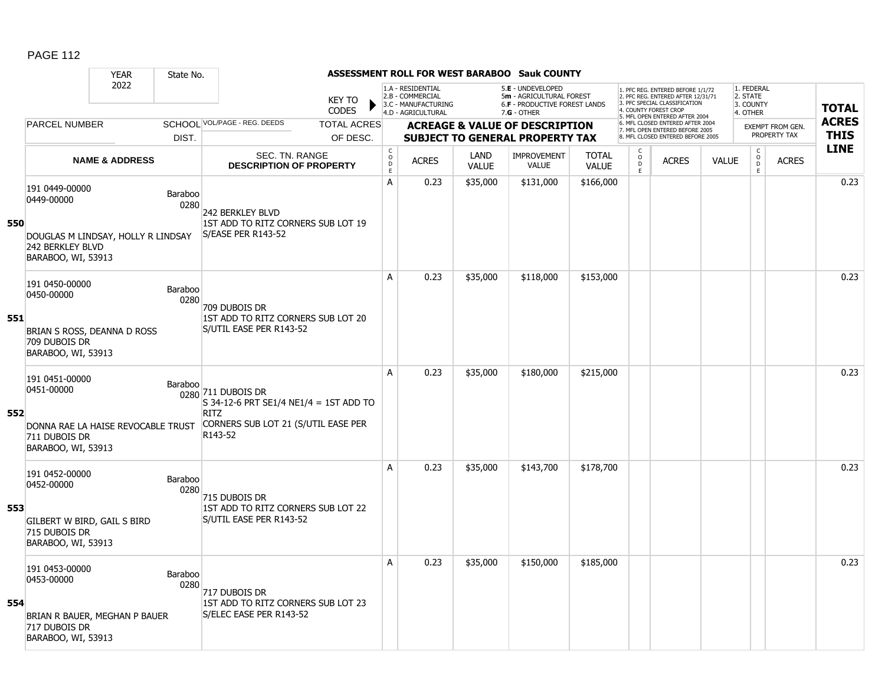# ASSESSMENT ROLL FOR WEST BARABOO Sauk COUNTY

YEAR 2022 | State No.

KEY TO CODES:
- 1.A - RESIDENTIAL
- 2.B - COMMERCIAL
- 3.C - MANUFACTURING
- 4.D - AGRICULTURAL
- 5.E - UNDEVELOPED
- 5m - AGRICULTURAL FOREST
- 6.F - PRODUCTIVE FOREST LANDS
- 7.G - OTHER

- 1. PFC REG. ENTERED BEFORE 1/1/72
- 2. PFC REG. ENTERED AFTER 12/31/71
- 3. PFC SPECIAL CLASSIFICATION
- 4. COUNTY FOREST CROP
- 5. MFL OPEN ENTERED AFTER 2004
- 6. MFL CLOSED ENTERED AFTER 2004
- 7. MFL OPEN ENTERED BEFORE 2005
- 8. MFL CLOSED ENTERED BEFORE 2005

- 1. FEDERAL
- 2. STATE
- 3. COUNTY
- 4. OTHER

| LINE | PARCEL NUMBER / NAME & ADDRESS | SCHOOL DIST. | VOL/PAGE - REG. DEEDS / SEC. TN. RANGE / DESCRIPTION OF PROPERTY | TOTAL ACRES OF DESC. | CODE | ACRES | LAND VALUE | IMPROVEMENT VALUE | TOTAL VALUE | CODE | ACRES | VALUE | CODE | ACRES (EXEMPT FROM GEN. PROPERTY TAX) | TOTAL ACRES THIS LINE |
|---|---|---|---|---|---|---|---|---|---|---|---|---|---|---|---|
| 550 | 191 0449-00000<br>0449-00000<br>DOUGLAS M LINDSAY, HOLLY R LINDSAY<br>242 BERKLEY BLVD<br>BARABOO, WI, 53913 | Baraboo 0280 | 242 BERKLEY BLVD<br>1ST ADD TO RITZ CORNERS SUB LOT 19<br>S/EASE PER R143-52 | | A | 0.23 | $35,000 | $131,000 | $166,000 | | | | | | 0.23 |
| 551 | 191 0450-00000<br>0450-00000<br>BRIAN S ROSS, DEANNA D ROSS<br>709 DUBOIS DR<br>BARABOO, WI, 53913 | Baraboo 0280 | 709 DUBOIS DR<br>1ST ADD TO RITZ CORNERS SUB LOT 20<br>S/UTIL EASE PER R143-52 | | A | 0.23 | $35,000 | $118,000 | $153,000 | | | | | | 0.23 |
| 552 | 191 0451-00000<br>0451-00000<br>DONNA RAE LA HAISE REVOCABLE TRUST<br>711 DUBOIS DR<br>BARABOO, WI, 53913 | Baraboo 0280 | 711 DUBOIS DR<br>S 34-12-6 PRT SE1/4 NE1/4 = 1ST ADD TO RITZ<br>CORNERS SUB LOT 21 (S/UTIL EASE PER R143-52 | | A | 0.23 | $35,000 | $180,000 | $215,000 | | | | | | 0.23 |
| 553 | 191 0452-00000<br>0452-00000<br>GILBERT W BIRD, GAIL S BIRD<br>715 DUBOIS DR<br>BARABOO, WI, 53913 | Baraboo 0280 | 715 DUBOIS DR<br>1ST ADD TO RITZ CORNERS SUB LOT 22<br>S/UTIL EASE PER R143-52 | | A | 0.23 | $35,000 | $143,700 | $178,700 | | | | | | 0.23 |
| 554 | 191 0453-00000<br>0453-00000<br>BRIAN R BAUER, MEGHAN P BAUER<br>717 DUBOIS DR<br>BARABOO, WI, 53913 | Baraboo 0280 | 717 DUBOIS DR<br>1ST ADD TO RITZ CORNERS SUB LOT 23<br>S/ELEC EASE PER R143-52 | | A | 0.23 | $35,000 | $150,000 | $185,000 | | | | | | 0.23 |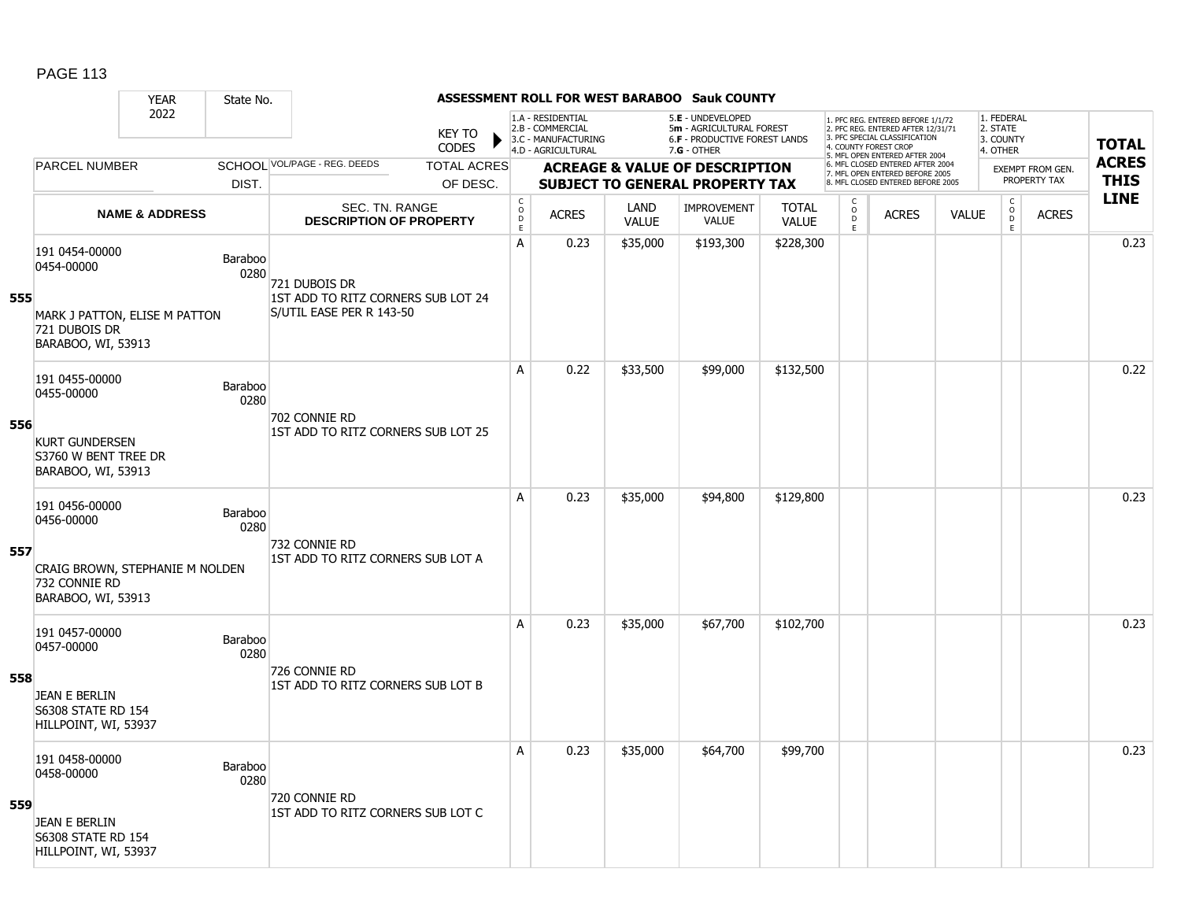**ASSESSMENT ROLL FOR WEST BARABOO Sauk COUNTY**

| YEAR | State No. |
|---|---|
| 2022 | |

KEY TO CODES:
- 1.A - RESIDENTIAL
- 2.B - COMMERCIAL
- 3.C - MANUFACTURING
- 4.D - AGRICULTURAL
- 5.E - UNDEVELOPED
- 5m - AGRICULTURAL FOREST
- 6.F - PRODUCTIVE FOREST LANDS
- 7.G - OTHER

- 1. PFC REG. ENTERED BEFORE 1/1/72
- 2. PFC REG. ENTERED AFTER 12/31/71
- 3. PFC SPECIAL CLASSIFICATION
- 4. COUNTY FOREST CROP
- 5. MFL OPEN ENTERED AFTER 2004
- 6. MFL CLOSED ENTERED AFTER 2004
- 7. MFL OPEN ENTERED BEFORE 2005
- 8. MFL CLOSED ENTERED BEFORE 2005

- 1. FEDERAL
- 2. STATE
- 3. COUNTY
- 4. OTHER

| LINE | PARCEL NUMBER / NAME & ADDRESS | SCHOOL DIST. | VOL/PAGE - REG. DEEDS / SEC. TN. RANGE / DESCRIPTION OF PROPERTY | CODE | ACRES | LAND VALUE | IMPROVEMENT VALUE | TOTAL VALUE | CODE | ACRES | VALUE | CODE | ACRES (EXEMPT FROM GEN. PROPERTY TAX) | TOTAL ACRES THIS LINE |
|---|---|---|---|---|---|---|---|---|---|---|---|---|---|---|
| 555 | 191 0454-00000<br>0454-00000<br>MARK J PATTON, ELISE M PATTON<br>721 DUBOIS DR<br>BARABOO, WI, 53913 | Baraboo 0280 | 721 DUBOIS DR<br>1ST ADD TO RITZ CORNERS SUB LOT 24<br>S/UTIL EASE PER R 143-50 | A | 0.23 | $35,000 | $193,300 | $228,300 | | | | | | 0.23 |
| 556 | 191 0455-00000<br>0455-00000<br>KURT GUNDERSEN<br>S3760 W BENT TREE DR<br>BARABOO, WI, 53913 | Baraboo 0280 | 702 CONNIE RD<br>1ST ADD TO RITZ CORNERS SUB LOT 25 | A | 0.22 | $33,500 | $99,000 | $132,500 | | | | | | 0.22 |
| 557 | 191 0456-00000<br>0456-00000<br>CRAIG BROWN, STEPHANIE M NOLDEN<br>732 CONNIE RD<br>BARABOO, WI, 53913 | Baraboo 0280 | 732 CONNIE RD<br>1ST ADD TO RITZ CORNERS SUB LOT A | A | 0.23 | $35,000 | $94,800 | $129,800 | | | | | | 0.23 |
| 558 | 191 0457-00000<br>0457-00000<br>JEAN E BERLIN<br>S6308 STATE RD 154<br>HILLPOINT, WI, 53937 | Baraboo 0280 | 726 CONNIE RD<br>1ST ADD TO RITZ CORNERS SUB LOT B | A | 0.23 | $35,000 | $67,700 | $102,700 | | | | | | 0.23 |
| 559 | 191 0458-00000<br>0458-00000<br>JEAN E BERLIN<br>S6308 STATE RD 154<br>HILLPOINT, WI, 53937 | Baraboo 0280 | 720 CONNIE RD<br>1ST ADD TO RITZ CORNERS SUB LOT C | A | 0.23 | $35,000 | $64,700 | $99,700 | | | | | | 0.23 |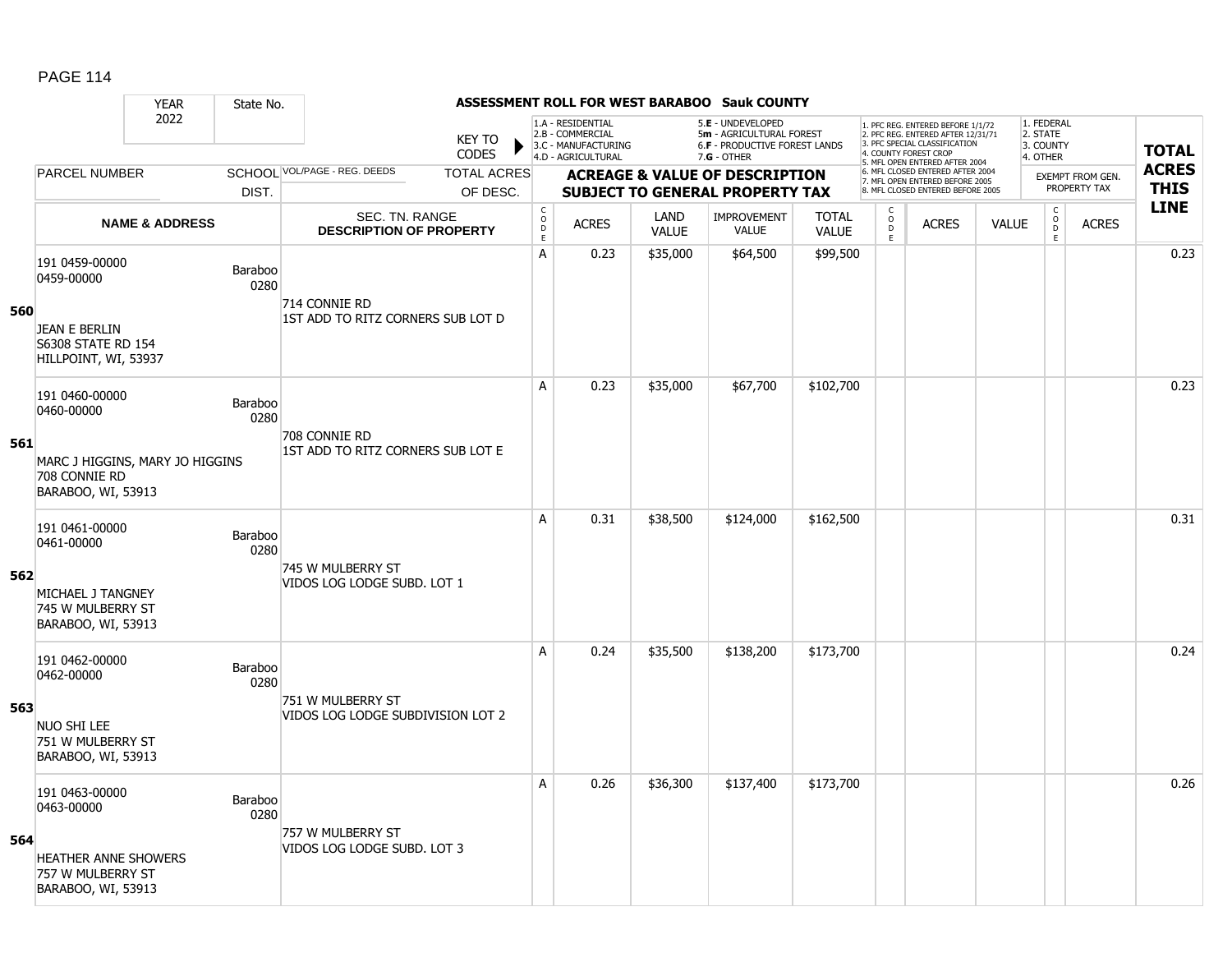**ASSESSMENT ROLL FOR WEST BARABOO Sauk COUNTY**

YEAR 2022 | State No.

KEY TO CODES:
1.A - RESIDENTIAL
2.B - COMMERCIAL
3.C - MANUFACTURING
4.D - AGRICULTURAL
5.E - UNDEVELOPED
5m - AGRICULTURAL FOREST
6.F - PRODUCTIVE FOREST LANDS
7.G - OTHER

1. PFC REG. ENTERED BEFORE 1/1/72
2. PFC REG. ENTERED AFTER 12/31/71
3. PFC SPECIAL CLASSIFICATION
4. COUNTY FOREST CROP
5. MFL OPEN ENTERED AFTER 2004
6. MFL CLOSED ENTERED AFTER 2004
7. MFL OPEN ENTERED BEFORE 2005
8. MFL CLOSED ENTERED BEFORE 2005

1. FEDERAL
2. STATE
3. COUNTY
4. OTHER

| LINE | PARCEL NUMBER / NAME & ADDRESS | SCHOOL DIST. | VOL/PAGE - REG. DEEDS / SEC. TN. RANGE / DESCRIPTION OF PROPERTY | TOTAL ACRES OF DESC. | CODE | ACRES | LAND VALUE | IMPROVEMENT VALUE | TOTAL VALUE | CODE | ACRES | VALUE | CODE | ACRES (EXEMPT FROM GEN. PROPERTY TAX) | TOTAL ACRES THIS LINE |
|---|---|---|---|---|---|---|---|---|---|---|---|---|---|---|---|
| 560 | 191 0459-00000<br>0459-00000<br>JEAN E BERLIN<br>S6308 STATE RD 154<br>HILLPOINT, WI, 53937 | Baraboo 0280 | 714 CONNIE RD<br>1ST ADD TO RITZ CORNERS SUB LOT D | | A | 0.23 | $35,000 | $64,500 | $99,500 | | | | | | 0.23 |
| 561 | 191 0460-00000<br>0460-00000<br>MARC J HIGGINS, MARY JO HIGGINS<br>708 CONNIE RD<br>BARABOO, WI, 53913 | Baraboo 0280 | 708 CONNIE RD<br>1ST ADD TO RITZ CORNERS SUB LOT E | | A | 0.23 | $35,000 | $67,700 | $102,700 | | | | | | 0.23 |
| 562 | 191 0461-00000<br>0461-00000<br>MICHAEL J TANGNEY<br>745 W MULBERRY ST<br>BARABOO, WI, 53913 | Baraboo 0280 | 745 W MULBERRY ST<br>VIDOS LOG LODGE SUBD. LOT 1 | | A | 0.31 | $38,500 | $124,000 | $162,500 | | | | | | 0.31 |
| 563 | 191 0462-00000<br>0462-00000<br>NUO SHI LEE<br>751 W MULBERRY ST<br>BARABOO, WI, 53913 | Baraboo 0280 | 751 W MULBERRY ST<br>VIDOS LOG LODGE SUBDIVISION LOT 2 | | A | 0.24 | $35,500 | $138,200 | $173,700 | | | | | | 0.24 |
| 564 | 191 0463-00000<br>0463-00000<br>HEATHER ANNE SHOWERS<br>757 W MULBERRY ST<br>BARABOO, WI, 53913 | Baraboo 0280 | 757 W MULBERRY ST<br>VIDOS LOG LODGE SUBD. LOT 3 | | A | 0.26 | $36,300 | $137,400 | $173,700 | | | | | | 0.26 |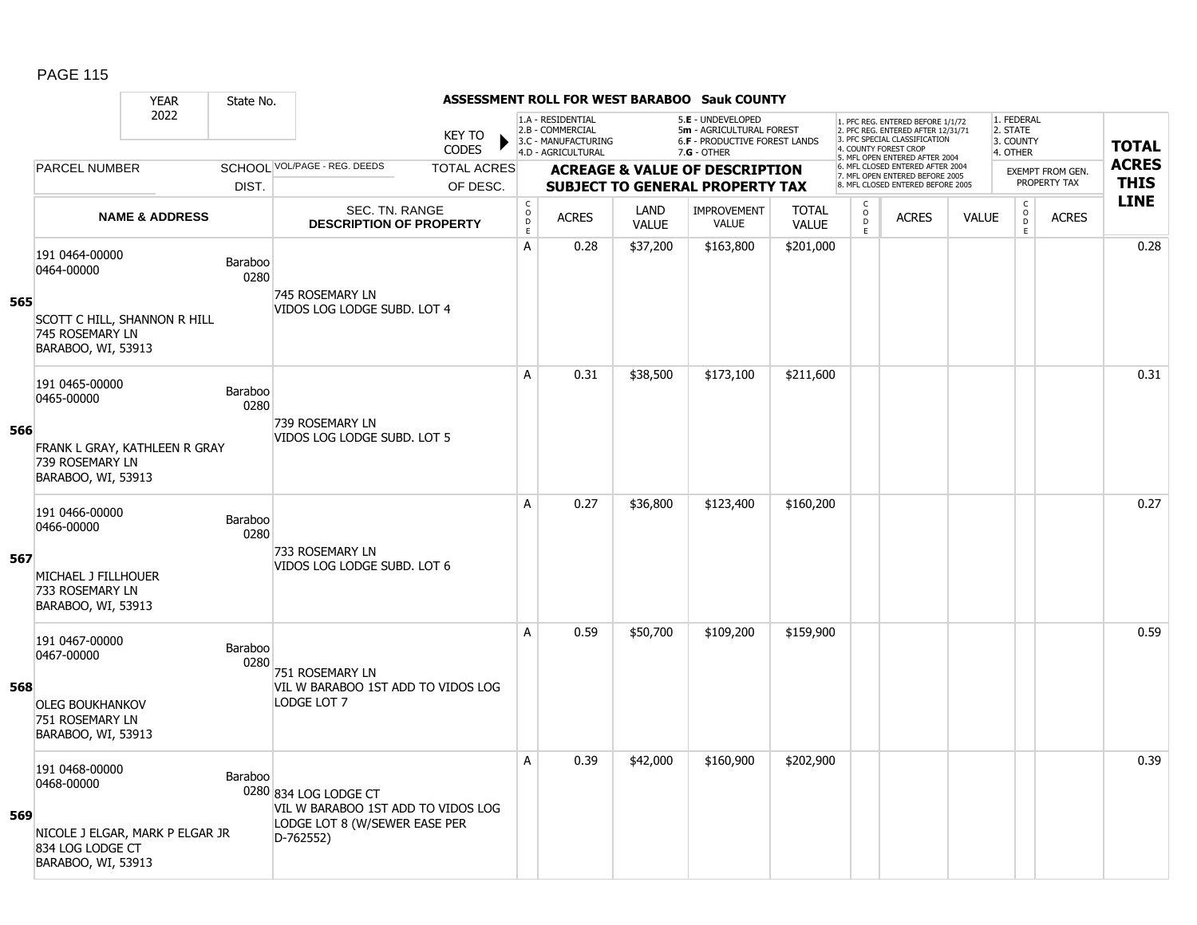**ASSESSMENT ROLL FOR WEST BARABOO Sauk COUNTY**

| YEAR | State No. |
|---|---|
| 2022 | |

KEY TO CODES: 1.A - RESIDENTIAL, 2.B - COMMERCIAL, 3.C - MANUFACTURING, 4.D - AGRICULTURAL, 5.E - UNDEVELOPED, 5m - AGRICULTURAL FOREST, 6.F - PRODUCTIVE FOREST LANDS, 7.G - OTHER

1. PFC REG. ENTERED BEFORE 1/1/72, 2. PFC REG. ENTERED AFTER 12/31/71, 3. PFC SPECIAL CLASSIFICATION, 4. COUNTY FOREST CROP, 5. MFL OPEN ENTERED AFTER 2004, 6. MFL CLOSED ENTERED AFTER 2004, 7. MFL OPEN ENTERED BEFORE 2005, 8. MFL CLOSED ENTERED BEFORE 2005

1. FEDERAL, 2. STATE, 3. COUNTY, 4. OTHER

| LINE | PARCEL NUMBER / NAME & ADDRESS | SCHOOL DIST. | VOL/PAGE - REG. DEEDS / SEC. TN. RANGE / DESCRIPTION OF PROPERTY | TOTAL ACRES OF DESC. | CODE | ACRES | LAND VALUE | IMPROVEMENT VALUE | TOTAL VALUE | CODE | ACRES | VALUE | CODE | ACRES (EXEMPT FROM GEN. PROPERTY TAX) | TOTAL ACRES THIS LINE |
|---|---|---|---|---|---|---|---|---|---|---|---|---|---|---|---|
| 565 | 191 0464-00000<br>0464-00000<br>SCOTT C HILL, SHANNON R HILL<br>745 ROSEMARY LN<br>BARABOO, WI, 53913 | Baraboo 0280 | 745 ROSEMARY LN<br>VIDOS LOG LODGE SUBD. LOT 4 | | A | 0.28 | $37,200 | $163,800 | $201,000 | | | | | | 0.28 |
| 566 | 191 0465-00000<br>0465-00000<br>FRANK L GRAY, KATHLEEN R GRAY<br>739 ROSEMARY LN<br>BARABOO, WI, 53913 | Baraboo 0280 | 739 ROSEMARY LN<br>VIDOS LOG LODGE SUBD. LOT 5 | | A | 0.31 | $38,500 | $173,100 | $211,600 | | | | | | 0.31 |
| 567 | 191 0466-00000<br>0466-00000<br>MICHAEL J FILLHOUER<br>733 ROSEMARY LN<br>BARABOO, WI, 53913 | Baraboo 0280 | 733 ROSEMARY LN<br>VIDOS LOG LODGE SUBD. LOT 6 | | A | 0.27 | $36,800 | $123,400 | $160,200 | | | | | | 0.27 |
| 568 | 191 0467-00000<br>0467-00000<br>OLEG BOUKHANKOV<br>751 ROSEMARY LN<br>BARABOO, WI, 53913 | Baraboo 0280 | 751 ROSEMARY LN<br>VIL W BARABOO 1ST ADD TO VIDOS LOG LODGE LOT 7 | | A | 0.59 | $50,700 | $109,200 | $159,900 | | | | | | 0.59 |
| 569 | 191 0468-00000<br>0468-00000<br>NICOLE J ELGAR, MARK P ELGAR JR<br>834 LOG LODGE CT<br>BARABOO, WI, 53913 | Baraboo 0280 | 834 LOG LODGE CT<br>VIL W BARABOO 1ST ADD TO VIDOS LOG LODGE LOT 8 (W/SEWER EASE PER D-762552) | | A | 0.39 | $42,000 | $160,900 | $202,900 | | | | | | 0.39 |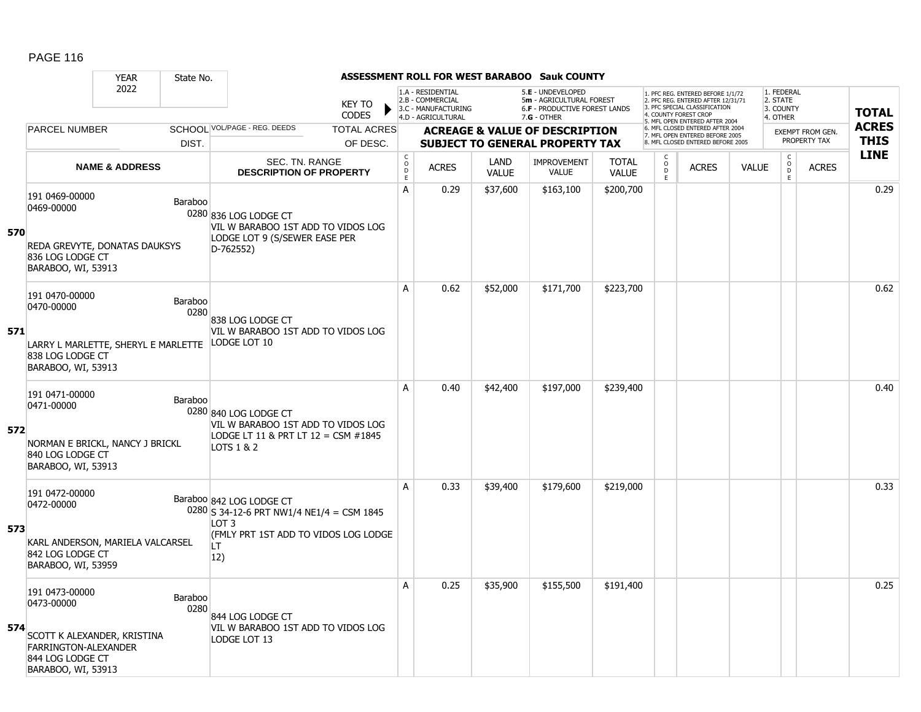**ASSESSMENT ROLL FOR WEST BARABOO Sauk COUNTY**

| YEAR | State No. | | | |
|---|---|---|---|---|
| 2022 | | | | |

KEY TO CODES: 1.A - RESIDENTIAL, 2.B - COMMERCIAL, 3.C - MANUFACTURING, 4.D - AGRICULTURAL, 5.E - UNDEVELOPED, 5m - AGRICULTURAL FOREST, 6.F - PRODUCTIVE FOREST LANDS, 7.G - OTHER

1. PFC REG. ENTERED BEFORE 1/1/72, 2. PFC REG. ENTERED AFTER 12/31/71, 3. PFC SPECIAL CLASSIFICATION, 4. COUNTY FOREST CROP, 5. MFL OPEN ENTERED AFTER 2004, 6. MFL CLOSED ENTERED AFTER 2004, 7. MFL OPEN ENTERED BEFORE 2005, 8. MFL CLOSED ENTERED BEFORE 2005

1. FEDERAL, 2. STATE, 3. COUNTY, 4. OTHER

| LINE | PARCEL NUMBER / NAME & ADDRESS | SCHOOL DIST. | VOL/PAGE - REG. DEEDS / SEC. TN. RANGE / DESCRIPTION OF PROPERTY | TOTAL ACRES OF DESC. | CODE | ACRES | LAND VALUE | IMPROVEMENT VALUE | TOTAL VALUE | CODE | ACRES | VALUE | CODE | ACRES (EXEMPT FROM GEN. PROPERTY TAX) | TOTAL ACRES THIS LINE |
|---|---|---|---|---|---|---|---|---|---|---|---|---|---|---|---|
| 570 | 191 0469-00000<br>0469-00000<br>REDA GREVYTE, DONATAS DAUKSYS<br>836 LOG LODGE CT<br>BARABOO, WI, 53913 | Baraboo 0280 | 836 LOG LODGE CT<br>VIL W BARABOO 1ST ADD TO VIDOS LOG LODGE LOT 9 (S/SEWER EASE PER D-762552) | | A | 0.29 | $37,600 | $163,100 | $200,700 | | | | | | 0.29 |
| 571 | 191 0470-00000<br>0470-00000<br>LARRY L MARLETTE, SHERYL E MARLETTE<br>838 LOG LODGE CT<br>BARABOO, WI, 53913 | Baraboo 0280 | 838 LOG LODGE CT<br>VIL W BARABOO 1ST ADD TO VIDOS LOG LODGE LOT 10 | | A | 0.62 | $52,000 | $171,700 | $223,700 | | | | | | 0.62 |
| 572 | 191 0471-00000<br>0471-00000<br>NORMAN E BRICKL, NANCY J BRICKL<br>840 LOG LODGE CT<br>BARABOO, WI, 53913 | Baraboo 0280 | 840 LOG LODGE CT<br>VIL W BARABOO 1ST ADD TO VIDOS LOG LODGE LT 11 & PRT LT 12 = CSM #1845 LOTS 1 & 2 | | A | 0.40 | $42,400 | $197,000 | $239,400 | | | | | | 0.40 |
| 573 | 191 0472-00000<br>0472-00000<br>KARL ANDERSON, MARIELA VALCARSEL<br>842 LOG LODGE CT<br>BARABOO, WI, 53959 | Baraboo 0280 | 842 LOG LODGE CT<br>S 34-12-6 PRT NW1/4 NE1/4 = CSM 1845 LOT 3<br>(FMLY PRT 1ST ADD TO VIDOS LOG LODGE LT 12) | | A | 0.33 | $39,400 | $179,600 | $219,000 | | | | | | 0.33 |
| 574 | 191 0473-00000<br>0473-00000<br>SCOTT K ALEXANDER, KRISTINA FARRINGTON-ALEXANDER<br>844 LOG LODGE CT<br>BARABOO, WI, 53913 | Baraboo 0280 | 844 LOG LODGE CT<br>VIL W BARABOO 1ST ADD TO VIDOS LOG LODGE LOT 13 | | A | 0.25 | $35,900 | $155,500 | $191,400 | | | | | | 0.25 |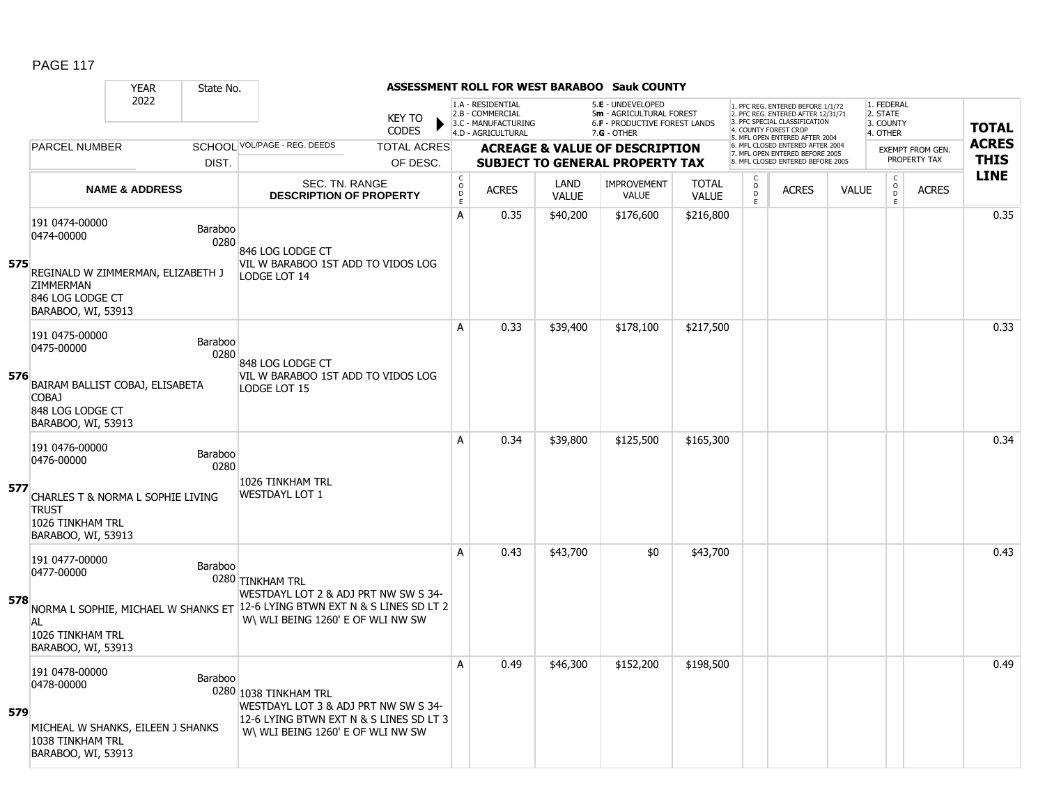# ASSESSMENT ROLL FOR WEST BARABOO Sauk COUNTY

YEAR 2022 | State No.

KEY TO CODES:
1.A - RESIDENTIAL; 2.B - COMMERCIAL; 3.C - MANUFACTURING; 4.D - AGRICULTURAL; 5.E - UNDEVELOPED; 5m - AGRICULTURAL FOREST; 6.F - PRODUCTIVE FOREST LANDS; 7.G - OTHER

1. PFC REG. ENTERED BEFORE 1/1/72; 2. PFC REG. ENTERED AFTER 12/31/71; 3. PFC SPECIAL CLASSIFICATION; 4. COUNTY FOREST CROP; 5. MFL OPEN ENTERED AFTER 2004; 6. MFL CLOSED ENTERED AFTER 2004; 7. MFL OPEN ENTERED BEFORE 2005; 8. MFL CLOSED ENTERED BEFORE 2005

1. FEDERAL; 2. STATE; 3. COUNTY; 4. OTHER

| Line | PARCEL NUMBER / NAME & ADDRESS | SCHOOL DIST. | VOL/PAGE - REG. DEEDS / SEC. TN. RANGE / DESCRIPTION OF PROPERTY | TOTAL ACRES OF DESC. | CODE | ACRES | LAND VALUE | IMPROVEMENT VALUE | TOTAL VALUE | CODE | ACRES | VALUE | CODE | ACRES (EXEMPT FROM GEN. PROPERTY TAX) | TOTAL ACRES THIS LINE |
|---|---|---|---|---|---|---|---|---|---|---|---|---|---|---|---|
| 575 | 191 0474-00000<br>0474-00000<br>REGINALD W ZIMMERMAN, ELIZABETH J ZIMMERMAN<br>846 LOG LODGE CT<br>BARABOO, WI, 53913 | Baraboo 0280 | 846 LOG LODGE CT<br>VIL W BARABOO 1ST ADD TO VIDOS LOG LODGE LOT 14 | | A | 0.35 | $40,200 | $176,600 | $216,800 | | | | | | 0.35 |
| 576 | 191 0475-00000<br>0475-00000<br>BAIRAM BALLIST COBAJ, ELISABETA COBAJ<br>848 LOG LODGE CT<br>BARABOO, WI, 53913 | Baraboo 0280 | 848 LOG LODGE CT<br>VIL W BARABOO 1ST ADD TO VIDOS LOG LODGE LOT 15 | | A | 0.33 | $39,400 | $178,100 | $217,500 | | | | | | 0.33 |
| 577 | 191 0476-00000<br>0476-00000<br>CHARLES T & NORMA L SOPHIE LIVING TRUST<br>1026 TINKHAM TRL<br>BARABOO, WI, 53913 | Baraboo 0280 | 1026 TINKHAM TRL<br>WESTDAYL LOT 1 | | A | 0.34 | $39,800 | $125,500 | $165,300 | | | | | | 0.34 |
| 578 | 191 0477-00000<br>0477-00000<br>NORMA L SOPHIE, MICHAEL W SHANKS ET AL<br>1026 TINKHAM TRL<br>BARABOO, WI, 53913 | Baraboo 0280 | TINKHAM TRL<br>WESTDAYL LOT 2 & ADJ PRT NW SW S 34-12-6 LYING BTWN EXT N & S LINES SD LT 2 W\ WLI BEING 1260' E OF WLI NW SW | | A | 0.43 | $43,700 | $0 | $43,700 | | | | | | 0.43 |
| 579 | 191 0478-00000<br>0478-00000<br>MICHEAL W SHANKS, EILEEN J SHANKS<br>1038 TINKHAM TRL<br>BARABOO, WI, 53913 | Baraboo 0280 | 1038 TINKHAM TRL<br>WESTDAYL LOT 3 & ADJ PRT NW SW S 34-12-6 LYING BTWN EXT N & S LINES SD LT 3 W\ WLI BEING 1260' E OF WLI NW SW | | A | 0.49 | $46,300 | $152,200 | $198,500 | | | | | | 0.49 |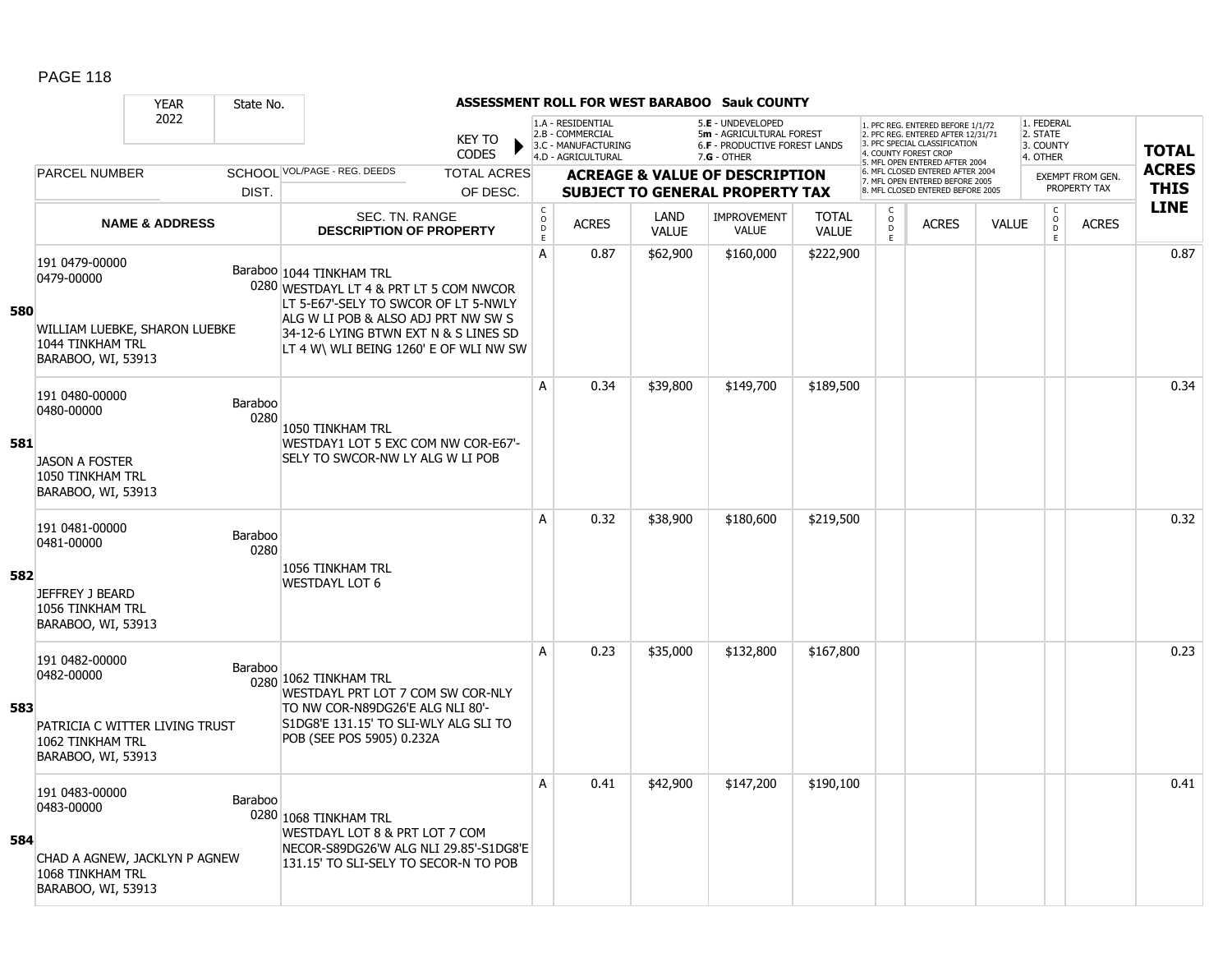# ASSESSMENT ROLL FOR WEST BARABOO Sauk COUNTY

| YEAR | State No. | | KEY TO CODES | 1.A - RESIDENTIAL 2.B - COMMERCIAL 3.C - MANUFACTURING 4.D - AGRICULTURAL | 5.E - UNDEVELOPED 5m - AGRICULTURAL FOREST 6.F - PRODUCTIVE FOREST LANDS 7.G - OTHER | 1. PFC REG. ENTERED BEFORE 1/1/72 2. PFC REG. ENTERED AFTER 12/31/71 3. PFC SPECIAL CLASSIFICATION 4. COUNTY FOREST CROP 5. MFL OPEN ENTERED AFTER 2004 6. MFL CLOSED ENTERED AFTER 2004 7. MFL OPEN ENTERED BEFORE 2005 8. MFL CLOSED ENTERED BEFORE 2005 | 1. FEDERAL 2. STATE 3. COUNTY 4. OTHER |
|---|---|---|---|---|---|---|---|
| 2022 | | | | | | | |

| LINE | PARCEL NUMBER / NAME & ADDRESS | SCHOOL DIST. | VOL/PAGE - REG. DEEDS / SEC. TN. RANGE / DESCRIPTION OF PROPERTY | CODE | ACRES | LAND VALUE | IMPROVEMENT VALUE | TOTAL VALUE | CODE | ACRES | VALUE | CODE | ACRES | TOTAL ACRES THIS LINE |
|---|---|---|---|---|---|---|---|---|---|---|---|---|---|---|
| 580 | 191 0479-00000<br>0479-00000<br>WILLIAM LUEBKE, SHARON LUEBKE<br>1044 TINKHAM TRL<br>BARABOO, WI, 53913 | Baraboo 0280 | 1044 TINKHAM TRL<br>WESTDAYL LT 4 & PRT LT 5 COM NWCOR LT 5-E67'-SELY TO SWCOR OF LT 5-NWLY ALG W LI POB & ALSO ADJ PRT NW SW S 34-12-6 LYING BTWN EXT N & S LINES SD LT 4 W\ WLI BEING 1260' E OF WLI NW SW | A | 0.87 | $62,900 | $160,000 | $222,900 | | | | | | 0.87 |
| 581 | 191 0480-00000<br>0480-00000<br>JASON A FOSTER<br>1050 TINKHAM TRL<br>BARABOO, WI, 53913 | Baraboo 0280 | 1050 TINKHAM TRL<br>WESTDAY1 LOT 5 EXC COM NW COR-E67'-SELY TO SWCOR-NW LY ALG W LI POB | A | 0.34 | $39,800 | $149,700 | $189,500 | | | | | | 0.34 |
| 582 | 191 0481-00000<br>0481-00000<br>JEFFREY J BEARD<br>1056 TINKHAM TRL<br>BARABOO, WI, 53913 | Baraboo 0280 | 1056 TINKHAM TRL<br>WESTDAYL LOT 6 | A | 0.32 | $38,900 | $180,600 | $219,500 | | | | | | 0.32 |
| 583 | 191 0482-00000<br>0482-00000<br>PATRICIA C WITTER LIVING TRUST<br>1062 TINKHAM TRL<br>BARABOO, WI, 53913 | Baraboo 0280 | 1062 TINKHAM TRL<br>WESTDAYL PRT LOT 7 COM SW COR-NLY TO NW COR-N89DG26'E ALG NLI 80'-S1DG8'E 131.15' TO SLI-WLY ALG SLI TO POB (SEE POS 5905) 0.232A | A | 0.23 | $35,000 | $132,800 | $167,800 | | | | | | 0.23 |
| 584 | 191 0483-00000<br>0483-00000<br>CHAD A AGNEW, JACKLYN P AGNEW<br>1068 TINKHAM TRL<br>BARABOO, WI, 53913 | Baraboo 0280 | 1068 TINKHAM TRL<br>WESTDAYL LOT 8 & PRT LOT 7 COM NECOR-S89DG26'W ALG NLI 29.85'-S1DG8'E 131.15' TO SLI-SELY TO SECOR-N TO POB | A | 0.41 | $42,900 | $147,200 | $190,100 | | | | | | 0.41 |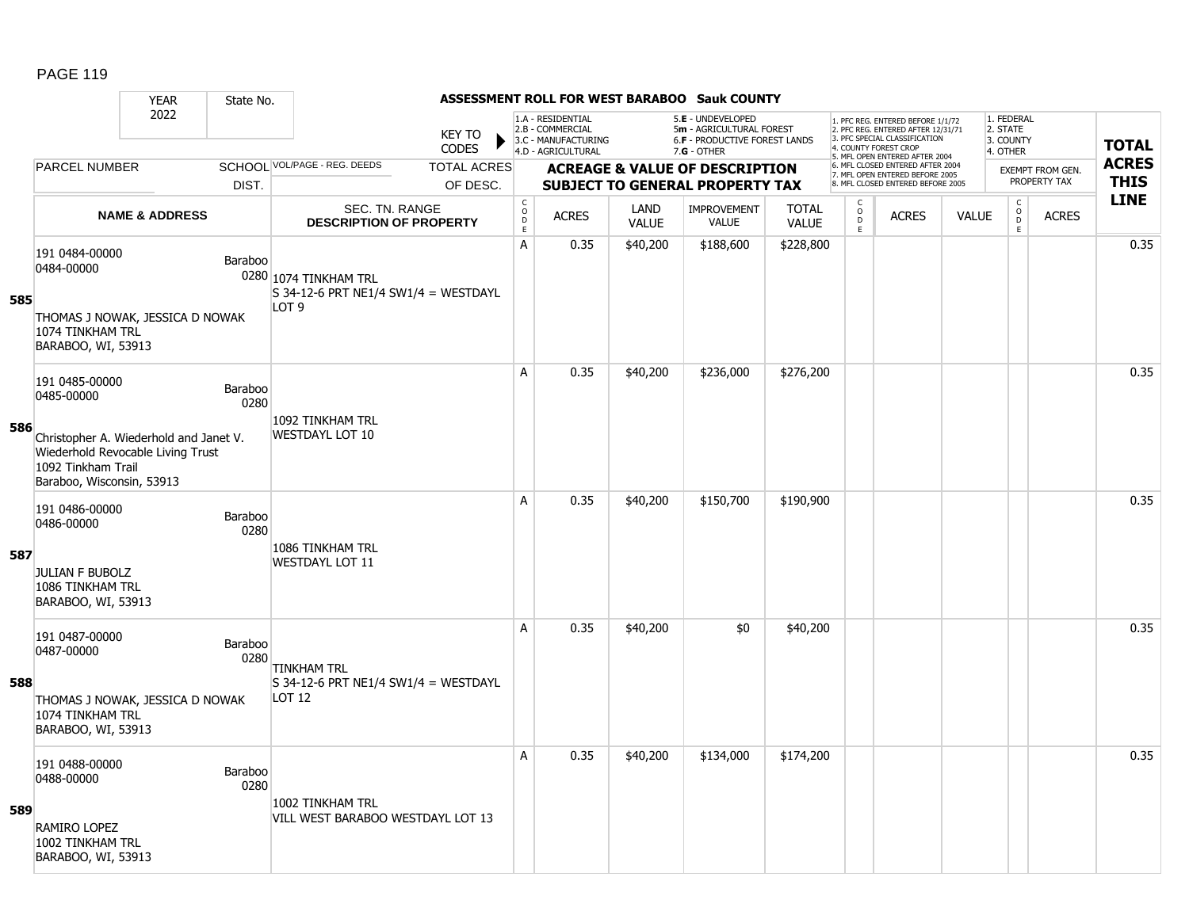ASSESSMENT ROLL FOR WEST BARABOO Sauk COUNTY

YEAR 2022 | State No.

KEY TO CODES:
1.A - RESIDENTIAL
2.B - COMMERCIAL
3.C - MANUFACTURING
4.D - AGRICULTURAL
5.E - UNDEVELOPED
5m - AGRICULTURAL FOREST
6.F - PRODUCTIVE FOREST LANDS
7.G - OTHER

1. PFC REG. ENTERED BEFORE 1/1/72
2. PFC REG. ENTERED AFTER 12/31/71
3. PFC SPECIAL CLASSIFICATION
4. COUNTY FOREST CROP
5. MFL OPEN ENTERED AFTER 2004
6. MFL CLOSED ENTERED AFTER 2004
7. MFL OPEN ENTERED BEFORE 2005
8. MFL CLOSED ENTERED BEFORE 2005

1. FEDERAL
2. STATE
3. COUNTY
4. OTHER

| | PARCEL NUMBER / NAME & ADDRESS | SCHOOL DIST. | VOL/PAGE - REG. DEEDS / SEC. TN. RANGE / DESCRIPTION OF PROPERTY | CODE | ACRES | LAND VALUE | IMPROVEMENT VALUE | TOTAL VALUE | CODE | ACRES | VALUE | CODE (EXEMPT) | ACRES (EXEMPT) | TOTAL ACRES THIS LINE |
|---|---|---|---|---|---|---|---|---|---|---|---|---|---|---|
| 585 | 191 0484-00000<br>0484-00000<br><br>THOMAS J NOWAK, JESSICA D NOWAK<br>1074 TINKHAM TRL<br>BARABOO, WI, 53913 | Baraboo 0280 | 1074 TINKHAM TRL<br>S 34-12-6 PRT NE1/4 SW1/4 = WESTDAYL LOT 9 | A | 0.35 | $40,200 | $188,600 | $228,800 | | | | | | 0.35 |
| 586 | 191 0485-00000<br>0485-00000<br><br>Christopher A. Wiederhold and Janet V. Wiederhold Revocable Living Trust<br>1092 Tinkham Trail<br>Baraboo, Wisconsin, 53913 | Baraboo 0280 | 1092 TINKHAM TRL<br>WESTDAYL LOT 10 | A | 0.35 | $40,200 | $236,000 | $276,200 | | | | | | 0.35 |
| 587 | 191 0486-00000<br>0486-00000<br><br>JULIAN F BUBOLZ<br>1086 TINKHAM TRL<br>BARABOO, WI, 53913 | Baraboo 0280 | 1086 TINKHAM TRL<br>WESTDAYL LOT 11 | A | 0.35 | $40,200 | $150,700 | $190,900 | | | | | | 0.35 |
| 588 | 191 0487-00000<br>0487-00000<br><br>THOMAS J NOWAK, JESSICA D NOWAK<br>1074 TINKHAM TRL<br>BARABOO, WI, 53913 | Baraboo 0280 | TINKHAM TRL<br>S 34-12-6 PRT NE1/4 SW1/4 = WESTDAYL LOT 12 | A | 0.35 | $40,200 | $0 | $40,200 | | | | | | 0.35 |
| 589 | 191 0488-00000<br>0488-00000<br><br>RAMIRO LOPEZ<br>1002 TINKHAM TRL<br>BARABOO, WI, 53913 | Baraboo 0280 | 1002 TINKHAM TRL<br>VILL WEST BARABOO WESTDAYL LOT 13 | A | 0.35 | $40,200 | $134,000 | $174,200 | | | | | | 0.35 |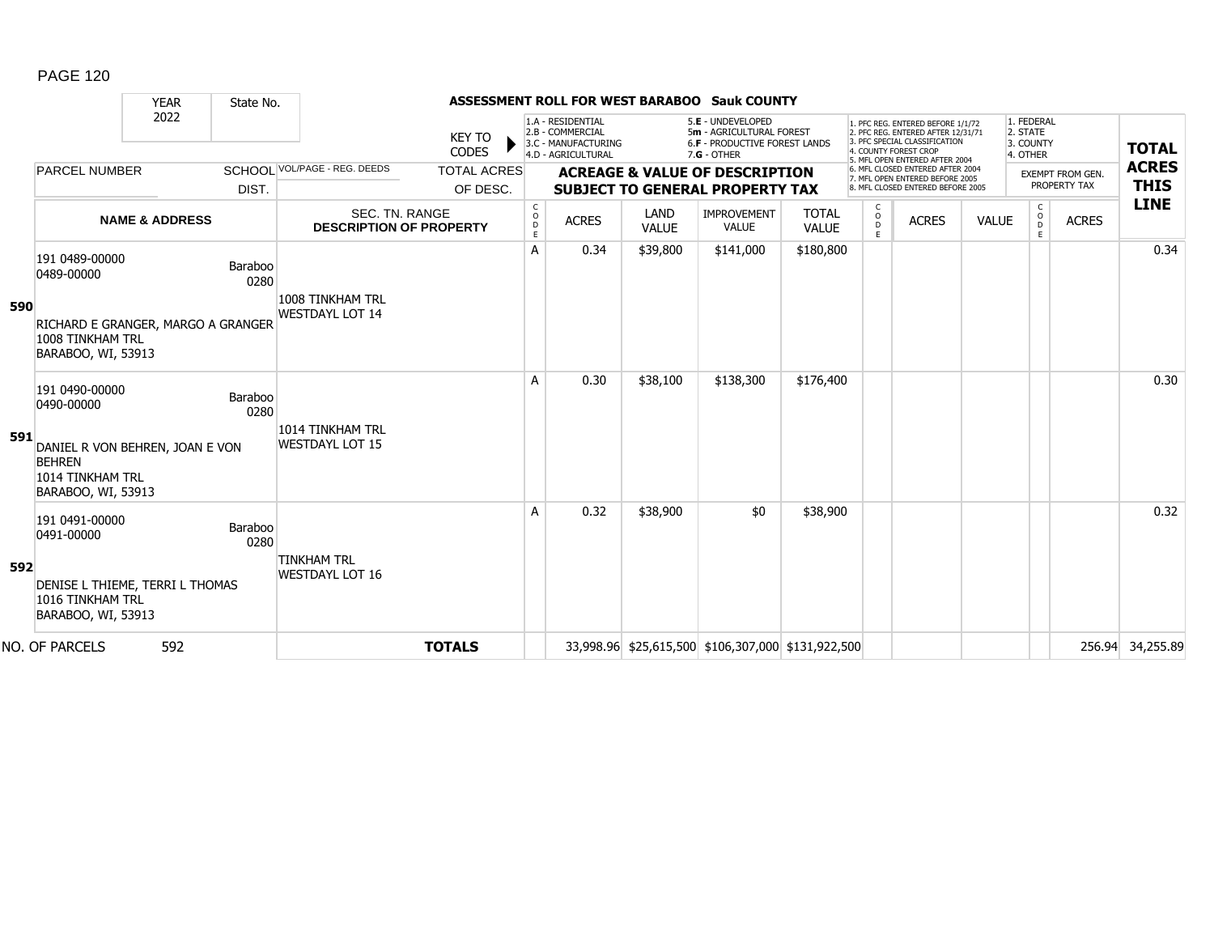**ASSESSMENT ROLL FOR WEST BARABOO Sauk COUNTY**

YEAR 2022 | State No.

KEY TO CODES: 1.A - RESIDENTIAL, 2.B - COMMERCIAL, 3.C - MANUFACTURING, 4.D - AGRICULTURAL, 5.E - UNDEVELOPED, 5m - AGRICULTURAL FOREST, 6.F - PRODUCTIVE FOREST LANDS, 7.G - OTHER

1. PFC REG. ENTERED BEFORE 1/1/72, 2. PFC REG. ENTERED AFTER 12/31/71, 3. PFC SPECIAL CLASSIFICATION, 4. COUNTY FOREST CROP, 5. MFL OPEN ENTERED AFTER 2004, 6. MFL CLOSED ENTERED AFTER 2004, 7. MFL OPEN ENTERED BEFORE 2005, 8. MFL CLOSED ENTERED BEFORE 2005

1. FEDERAL, 2. STATE, 3. COUNTY, 4. OTHER — EXEMPT FROM GEN. PROPERTY TAX

| | PARCEL NUMBER / NAME & ADDRESS | SCHOOL DIST. | VOL/PAGE - REG. DEEDS / SEC. TN. RANGE / DESCRIPTION OF PROPERTY | TOTAL ACRES OF DESC. | CODE | ACRES | LAND VALUE | IMPROVEMENT VALUE | TOTAL VALUE | CODE | ACRES | VALUE | CODE | ACRES | TOTAL ACRES THIS LINE |
|---|---|---|---|---|---|---|---|---|---|---|---|---|---|---|---|
| 590 | 191 0489-00000<br>0489-00000<br>RICHARD E GRANGER, MARGO A GRANGER<br>1008 TINKHAM TRL<br>BARABOO, WI, 53913 | Baraboo 0280 | 1008 TINKHAM TRL<br>WESTDAYL LOT 14 | | A | 0.34 | $39,800 | $141,000 | $180,800 | | | | | | 0.34 |
| 591 | 191 0490-00000<br>0490-00000<br>DANIEL R VON BEHREN, JOAN E VON BEHREN<br>1014 TINKHAM TRL<br>BARABOO, WI, 53913 | Baraboo 0280 | 1014 TINKHAM TRL<br>WESTDAYL LOT 15 | | A | 0.30 | $38,100 | $138,300 | $176,400 | | | | | | 0.30 |
| 592 | 191 0491-00000<br>0491-00000<br>DENISE L THIEME, TERRI L THOMAS<br>1016 TINKHAM TRL<br>BARABOO, WI, 53913 | Baraboo 0280 | TINKHAM TRL<br>WESTDAYL LOT 16 | | A | 0.32 | $38,900 | $0 | $38,900 | | | | | | 0.32 |
| NO. OF PARCELS | 592 | | | **TOTALS** | | 33,998.96 | $25,615,500 | $106,307,000 | $131,922,500 | | | | | 256.94 | 34,255.89 |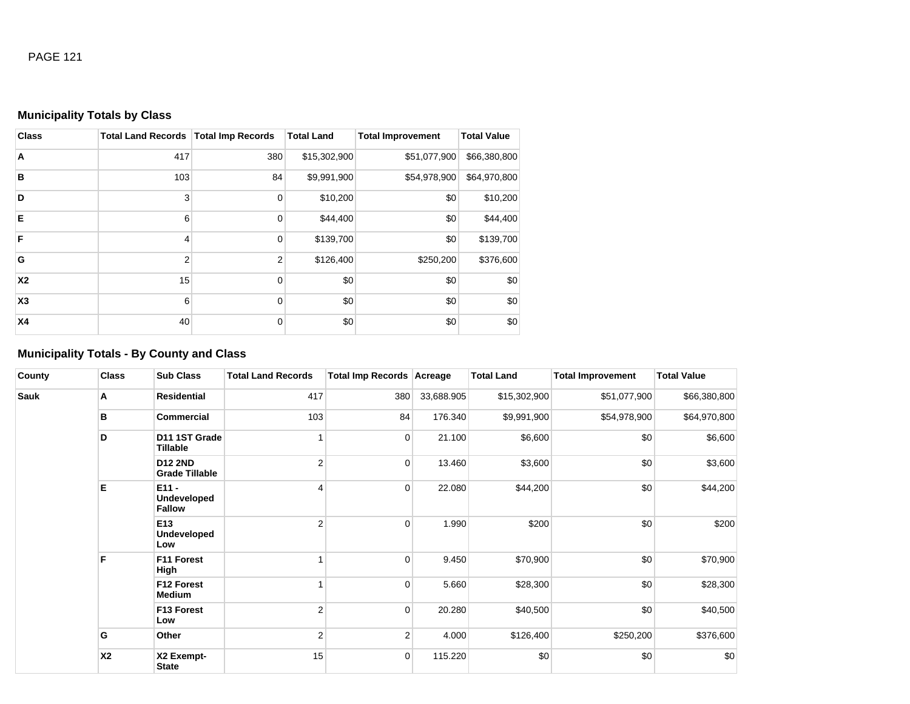### Municipality Totals by Class

| Class | Total Land Records | Total Imp Records | Total Land | Total Improvement | Total Value |
|---|---|---|---|---|---|
| A | 417 | 380 | $15,302,900 | $51,077,900 | $66,380,800 |
| B | 103 | 84 | $9,991,900 | $54,978,900 | $64,970,800 |
| D | 3 | 0 | $10,200 | $0 | $10,200 |
| E | 6 | 0 | $44,400 | $0 | $44,400 |
| F | 4 | 0 | $139,700 | $0 | $139,700 |
| G | 2 | 2 | $126,400 | $250,200 | $376,600 |
| X2 | 15 | 0 | $0 | $0 | $0 |
| X3 | 6 | 0 | $0 | $0 | $0 |
| X4 | 40 | 0 | $0 | $0 | $0 |

### Municipality Totals - By County and Class

| County | Class | Sub Class | Total Land Records | Total Imp Records | Acreage | Total Land | Total Improvement | Total Value |
|---|---|---|---|---|---|---|---|---|
| Sauk | A | Residential | 417 | 380 | 33,688.905 | $15,302,900 | $51,077,900 | $66,380,800 |
| | B | Commercial | 103 | 84 | 176.340 | $9,991,900 | $54,978,900 | $64,970,800 |
| | D | D11 1ST Grade Tillable | 1 | 0 | 21.100 | $6,600 | $0 | $6,600 |
| | | D12 2ND Grade Tillable | 2 | 0 | 13.460 | $3,600 | $0 | $3,600 |
| | E | E11 - Undeveloped Fallow | 4 | 0 | 22.080 | $44,200 | $0 | $44,200 |
| | | E13 Undeveloped Low | 2 | 0 | 1.990 | $200 | $0 | $200 |
| | F | F11 Forest High | 1 | 0 | 9.450 | $70,900 | $0 | $70,900 |
| | | F12 Forest Medium | 1 | 0 | 5.660 | $28,300 | $0 | $28,300 |
| | | F13 Forest Low | 2 | 0 | 20.280 | $40,500 | $0 | $40,500 |
| | G | Other | 2 | 2 | 4.000 | $126,400 | $250,200 | $376,600 |
| | X2 | X2 Exempt-State | 15 | 0 | 115.220 | $0 | $0 | $0 |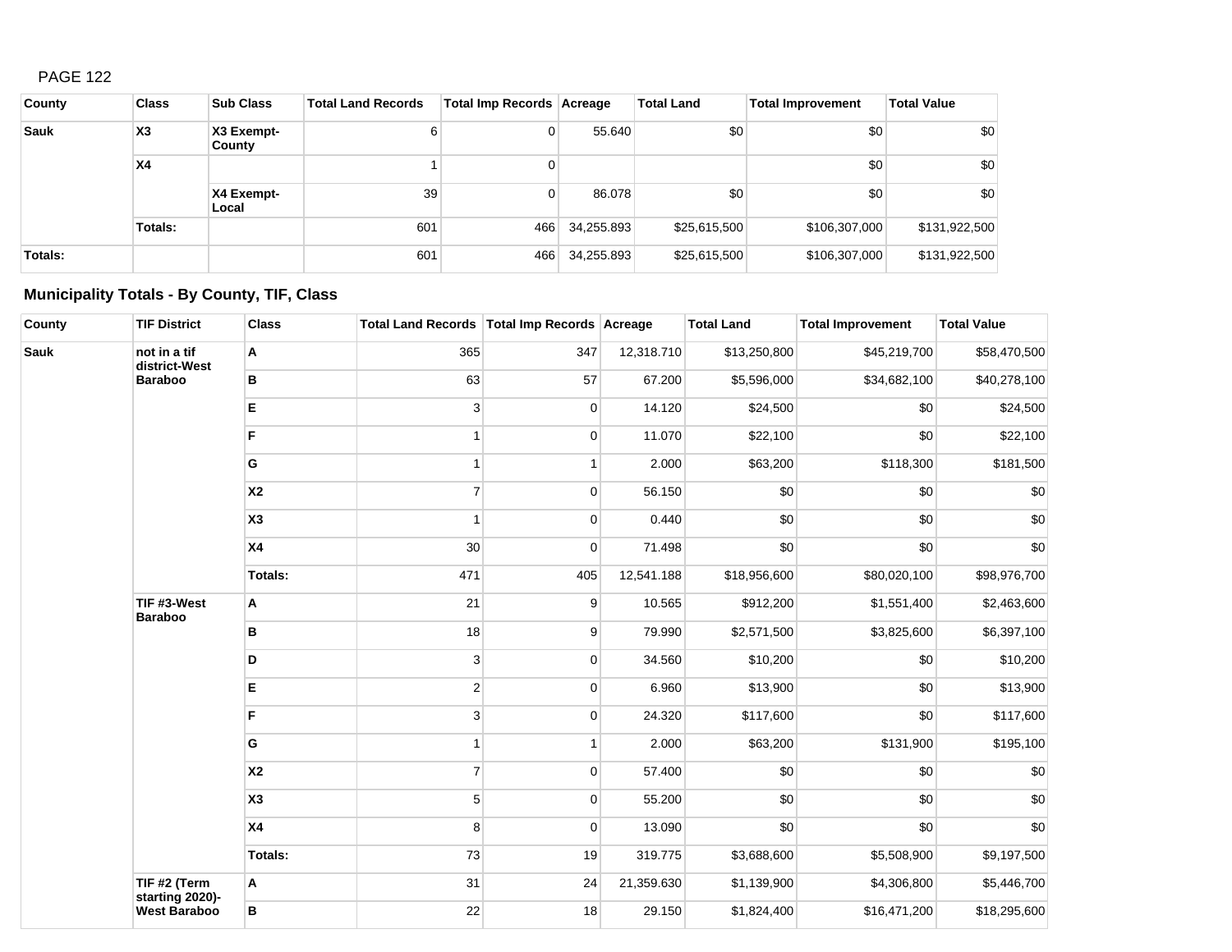PAGE 122

| County | Class | Sub Class | Total Land Records | Total Imp Records | Acreage | Total Land | Total Improvement | Total Value |
|---|---|---|---|---|---|---|---|---|
| Sauk | X3 | X3 Exempt-County | 6 | 0 | 55.640 | $0 | $0 | $0 |
| | X4 | | 1 | 0 | | | $0 | $0 |
| | | X4 Exempt-Local | 39 | 0 | 86.078 | $0 | $0 | $0 |
| | Totals: | | 601 | 466 | 34,255.893 | $25,615,500 | $106,307,000 | $131,922,500 |
| Totals: | | | 601 | 466 | 34,255.893 | $25,615,500 | $106,307,000 | $131,922,500 |

## Municipality Totals - By County, TIF, Class

| County | TIF District | Class | Total Land Records | Total Imp Records | Acreage | Total Land | Total Improvement | Total Value |
|---|---|---|---|---|---|---|---|---|
| Sauk | not in a tif district-West Baraboo | A | 365 | 347 | 12,318.710 | $13,250,800 | $45,219,700 | $58,470,500 |
| | | B | 63 | 57 | 67.200 | $5,596,000 | $34,682,100 | $40,278,100 |
| | | E | 3 | 0 | 14.120 | $24,500 | $0 | $24,500 |
| | | F | 1 | 0 | 11.070 | $22,100 | $0 | $22,100 |
| | | G | 1 | 1 | 2.000 | $63,200 | $118,300 | $181,500 |
| | | X2 | 7 | 0 | 56.150 | $0 | $0 | $0 |
| | | X3 | 1 | 0 | 0.440 | $0 | $0 | $0 |
| | | X4 | 30 | 0 | 71.498 | $0 | $0 | $0 |
| | | Totals: | 471 | 405 | 12,541.188 | $18,956,600 | $80,020,100 | $98,976,700 |
| | TIF #3-West Baraboo | A | 21 | 9 | 10.565 | $912,200 | $1,551,400 | $2,463,600 |
| | | B | 18 | 9 | 79.990 | $2,571,500 | $3,825,600 | $6,397,100 |
| | | D | 3 | 0 | 34.560 | $10,200 | $0 | $10,200 |
| | | E | 2 | 0 | 6.960 | $13,900 | $0 | $13,900 |
| | | F | 3 | 0 | 24.320 | $117,600 | $0 | $117,600 |
| | | G | 1 | 1 | 2.000 | $63,200 | $131,900 | $195,100 |
| | | X2 | 7 | 0 | 57.400 | $0 | $0 | $0 |
| | | X3 | 5 | 0 | 55.200 | $0 | $0 | $0 |
| | | X4 | 8 | 0 | 13.090 | $0 | $0 | $0 |
| | | Totals: | 73 | 19 | 319.775 | $3,688,600 | $5,508,900 | $9,197,500 |
| | TIF #2 (Term starting 2020)-West Baraboo | A | 31 | 24 | 21,359.630 | $1,139,900 | $4,306,800 | $5,446,700 |
| | | B | 22 | 18 | 29.150 | $1,824,400 | $16,471,200 | $18,295,600 |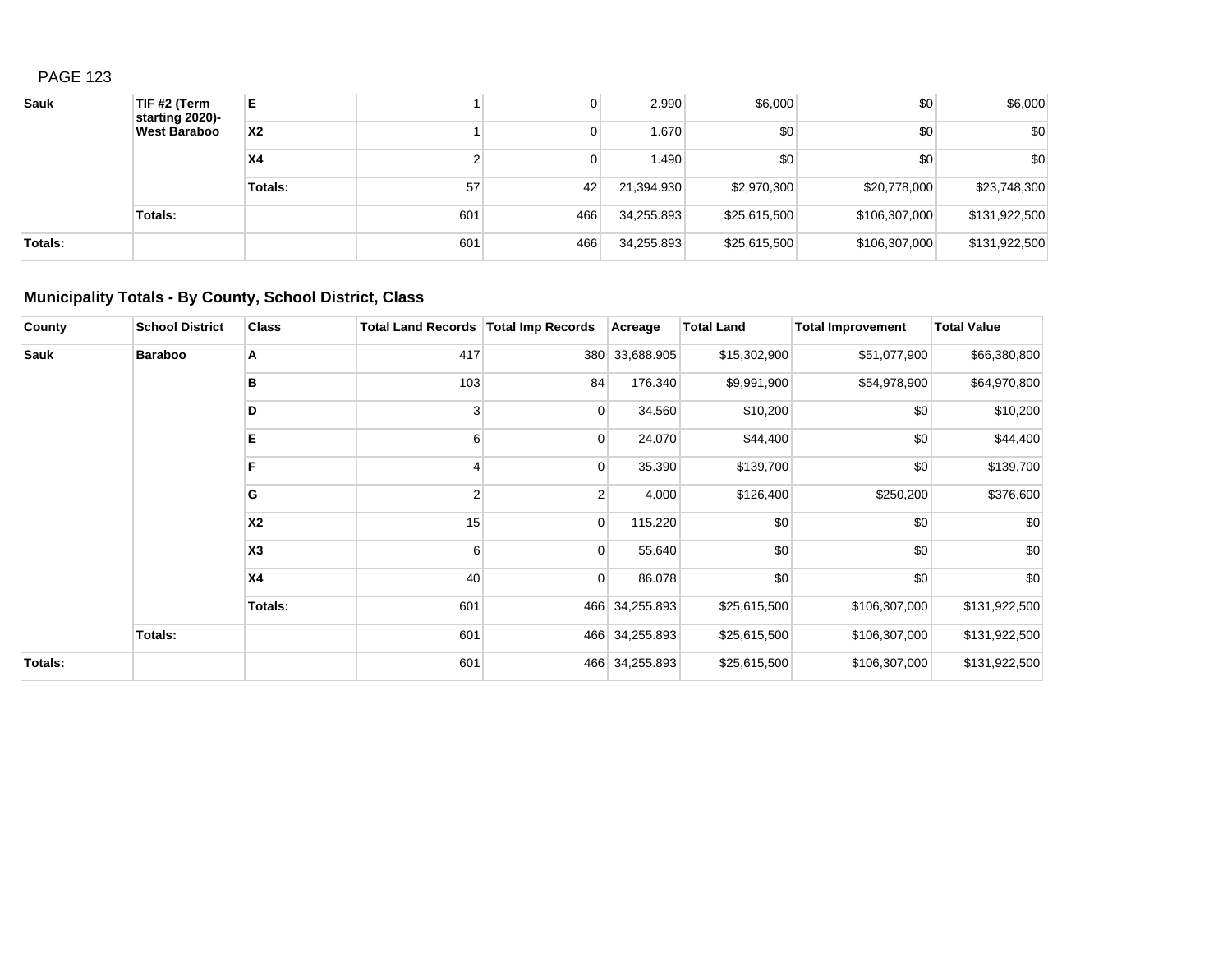| | | | | | | | | |
|---|---|---|---|---|---|---|---|---|
| Sauk | TIF #2 (Term starting 2020)- West Baraboo | E | 1 | 0 | 2.990 | $6,000 | $0 | $6,000 |
| | | X2 | 1 | 0 | 1.670 | $0 | $0 | $0 |
| | | X4 | 2 | 0 | 1.490 | $0 | $0 | $0 |
| | | Totals: | 57 | 42 | 21,394.930 | $2,970,300 | $20,778,000 | $23,748,300 |
| | Totals: | | 601 | 466 | 34,255.893 | $25,615,500 | $106,307,000 | $131,922,500 |
| Totals: | | | 601 | 466 | 34,255.893 | $25,615,500 | $106,307,000 | $131,922,500 |

## Municipality Totals - By County, School District, Class

| County | School District | Class | Total Land Records | Total Imp Records | Acreage | Total Land | Total Improvement | Total Value |
|---|---|---|---|---|---|---|---|---|
| Sauk | Baraboo | A | 417 | 380 | 33,688.905 | $15,302,900 | $51,077,900 | $66,380,800 |
| | | B | 103 | 84 | 176.340 | $9,991,900 | $54,978,900 | $64,970,800 |
| | | D | 3 | 0 | 34.560 | $10,200 | $0 | $10,200 |
| | | E | 6 | 0 | 24.070 | $44,400 | $0 | $44,400 |
| | | F | 4 | 0 | 35.390 | $139,700 | $0 | $139,700 |
| | | G | 2 | 2 | 4.000 | $126,400 | $250,200 | $376,600 |
| | | X2 | 15 | 0 | 115.220 | $0 | $0 | $0 |
| | | X3 | 6 | 0 | 55.640 | $0 | $0 | $0 |
| | | X4 | 40 | 0 | 86.078 | $0 | $0 | $0 |
| | | Totals: | 601 | 466 | 34,255.893 | $25,615,500 | $106,307,000 | $131,922,500 |
| | Totals: | | 601 | 466 | 34,255.893 | $25,615,500 | $106,307,000 | $131,922,500 |
| Totals: | | | 601 | 466 | 34,255.893 | $25,615,500 | $106,307,000 | $131,922,500 |